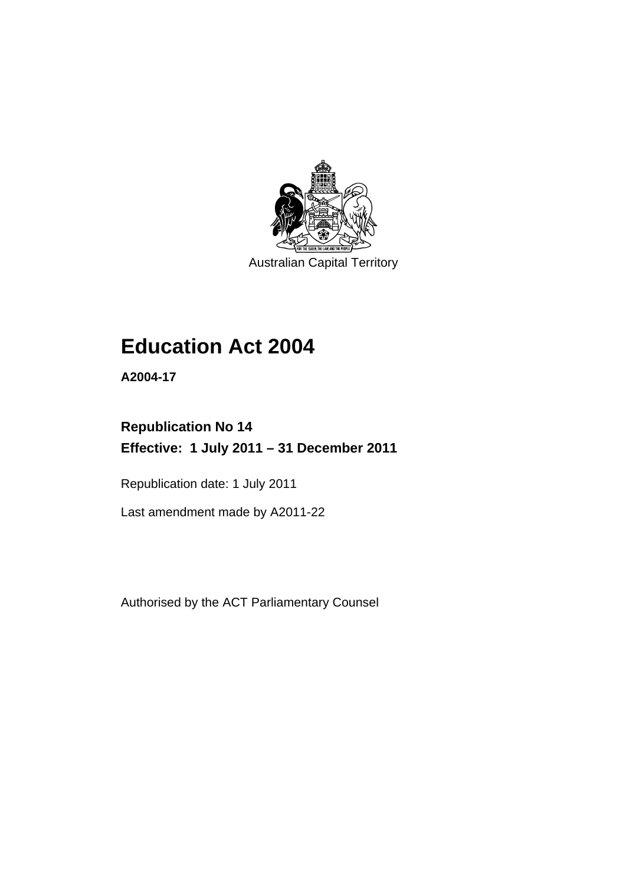Australian Capital Territory

# Education Act 2004

**A2004-17**

## Republication No 14
## Effective: 1 July 2011 – 31 December 2011

Republication date: 1 July 2011

Last amendment made by A2011-22

Authorised by the ACT Parliamentary Counsel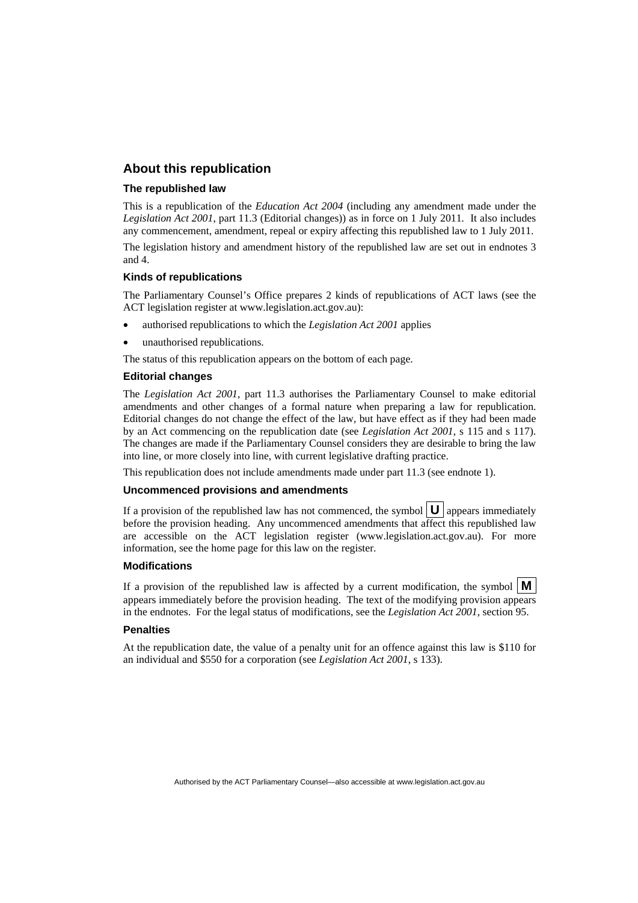## About this republication

### The republished law

This is a republication of the *Education Act 2004* (including any amendment made under the *Legislation Act 2001*, part 11.3 (Editorial changes)) as in force on 1 July 2011. It also includes any commencement, amendment, repeal or expiry affecting this republished law to 1 July 2011.

The legislation history and amendment history of the republished law are set out in endnotes 3 and 4.

### Kinds of republications

The Parliamentary Counsel's Office prepares 2 kinds of republications of ACT laws (see the ACT legislation register at www.legislation.act.gov.au):

- authorised republications to which the *Legislation Act 2001* applies
- unauthorised republications.

The status of this republication appears on the bottom of each page.

### Editorial changes

The *Legislation Act 2001*, part 11.3 authorises the Parliamentary Counsel to make editorial amendments and other changes of a formal nature when preparing a law for republication. Editorial changes do not change the effect of the law, but have effect as if they had been made by an Act commencing on the republication date (see *Legislation Act 2001*, s 115 and s 117). The changes are made if the Parliamentary Counsel considers they are desirable to bring the law into line, or more closely into line, with current legislative drafting practice.

This republication does not include amendments made under part 11.3 (see endnote 1).

### Uncommenced provisions and amendments

If a provision of the republished law has not commenced, the symbol **U** appears immediately before the provision heading. Any uncommenced amendments that affect this republished law are accessible on the ACT legislation register (www.legislation.act.gov.au). For more information, see the home page for this law on the register.

### Modifications

If a provision of the republished law is affected by a current modification, the symbol **M** appears immediately before the provision heading. The text of the modifying provision appears in the endnotes. For the legal status of modifications, see the *Legislation Act 2001*, section 95.

### Penalties

At the republication date, the value of a penalty unit for an offence against this law is $110 for an individual and $550 for a corporation (see *Legislation Act 2001*, s 133).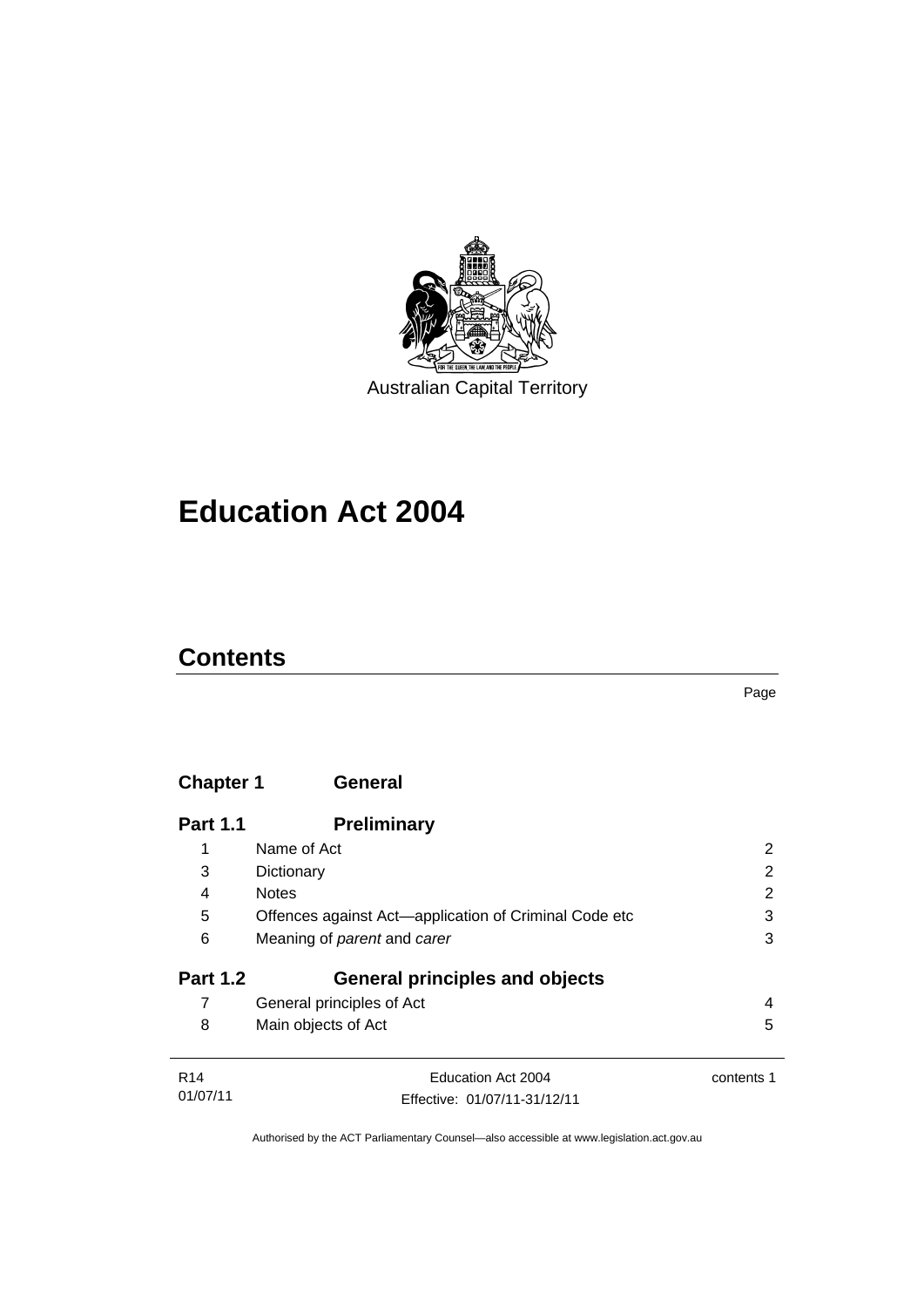Australian Capital Territory

# Education Act 2004

## Contents

| | | Page |
|---|---|---|
| **Chapter 1** | **General** | |
| **Part 1.1** | **Preliminary** | |
| 1 | Name of Act | 2 |
| 3 | Dictionary | 2 |
| 4 | Notes | 2 |
| 5 | Offences against Act—application of Criminal Code etc | 3 |
| 6 | Meaning of *parent* and *carer* | 3 |
| **Part 1.2** | **General principles and objects** | |
| 7 | General principles of Act | 4 |
| 8 | Main objects of Act | 5 |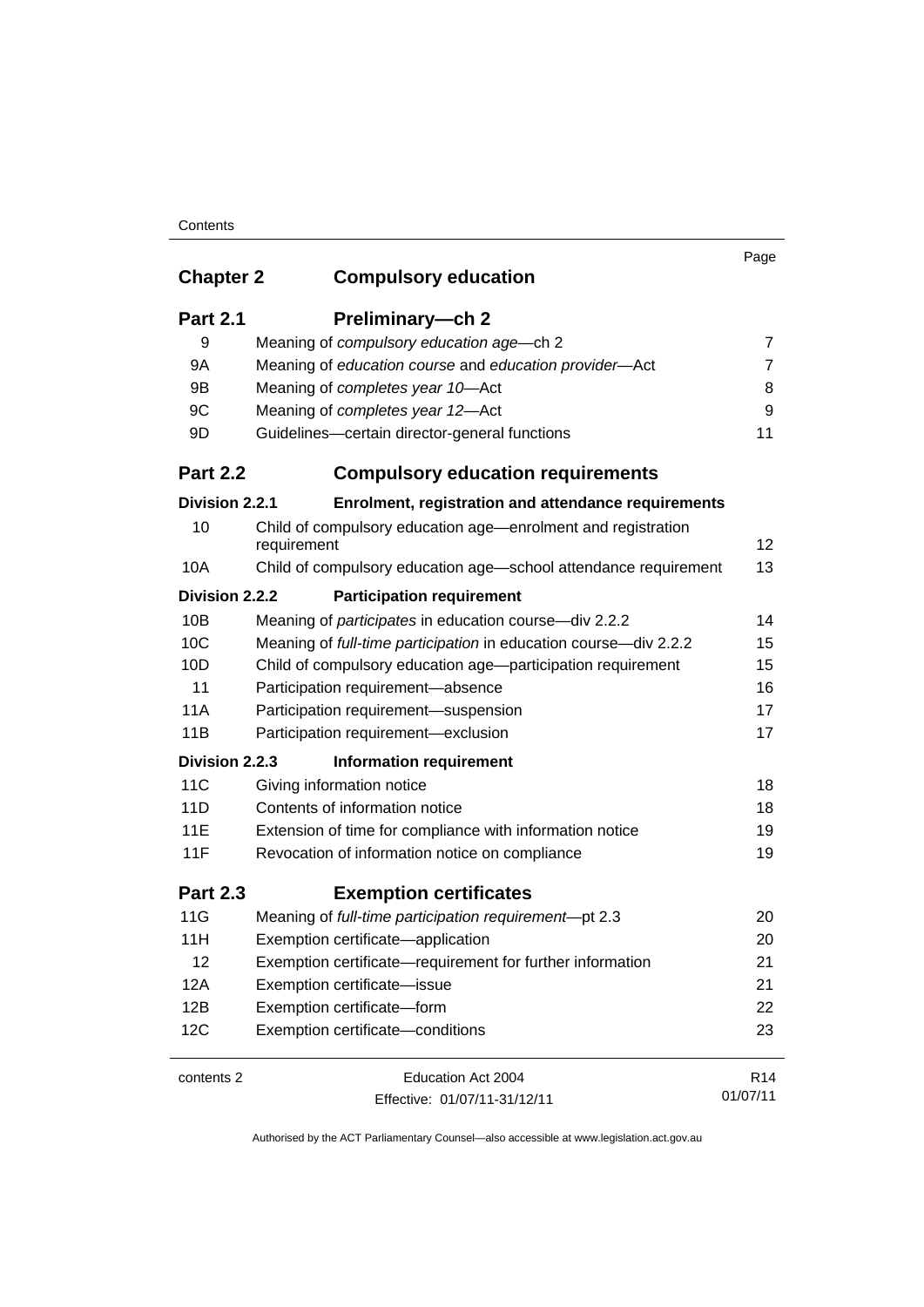| | | Page |
|---|---|---|
| **Chapter 2** | **Compulsory education** | |
| **Part 2.1** | **Preliminary—ch 2** | |
| 9 | Meaning of *compulsory education age*—ch 2 | 7 |
| 9A | Meaning of *education course* and *education provider*—Act | 7 |
| 9B | Meaning of *completes year 10*—Act | 8 |
| 9C | Meaning of *completes year 12*—Act | 9 |
| 9D | Guidelines—certain director-general functions | 11 |
| **Part 2.2** | **Compulsory education requirements** | |
| **Division 2.2.1** | **Enrolment, registration and attendance requirements** | |
| 10 | Child of compulsory education age—enrolment and registration requirement | 12 |
| 10A | Child of compulsory education age—school attendance requirement | 13 |
| **Division 2.2.2** | **Participation requirement** | |
| 10B | Meaning of *participates* in education course—div 2.2.2 | 14 |
| 10C | Meaning of *full-time participation* in education course—div 2.2.2 | 15 |
| 10D | Child of compulsory education age—participation requirement | 15 |
| 11 | Participation requirement—absence | 16 |
| 11A | Participation requirement—suspension | 17 |
| 11B | Participation requirement—exclusion | 17 |
| **Division 2.2.3** | **Information requirement** | |
| 11C | Giving information notice | 18 |
| 11D | Contents of information notice | 18 |
| 11E | Extension of time for compliance with information notice | 19 |
| 11F | Revocation of information notice on compliance | 19 |
| **Part 2.3** | **Exemption certificates** | |
| 11G | Meaning of *full-time participation requirement*—pt 2.3 | 20 |
| 11H | Exemption certificate—application | 20 |
| 12 | Exemption certificate—requirement for further information | 21 |
| 12A | Exemption certificate—issue | 21 |
| 12B | Exemption certificate—form | 22 |
| 12C | Exemption certificate—conditions | 23 |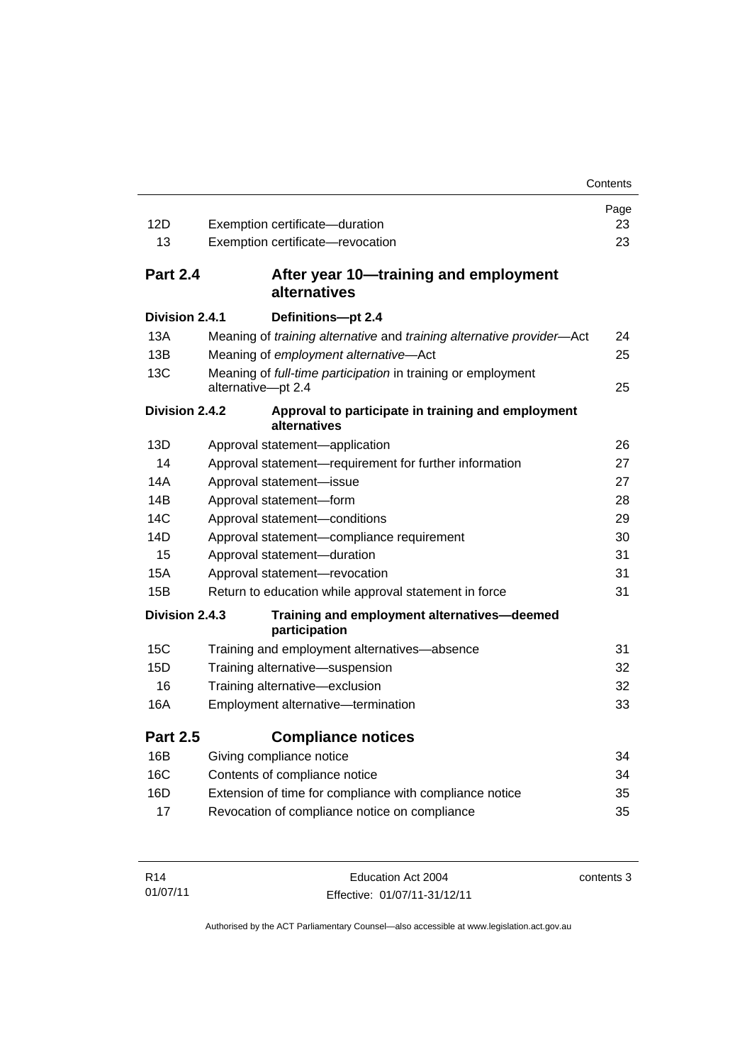| | | Page |
|---|---|---|
| 12D | Exemption certificate—duration | 23 |
| 13 | Exemption certificate—revocation | 23 |

**Part 2.4 After year 10—training and employment alternatives**

**Division 2.4.1 Definitions—pt 2.4**

| | | |
|---|---|---|
| 13A | Meaning of *training alternative* and *training alternative provider*—Act | 24 |
| 13B | Meaning of *employment alternative*—Act | 25 |
| 13C | Meaning of *full-time participation* in training or employment alternative—pt 2.4 | 25 |

**Division 2.4.2 Approval to participate in training and employment alternatives**

| | | |
|---|---|---|
| 13D | Approval statement—application | 26 |
| 14 | Approval statement—requirement for further information | 27 |
| 14A | Approval statement—issue | 27 |
| 14B | Approval statement—form | 28 |
| 14C | Approval statement—conditions | 29 |
| 14D | Approval statement—compliance requirement | 30 |
| 15 | Approval statement—duration | 31 |
| 15A | Approval statement—revocation | 31 |
| 15B | Return to education while approval statement in force | 31 |

**Division 2.4.3 Training and employment alternatives—deemed participation**

| | | |
|---|---|---|
| 15C | Training and employment alternatives—absence | 31 |
| 15D | Training alternative—suspension | 32 |
| 16 | Training alternative—exclusion | 32 |
| 16A | Employment alternative—termination | 33 |

**Part 2.5 Compliance notices**

| | | |
|---|---|---|
| 16B | Giving compliance notice | 34 |
| 16C | Contents of compliance notice | 34 |
| 16D | Extension of time for compliance with compliance notice | 35 |
| 17 | Revocation of compliance notice on compliance | 35 |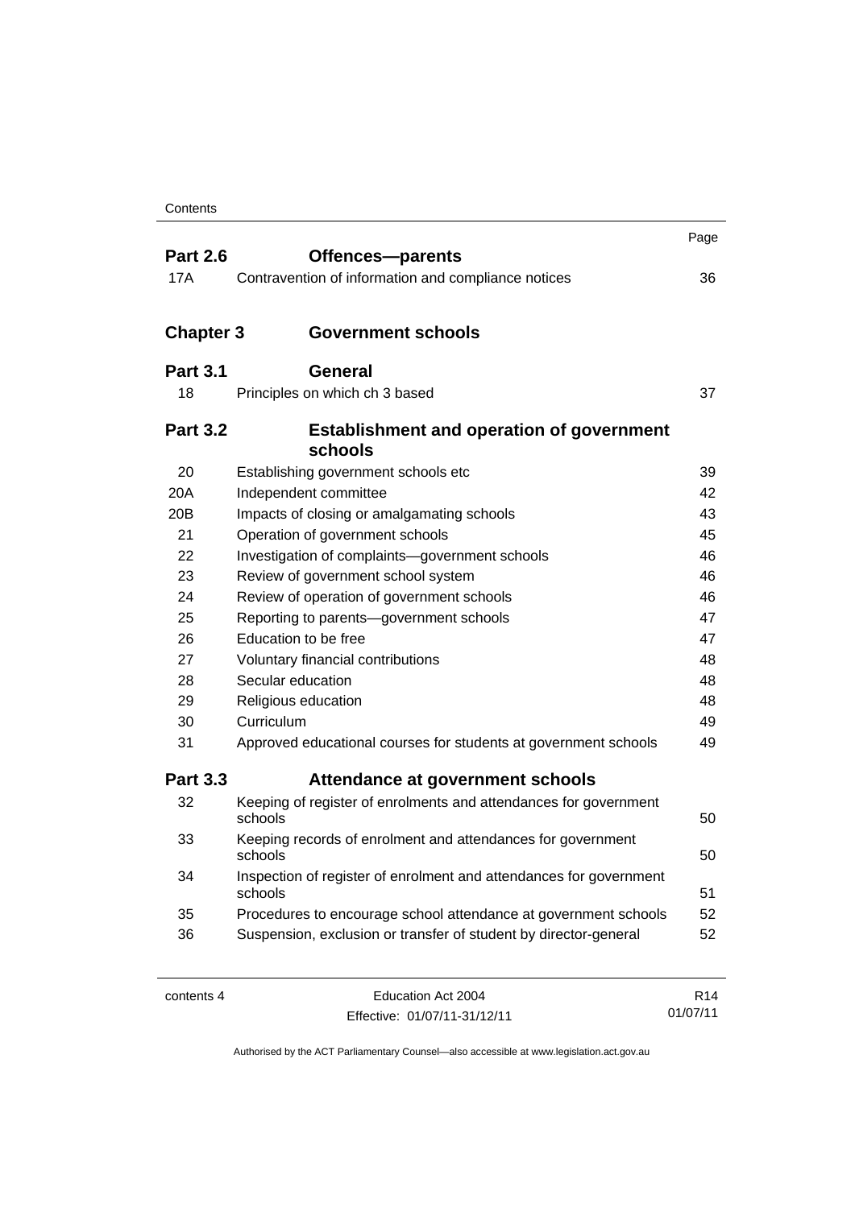| | | Page |
|---|---|---|
| **Part 2.6** | **Offences—parents** | |
| 17A | Contravention of information and compliance notices | 36 |
| **Chapter 3** | **Government schools** | |
| **Part 3.1** | **General** | |
| 18 | Principles on which ch 3 based | 37 |
| **Part 3.2** | **Establishment and operation of government schools** | |
| 20 | Establishing government schools etc | 39 |
| 20A | Independent committee | 42 |
| 20B | Impacts of closing or amalgamating schools | 43 |
| 21 | Operation of government schools | 45 |
| 22 | Investigation of complaints—government schools | 46 |
| 23 | Review of government school system | 46 |
| 24 | Review of operation of government schools | 46 |
| 25 | Reporting to parents—government schools | 47 |
| 26 | Education to be free | 47 |
| 27 | Voluntary financial contributions | 48 |
| 28 | Secular education | 48 |
| 29 | Religious education | 48 |
| 30 | Curriculum | 49 |
| 31 | Approved educational courses for students at government schools | 49 |
| **Part 3.3** | **Attendance at government schools** | |
| 32 | Keeping of register of enrolments and attendances for government schools | 50 |
| 33 | Keeping records of enrolment and attendances for government schools | 50 |
| 34 | Inspection of register of enrolment and attendances for government schools | 51 |
| 35 | Procedures to encourage school attendance at government schools | 52 |
| 36 | Suspension, exclusion or transfer of student by director-general | 52 |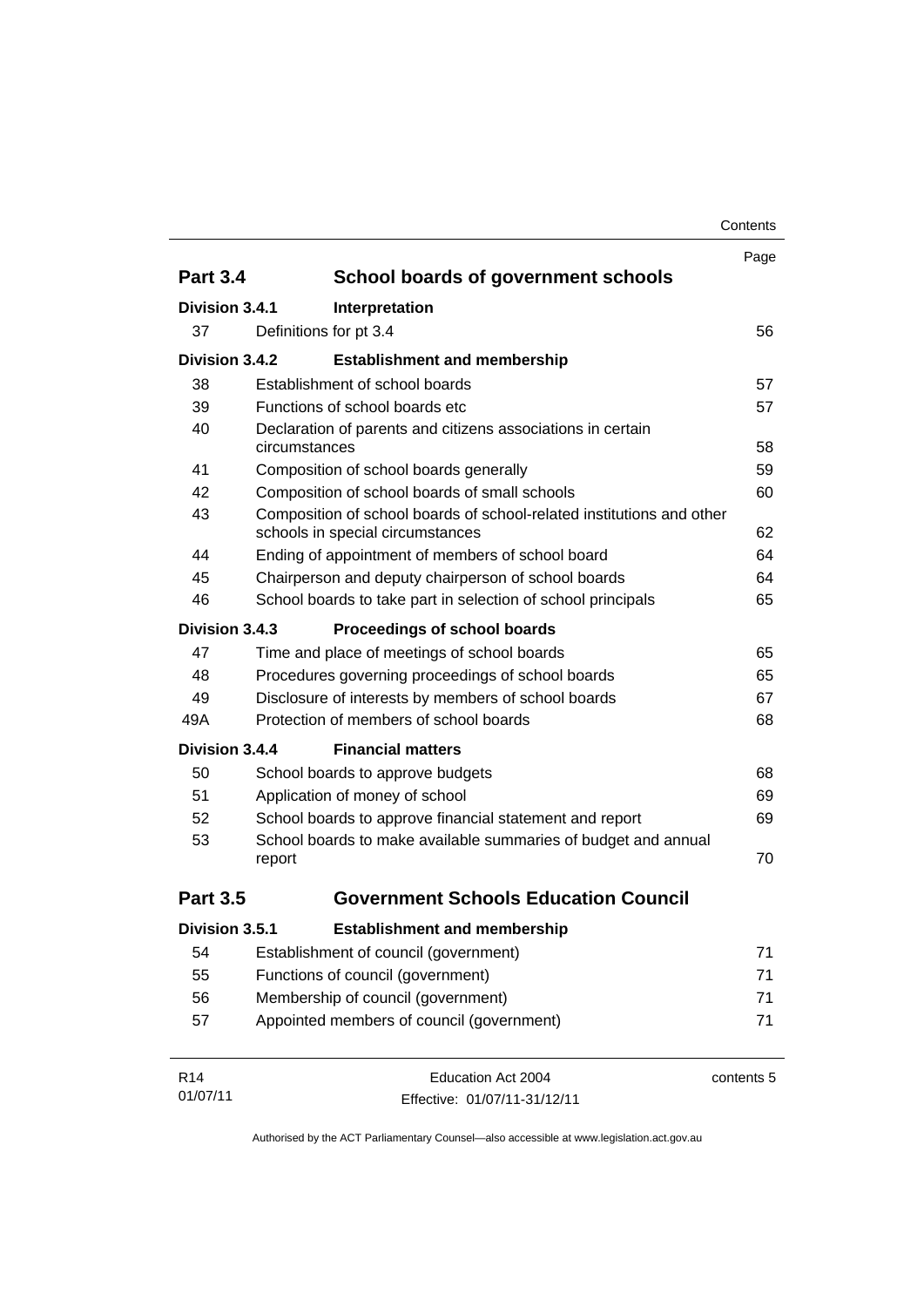| | | Page |
|---|---|---|
| **Part 3.4** | **School boards of government schools** | |
| **Division 3.4.1** | **Interpretation** | |
| 37 | Definitions for pt 3.4 | 56 |
| **Division 3.4.2** | **Establishment and membership** | |
| 38 | Establishment of school boards | 57 |
| 39 | Functions of school boards etc | 57 |
| 40 | Declaration of parents and citizens associations in certain circumstances | 58 |
| 41 | Composition of school boards generally | 59 |
| 42 | Composition of school boards of small schools | 60 |
| 43 | Composition of school boards of school-related institutions and other schools in special circumstances | 62 |
| 44 | Ending of appointment of members of school board | 64 |
| 45 | Chairperson and deputy chairperson of school boards | 64 |
| 46 | School boards to take part in selection of school principals | 65 |
| **Division 3.4.3** | **Proceedings of school boards** | |
| 47 | Time and place of meetings of school boards | 65 |
| 48 | Procedures governing proceedings of school boards | 65 |
| 49 | Disclosure of interests by members of school boards | 67 |
| 49A | Protection of members of school boards | 68 |
| **Division 3.4.4** | **Financial matters** | |
| 50 | School boards to approve budgets | 68 |
| 51 | Application of money of school | 69 |
| 52 | School boards to approve financial statement and report | 69 |
| 53 | School boards to make available summaries of budget and annual report | 70 |
| **Part 3.5** | **Government Schools Education Council** | |
| **Division 3.5.1** | **Establishment and membership** | |
| 54 | Establishment of council (government) | 71 |
| 55 | Functions of council (government) | 71 |
| 56 | Membership of council (government) | 71 |
| 57 | Appointed members of council (government) | 71 |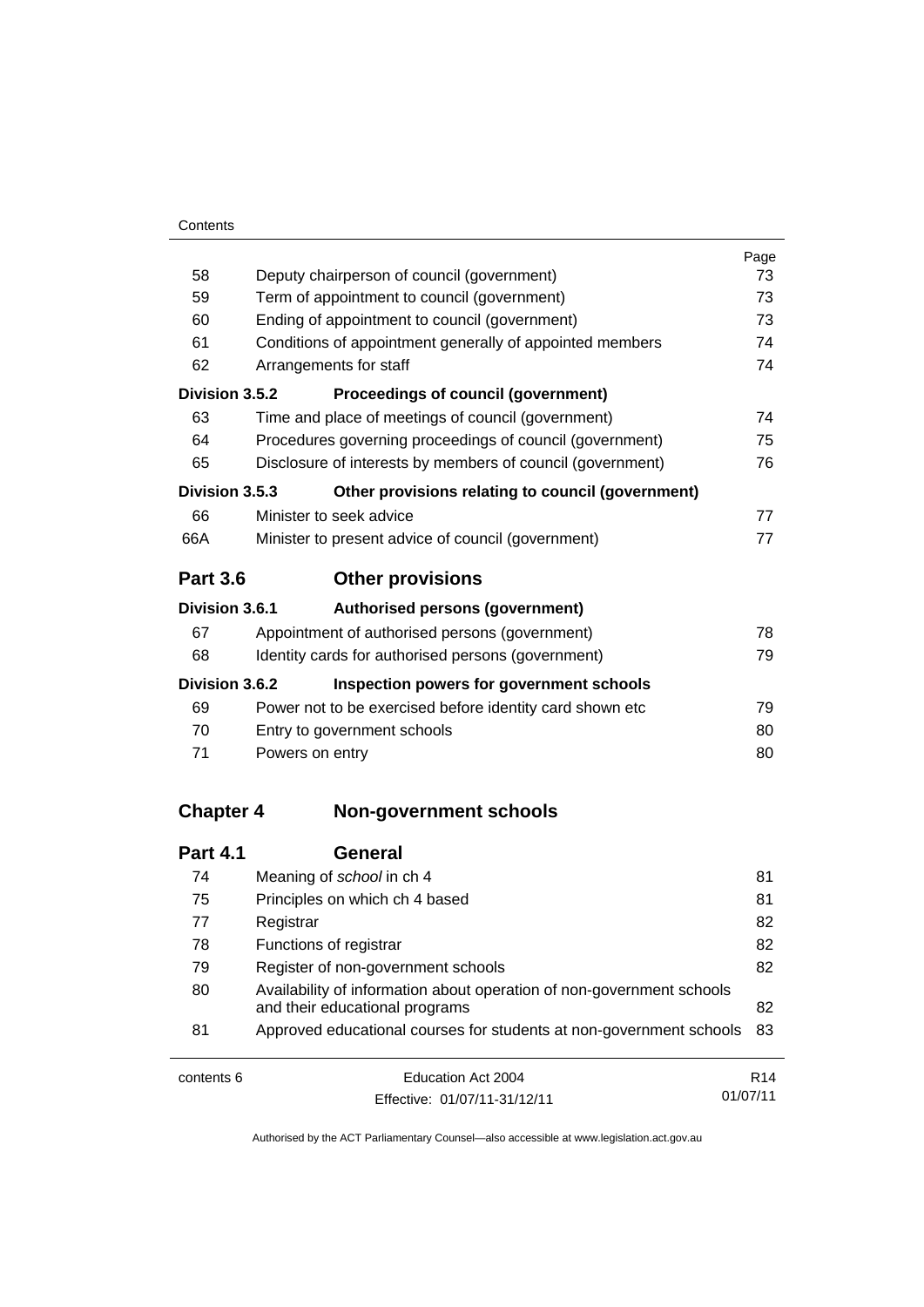| | | Page |
|---|---|---|
| 58 | Deputy chairperson of council (government) | 73 |
| 59 | Term of appointment to council (government) | 73 |
| 60 | Ending of appointment to council (government) | 73 |
| 61 | Conditions of appointment generally of appointed members | 74 |
| 62 | Arrangements for staff | 74 |
| **Division 3.5.2** | **Proceedings of council (government)** | |
| 63 | Time and place of meetings of council (government) | 74 |
| 64 | Procedures governing proceedings of council (government) | 75 |
| 65 | Disclosure of interests by members of council (government) | 76 |
| **Division 3.5.3** | **Other provisions relating to council (government)** | |
| 66 | Minister to seek advice | 77 |
| 66A | Minister to present advice of council (government) | 77 |
| **Part 3.6** | **Other provisions** | |
| **Division 3.6.1** | **Authorised persons (government)** | |
| 67 | Appointment of authorised persons (government) | 78 |
| 68 | Identity cards for authorised persons (government) | 79 |
| **Division 3.6.2** | **Inspection powers for government schools** | |
| 69 | Power not to be exercised before identity card shown etc | 79 |
| 70 | Entry to government schools | 80 |
| 71 | Powers on entry | 80 |
| **Chapter 4** | **Non-government schools** | |
| **Part 4.1** | **General** | |
| 74 | Meaning of *school* in ch 4 | 81 |
| 75 | Principles on which ch 4 based | 81 |
| 77 | Registrar | 82 |
| 78 | Functions of registrar | 82 |
| 79 | Register of non-government schools | 82 |
| 80 | Availability of information about operation of non-government schools and their educational programs | 82 |
| 81 | Approved educational courses for students at non-government schools | 83 |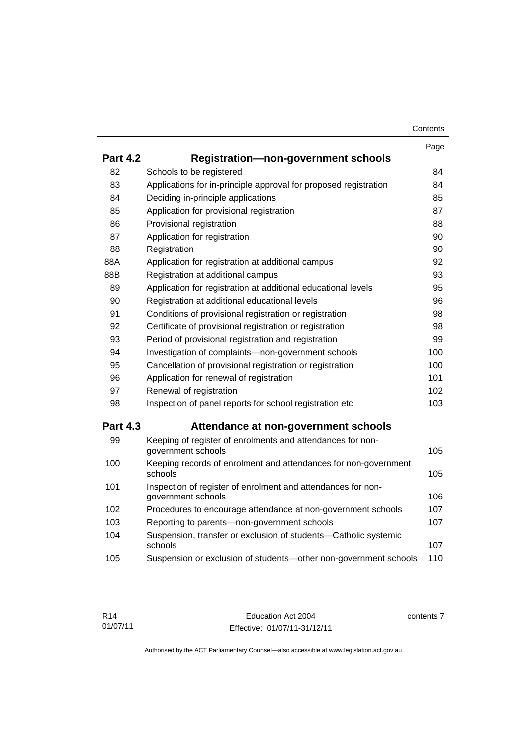| | | Page |
|---|---|---|
| **Part 4.2** | **Registration—non-government schools** | |
| 82 | Schools to be registered | 84 |
| 83 | Applications for in-principle approval for proposed registration | 84 |
| 84 | Deciding in-principle applications | 85 |
| 85 | Application for provisional registration | 87 |
| 86 | Provisional registration | 88 |
| 87 | Application for registration | 90 |
| 88 | Registration | 90 |
| 88A | Application for registration at additional campus | 92 |
| 88B | Registration at additional campus | 93 |
| 89 | Application for registration at additional educational levels | 95 |
| 90 | Registration at additional educational levels | 96 |
| 91 | Conditions of provisional registration or registration | 98 |
| 92 | Certificate of provisional registration or registration | 98 |
| 93 | Period of provisional registration and registration | 99 |
| 94 | Investigation of complaints—non-government schools | 100 |
| 95 | Cancellation of provisional registration or registration | 100 |
| 96 | Application for renewal of registration | 101 |
| 97 | Renewal of registration | 102 |
| 98 | Inspection of panel reports for school registration etc | 103 |
| **Part 4.3** | **Attendance at non-government schools** | |
| 99 | Keeping of register of enrolments and attendances for non-government schools | 105 |
| 100 | Keeping records of enrolment and attendances for non-government schools | 105 |
| 101 | Inspection of register of enrolment and attendances for non-government schools | 106 |
| 102 | Procedures to encourage attendance at non-government schools | 107 |
| 103 | Reporting to parents—non-government schools | 107 |
| 104 | Suspension, transfer or exclusion of students—Catholic systemic schools | 107 |
| 105 | Suspension or exclusion of students—other non-government schools | 110 |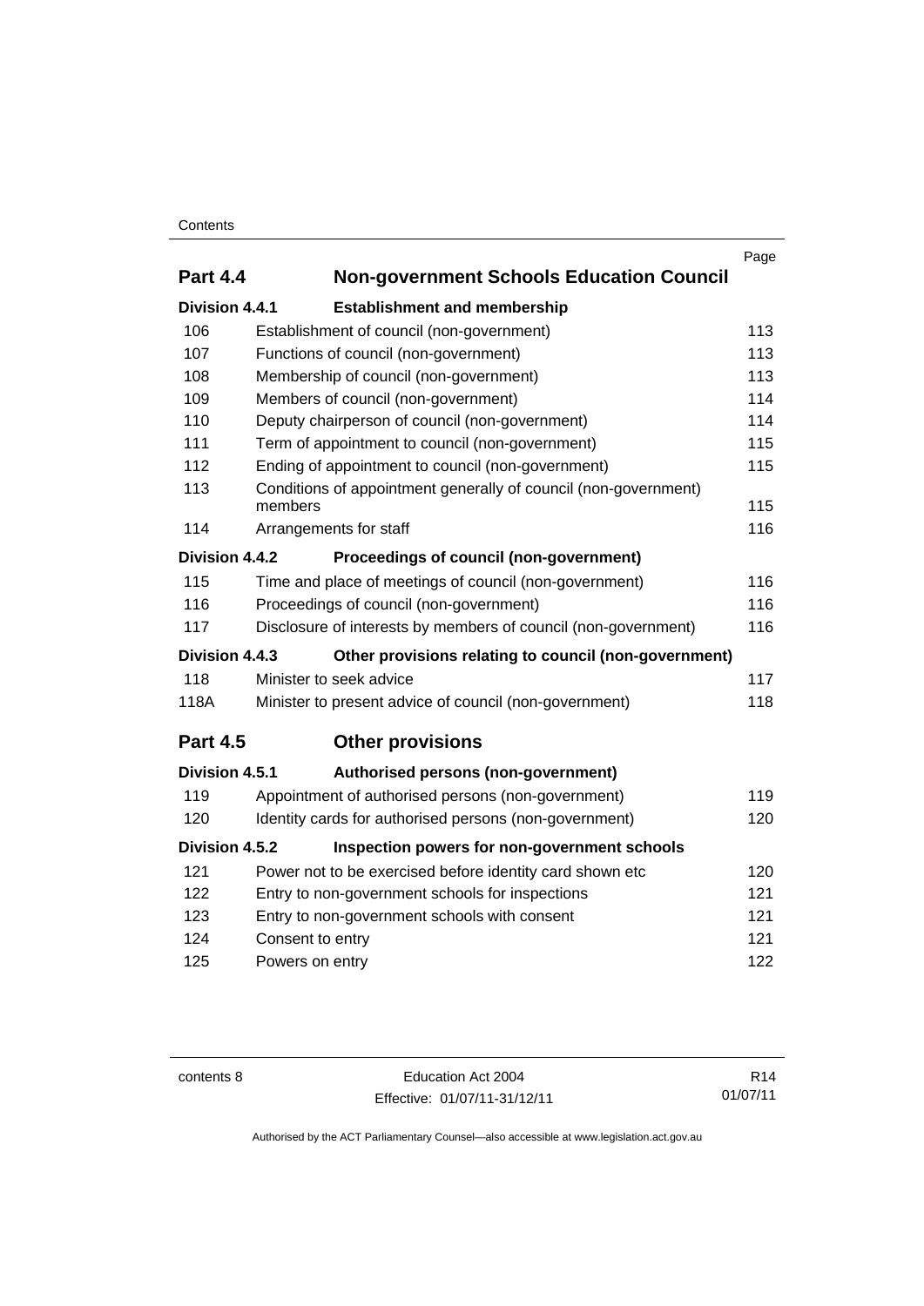| | | Page |
|---|---|---|
| **Part 4.4** | **Non-government Schools Education Council** | |
| **Division 4.4.1** | **Establishment and membership** | |
| 106 | Establishment of council (non-government) | 113 |
| 107 | Functions of council (non-government) | 113 |
| 108 | Membership of council (non-government) | 113 |
| 109 | Members of council (non-government) | 114 |
| 110 | Deputy chairperson of council (non-government) | 114 |
| 111 | Term of appointment to council (non-government) | 115 |
| 112 | Ending of appointment to council (non-government) | 115 |
| 113 | Conditions of appointment generally of council (non-government) members | 115 |
| 114 | Arrangements for staff | 116 |
| **Division 4.4.2** | **Proceedings of council (non-government)** | |
| 115 | Time and place of meetings of council (non-government) | 116 |
| 116 | Proceedings of council (non-government) | 116 |
| 117 | Disclosure of interests by members of council (non-government) | 116 |
| **Division 4.4.3** | **Other provisions relating to council (non-government)** | |
| 118 | Minister to seek advice | 117 |
| 118A | Minister to present advice of council (non-government) | 118 |
| **Part 4.5** | **Other provisions** | |
| **Division 4.5.1** | **Authorised persons (non-government)** | |
| 119 | Appointment of authorised persons (non-government) | 119 |
| 120 | Identity cards for authorised persons (non-government) | 120 |
| **Division 4.5.2** | **Inspection powers for non-government schools** | |
| 121 | Power not to be exercised before identity card shown etc | 120 |
| 122 | Entry to non-government schools for inspections | 121 |
| 123 | Entry to non-government schools with consent | 121 |
| 124 | Consent to entry | 121 |
| 125 | Powers on entry | 122 |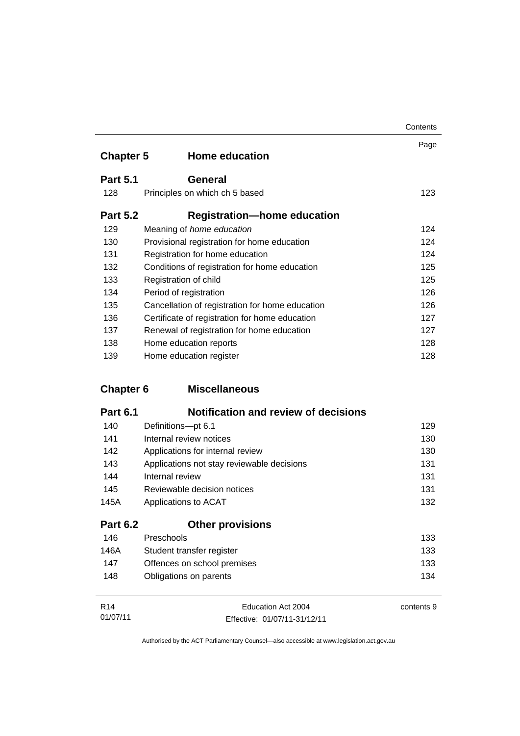| | | Page |
|---|---|---|
| **Chapter 5** | **Home education** | |
| **Part 5.1** | **General** | |
| 128 | Principles on which ch 5 based | 123 |
| **Part 5.2** | **Registration—home education** | |
| 129 | Meaning of *home education* | 124 |
| 130 | Provisional registration for home education | 124 |
| 131 | Registration for home education | 124 |
| 132 | Conditions of registration for home education | 125 |
| 133 | Registration of child | 125 |
| 134 | Period of registration | 126 |
| 135 | Cancellation of registration for home education | 126 |
| 136 | Certificate of registration for home education | 127 |
| 137 | Renewal of registration for home education | 127 |
| 138 | Home education reports | 128 |
| 139 | Home education register | 128 |
| **Chapter 6** | **Miscellaneous** | |
| **Part 6.1** | **Notification and review of decisions** | |
| 140 | Definitions—pt 6.1 | 129 |
| 141 | Internal review notices | 130 |
| 142 | Applications for internal review | 130 |
| 143 | Applications not stay reviewable decisions | 131 |
| 144 | Internal review | 131 |
| 145 | Reviewable decision notices | 131 |
| 145A | Applications to ACAT | 132 |
| **Part 6.2** | **Other provisions** | |
| 146 | Preschools | 133 |
| 146A | Student transfer register | 133 |
| 147 | Offences on school premises | 133 |
| 148 | Obligations on parents | 134 |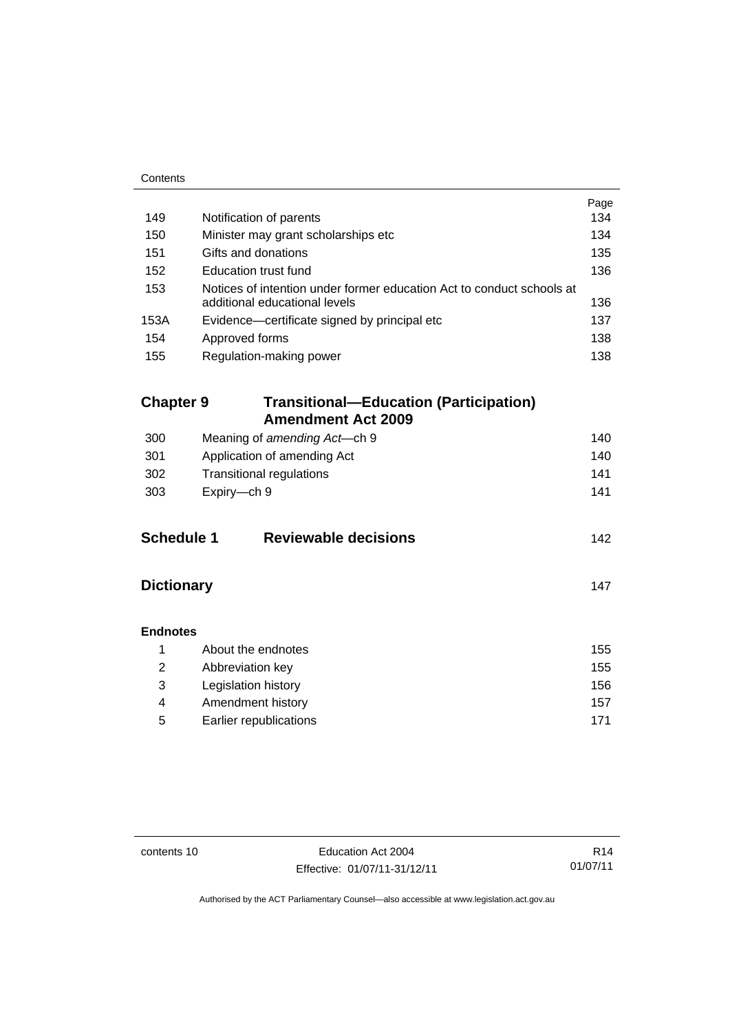| | | Page |
|---|---|---|
| 149 | Notification of parents | 134 |
| 150 | Minister may grant scholarships etc | 134 |
| 151 | Gifts and donations | 135 |
| 152 | Education trust fund | 136 |
| 153 | Notices of intention under former education Act to conduct schools at additional educational levels | 136 |
| 153A | Evidence—certificate signed by principal etc | 137 |
| 154 | Approved forms | 138 |
| 155 | Regulation-making power | 138 |

## Chapter 9 Transitional—Education (Participation) Amendment Act 2009

| | | |
|---|---|---|
| 300 | Meaning of *amending Act*—ch 9 | 140 |
| 301 | Application of amending Act | 140 |
| 302 | Transitional regulations | 141 |
| 303 | Expiry—ch 9 | 141 |

## Schedule 1 Reviewable decisions 142

## Dictionary 147

**Endnotes**

| | | |
|---|---|---|
| 1 | About the endnotes | 155 |
| 2 | Abbreviation key | 155 |
| 3 | Legislation history | 156 |
| 4 | Amendment history | 157 |
| 5 | Earlier republications | 171 |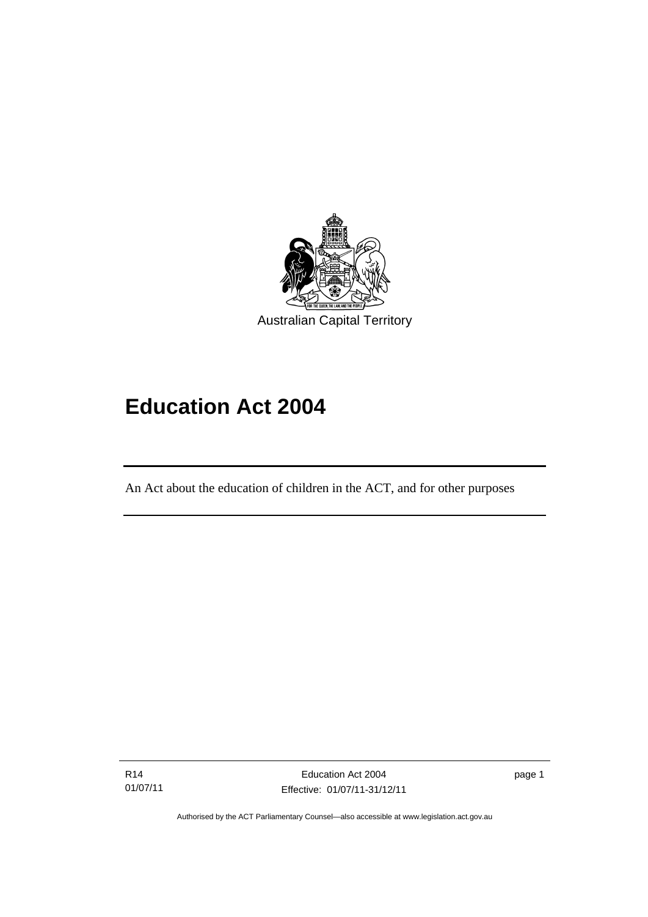Australian Capital Territory

# Education Act 2004

An Act about the education of children in the ACT, and for other purposes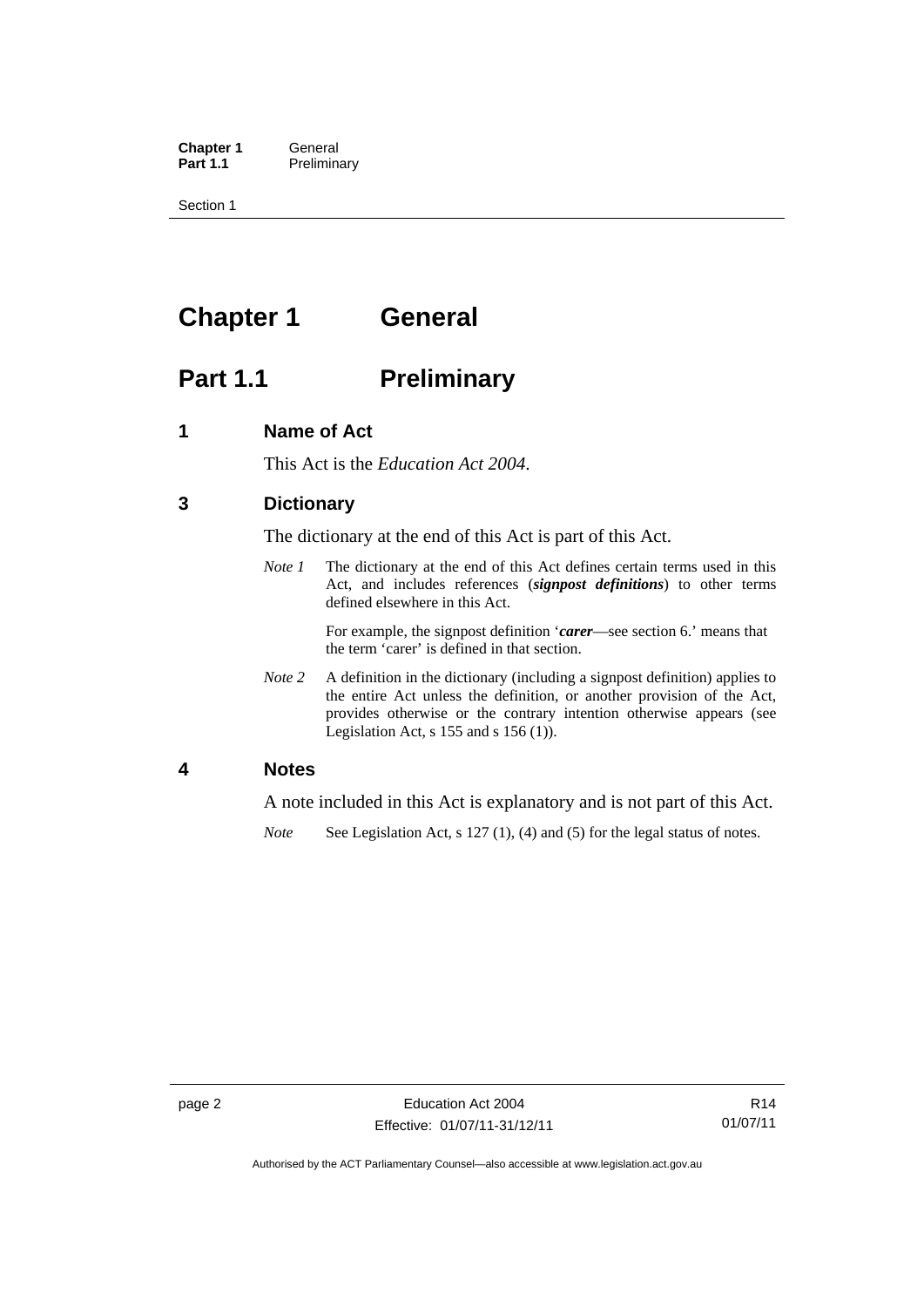# Chapter 1 General

## Part 1.1 Preliminary

### 1 Name of Act

This Act is the *Education Act 2004*.

### 3 Dictionary

The dictionary at the end of this Act is part of this Act.

*Note 1* The dictionary at the end of this Act defines certain terms used in this Act, and includes references (***signpost definitions***) to other terms defined elsewhere in this Act.

For example, the signpost definition '***carer***—see section 6.' means that the term 'carer' is defined in that section.

*Note 2* A definition in the dictionary (including a signpost definition) applies to the entire Act unless the definition, or another provision of the Act, provides otherwise or the contrary intention otherwise appears (see Legislation Act, s 155 and s 156 (1)).

### 4 Notes

A note included in this Act is explanatory and is not part of this Act.

*Note* See Legislation Act, s 127 (1), (4) and (5) for the legal status of notes.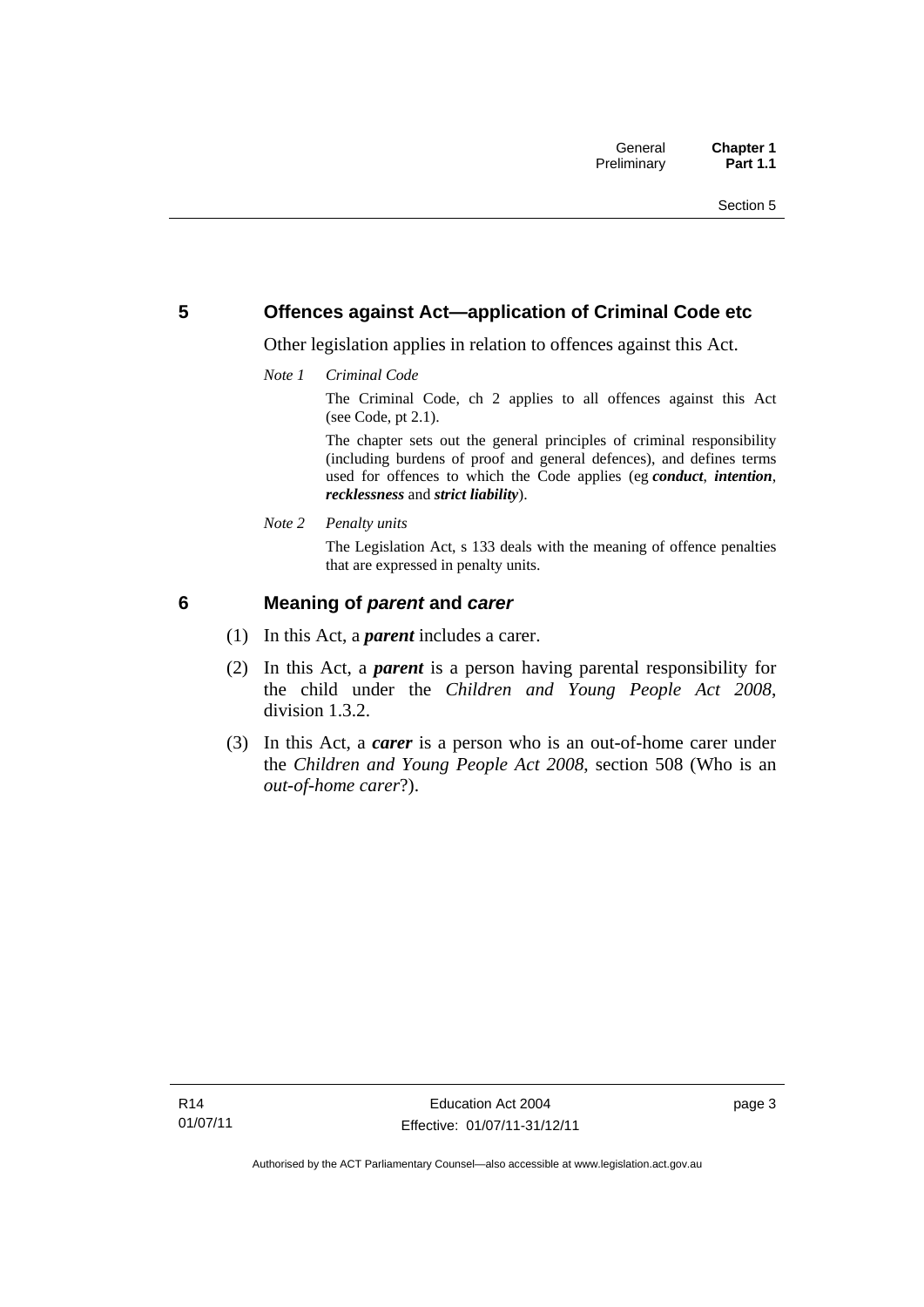## 5 Offences against Act—application of Criminal Code etc

Other legislation applies in relation to offences against this Act.

*Note 1 Criminal Code*

The Criminal Code, ch 2 applies to all offences against this Act (see Code, pt 2.1).

The chapter sets out the general principles of criminal responsibility (including burdens of proof and general defences), and defines terms used for offences to which the Code applies (eg ***conduct***, ***intention***, ***recklessness*** and ***strict liability***).

*Note 2 Penalty units*

The Legislation Act, s 133 deals with the meaning of offence penalties that are expressed in penalty units.

## 6 Meaning of *parent* and *carer*

(1) In this Act, a ***parent*** includes a carer.

(2) In this Act, a ***parent*** is a person having parental responsibility for the child under the *Children and Young People Act 2008*, division 1.3.2.

(3) In this Act, a ***carer*** is a person who is an out-of-home carer under the *Children and Young People Act 2008*, section 508 (Who is an *out-of-home carer*?).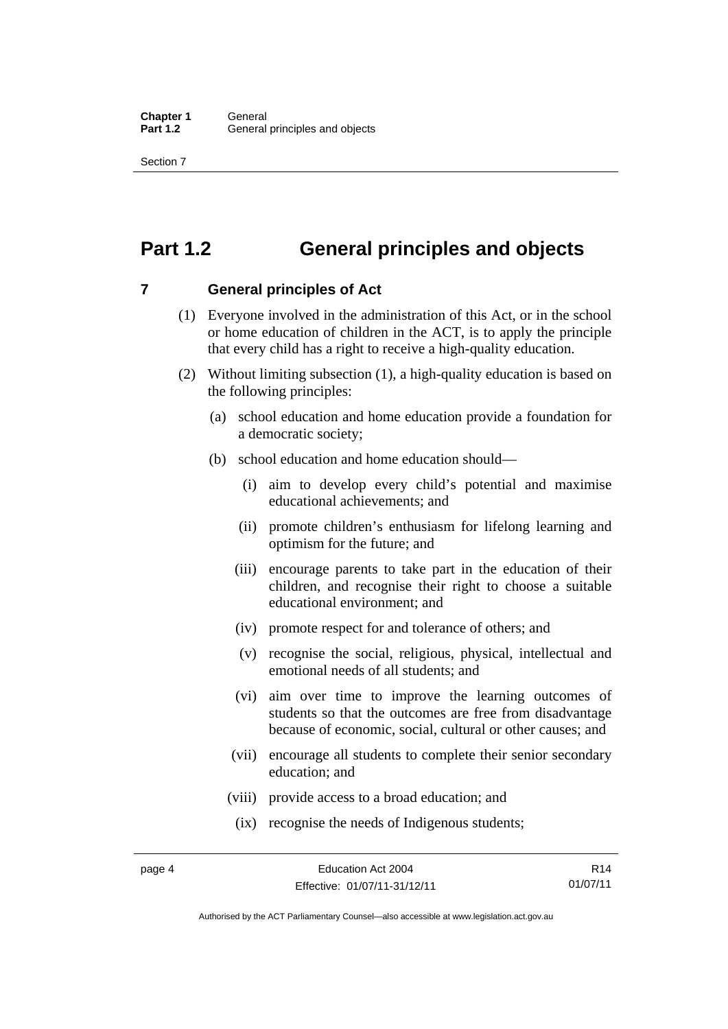# Part 1.2 General principles and objects

## 7 General principles of Act

(1) Everyone involved in the administration of this Act, or in the school or home education of children in the ACT, is to apply the principle that every child has a right to receive a high-quality education.

(2) Without limiting subsection (1), a high-quality education is based on the following principles:

(a) school education and home education provide a foundation for a democratic society;

(b) school education and home education should—

(i) aim to develop every child's potential and maximise educational achievements; and

(ii) promote children's enthusiasm for lifelong learning and optimism for the future; and

(iii) encourage parents to take part in the education of their children, and recognise their right to choose a suitable educational environment; and

(iv) promote respect for and tolerance of others; and

(v) recognise the social, religious, physical, intellectual and emotional needs of all students; and

(vi) aim over time to improve the learning outcomes of students so that the outcomes are free from disadvantage because of economic, social, cultural or other causes; and

(vii) encourage all students to complete their senior secondary education; and

(viii) provide access to a broad education; and

(ix) recognise the needs of Indigenous students;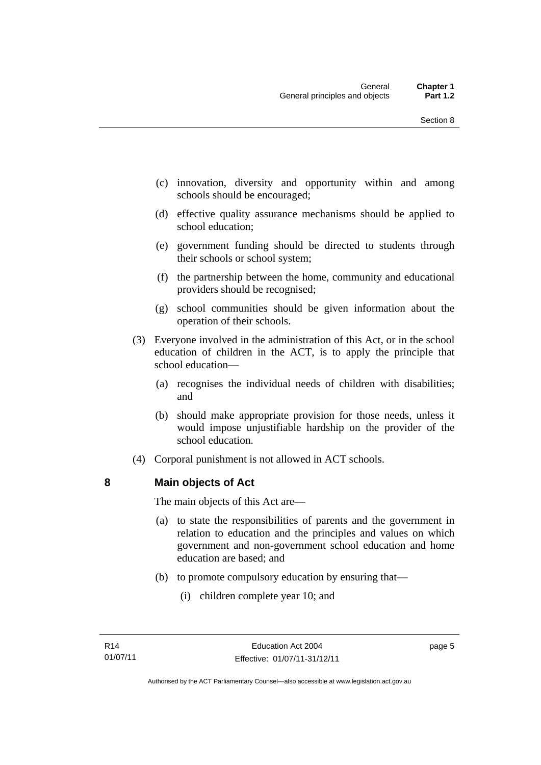(c) innovation, diversity and opportunity within and among schools should be encouraged;

(d) effective quality assurance mechanisms should be applied to school education;

(e) government funding should be directed to students through their schools or school system;

(f) the partnership between the home, community and educational providers should be recognised;

(g) school communities should be given information about the operation of their schools.

(3) Everyone involved in the administration of this Act, or in the school education of children in the ACT, is to apply the principle that school education—

(a) recognises the individual needs of children with disabilities; and

(b) should make appropriate provision for those needs, unless it would impose unjustifiable hardship on the provider of the school education.

(4) Corporal punishment is not allowed in ACT schools.

## 8 Main objects of Act

The main objects of this Act are—

(a) to state the responsibilities of parents and the government in relation to education and the principles and values on which government and non-government school education and home education are based; and

(b) to promote compulsory education by ensuring that—

(i) children complete year 10; and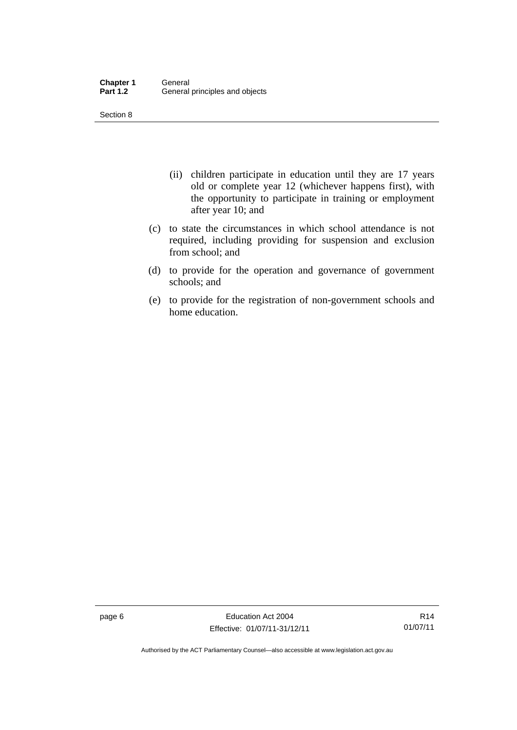(ii) children participate in education until they are 17 years old or complete year 12 (whichever happens first), with the opportunity to participate in training or employment after year 10; and

(c) to state the circumstances in which school attendance is not required, including providing for suspension and exclusion from school; and

(d) to provide for the operation and governance of government schools; and

(e) to provide for the registration of non-government schools and home education.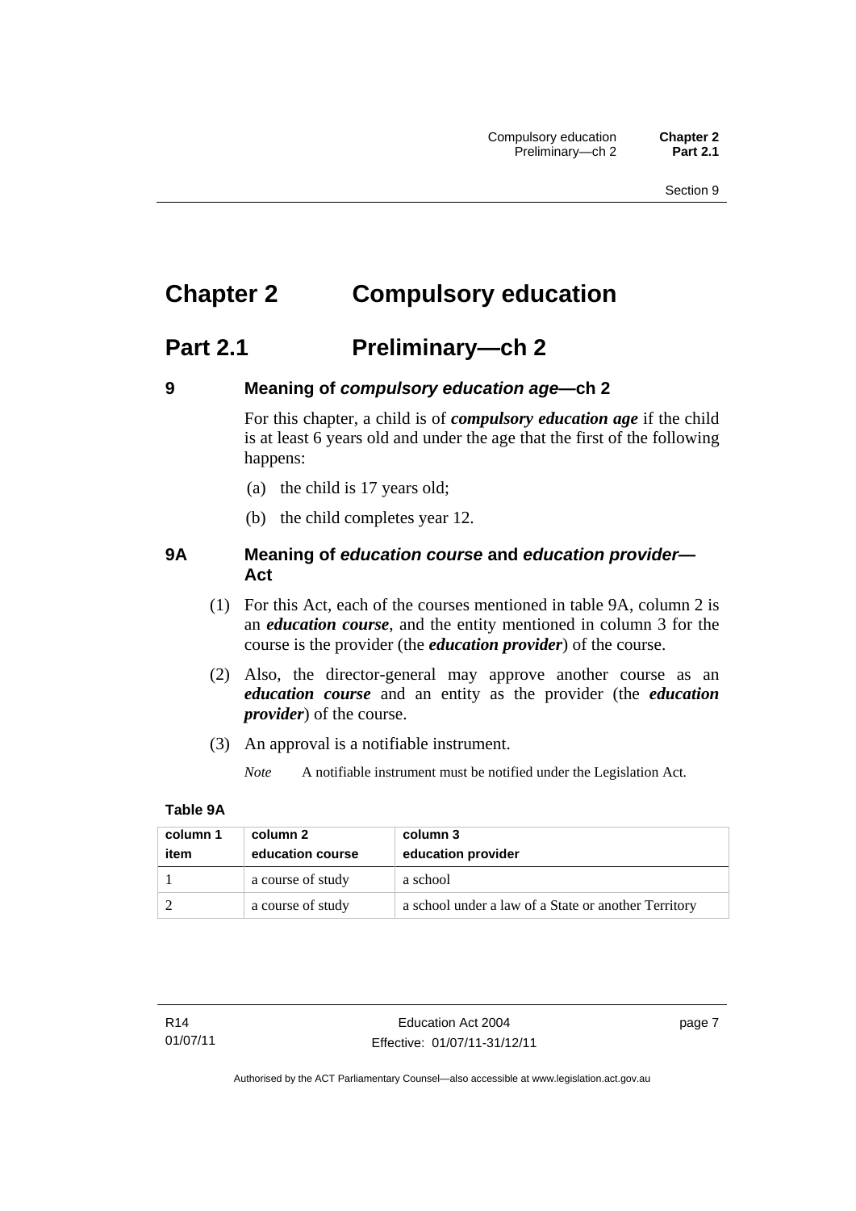# Chapter 2 Compulsory education

## Part 2.1 Preliminary—ch 2

### 9 Meaning of *compulsory education age*—ch 2

For this chapter, a child is of ***compulsory education age*** if the child is at least 6 years old and under the age that the first of the following happens:

(a) the child is 17 years old;

(b) the child completes year 12.

### 9A Meaning of *education course* and *education provider*—Act

(1) For this Act, each of the courses mentioned in table 9A, column 2 is an ***education course***, and the entity mentioned in column 3 for the course is the provider (the ***education provider***) of the course.

(2) Also, the director-general may approve another course as an ***education course*** and an entity as the provider (the ***education provider***) of the course.

(3) An approval is a notifiable instrument.

*Note* A notifiable instrument must be notified under the Legislation Act.

**Table 9A**

| column 1 item | column 2 education course | column 3 education provider |
|---|---|---|
| 1 | a course of study | a school |
| 2 | a course of study | a school under a law of a State or another Territory |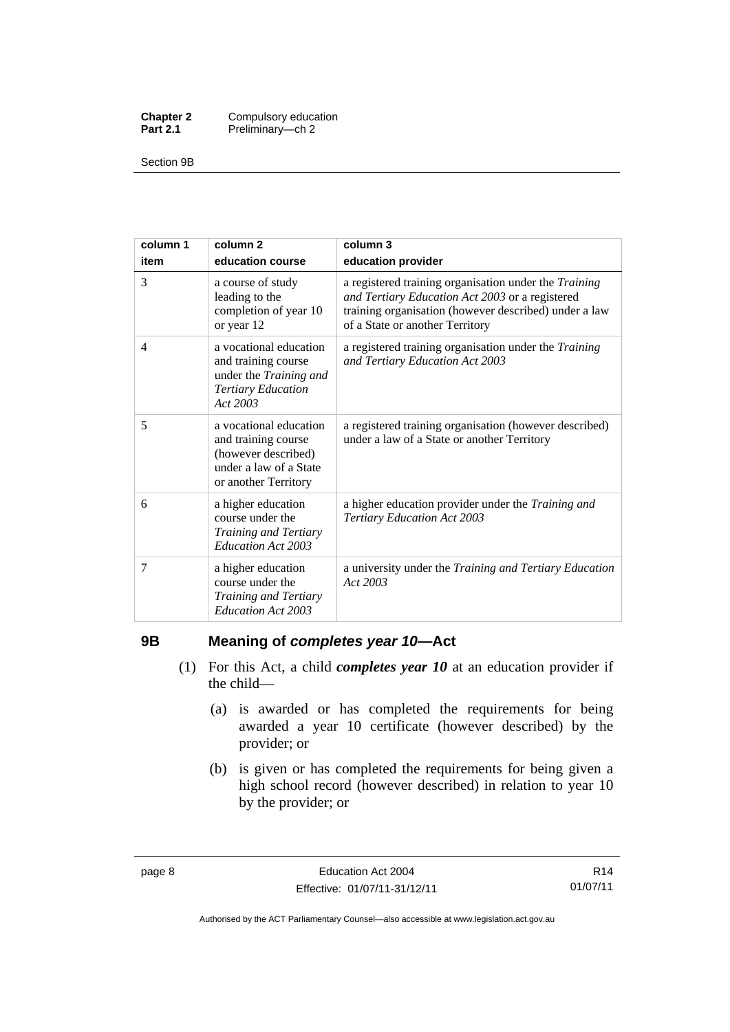| column 1<br>item | column 2<br>education course | column 3<br>education provider |
|---|---|---|
| 3 | a course of study leading to the completion of year 10 or year 12 | a registered training organisation under the *Training and Tertiary Education Act 2003* or a registered training organisation (however described) under a law of a State or another Territory |
| 4 | a vocational education and training course under the *Training and Tertiary Education Act 2003* | a registered training organisation under the *Training and Tertiary Education Act 2003* |
| 5 | a vocational education and training course (however described) under a law of a State or another Territory | a registered training organisation (however described) under a law of a State or another Territory |
| 6 | a higher education course under the *Training and Tertiary Education Act 2003* | a higher education provider under the *Training and Tertiary Education Act 2003* |
| 7 | a higher education course under the *Training and Tertiary Education Act 2003* | a university under the *Training and Tertiary Education Act 2003* |

## 9B Meaning of *completes year 10*—Act

(1) For this Act, a child ***completes year 10*** at an education provider if the child—

(a) is awarded or has completed the requirements for being awarded a year 10 certificate (however described) by the provider; or

(b) is given or has completed the requirements for being given a high school record (however described) in relation to year 10 by the provider; or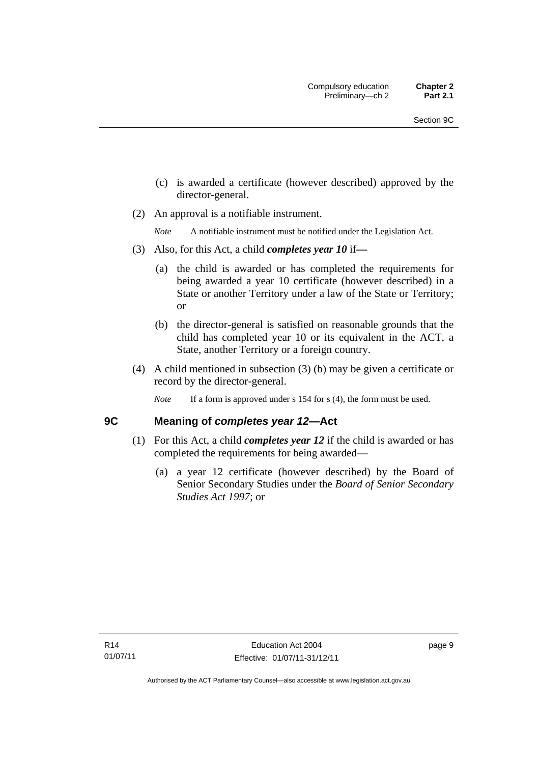(c) is awarded a certificate (however described) approved by the director-general.

(2) An approval is a notifiable instrument.

*Note* A notifiable instrument must be notified under the Legislation Act.

(3) Also, for this Act, a child ***completes year 10*** if—

(a) the child is awarded or has completed the requirements for being awarded a year 10 certificate (however described) in a State or another Territory under a law of the State or Territory; or

(b) the director-general is satisfied on reasonable grounds that the child has completed year 10 or its equivalent in the ACT, a State, another Territory or a foreign country.

(4) A child mentioned in subsection (3) (b) may be given a certificate or record by the director-general.

*Note* If a form is approved under s 154 for s (4), the form must be used.

## 9C Meaning of *completes year 12*—Act

(1) For this Act, a child ***completes year 12*** if the child is awarded or has completed the requirements for being awarded—

(a) a year 12 certificate (however described) by the Board of Senior Secondary Studies under the *Board of Senior Secondary Studies Act 1997*; or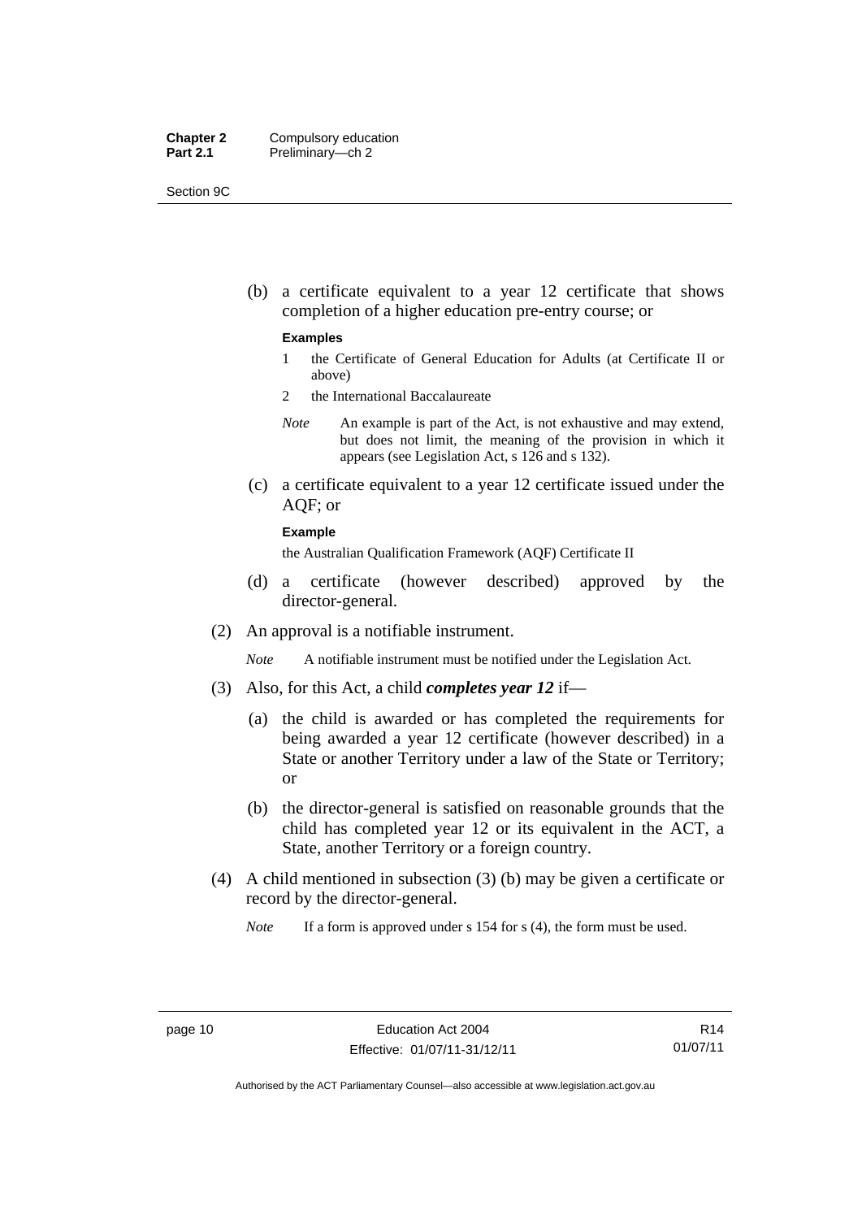(b) a certificate equivalent to a year 12 certificate that shows completion of a higher education pre-entry course; or

**Examples**

1 the Certificate of General Education for Adults (at Certificate II or above)

2 the International Baccalaureate

*Note* An example is part of the Act, is not exhaustive and may extend, but does not limit, the meaning of the provision in which it appears (see Legislation Act, s 126 and s 132).

(c) a certificate equivalent to a year 12 certificate issued under the AQF; or

**Example**

the Australian Qualification Framework (AQF) Certificate II

(d) a certificate (however described) approved by the director-general.

(2) An approval is a notifiable instrument.

*Note* A notifiable instrument must be notified under the Legislation Act.

(3) Also, for this Act, a child ***completes year 12*** if—

(a) the child is awarded or has completed the requirements for being awarded a year 12 certificate (however described) in a State or another Territory under a law of the State or Territory; or

(b) the director-general is satisfied on reasonable grounds that the child has completed year 12 or its equivalent in the ACT, a State, another Territory or a foreign country.

(4) A child mentioned in subsection (3) (b) may be given a certificate or record by the director-general.

*Note* If a form is approved under s 154 for s (4), the form must be used.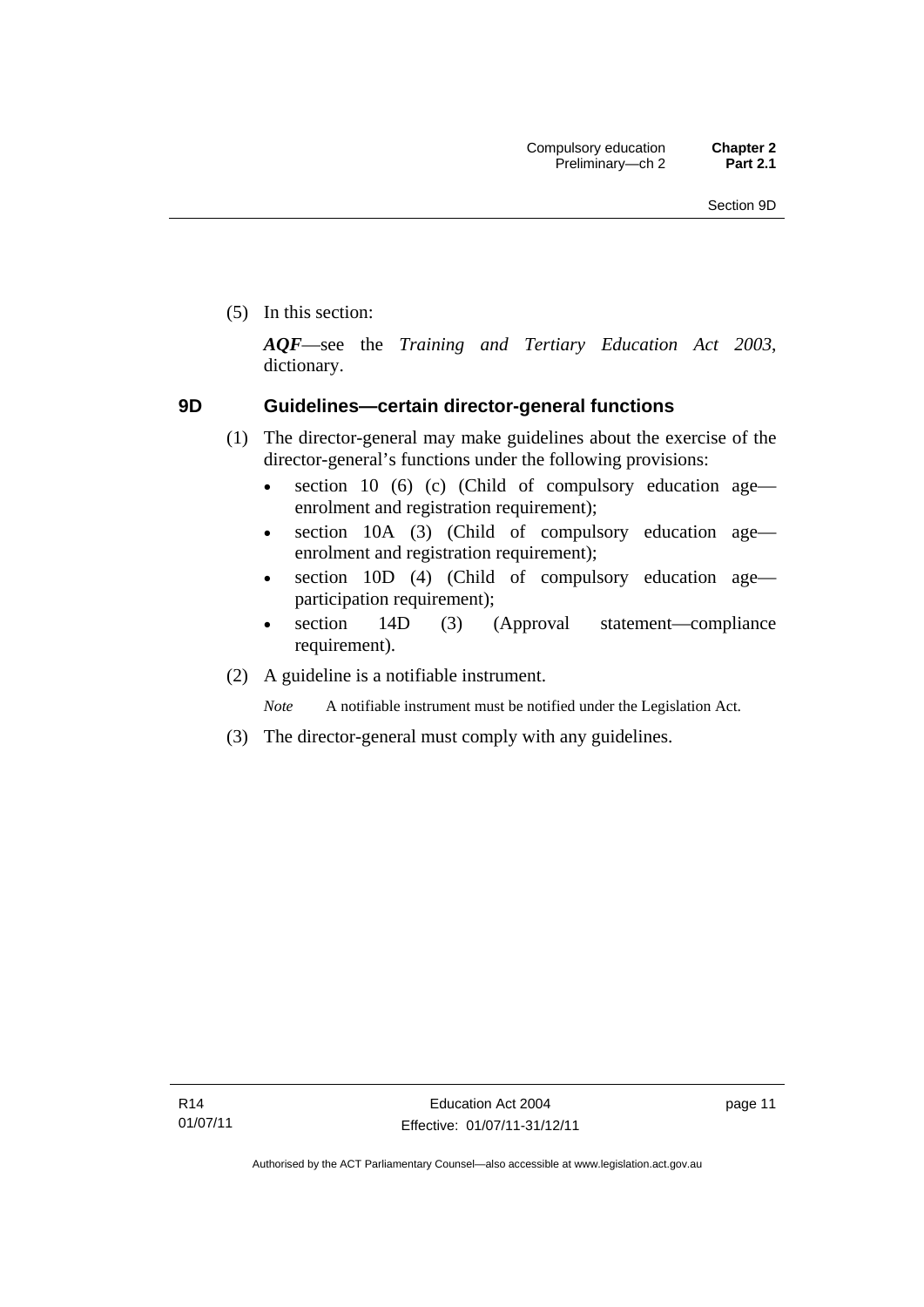(5) In this section:

***AQF***—see the *Training and Tertiary Education Act 2003*, dictionary.

### 9D Guidelines—certain director-general functions

(1) The director-general may make guidelines about the exercise of the director-general's functions under the following provisions:

- section 10 (6) (c) (Child of compulsory education age—enrolment and registration requirement);
- section 10A (3) (Child of compulsory education age—enrolment and registration requirement);
- section 10D (4) (Child of compulsory education age—participation requirement);
- section 14D (3) (Approval statement—compliance requirement).

(2) A guideline is a notifiable instrument.

*Note* A notifiable instrument must be notified under the Legislation Act.

(3) The director-general must comply with any guidelines.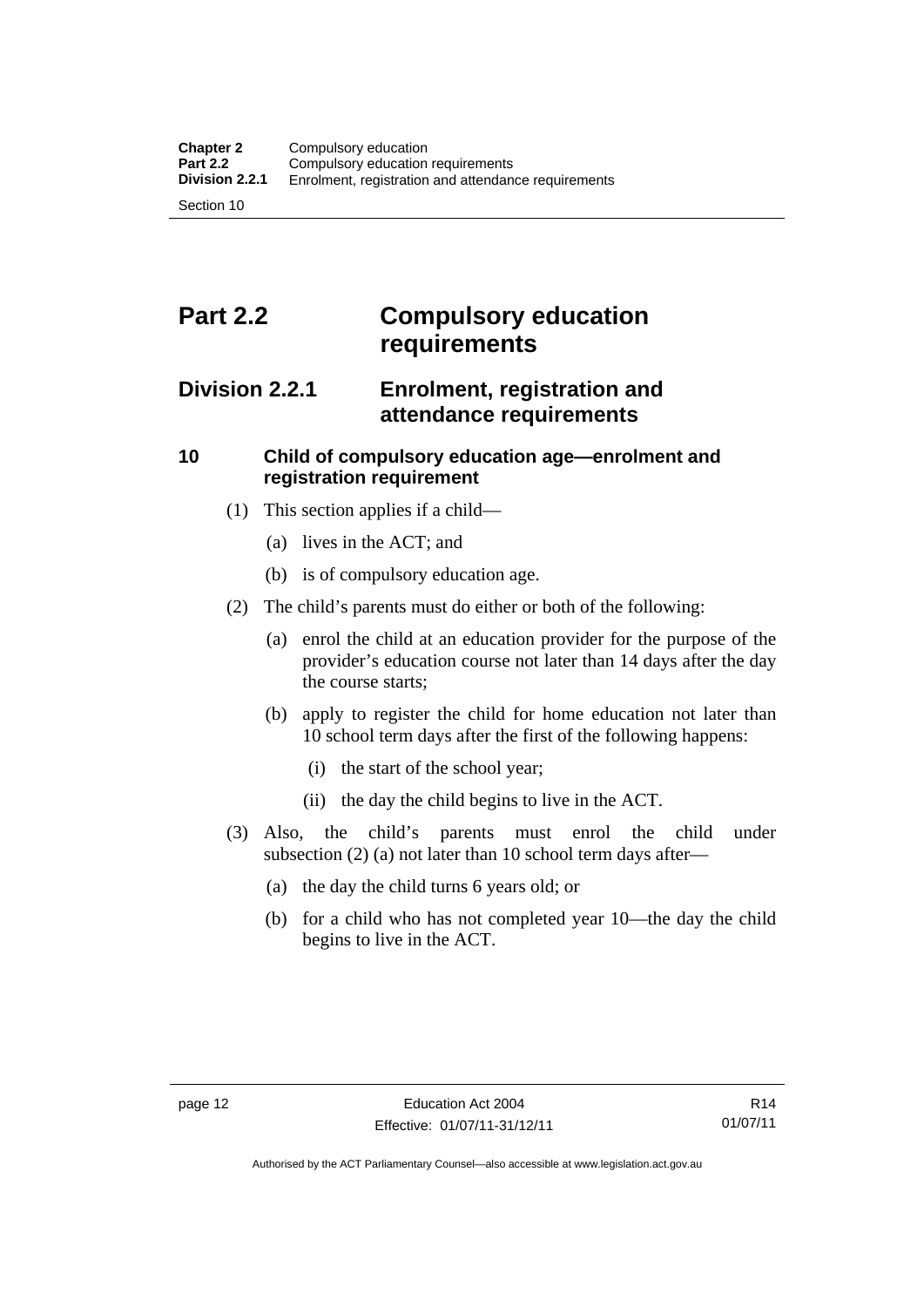# Part 2.2 Compulsory education requirements

## Division 2.2.1 Enrolment, registration and attendance requirements

### 10 Child of compulsory education age—enrolment and registration requirement

(1) This section applies if a child—

(a) lives in the ACT; and

(b) is of compulsory education age.

(2) The child's parents must do either or both of the following:

(a) enrol the child at an education provider for the purpose of the provider's education course not later than 14 days after the day the course starts;

(b) apply to register the child for home education not later than 10 school term days after the first of the following happens:

(i) the start of the school year;

(ii) the day the child begins to live in the ACT.

(3) Also, the child's parents must enrol the child under subsection (2) (a) not later than 10 school term days after—

(a) the day the child turns 6 years old; or

(b) for a child who has not completed year 10—the day the child begins to live in the ACT.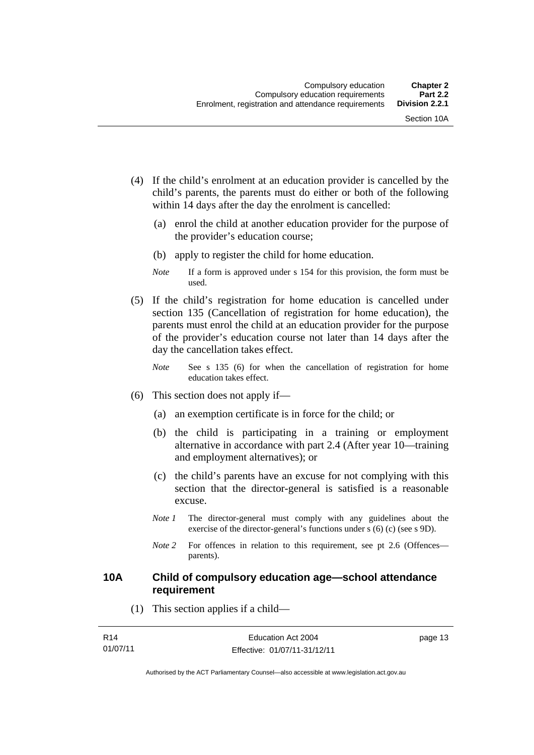(4) If the child's enrolment at an education provider is cancelled by the child's parents, the parents must do either or both of the following within 14 days after the day the enrolment is cancelled:

(a) enrol the child at another education provider for the purpose of the provider's education course;

(b) apply to register the child for home education.

*Note* If a form is approved under s 154 for this provision, the form must be used.

(5) If the child's registration for home education is cancelled under section 135 (Cancellation of registration for home education), the parents must enrol the child at an education provider for the purpose of the provider's education course not later than 14 days after the day the cancellation takes effect.

*Note* See s 135 (6) for when the cancellation of registration for home education takes effect.

(6) This section does not apply if—

(a) an exemption certificate is in force for the child; or

(b) the child is participating in a training or employment alternative in accordance with part 2.4 (After year 10—training and employment alternatives); or

(c) the child's parents have an excuse for not complying with this section that the director-general is satisfied is a reasonable excuse.

*Note 1* The director-general must comply with any guidelines about the exercise of the director-general's functions under s (6) (c) (see s 9D).

*Note 2* For offences in relation to this requirement, see pt 2.6 (Offences—parents).

## 10A Child of compulsory education age—school attendance requirement

(1) This section applies if a child—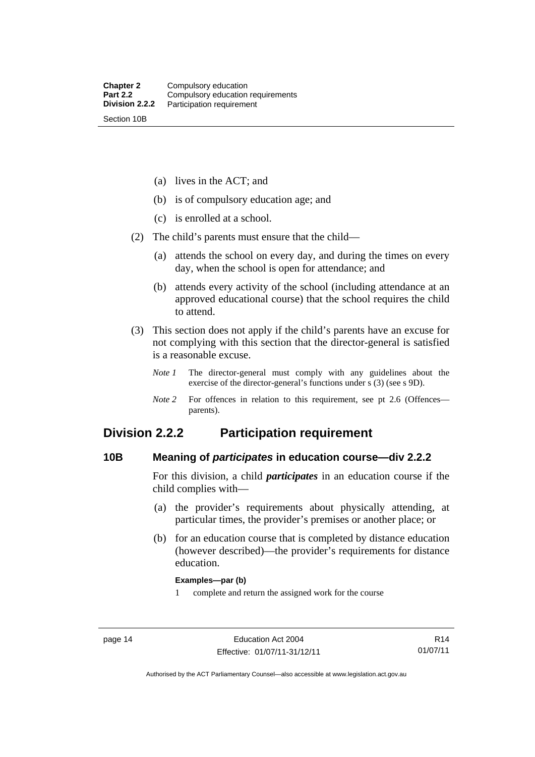(a) lives in the ACT; and

(b) is of compulsory education age; and

(c) is enrolled at a school.

(2) The child's parents must ensure that the child—

(a) attends the school on every day, and during the times on every day, when the school is open for attendance; and

(b) attends every activity of the school (including attendance at an approved educational course) that the school requires the child to attend.

(3) This section does not apply if the child's parents have an excuse for not complying with this section that the director-general is satisfied is a reasonable excuse.

*Note 1* The director-general must comply with any guidelines about the exercise of the director-general's functions under s (3) (see s 9D).

*Note 2* For offences in relation to this requirement, see pt 2.6 (Offences—parents).

## Division 2.2.2 Participation requirement

### 10B Meaning of *participates* in education course—div 2.2.2

For this division, a child ***participates*** in an education course if the child complies with—

(a) the provider's requirements about physically attending, at particular times, the provider's premises or another place; or

(b) for an education course that is completed by distance education (however described)—the provider's requirements for distance education.

**Examples—par (b)**

1 complete and return the assigned work for the course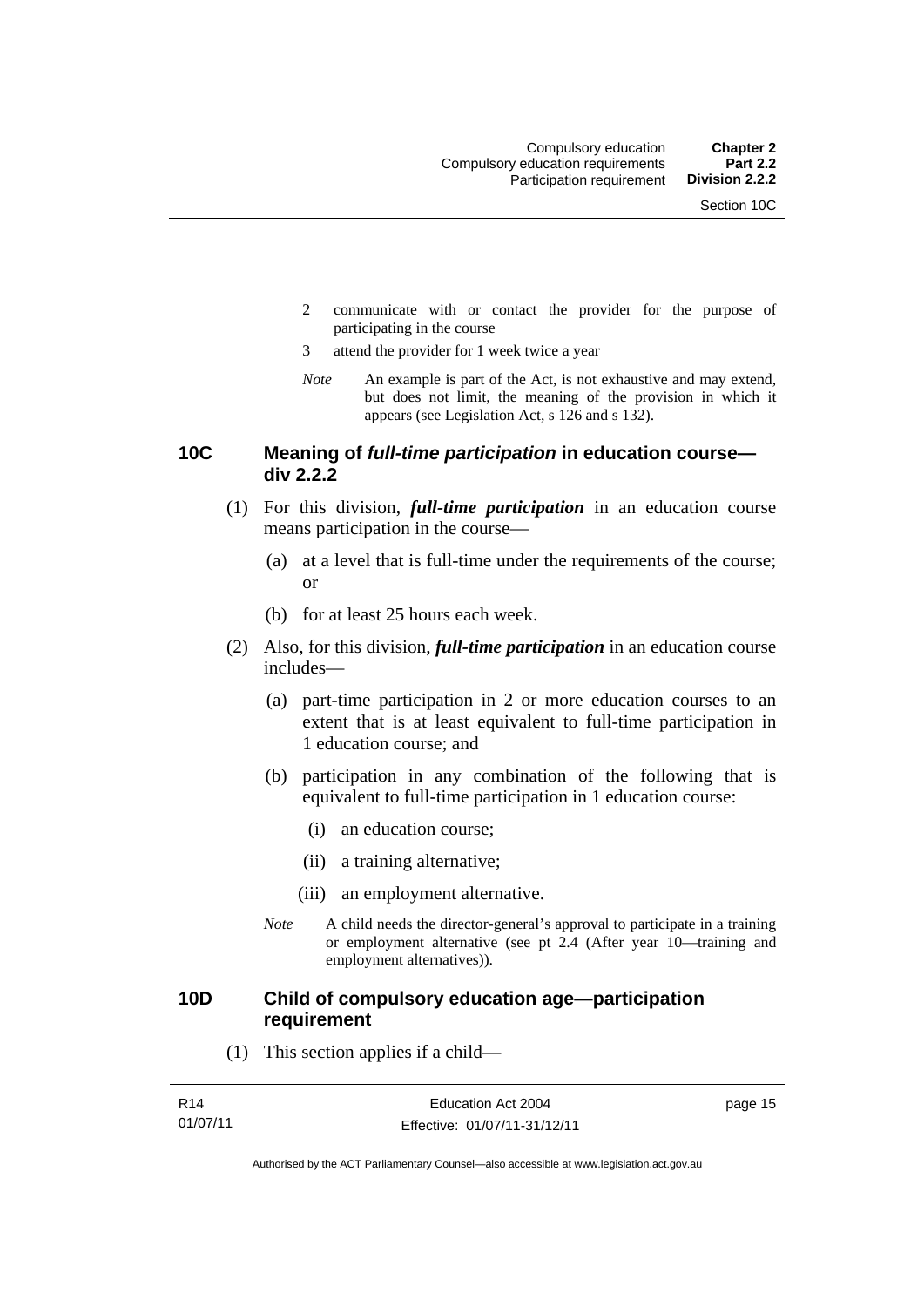2 communicate with or contact the provider for the purpose of participating in the course

3 attend the provider for 1 week twice a year

*Note* An example is part of the Act, is not exhaustive and may extend, but does not limit, the meaning of the provision in which it appears (see Legislation Act, s 126 and s 132).

### 10C Meaning of *full-time participation* in education course—div 2.2.2

(1) For this division, ***full-time participation*** in an education course means participation in the course—

(a) at a level that is full-time under the requirements of the course; or

(b) for at least 25 hours each week.

(2) Also, for this division, ***full-time participation*** in an education course includes—

(a) part-time participation in 2 or more education courses to an extent that is at least equivalent to full-time participation in 1 education course; and

(b) participation in any combination of the following that is equivalent to full-time participation in 1 education course:

(i) an education course;

(ii) a training alternative;

(iii) an employment alternative.

*Note* A child needs the director-general's approval to participate in a training or employment alternative (see pt 2.4 (After year 10—training and employment alternatives)).

### 10D Child of compulsory education age—participation requirement

(1) This section applies if a child—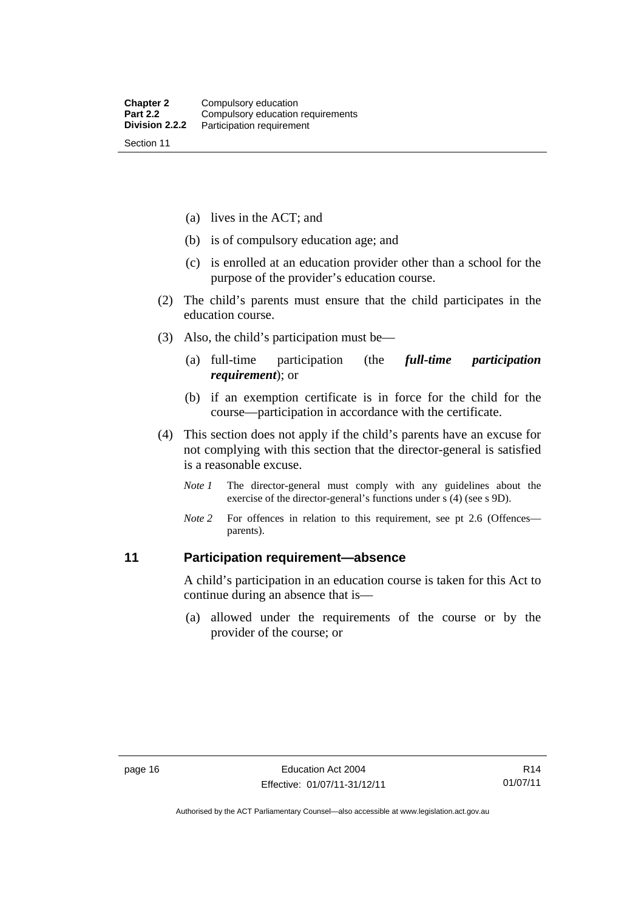(a) lives in the ACT; and

(b) is of compulsory education age; and

(c) is enrolled at an education provider other than a school for the purpose of the provider's education course.

(2) The child's parents must ensure that the child participates in the education course.

(3) Also, the child's participation must be—

(a) full-time participation (the ***full-time participation requirement***); or

(b) if an exemption certificate is in force for the child for the course—participation in accordance with the certificate.

(4) This section does not apply if the child's parents have an excuse for not complying with this section that the director-general is satisfied is a reasonable excuse.

*Note 1* The director-general must comply with any guidelines about the exercise of the director-general's functions under s (4) (see s 9D).

*Note 2* For offences in relation to this requirement, see pt 2.6 (Offences—parents).

## 11 Participation requirement—absence

A child's participation in an education course is taken for this Act to continue during an absence that is—

(a) allowed under the requirements of the course or by the provider of the course; or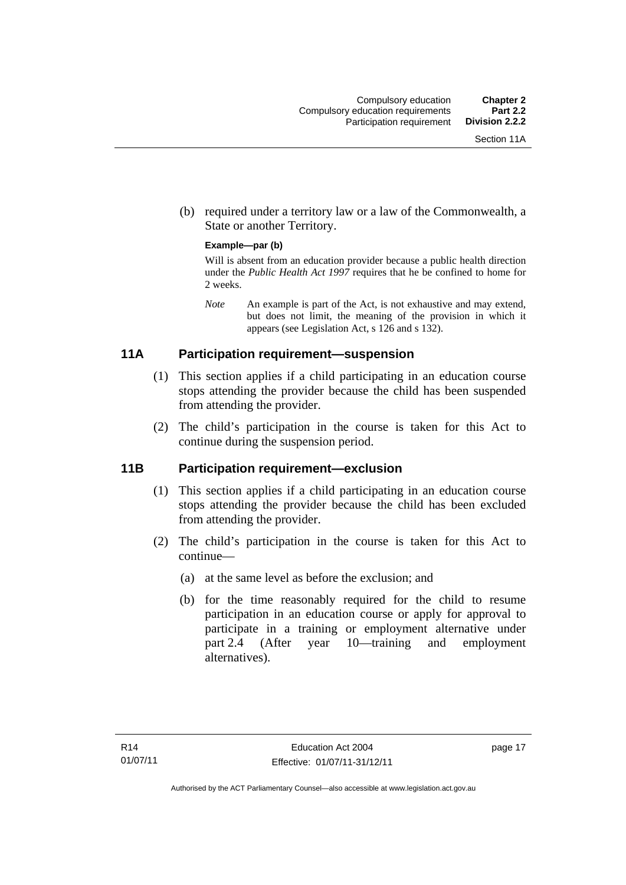(b) required under a territory law or a law of the Commonwealth, a State or another Territory.

**Example—par (b)**

Will is absent from an education provider because a public health direction under the *Public Health Act 1997* requires that he be confined to home for 2 weeks.

*Note* An example is part of the Act, is not exhaustive and may extend, but does not limit, the meaning of the provision in which it appears (see Legislation Act, s 126 and s 132).

## 11A Participation requirement—suspension

(1) This section applies if a child participating in an education course stops attending the provider because the child has been suspended from attending the provider.

(2) The child's participation in the course is taken for this Act to continue during the suspension period.

## 11B Participation requirement—exclusion

(1) This section applies if a child participating in an education course stops attending the provider because the child has been excluded from attending the provider.

(2) The child's participation in the course is taken for this Act to continue—

(a) at the same level as before the exclusion; and

(b) for the time reasonably required for the child to resume participation in an education course or apply for approval to participate in a training or employment alternative under part 2.4 (After year 10—training and employment alternatives).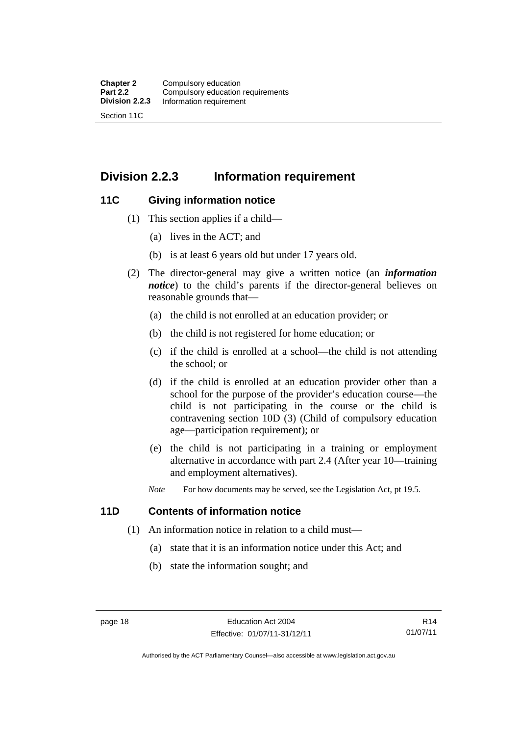## Division 2.2.3 Information requirement

### 11C Giving information notice

(1) This section applies if a child—

  (a) lives in the ACT; and

  (b) is at least 6 years old but under 17 years old.

(2) The director-general may give a written notice (an ***information notice***) to the child's parents if the director-general believes on reasonable grounds that—

  (a) the child is not enrolled at an education provider; or

  (b) the child is not registered for home education; or

  (c) if the child is enrolled at a school—the child is not attending the school; or

  (d) if the child is enrolled at an education provider other than a school for the purpose of the provider's education course—the child is not participating in the course or the child is contravening section 10D (3) (Child of compulsory education age—participation requirement); or

  (e) the child is not participating in a training or employment alternative in accordance with part 2.4 (After year 10—training and employment alternatives).

*Note* For how documents may be served, see the Legislation Act, pt 19.5.

### 11D Contents of information notice

(1) An information notice in relation to a child must—

  (a) state that it is an information notice under this Act; and

  (b) state the information sought; and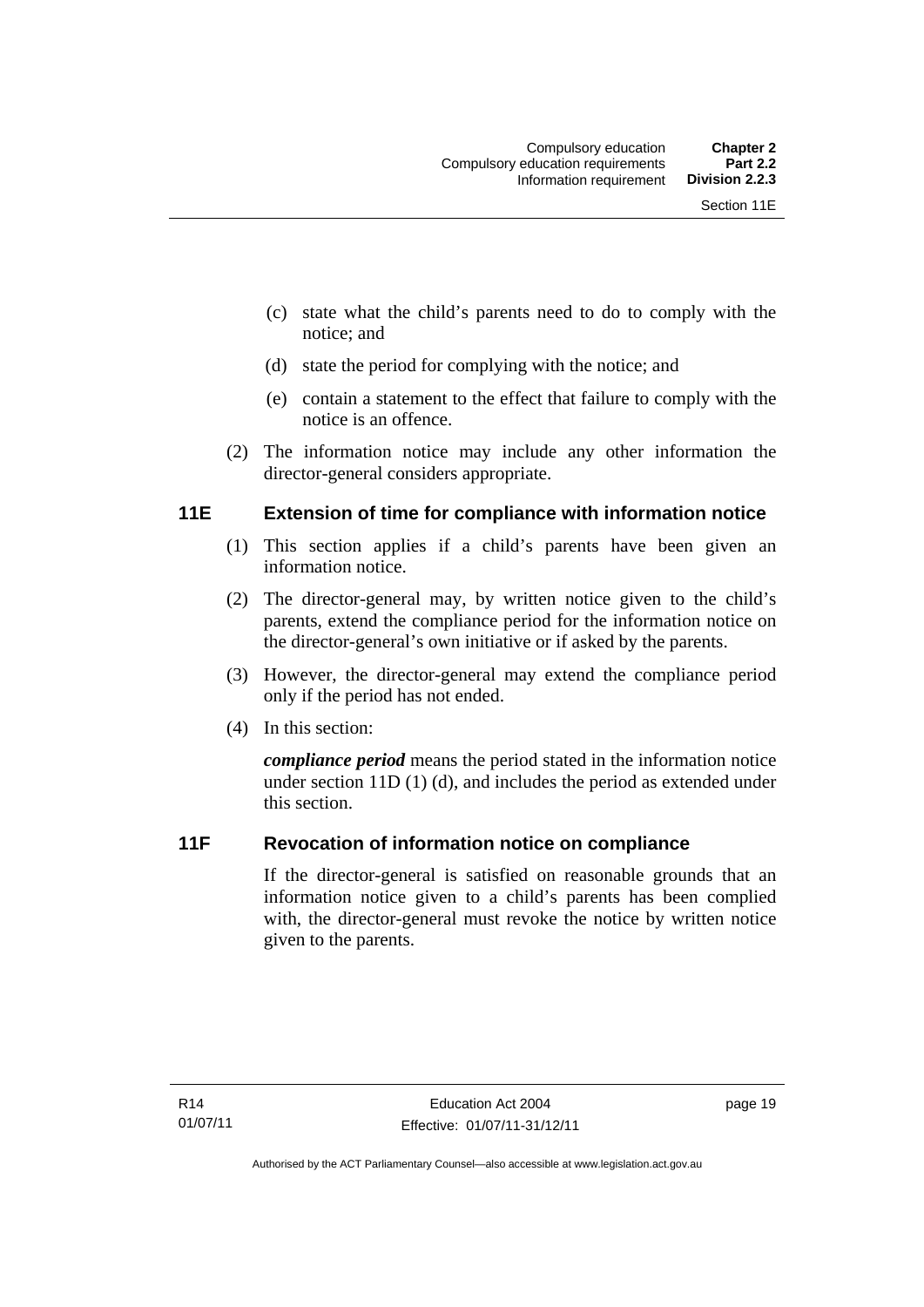(c) state what the child's parents need to do to comply with the notice; and

(d) state the period for complying with the notice; and

(e) contain a statement to the effect that failure to comply with the notice is an offence.

(2) The information notice may include any other information the director-general considers appropriate.

## 11E Extension of time for compliance with information notice

(1) This section applies if a child's parents have been given an information notice.

(2) The director-general may, by written notice given to the child's parents, extend the compliance period for the information notice on the director-general's own initiative or if asked by the parents.

(3) However, the director-general may extend the compliance period only if the period has not ended.

(4) In this section:

***compliance period*** means the period stated in the information notice under section 11D (1) (d), and includes the period as extended under this section.

## 11F Revocation of information notice on compliance

If the director-general is satisfied on reasonable grounds that an information notice given to a child's parents has been complied with, the director-general must revoke the notice by written notice given to the parents.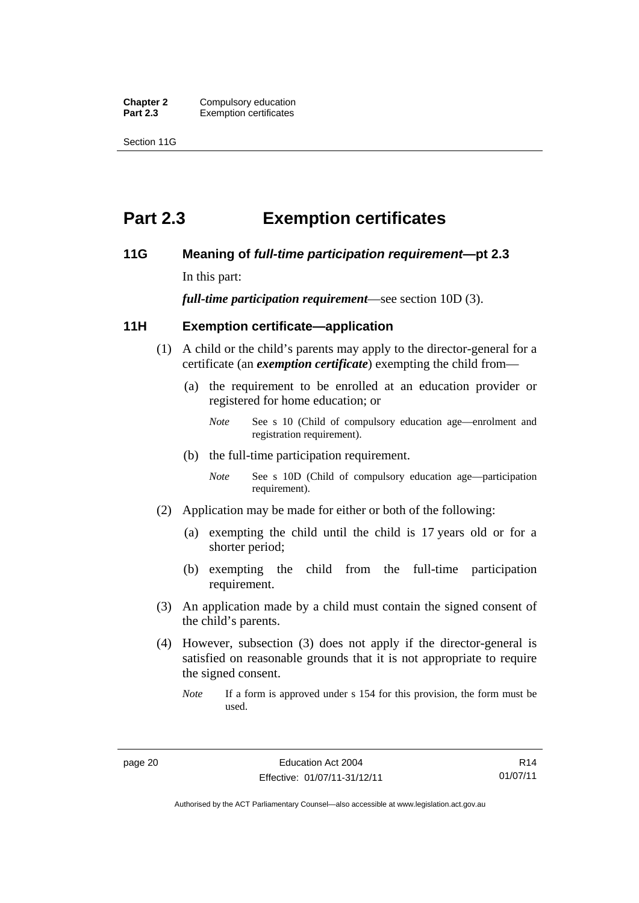# Part 2.3 Exemption certificates

### 11G Meaning of *full-time participation requirement*—pt 2.3

In this part:

***full-time participation requirement***—see section 10D (3).

### 11H Exemption certificate—application

(1) A child or the child's parents may apply to the director-general for a certificate (an ***exemption certificate***) exempting the child from—

(a) the requirement to be enrolled at an education provider or registered for home education; or

*Note* See s 10 (Child of compulsory education age—enrolment and registration requirement).

(b) the full-time participation requirement.

*Note* See s 10D (Child of compulsory education age—participation requirement).

(2) Application may be made for either or both of the following:

(a) exempting the child until the child is 17 years old or for a shorter period;

(b) exempting the child from the full-time participation requirement.

(3) An application made by a child must contain the signed consent of the child's parents.

(4) However, subsection (3) does not apply if the director-general is satisfied on reasonable grounds that it is not appropriate to require the signed consent.

*Note* If a form is approved under s 154 for this provision, the form must be used.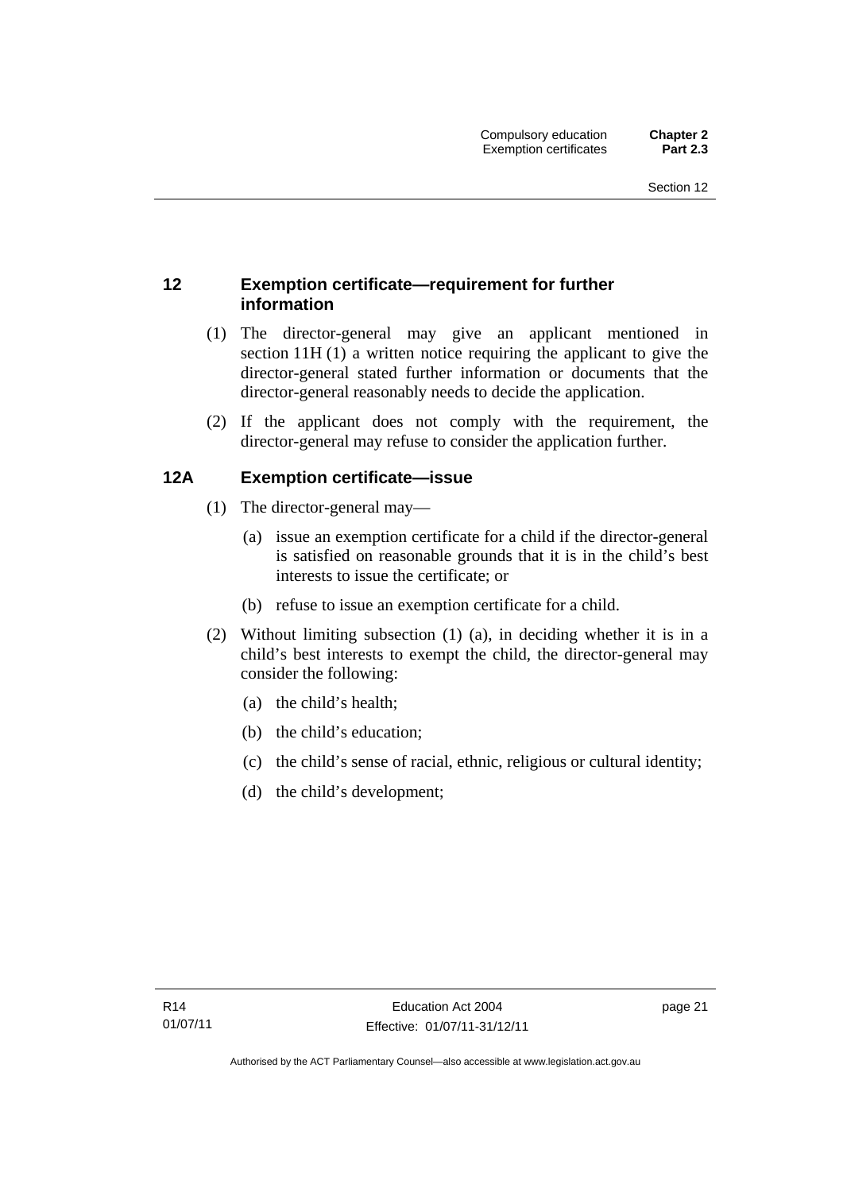## 12 Exemption certificate—requirement for further information

(1) The director-general may give an applicant mentioned in section 11H (1) a written notice requiring the applicant to give the director-general stated further information or documents that the director-general reasonably needs to decide the application.

(2) If the applicant does not comply with the requirement, the director-general may refuse to consider the application further.

## 12A Exemption certificate—issue

(1) The director-general may—

(a) issue an exemption certificate for a child if the director-general is satisfied on reasonable grounds that it is in the child's best interests to issue the certificate; or

(b) refuse to issue an exemption certificate for a child.

(2) Without limiting subsection (1) (a), in deciding whether it is in a child's best interests to exempt the child, the director-general may consider the following:

(a) the child's health;

(b) the child's education;

(c) the child's sense of racial, ethnic, religious or cultural identity;

(d) the child's development;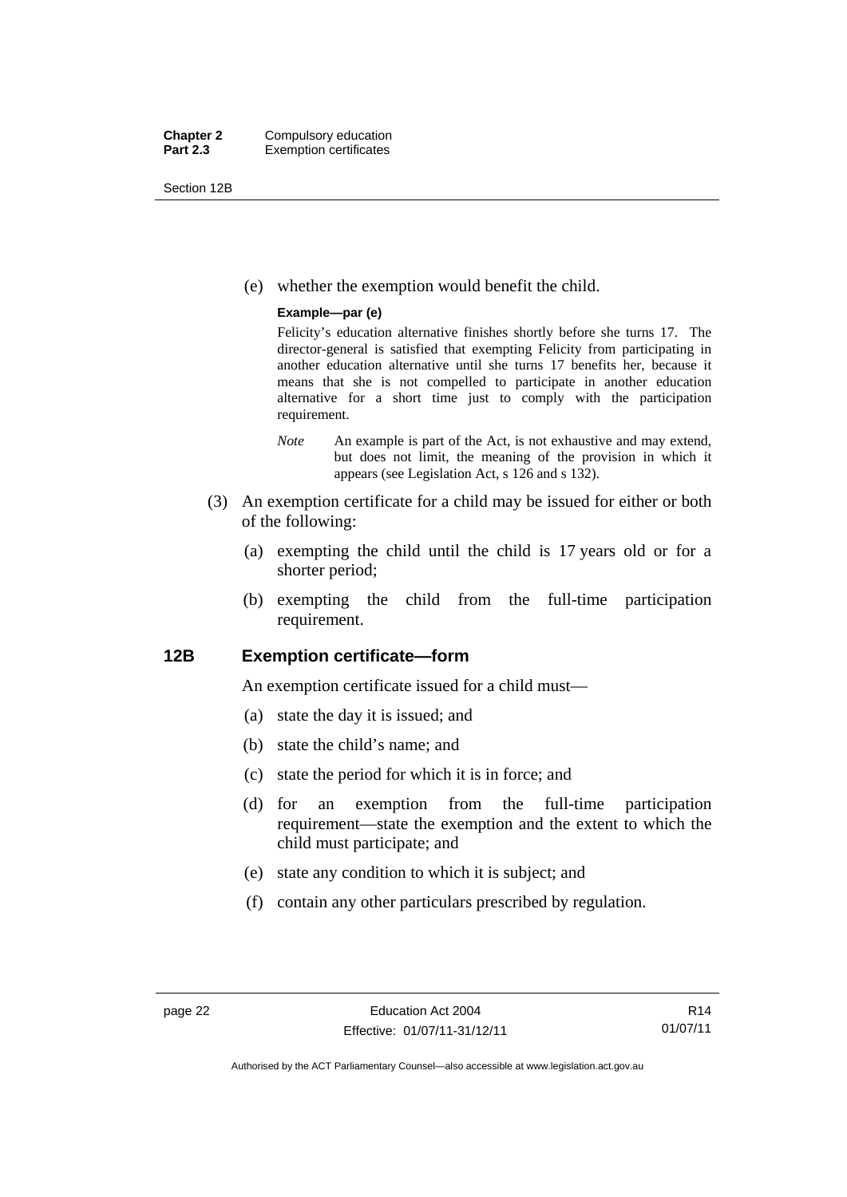(e) whether the exemption would benefit the child.

**Example—par (e)**

Felicity's education alternative finishes shortly before she turns 17. The director-general is satisfied that exempting Felicity from participating in another education alternative until she turns 17 benefits her, because it means that she is not compelled to participate in another education alternative for a short time just to comply with the participation requirement.

*Note* An example is part of the Act, is not exhaustive and may extend, but does not limit, the meaning of the provision in which it appears (see Legislation Act, s 126 and s 132).

(3) An exemption certificate for a child may be issued for either or both of the following:

(a) exempting the child until the child is 17 years old or for a shorter period;

(b) exempting the child from the full-time participation requirement.

## 12B Exemption certificate—form

An exemption certificate issued for a child must—

(a) state the day it is issued; and

(b) state the child's name; and

(c) state the period for which it is in force; and

(d) for an exemption from the full-time participation requirement—state the exemption and the extent to which the child must participate; and

(e) state any condition to which it is subject; and

(f) contain any other particulars prescribed by regulation.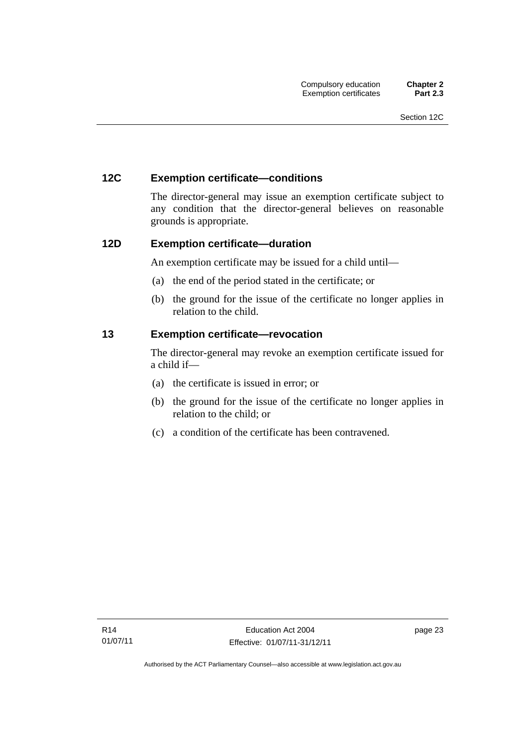### 12C Exemption certificate—conditions

The director-general may issue an exemption certificate subject to any condition that the director-general believes on reasonable grounds is appropriate.

### 12D Exemption certificate—duration

An exemption certificate may be issued for a child until—

(a) the end of the period stated in the certificate; or

(b) the ground for the issue of the certificate no longer applies in relation to the child.

### 13 Exemption certificate—revocation

The director-general may revoke an exemption certificate issued for a child if—

(a) the certificate is issued in error; or

(b) the ground for the issue of the certificate no longer applies in relation to the child; or

(c) a condition of the certificate has been contravened.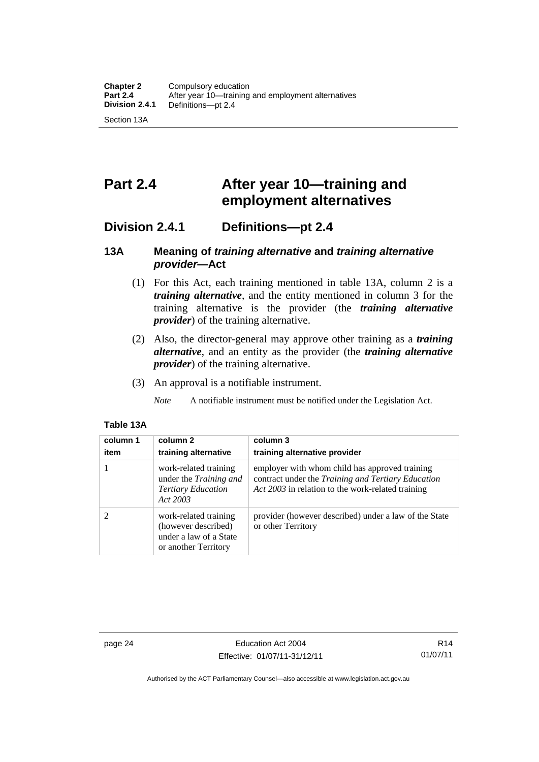# Part 2.4 After year 10—training and employment alternatives

## Division 2.4.1 Definitions—pt 2.4

### 13A Meaning of *training alternative* and *training alternative provider*—Act

(1) For this Act, each training mentioned in table 13A, column 2 is a ***training alternative***, and the entity mentioned in column 3 for the training alternative is the provider (the ***training alternative provider***) of the training alternative.

(2) Also, the director-general may approve other training as a ***training alternative***, and an entity as the provider (the ***training alternative provider***) of the training alternative.

(3) An approval is a notifiable instrument.

*Note* A notifiable instrument must be notified under the Legislation Act.

**Table 13A**

| column 1<br>item | column 2<br>training alternative | column 3<br>training alternative provider |
|---|---|---|
| 1 | work-related training under the *Training and Tertiary Education Act 2003* | employer with whom child has approved training contract under the *Training and Tertiary Education Act 2003* in relation to the work-related training |
| 2 | work-related training (however described) under a law of a State or another Territory | provider (however described) under a law of the State or other Territory |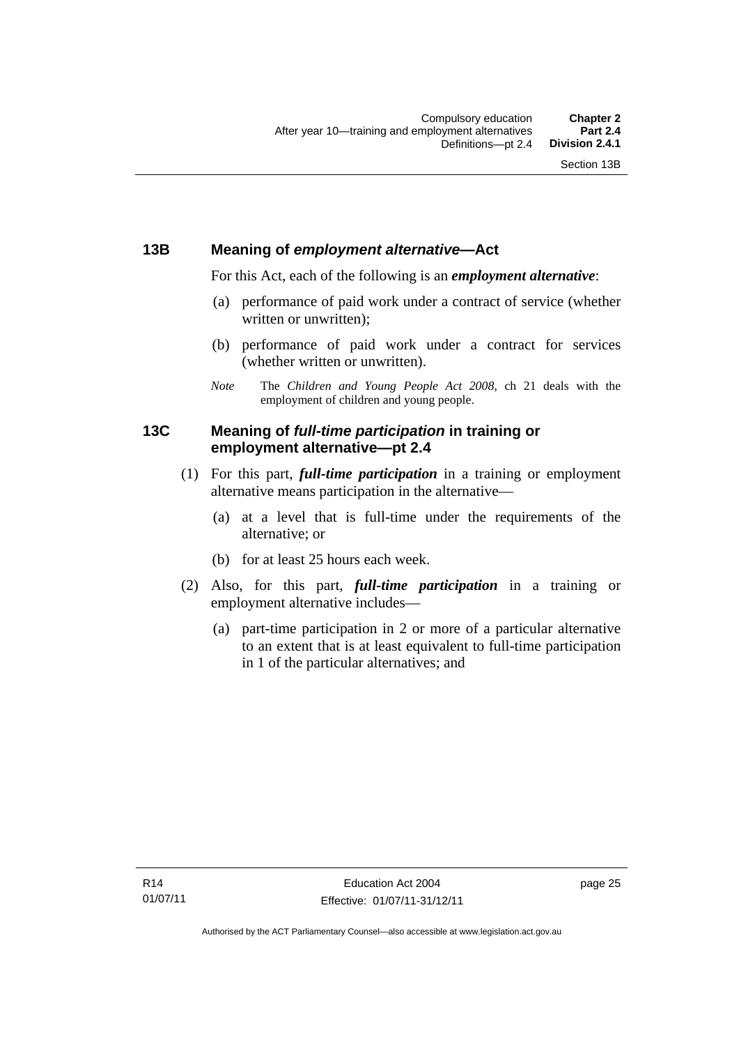## 13B Meaning of *employment alternative*—Act

For this Act, each of the following is an ***employment alternative***:

(a) performance of paid work under a contract of service (whether written or unwritten);

(b) performance of paid work under a contract for services (whether written or unwritten).

*Note* The *Children and Young People Act 2008*, ch 21 deals with the employment of children and young people.

## 13C Meaning of *full-time participation* in training or employment alternative—pt 2.4

(1) For this part, ***full-time participation*** in a training or employment alternative means participation in the alternative—

(a) at a level that is full-time under the requirements of the alternative; or

(b) for at least 25 hours each week.

(2) Also, for this part, ***full-time participation*** in a training or employment alternative includes—

(a) part-time participation in 2 or more of a particular alternative to an extent that is at least equivalent to full-time participation in 1 of the particular alternatives; and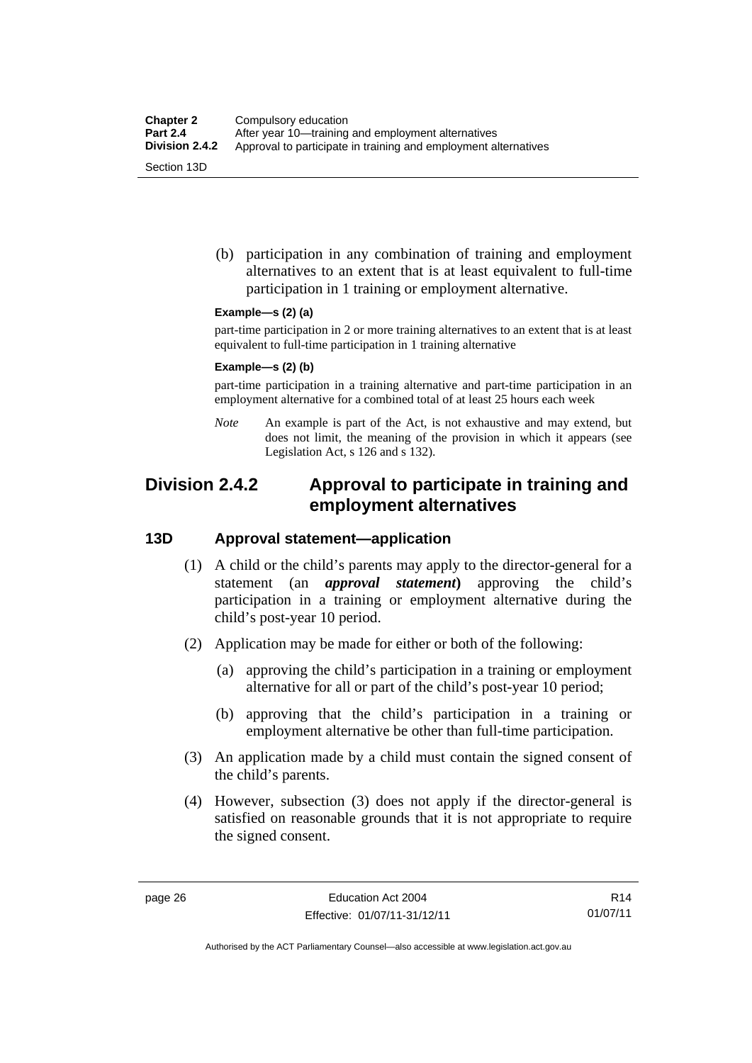(b) participation in any combination of training and employment alternatives to an extent that is at least equivalent to full-time participation in 1 training or employment alternative.

**Example—s (2) (a)**

part-time participation in 2 or more training alternatives to an extent that is at least equivalent to full-time participation in 1 training alternative

**Example—s (2) (b)**

part-time participation in a training alternative and part-time participation in an employment alternative for a combined total of at least 25 hours each week

*Note* An example is part of the Act, is not exhaustive and may extend, but does not limit, the meaning of the provision in which it appears (see Legislation Act, s 126 and s 132).

## Division 2.4.2 Approval to participate in training and employment alternatives

### 13D Approval statement—application

(1) A child or the child's parents may apply to the director-general for a statement (an ***approval statement***) approving the child's participation in a training or employment alternative during the child's post-year 10 period.

(2) Application may be made for either or both of the following:

(a) approving the child's participation in a training or employment alternative for all or part of the child's post-year 10 period;

(b) approving that the child's participation in a training or employment alternative be other than full-time participation.

(3) An application made by a child must contain the signed consent of the child's parents.

(4) However, subsection (3) does not apply if the director-general is satisfied on reasonable grounds that it is not appropriate to require the signed consent.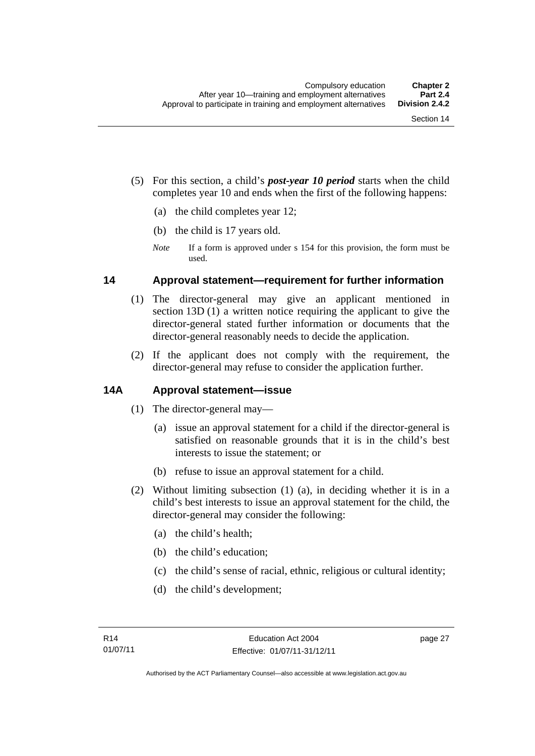(5) For this section, a child's ***post-year 10 period*** starts when the child completes year 10 and ends when the first of the following happens:

   (a) the child completes year 12;

   (b) the child is 17 years old.

   *Note* If a form is approved under s 154 for this provision, the form must be used.

## 14 Approval statement—requirement for further information

(1) The director-general may give an applicant mentioned in section 13D (1) a written notice requiring the applicant to give the director-general stated further information or documents that the director-general reasonably needs to decide the application.

(2) If the applicant does not comply with the requirement, the director-general may refuse to consider the application further.

## 14A Approval statement—issue

(1) The director-general may—

   (a) issue an approval statement for a child if the director-general is satisfied on reasonable grounds that it is in the child's best interests to issue the statement; or

   (b) refuse to issue an approval statement for a child.

(2) Without limiting subsection (1) (a), in deciding whether it is in a child's best interests to issue an approval statement for the child, the director-general may consider the following:

   (a) the child's health;

   (b) the child's education;

   (c) the child's sense of racial, ethnic, religious or cultural identity;

   (d) the child's development;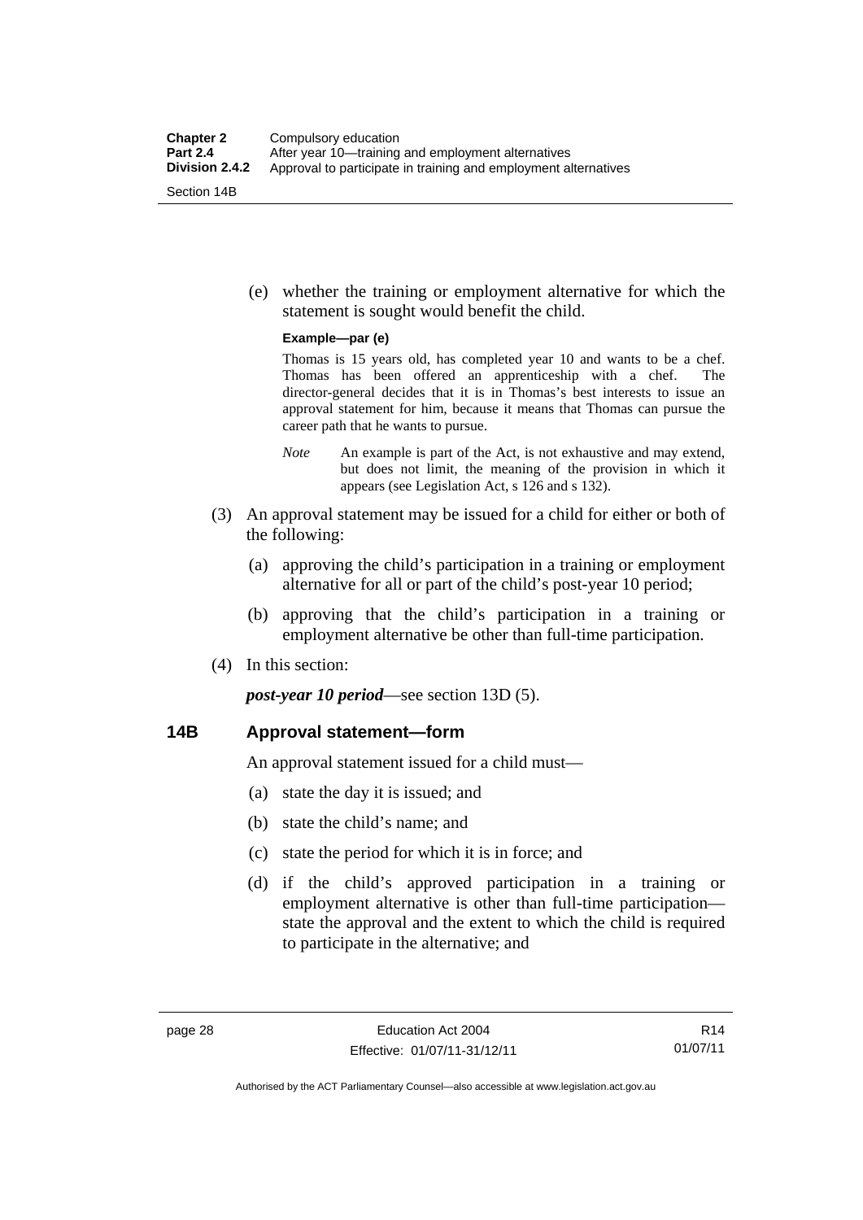(e) whether the training or employment alternative for which the statement is sought would benefit the child.

**Example—par (e)**

Thomas is 15 years old, has completed year 10 and wants to be a chef. Thomas has been offered an apprenticeship with a chef. The director-general decides that it is in Thomas's best interests to issue an approval statement for him, because it means that Thomas can pursue the career path that he wants to pursue.

*Note* An example is part of the Act, is not exhaustive and may extend, but does not limit, the meaning of the provision in which it appears (see Legislation Act, s 126 and s 132).

(3) An approval statement may be issued for a child for either or both of the following:

(a) approving the child's participation in a training or employment alternative for all or part of the child's post-year 10 period;

(b) approving that the child's participation in a training or employment alternative be other than full-time participation.

(4) In this section:

***post-year 10 period***—see section 13D (5).

### 14B Approval statement—form

An approval statement issued for a child must—

(a) state the day it is issued; and

(b) state the child's name; and

(c) state the period for which it is in force; and

(d) if the child's approved participation in a training or employment alternative is other than full-time participation—state the approval and the extent to which the child is required to participate in the alternative; and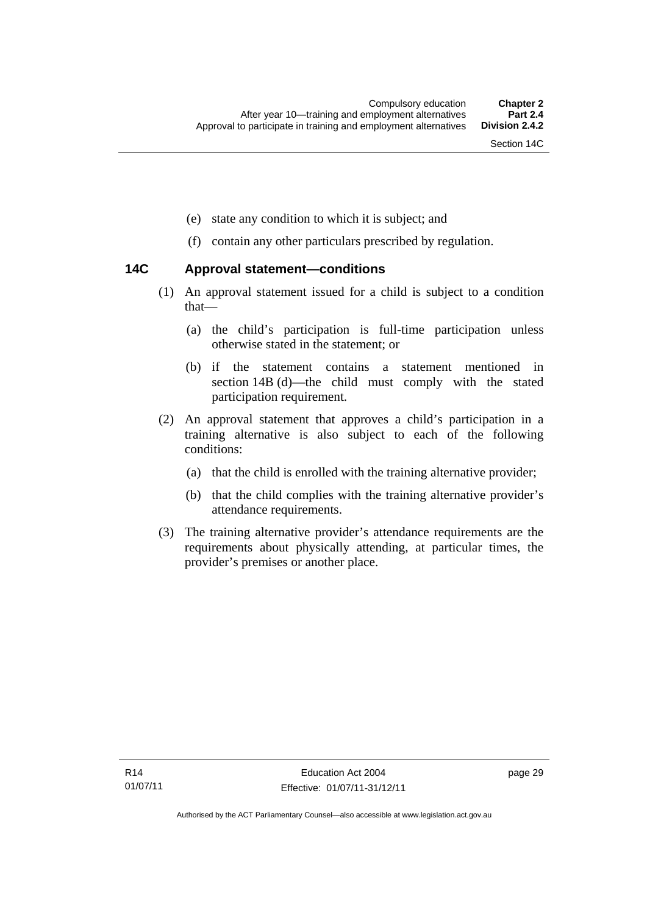(e) state any condition to which it is subject; and

(f) contain any other particulars prescribed by regulation.

### 14C Approval statement—conditions

(1) An approval statement issued for a child is subject to a condition that—

(a) the child's participation is full-time participation unless otherwise stated in the statement; or

(b) if the statement contains a statement mentioned in section 14B (d)—the child must comply with the stated participation requirement.

(2) An approval statement that approves a child's participation in a training alternative is also subject to each of the following conditions:

(a) that the child is enrolled with the training alternative provider;

(b) that the child complies with the training alternative provider's attendance requirements.

(3) The training alternative provider's attendance requirements are the requirements about physically attending, at particular times, the provider's premises or another place.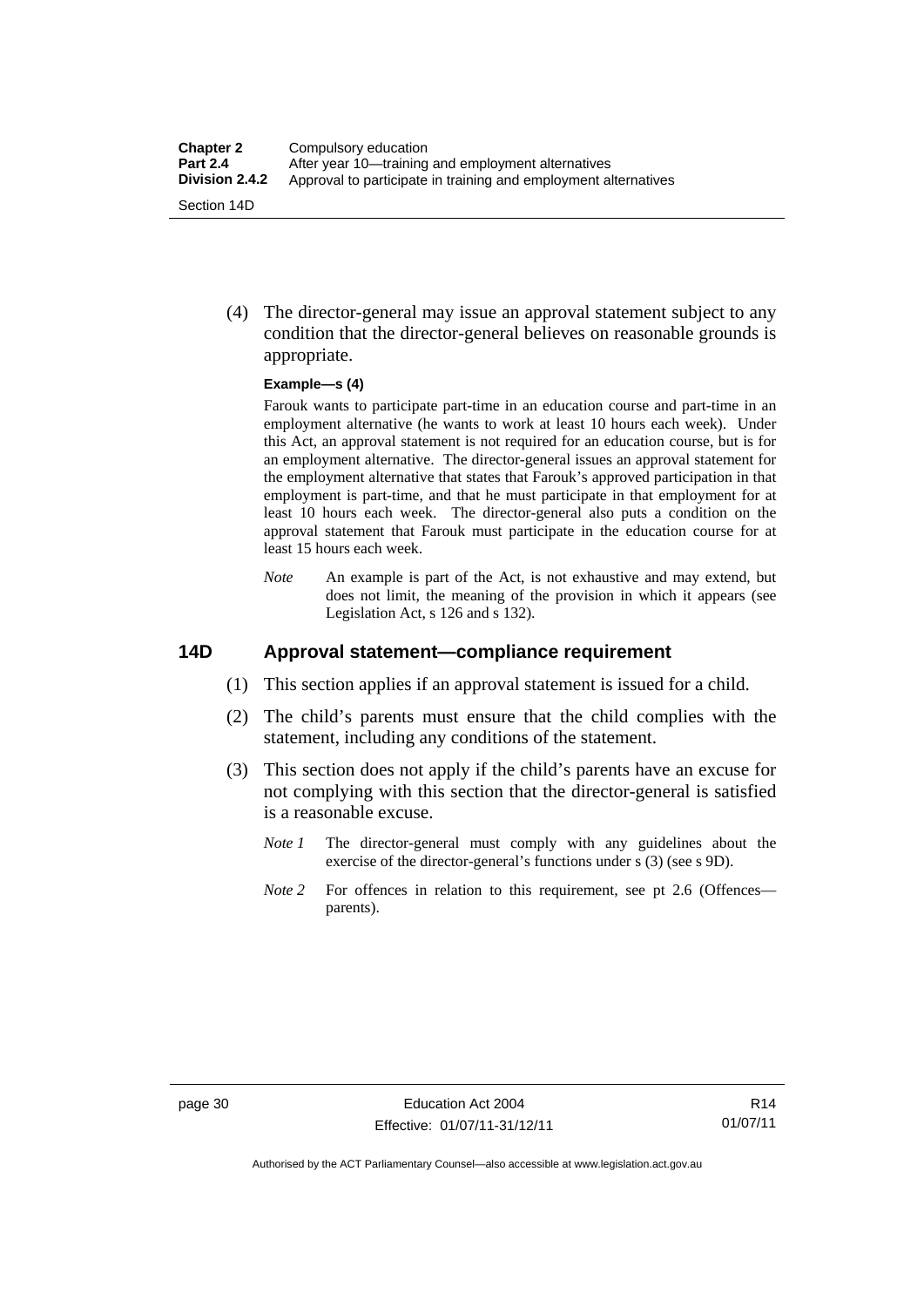(4) The director-general may issue an approval statement subject to any condition that the director-general believes on reasonable grounds is appropriate.

**Example—s (4)**

Farouk wants to participate part-time in an education course and part-time in an employment alternative (he wants to work at least 10 hours each week). Under this Act, an approval statement is not required for an education course, but is for an employment alternative. The director-general issues an approval statement for the employment alternative that states that Farouk's approved participation in that employment is part-time, and that he must participate in that employment for at least 10 hours each week. The director-general also puts a condition on the approval statement that Farouk must participate in the education course for at least 15 hours each week.

*Note* An example is part of the Act, is not exhaustive and may extend, but does not limit, the meaning of the provision in which it appears (see Legislation Act, s 126 and s 132).

## 14D Approval statement—compliance requirement

(1) This section applies if an approval statement is issued for a child.

(2) The child's parents must ensure that the child complies with the statement, including any conditions of the statement.

(3) This section does not apply if the child's parents have an excuse for not complying with this section that the director-general is satisfied is a reasonable excuse.

*Note 1* The director-general must comply with any guidelines about the exercise of the director-general's functions under s (3) (see s 9D).

*Note 2* For offences in relation to this requirement, see pt 2.6 (Offences—parents).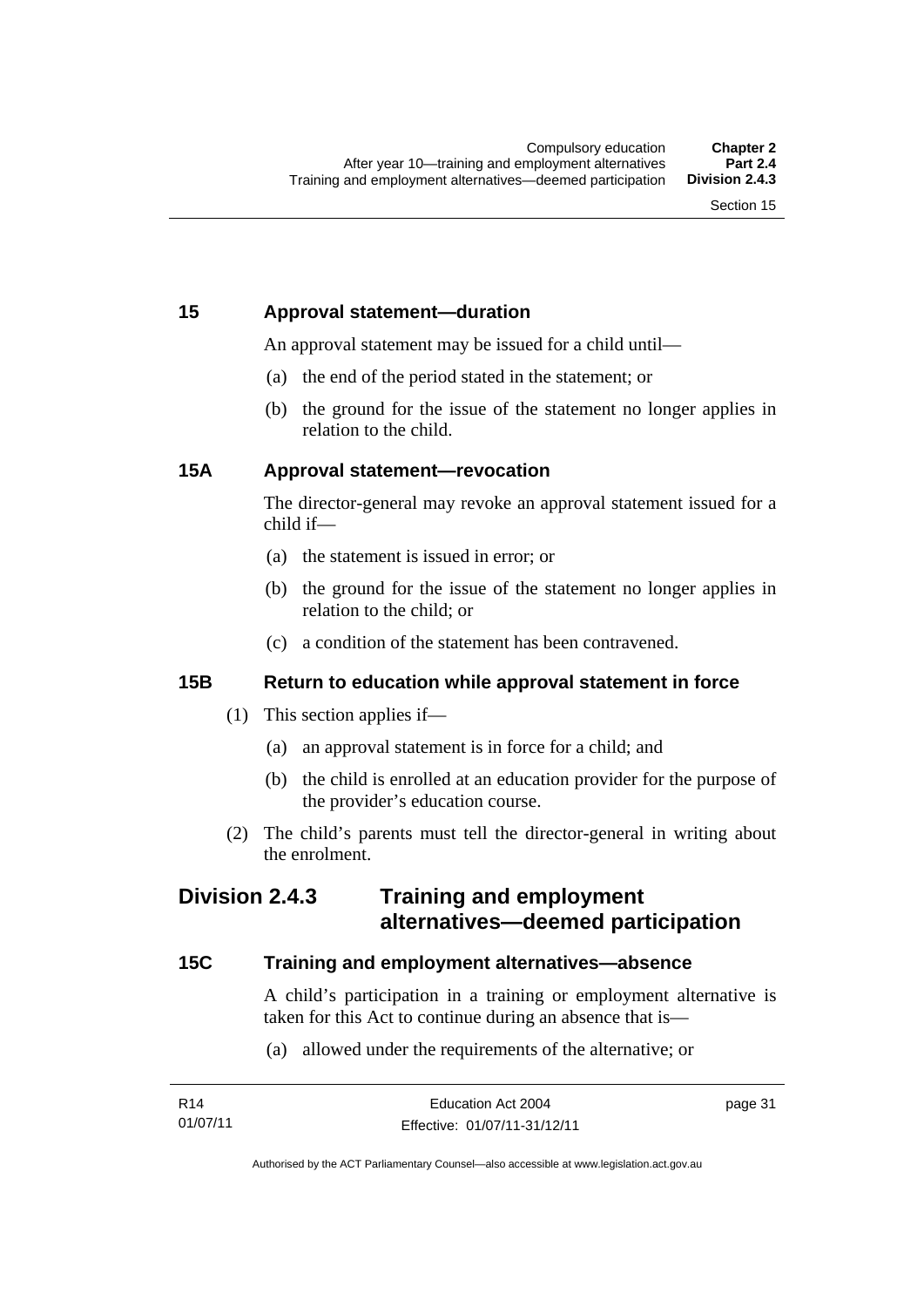## 15 Approval statement—duration

An approval statement may be issued for a child until—

(a) the end of the period stated in the statement; or

(b) the ground for the issue of the statement no longer applies in relation to the child.

## 15A Approval statement—revocation

The director-general may revoke an approval statement issued for a child if—

(a) the statement is issued in error; or

(b) the ground for the issue of the statement no longer applies in relation to the child; or

(c) a condition of the statement has been contravened.

## 15B Return to education while approval statement in force

(1) This section applies if—

(a) an approval statement is in force for a child; and

(b) the child is enrolled at an education provider for the purpose of the provider's education course.

(2) The child's parents must tell the director-general in writing about the enrolment.

# Division 2.4.3 Training and employment alternatives—deemed participation

## 15C Training and employment alternatives—absence

A child's participation in a training or employment alternative is taken for this Act to continue during an absence that is—

(a) allowed under the requirements of the alternative; or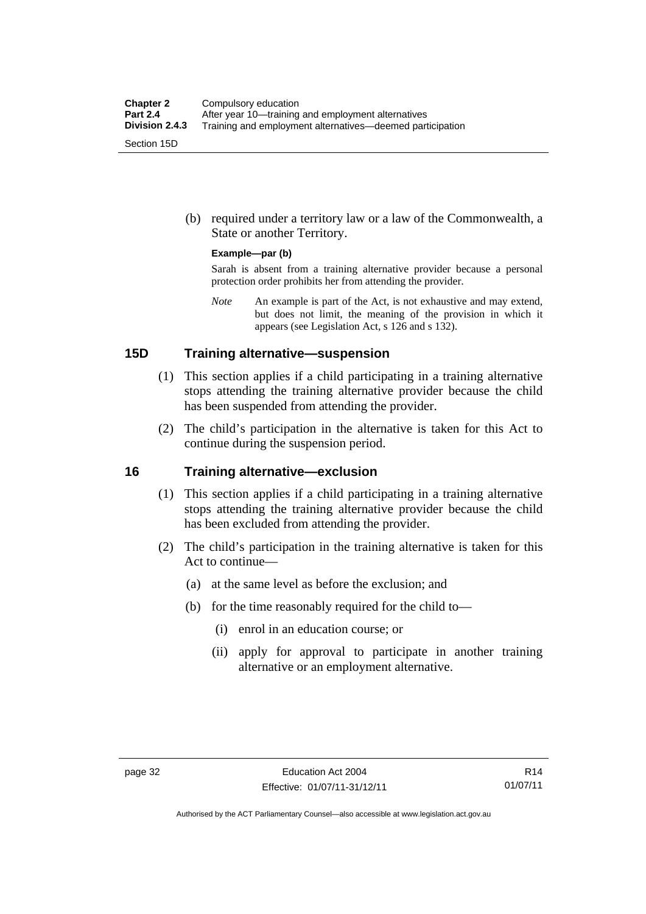(b) required under a territory law or a law of the Commonwealth, a State or another Territory.

**Example—par (b)**

Sarah is absent from a training alternative provider because a personal protection order prohibits her from attending the provider.

*Note* An example is part of the Act, is not exhaustive and may extend, but does not limit, the meaning of the provision in which it appears (see Legislation Act, s 126 and s 132).

## 15D Training alternative—suspension

(1) This section applies if a child participating in a training alternative stops attending the training alternative provider because the child has been suspended from attending the provider.

(2) The child's participation in the alternative is taken for this Act to continue during the suspension period.

## 16 Training alternative—exclusion

(1) This section applies if a child participating in a training alternative stops attending the training alternative provider because the child has been excluded from attending the provider.

(2) The child's participation in the training alternative is taken for this Act to continue—

(a) at the same level as before the exclusion; and

(b) for the time reasonably required for the child to—

(i) enrol in an education course; or

(ii) apply for approval to participate in another training alternative or an employment alternative.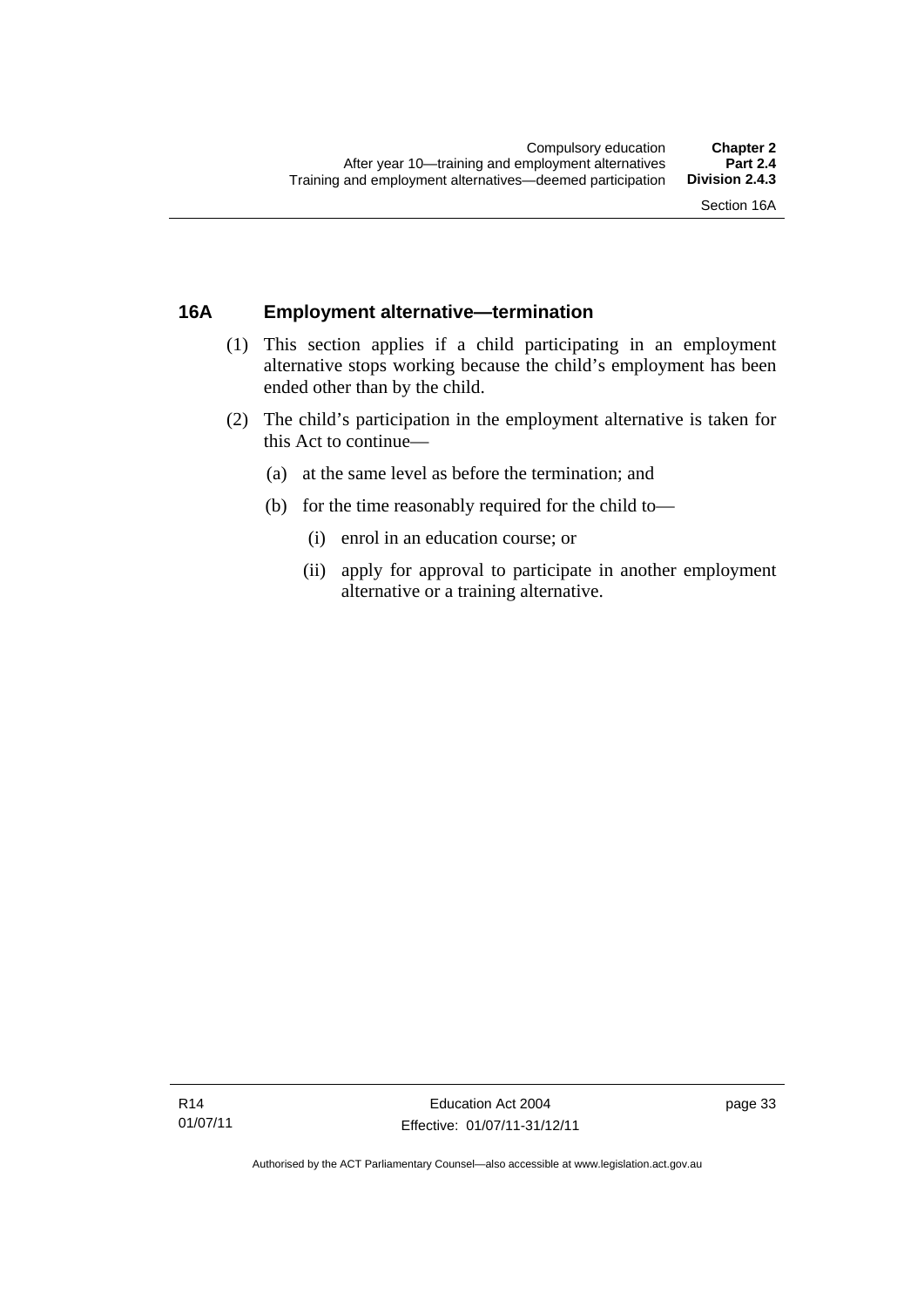## 16A Employment alternative—termination

(1) This section applies if a child participating in an employment alternative stops working because the child's employment has been ended other than by the child.

(2) The child's participation in the employment alternative is taken for this Act to continue—

- (a) at the same level as before the termination; and
- (b) for the time reasonably required for the child to—
  - (i) enrol in an education course; or
  - (ii) apply for approval to participate in another employment alternative or a training alternative.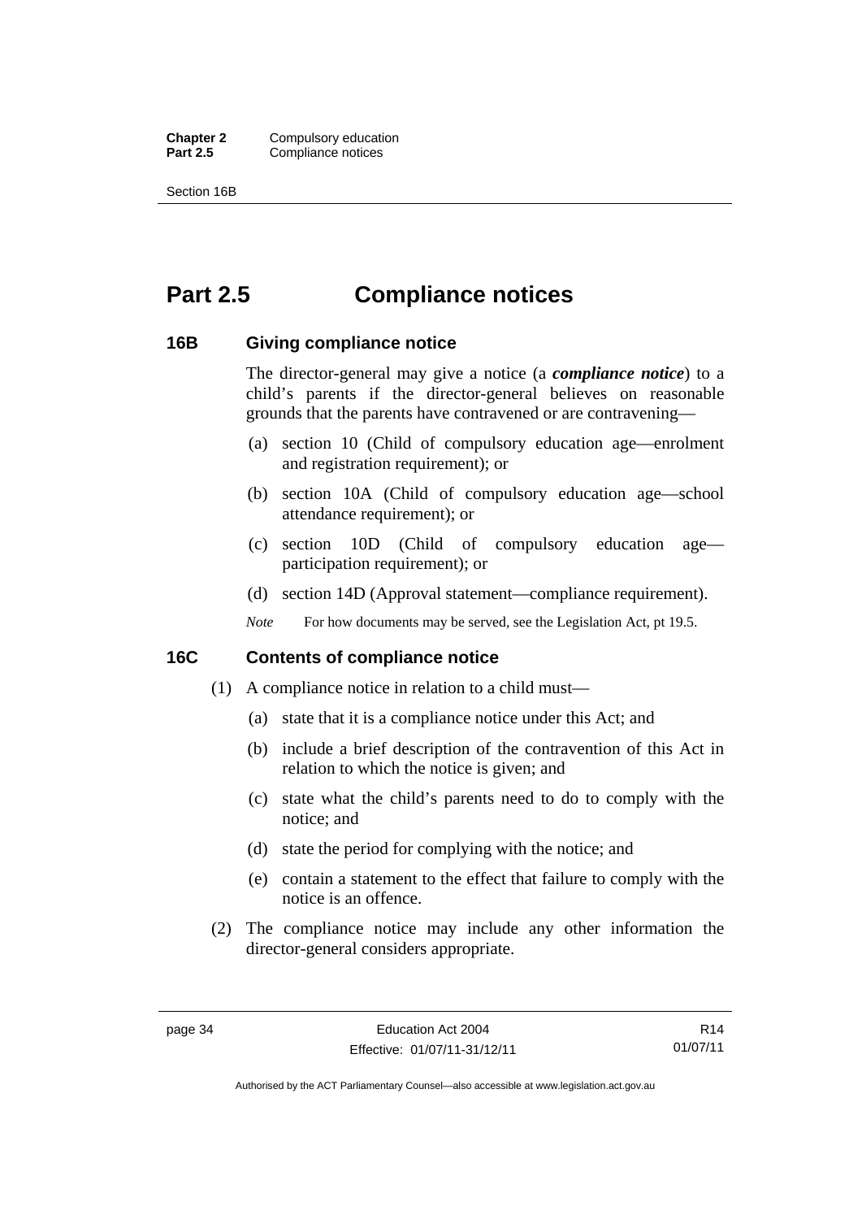# Part 2.5 Compliance notices

### 16B Giving compliance notice

The director-general may give a notice (a ***compliance notice***) to a child's parents if the director-general believes on reasonable grounds that the parents have contravened or are contravening—

(a) section 10 (Child of compulsory education age—enrolment and registration requirement); or

(b) section 10A (Child of compulsory education age—school attendance requirement); or

(c) section 10D (Child of compulsory education age—participation requirement); or

(d) section 14D (Approval statement—compliance requirement).

*Note* For how documents may be served, see the Legislation Act, pt 19.5.

### 16C Contents of compliance notice

(1) A compliance notice in relation to a child must—

(a) state that it is a compliance notice under this Act; and

(b) include a brief description of the contravention of this Act in relation to which the notice is given; and

(c) state what the child's parents need to do to comply with the notice; and

(d) state the period for complying with the notice; and

(e) contain a statement to the effect that failure to comply with the notice is an offence.

(2) The compliance notice may include any other information the director-general considers appropriate.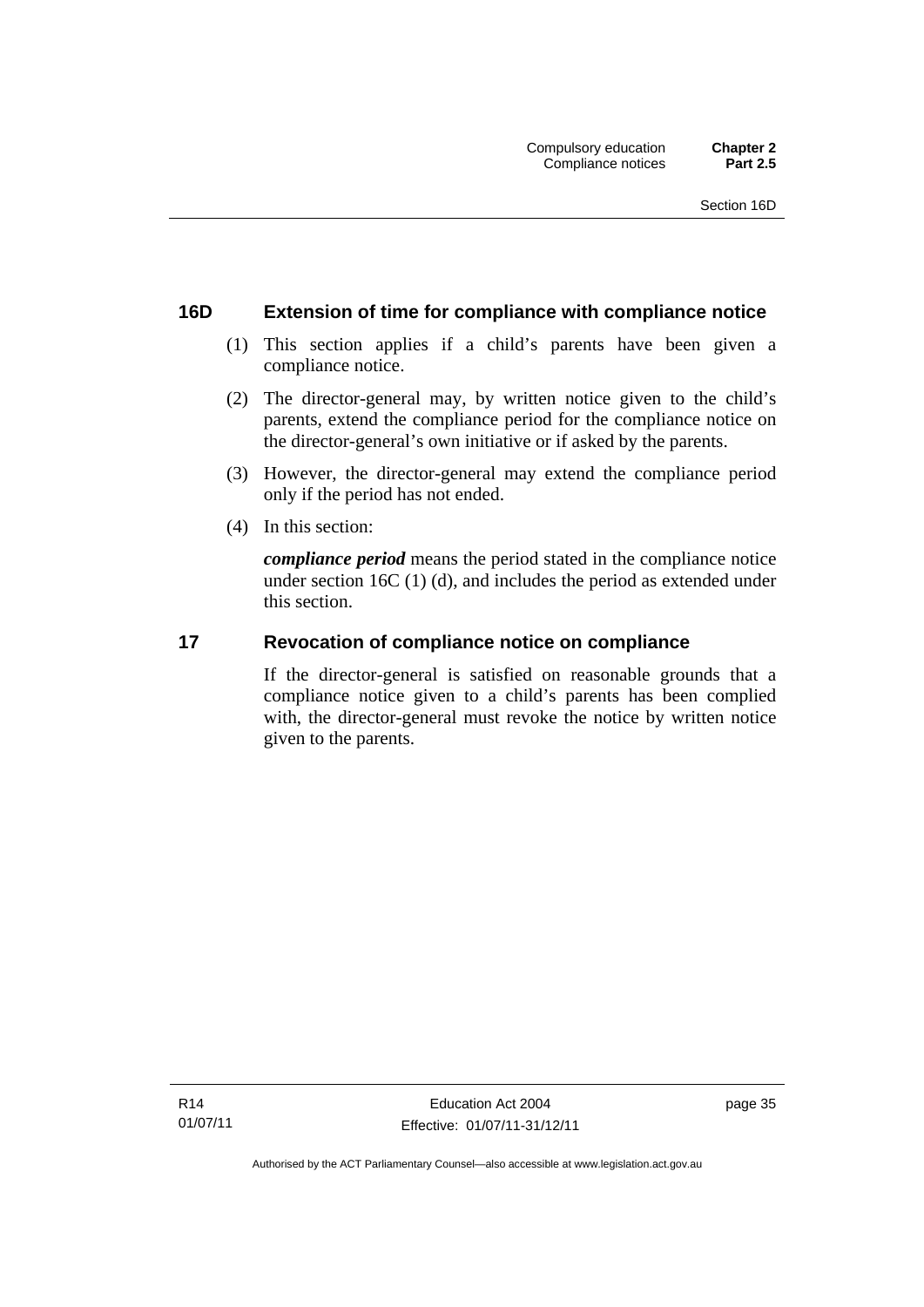### 16D Extension of time for compliance with compliance notice

(1) This section applies if a child's parents have been given a compliance notice.

(2) The director-general may, by written notice given to the child's parents, extend the compliance period for the compliance notice on the director-general's own initiative or if asked by the parents.

(3) However, the director-general may extend the compliance period only if the period has not ended.

(4) In this section:

***compliance period*** means the period stated in the compliance notice under section 16C (1) (d), and includes the period as extended under this section.

### 17 Revocation of compliance notice on compliance

If the director-general is satisfied on reasonable grounds that a compliance notice given to a child's parents has been complied with, the director-general must revoke the notice by written notice given to the parents.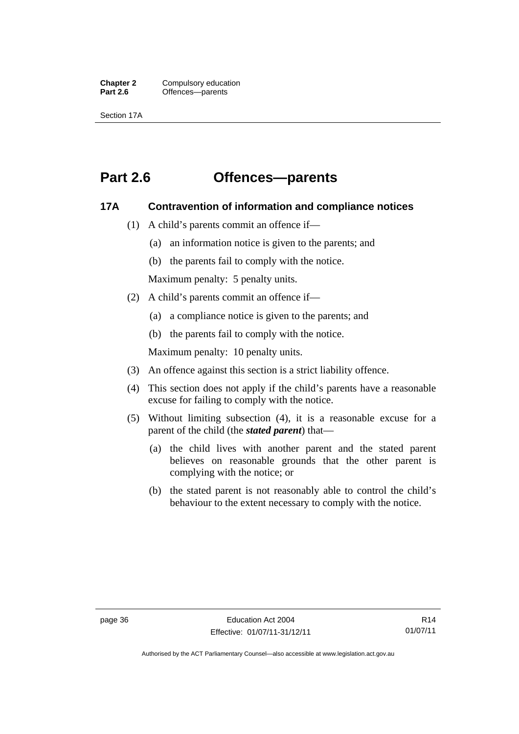# Part 2.6 Offences—parents

## 17A Contravention of information and compliance notices

(1) A child's parents commit an offence if—

(a) an information notice is given to the parents; and

(b) the parents fail to comply with the notice.

Maximum penalty: 5 penalty units.

(2) A child's parents commit an offence if—

(a) a compliance notice is given to the parents; and

(b) the parents fail to comply with the notice.

Maximum penalty: 10 penalty units.

(3) An offence against this section is a strict liability offence.

(4) This section does not apply if the child's parents have a reasonable excuse for failing to comply with the notice.

(5) Without limiting subsection (4), it is a reasonable excuse for a parent of the child (the ***stated parent***) that—

(a) the child lives with another parent and the stated parent believes on reasonable grounds that the other parent is complying with the notice; or

(b) the stated parent is not reasonably able to control the child's behaviour to the extent necessary to comply with the notice.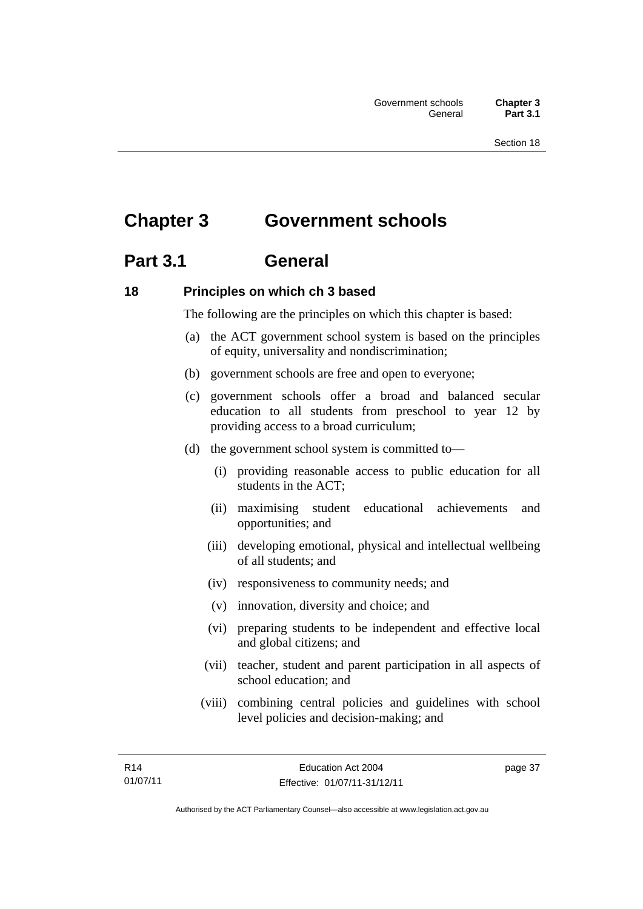# Chapter 3 Government schools

## Part 3.1 General

### 18 Principles on which ch 3 based

The following are the principles on which this chapter is based:

(a) the ACT government school system is based on the principles of equity, universality and nondiscrimination;

(b) government schools are free and open to everyone;

(c) government schools offer a broad and balanced secular education to all students from preschool to year 12 by providing access to a broad curriculum;

(d) the government school system is committed to—

   (i) providing reasonable access to public education for all students in the ACT;

   (ii) maximising student educational achievements and opportunities; and

   (iii) developing emotional, physical and intellectual wellbeing of all students; and

   (iv) responsiveness to community needs; and

   (v) innovation, diversity and choice; and

   (vi) preparing students to be independent and effective local and global citizens; and

   (vii) teacher, student and parent participation in all aspects of school education; and

   (viii) combining central policies and guidelines with school level policies and decision-making; and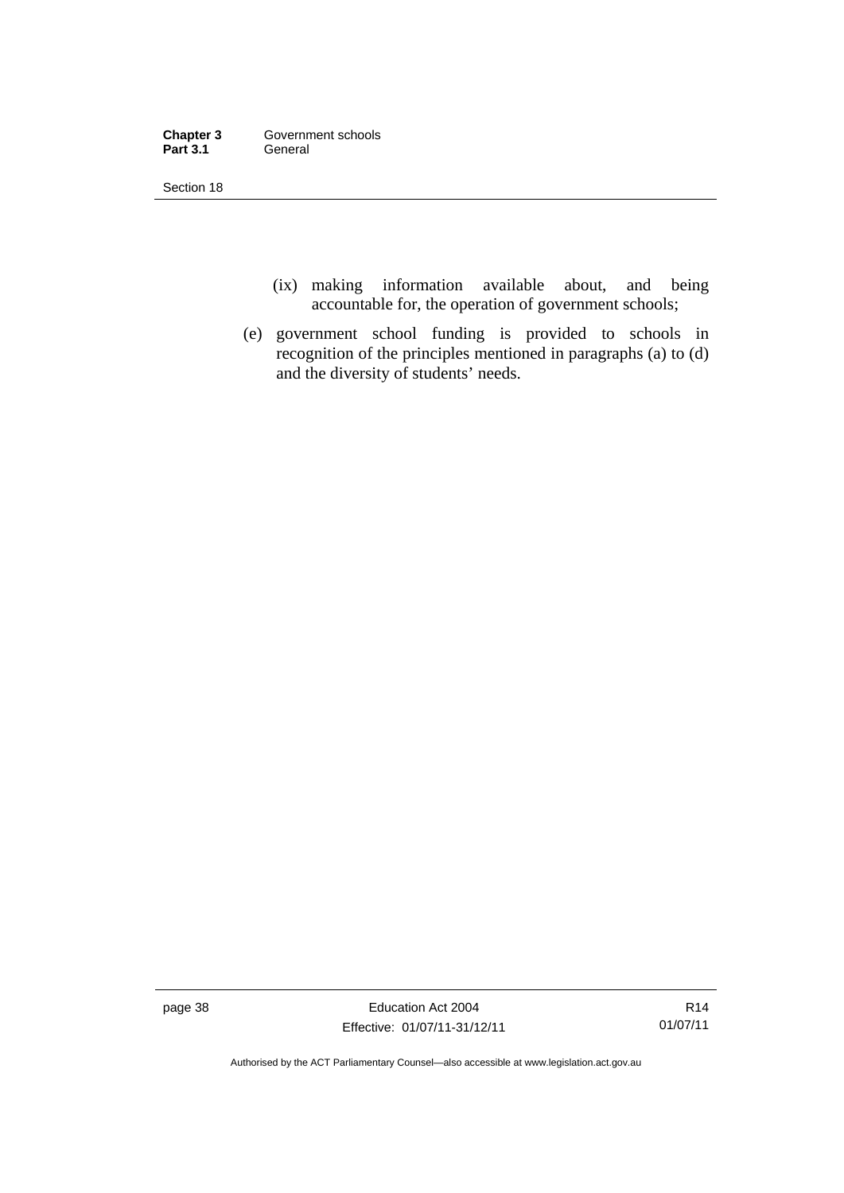(ix) making information available about, and being accountable for, the operation of government schools;

(e) government school funding is provided to schools in recognition of the principles mentioned in paragraphs (a) to (d) and the diversity of students' needs.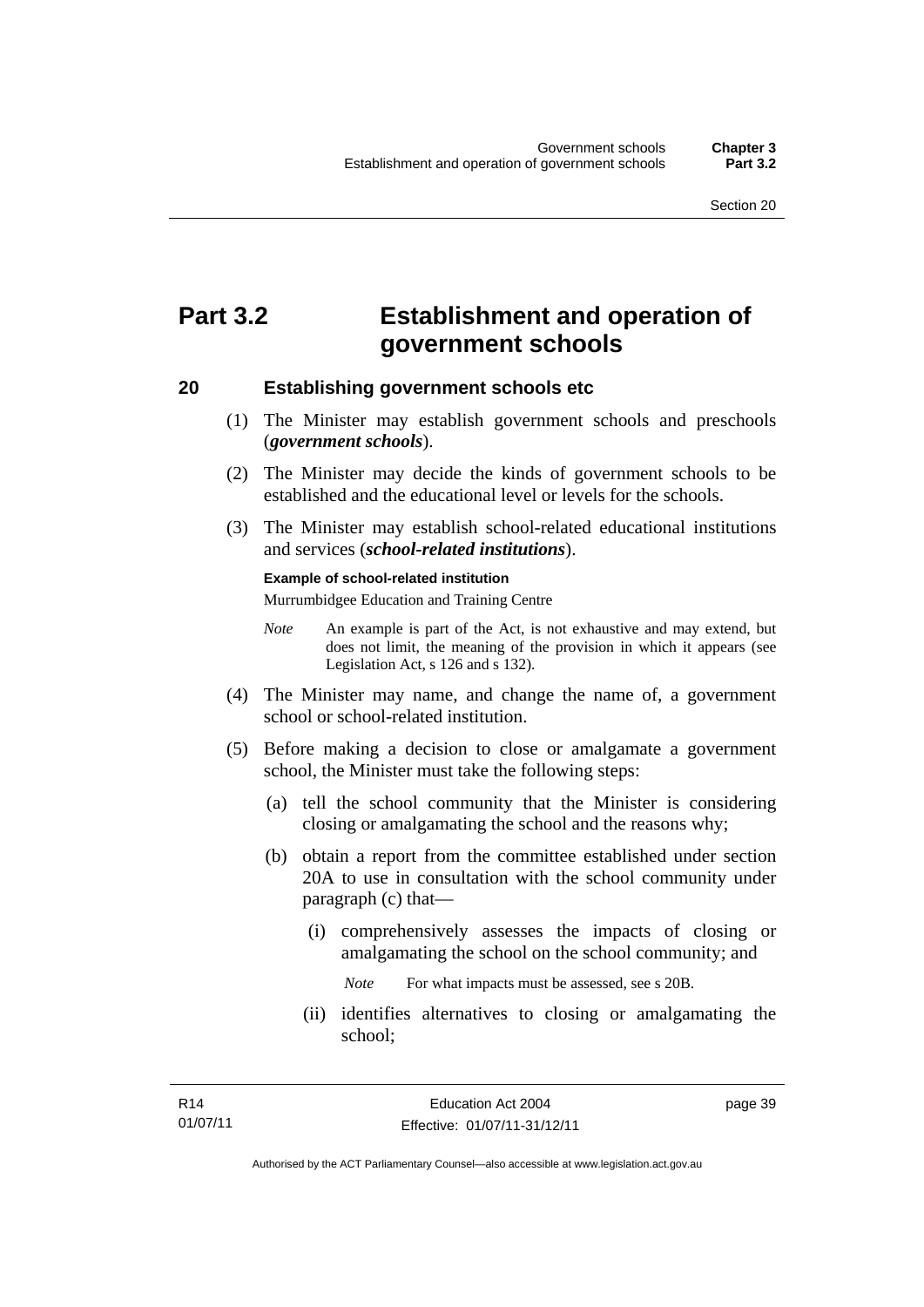# Part 3.2 Establishment and operation of government schools

## 20 Establishing government schools etc

(1) The Minister may establish government schools and preschools (***government schools***).

(2) The Minister may decide the kinds of government schools to be established and the educational level or levels for the schools.

(3) The Minister may establish school-related educational institutions and services (***school-related institutions***).

**Example of school-related institution**

Murrumbidgee Education and Training Centre

*Note* An example is part of the Act, is not exhaustive and may extend, but does not limit, the meaning of the provision in which it appears (see Legislation Act, s 126 and s 132).

(4) The Minister may name, and change the name of, a government school or school-related institution.

(5) Before making a decision to close or amalgamate a government school, the Minister must take the following steps:

(a) tell the school community that the Minister is considering closing or amalgamating the school and the reasons why;

(b) obtain a report from the committee established under section 20A to use in consultation with the school community under paragraph (c) that—

(i) comprehensively assesses the impacts of closing or amalgamating the school on the school community; and

*Note* For what impacts must be assessed, see s 20B.

(ii) identifies alternatives to closing or amalgamating the school;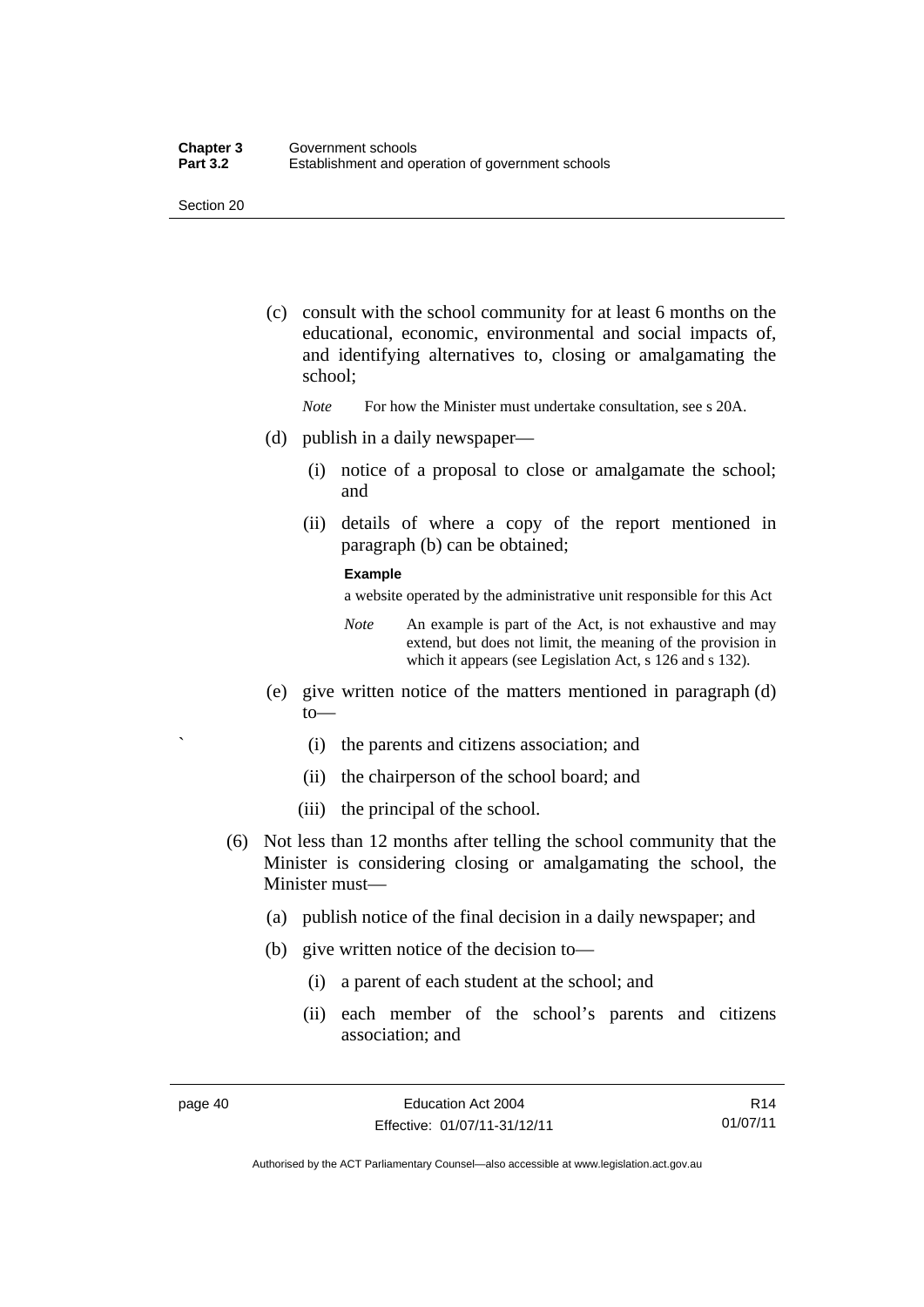(c) consult with the school community for at least 6 months on the educational, economic, environmental and social impacts of, and identifying alternatives to, closing or amalgamating the school;

*Note* For how the Minister must undertake consultation, see s 20A.

(d) publish in a daily newspaper—

(i) notice of a proposal to close or amalgamate the school; and

(ii) details of where a copy of the report mentioned in paragraph (b) can be obtained;

**Example**

a website operated by the administrative unit responsible for this Act

*Note* An example is part of the Act, is not exhaustive and may extend, but does not limit, the meaning of the provision in which it appears (see Legislation Act, s 126 and s 132).

(e) give written notice of the matters mentioned in paragraph (d) to—

` (i) the parents and citizens association; and

(ii) the chairperson of the school board; and

(iii) the principal of the school.

(6) Not less than 12 months after telling the school community that the Minister is considering closing or amalgamating the school, the Minister must—

(a) publish notice of the final decision in a daily newspaper; and

(b) give written notice of the decision to—

(i) a parent of each student at the school; and

(ii) each member of the school's parents and citizens association; and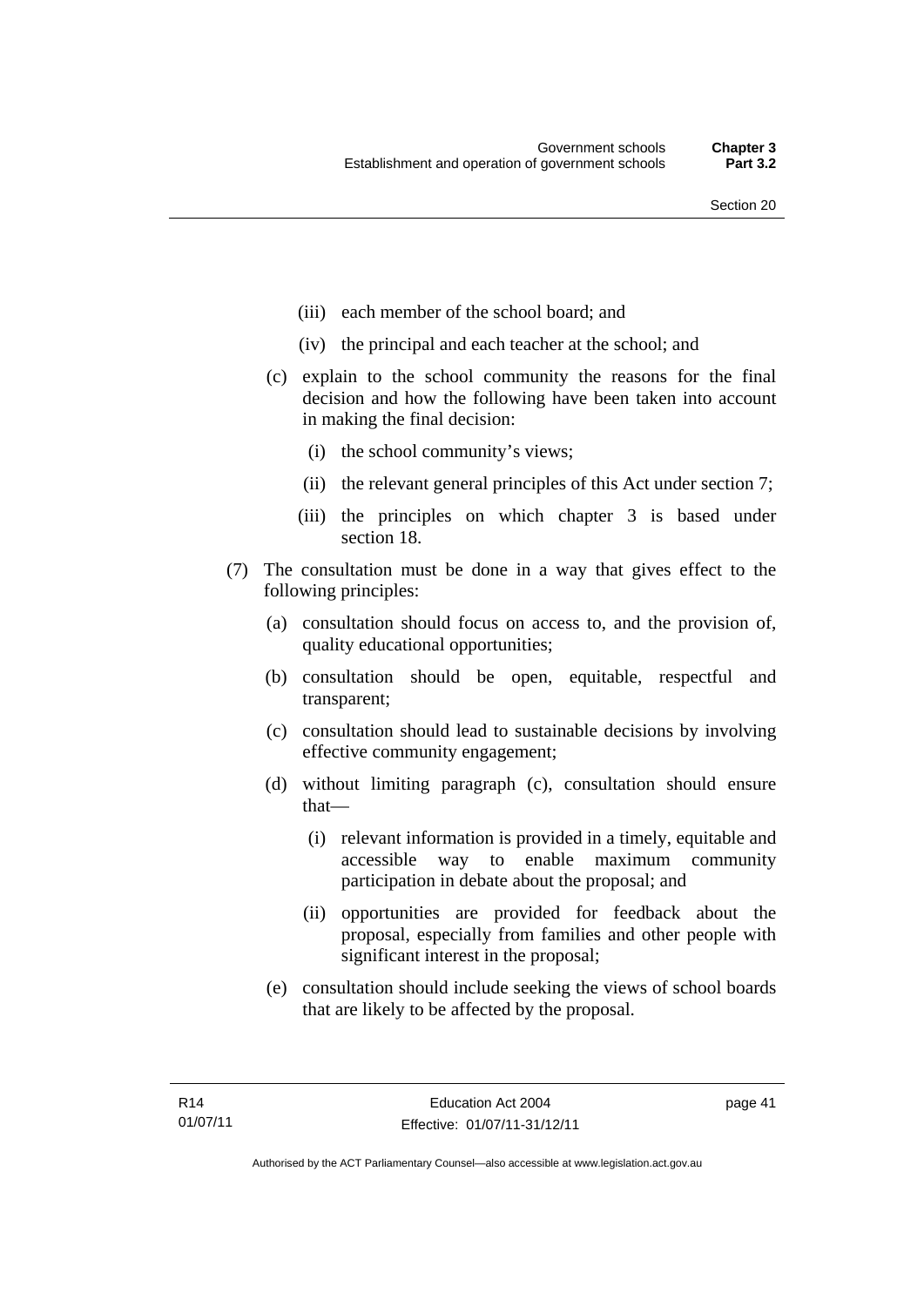(iii) each member of the school board; and

(iv) the principal and each teacher at the school; and

(c) explain to the school community the reasons for the final decision and how the following have been taken into account in making the final decision:

(i) the school community's views;

(ii) the relevant general principles of this Act under section 7;

(iii) the principles on which chapter 3 is based under section 18.

(7) The consultation must be done in a way that gives effect to the following principles:

(a) consultation should focus on access to, and the provision of, quality educational opportunities;

(b) consultation should be open, equitable, respectful and transparent;

(c) consultation should lead to sustainable decisions by involving effective community engagement;

(d) without limiting paragraph (c), consultation should ensure that—

(i) relevant information is provided in a timely, equitable and accessible way to enable maximum community participation in debate about the proposal; and

(ii) opportunities are provided for feedback about the proposal, especially from families and other people with significant interest in the proposal;

(e) consultation should include seeking the views of school boards that are likely to be affected by the proposal.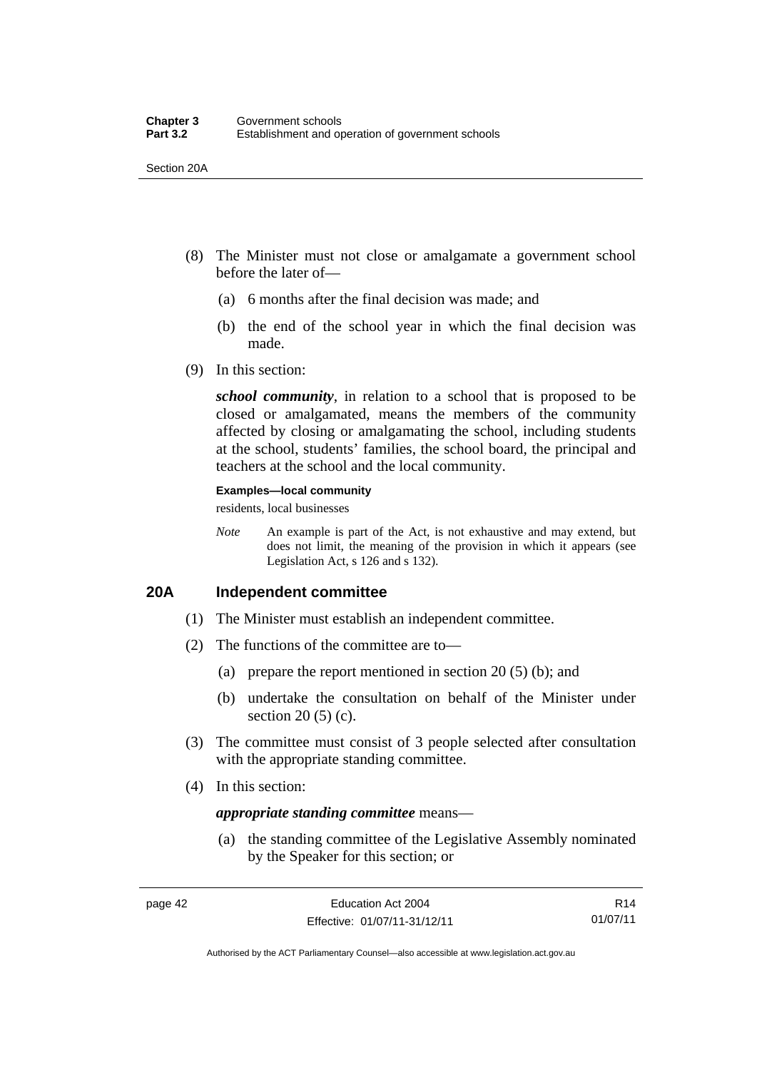(8) The Minister must not close or amalgamate a government school before the later of—

(a) 6 months after the final decision was made; and

(b) the end of the school year in which the final decision was made.

(9) In this section:

***school community***, in relation to a school that is proposed to be closed or amalgamated, means the members of the community affected by closing or amalgamating the school, including students at the school, students' families, the school board, the principal and teachers at the school and the local community.

**Examples—local community**

residents, local businesses

*Note* An example is part of the Act, is not exhaustive and may extend, but does not limit, the meaning of the provision in which it appears (see Legislation Act, s 126 and s 132).

## 20A Independent committee

(1) The Minister must establish an independent committee.

(2) The functions of the committee are to—

(a) prepare the report mentioned in section 20 (5) (b); and

(b) undertake the consultation on behalf of the Minister under section 20 (5) (c).

(3) The committee must consist of 3 people selected after consultation with the appropriate standing committee.

(4) In this section:

***appropriate standing committee*** means—

(a) the standing committee of the Legislative Assembly nominated by the Speaker for this section; or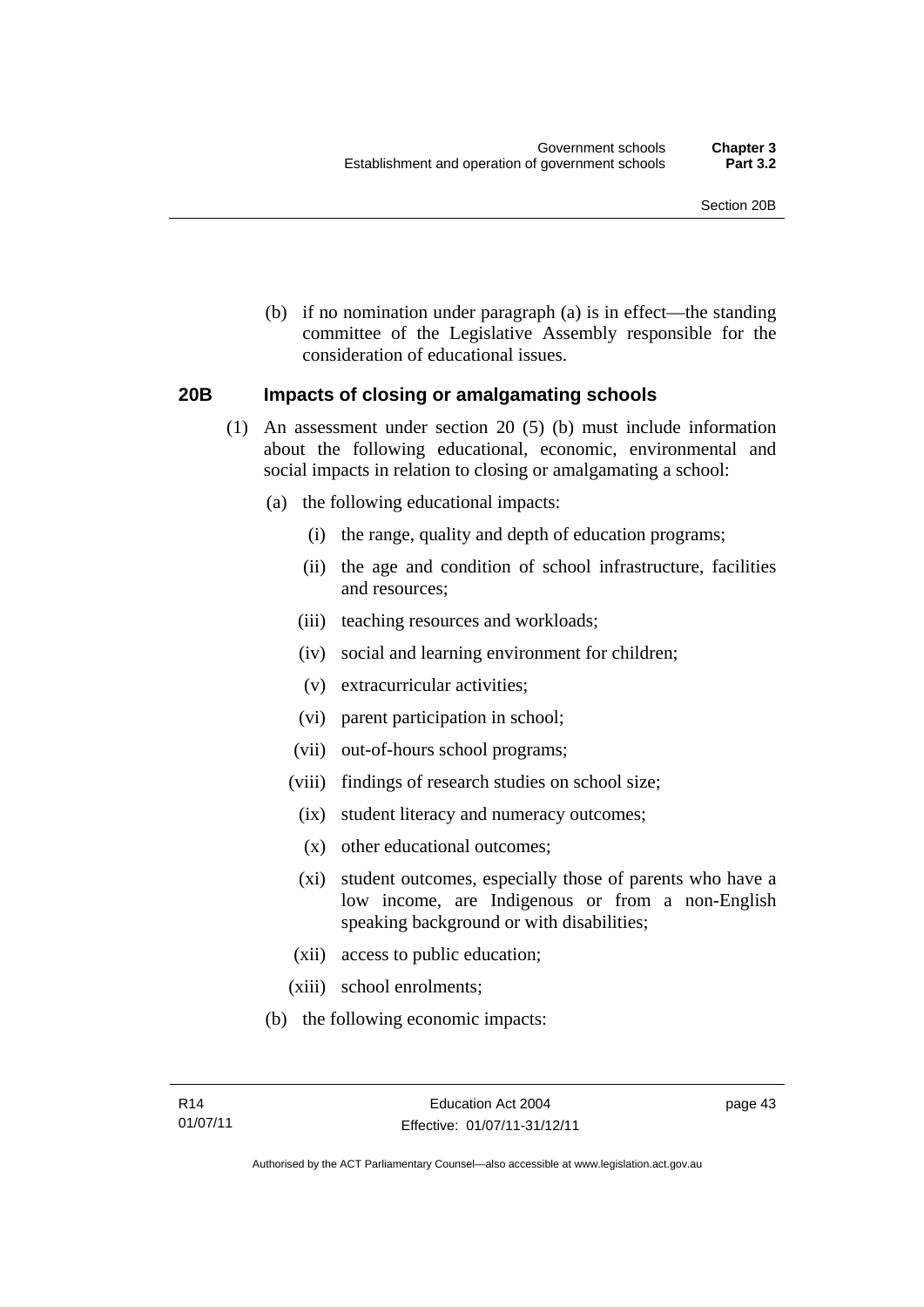(b) if no nomination under paragraph (a) is in effect—the standing committee of the Legislative Assembly responsible for the consideration of educational issues.

### 20B Impacts of closing or amalgamating schools

(1) An assessment under section 20 (5) (b) must include information about the following educational, economic, environmental and social impacts in relation to closing or amalgamating a school:

(a) the following educational impacts:

(i) the range, quality and depth of education programs;

(ii) the age and condition of school infrastructure, facilities and resources;

(iii) teaching resources and workloads;

(iv) social and learning environment for children;

(v) extracurricular activities;

(vi) parent participation in school;

(vii) out-of-hours school programs;

(viii) findings of research studies on school size;

(ix) student literacy and numeracy outcomes;

(x) other educational outcomes;

(xi) student outcomes, especially those of parents who have a low income, are Indigenous or from a non-English speaking background or with disabilities;

(xii) access to public education;

(xiii) school enrolments;

(b) the following economic impacts: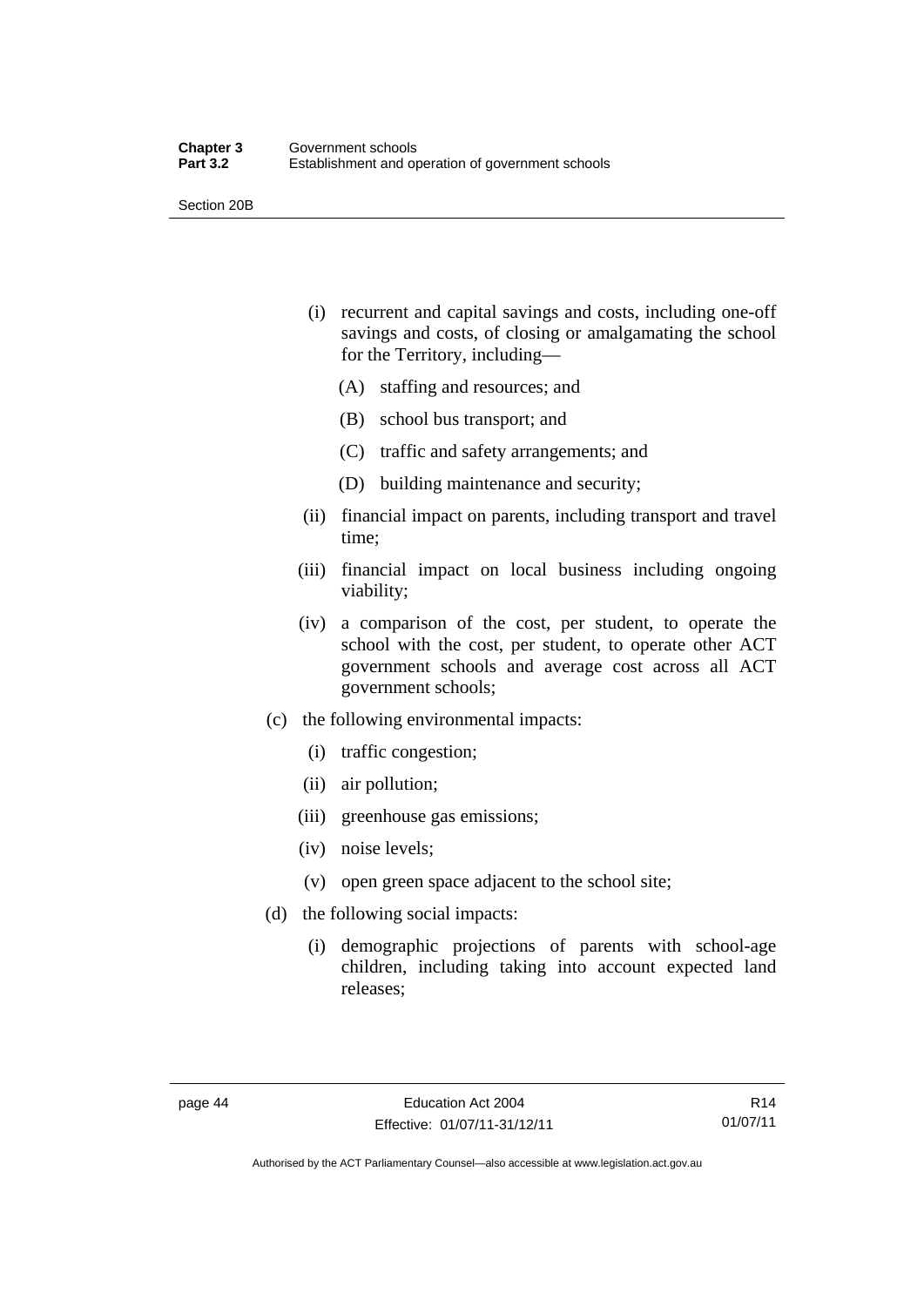- (i) recurrent and capital savings and costs, including one-off savings and costs, of closing or amalgamating the school for the Territory, including—
  - (A) staffing and resources; and
  - (B) school bus transport; and
  - (C) traffic and safety arrangements; and
  - (D) building maintenance and security;
- (ii) financial impact on parents, including transport and travel time;
- (iii) financial impact on local business including ongoing viability;
- (iv) a comparison of the cost, per student, to operate the school with the cost, per student, to operate other ACT government schools and average cost across all ACT government schools;

(c) the following environmental impacts:

- (i) traffic congestion;
- (ii) air pollution;
- (iii) greenhouse gas emissions;
- (iv) noise levels;
- (v) open green space adjacent to the school site;

(d) the following social impacts:

- (i) demographic projections of parents with school-age children, including taking into account expected land releases;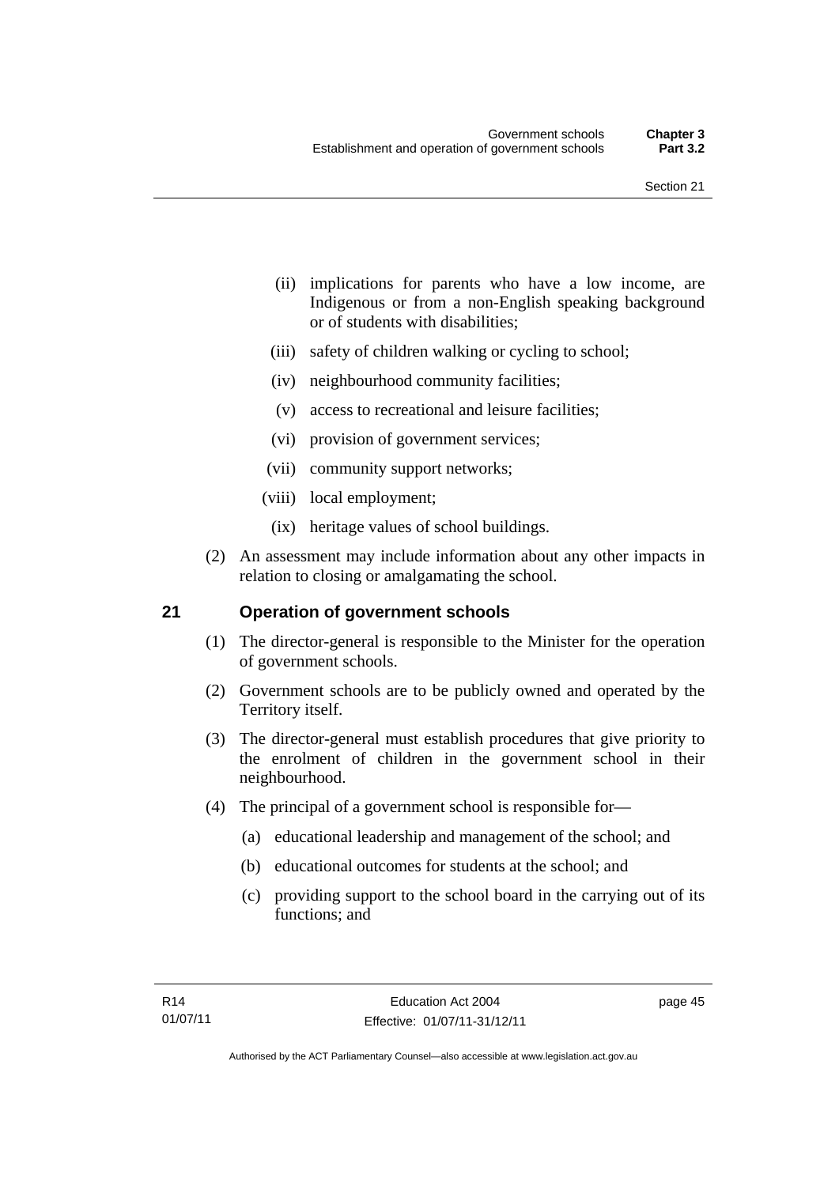(ii) implications for parents who have a low income, are Indigenous or from a non-English speaking background or of students with disabilities;

(iii) safety of children walking or cycling to school;

(iv) neighbourhood community facilities;

(v) access to recreational and leisure facilities;

(vi) provision of government services;

(vii) community support networks;

(viii) local employment;

(ix) heritage values of school buildings.

(2) An assessment may include information about any other impacts in relation to closing or amalgamating the school.

## 21 Operation of government schools

(1) The director-general is responsible to the Minister for the operation of government schools.

(2) Government schools are to be publicly owned and operated by the Territory itself.

(3) The director-general must establish procedures that give priority to the enrolment of children in the government school in their neighbourhood.

(4) The principal of a government school is responsible for—

(a) educational leadership and management of the school; and

(b) educational outcomes for students at the school; and

(c) providing support to the school board in the carrying out of its functions; and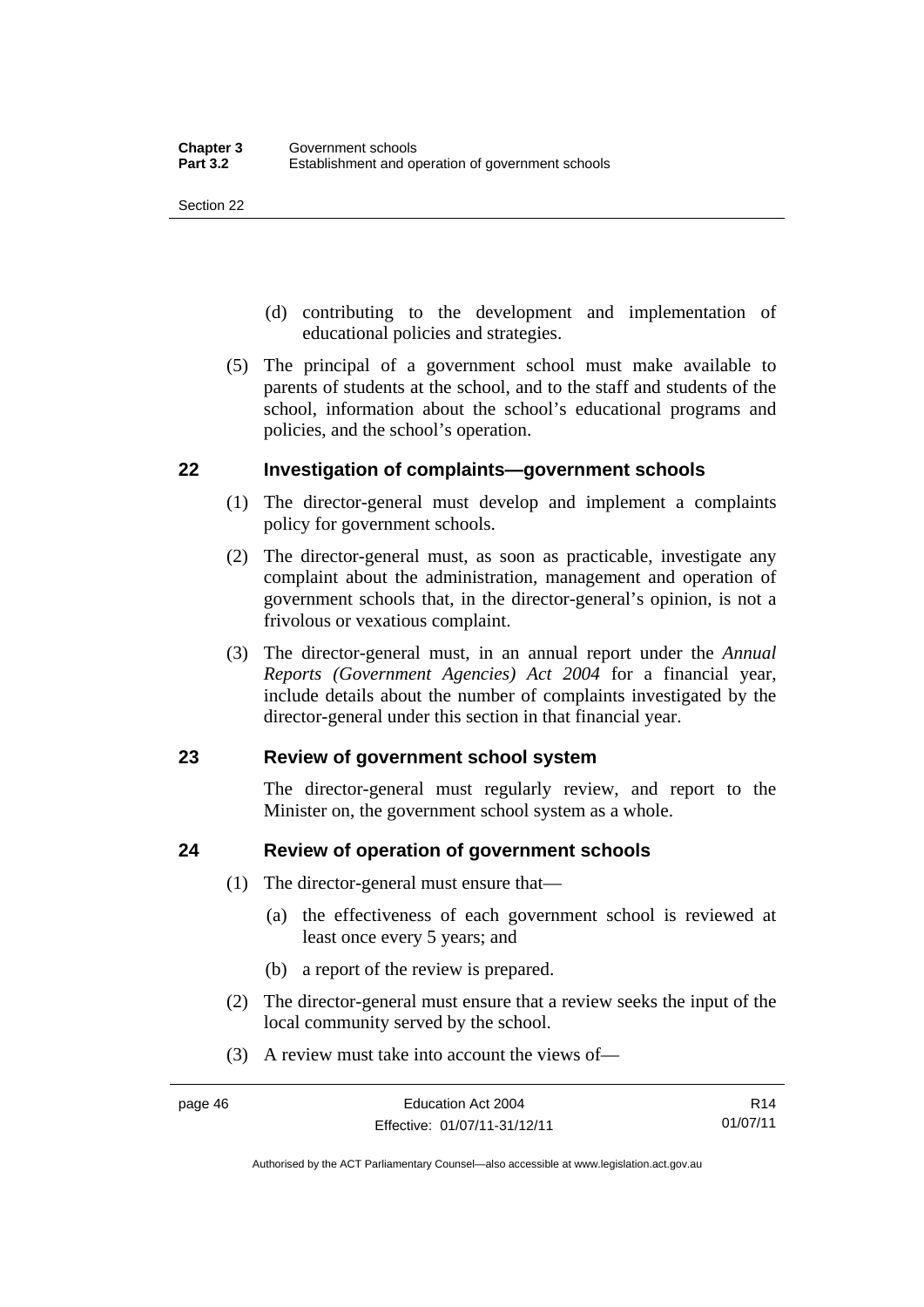(d) contributing to the development and implementation of educational policies and strategies.

(5) The principal of a government school must make available to parents of students at the school, and to the staff and students of the school, information about the school's educational programs and policies, and the school's operation.

## 22 Investigation of complaints—government schools

(1) The director-general must develop and implement a complaints policy for government schools.

(2) The director-general must, as soon as practicable, investigate any complaint about the administration, management and operation of government schools that, in the director-general's opinion, is not a frivolous or vexatious complaint.

(3) The director-general must, in an annual report under the *Annual Reports (Government Agencies) Act 2004* for a financial year, include details about the number of complaints investigated by the director-general under this section in that financial year.

## 23 Review of government school system

The director-general must regularly review, and report to the Minister on, the government school system as a whole.

## 24 Review of operation of government schools

(1) The director-general must ensure that—

(a) the effectiveness of each government school is reviewed at least once every 5 years; and

(b) a report of the review is prepared.

(2) The director-general must ensure that a review seeks the input of the local community served by the school.

(3) A review must take into account the views of—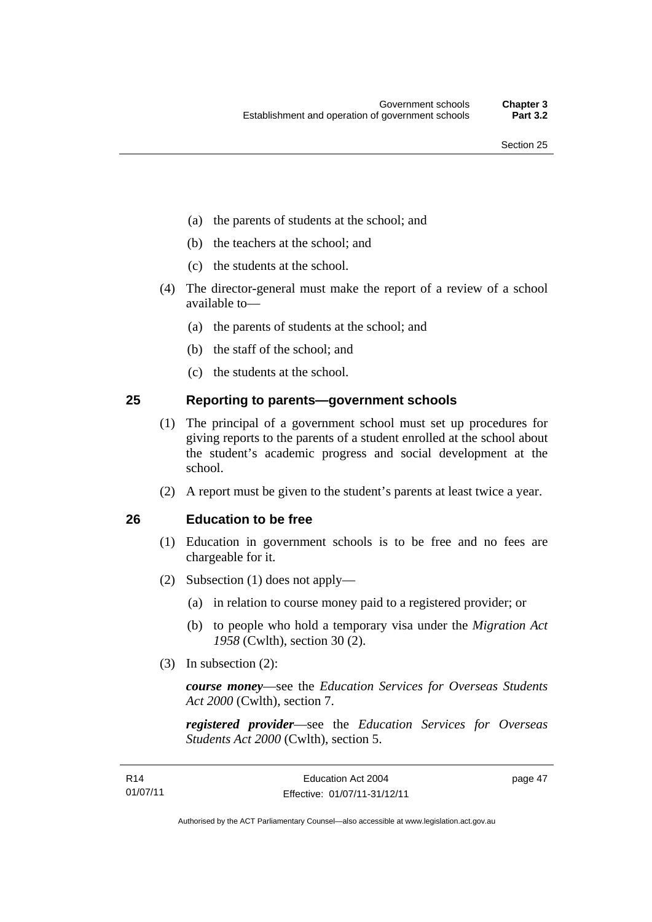(a) the parents of students at the school; and

(b) the teachers at the school; and

(c) the students at the school.

(4) The director-general must make the report of a review of a school available to—

(a) the parents of students at the school; and

(b) the staff of the school; and

(c) the students at the school.

## 25 Reporting to parents—government schools

(1) The principal of a government school must set up procedures for giving reports to the parents of a student enrolled at the school about the student's academic progress and social development at the school.

(2) A report must be given to the student's parents at least twice a year.

## 26 Education to be free

(1) Education in government schools is to be free and no fees are chargeable for it.

(2) Subsection (1) does not apply—

(a) in relation to course money paid to a registered provider; or

(b) to people who hold a temporary visa under the *Migration Act 1958* (Cwlth), section 30 (2).

(3) In subsection (2):

***course money***—see the *Education Services for Overseas Students Act 2000* (Cwlth), section 7.

***registered provider***—see the *Education Services for Overseas Students Act 2000* (Cwlth), section 5.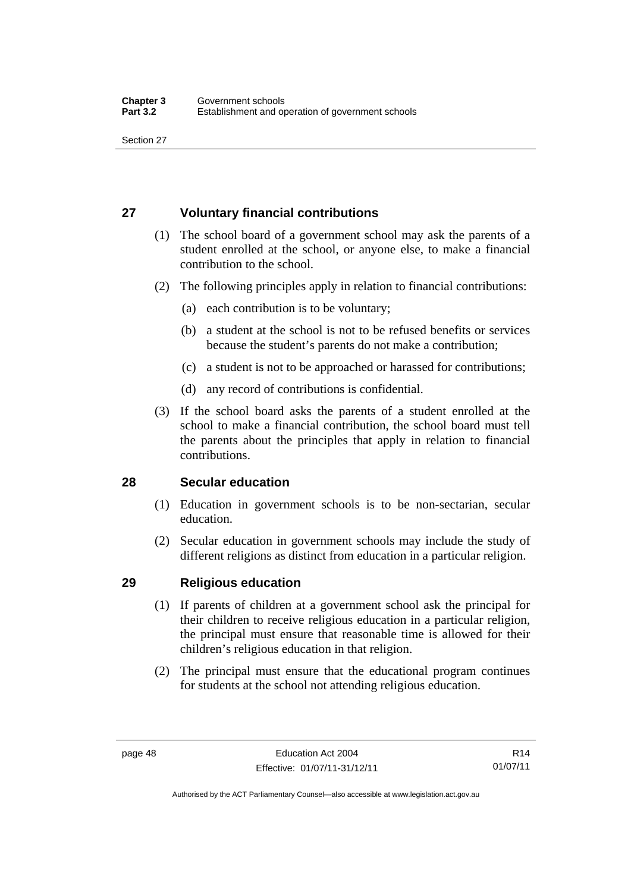## 27 Voluntary financial contributions

(1) The school board of a government school may ask the parents of a student enrolled at the school, or anyone else, to make a financial contribution to the school.

(2) The following principles apply in relation to financial contributions:

(a) each contribution is to be voluntary;

(b) a student at the school is not to be refused benefits or services because the student's parents do not make a contribution;

(c) a student is not to be approached or harassed for contributions;

(d) any record of contributions is confidential.

(3) If the school board asks the parents of a student enrolled at the school to make a financial contribution, the school board must tell the parents about the principles that apply in relation to financial contributions.

## 28 Secular education

(1) Education in government schools is to be non-sectarian, secular education.

(2) Secular education in government schools may include the study of different religions as distinct from education in a particular religion.

## 29 Religious education

(1) If parents of children at a government school ask the principal for their children to receive religious education in a particular religion, the principal must ensure that reasonable time is allowed for their children's religious education in that religion.

(2) The principal must ensure that the educational program continues for students at the school not attending religious education.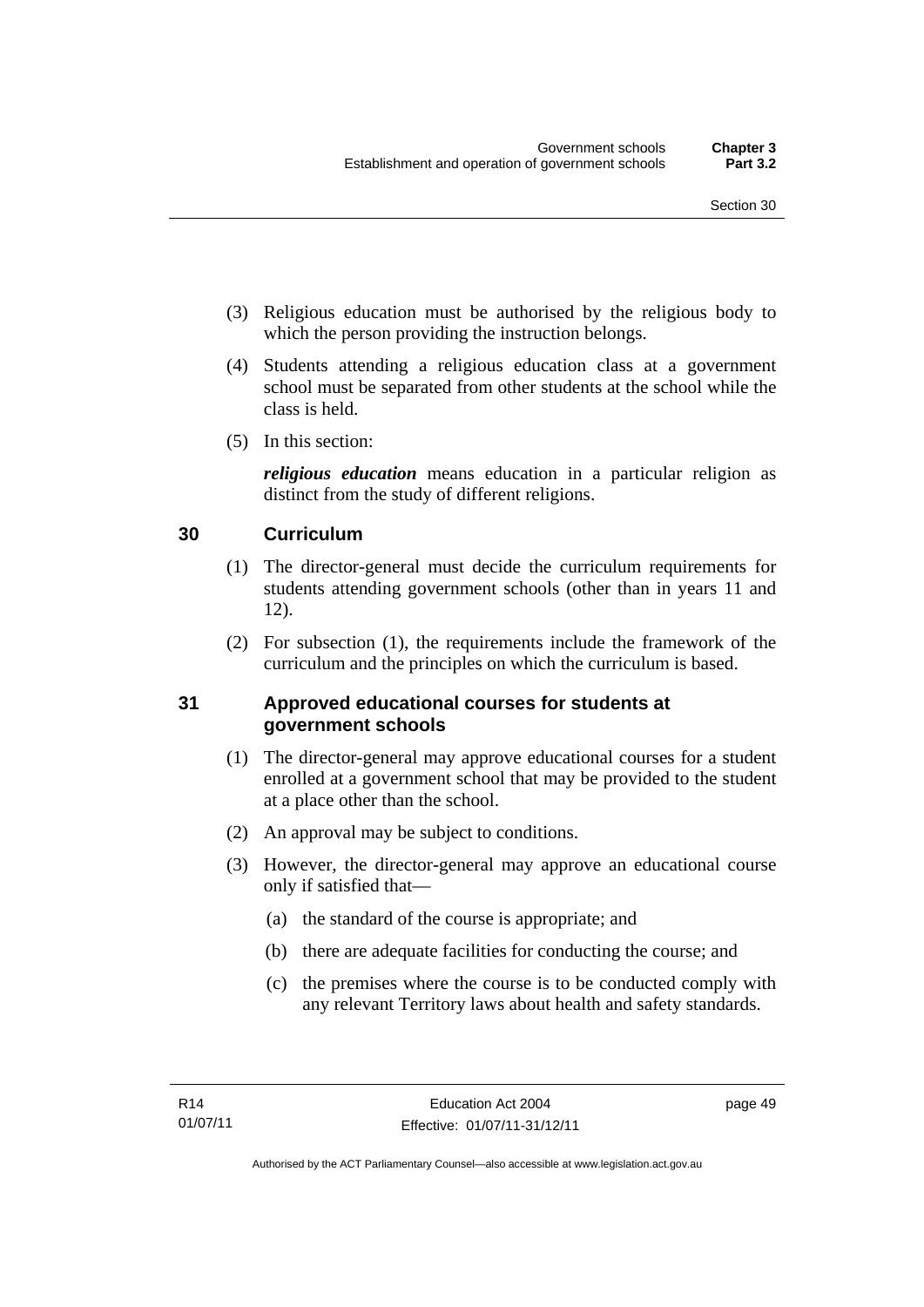(3) Religious education must be authorised by the religious body to which the person providing the instruction belongs.

(4) Students attending a religious education class at a government school must be separated from other students at the school while the class is held.

(5) In this section:

***religious education*** means education in a particular religion as distinct from the study of different religions.

## 30 Curriculum

(1) The director-general must decide the curriculum requirements for students attending government schools (other than in years 11 and 12).

(2) For subsection (1), the requirements include the framework of the curriculum and the principles on which the curriculum is based.

## 31 Approved educational courses for students at government schools

(1) The director-general may approve educational courses for a student enrolled at a government school that may be provided to the student at a place other than the school.

(2) An approval may be subject to conditions.

(3) However, the director-general may approve an educational course only if satisfied that—

(a) the standard of the course is appropriate; and

(b) there are adequate facilities for conducting the course; and

(c) the premises where the course is to be conducted comply with any relevant Territory laws about health and safety standards.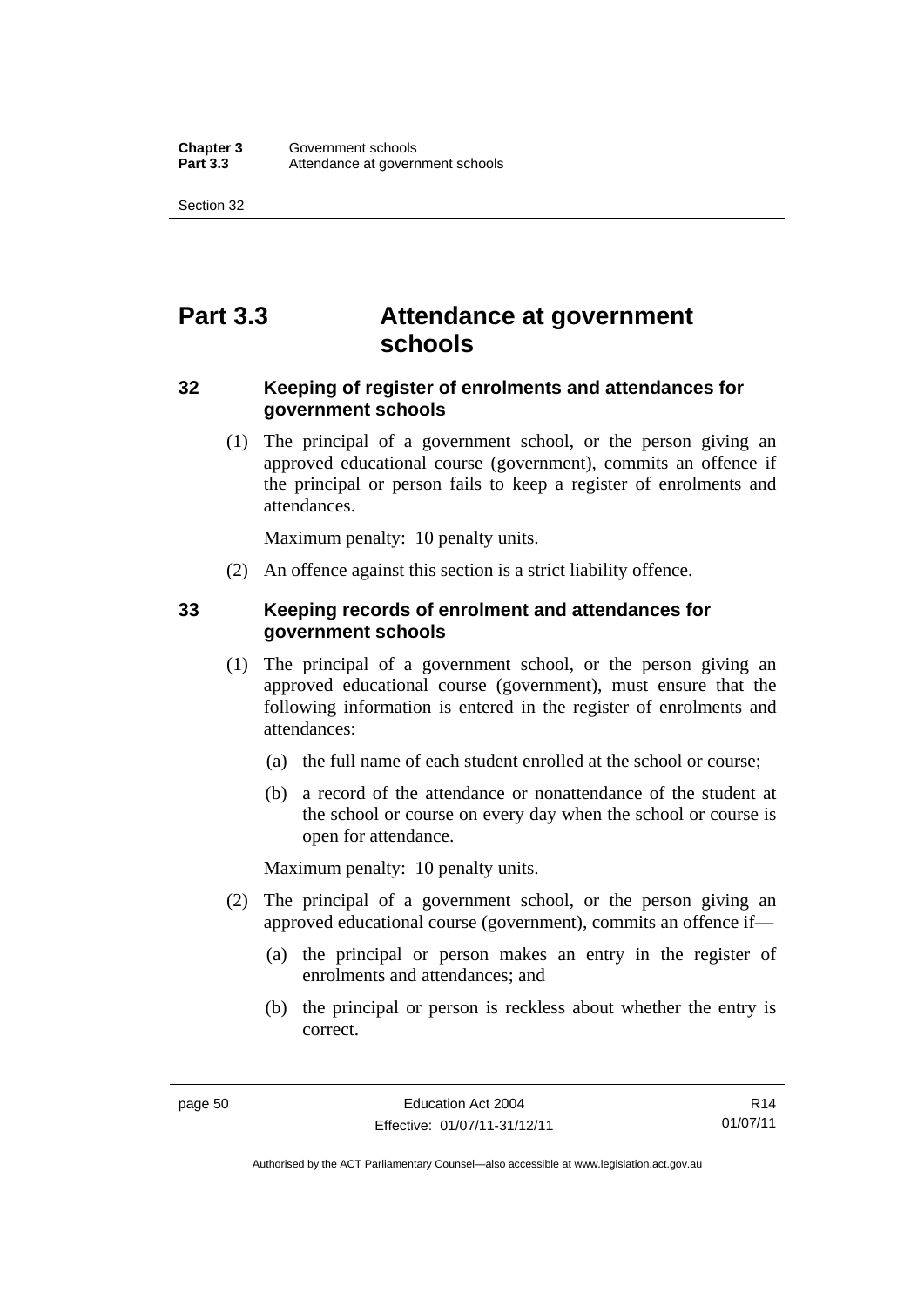# Part 3.3 Attendance at government schools

## 32 Keeping of register of enrolments and attendances for government schools

(1) The principal of a government school, or the person giving an approved educational course (government), commits an offence if the principal or person fails to keep a register of enrolments and attendances.

Maximum penalty: 10 penalty units.

(2) An offence against this section is a strict liability offence.

## 33 Keeping records of enrolment and attendances for government schools

(1) The principal of a government school, or the person giving an approved educational course (government), must ensure that the following information is entered in the register of enrolments and attendances:

(a) the full name of each student enrolled at the school or course;

(b) a record of the attendance or nonattendance of the student at the school or course on every day when the school or course is open for attendance.

Maximum penalty: 10 penalty units.

(2) The principal of a government school, or the person giving an approved educational course (government), commits an offence if—

(a) the principal or person makes an entry in the register of enrolments and attendances; and

(b) the principal or person is reckless about whether the entry is correct.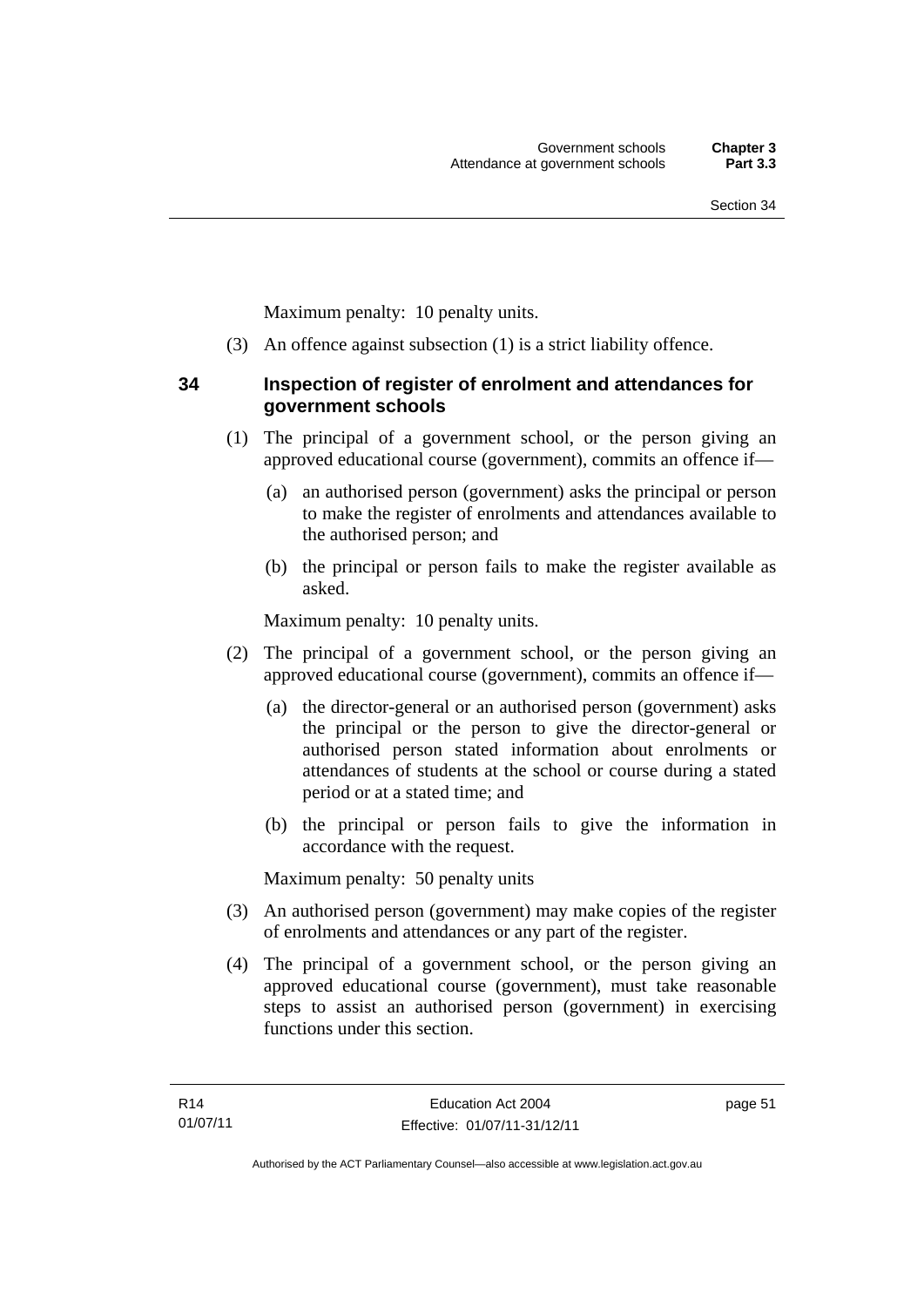Maximum penalty: 10 penalty units.

(3) An offence against subsection (1) is a strict liability offence.

### 34 Inspection of register of enrolment and attendances for government schools

(1) The principal of a government school, or the person giving an approved educational course (government), commits an offence if—

(a) an authorised person (government) asks the principal or person to make the register of enrolments and attendances available to the authorised person; and

(b) the principal or person fails to make the register available as asked.

Maximum penalty: 10 penalty units.

(2) The principal of a government school, or the person giving an approved educational course (government), commits an offence if—

(a) the director-general or an authorised person (government) asks the principal or the person to give the director-general or authorised person stated information about enrolments or attendances of students at the school or course during a stated period or at a stated time; and

(b) the principal or person fails to give the information in accordance with the request.

Maximum penalty: 50 penalty units

(3) An authorised person (government) may make copies of the register of enrolments and attendances or any part of the register.

(4) The principal of a government school, or the person giving an approved educational course (government), must take reasonable steps to assist an authorised person (government) in exercising functions under this section.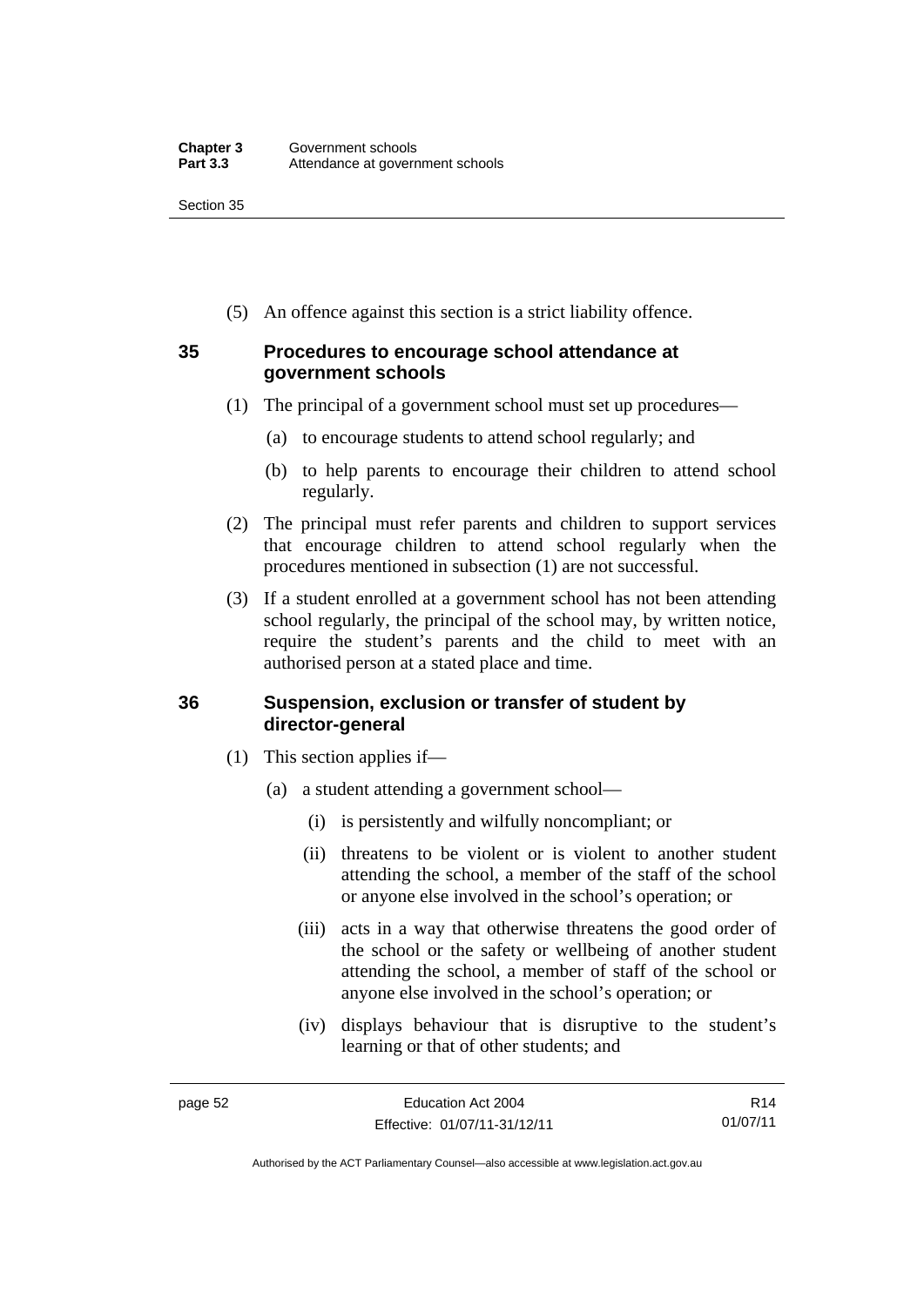(5) An offence against this section is a strict liability offence.

## 35 Procedures to encourage school attendance at government schools

(1) The principal of a government school must set up procedures—

(a) to encourage students to attend school regularly; and

(b) to help parents to encourage their children to attend school regularly.

(2) The principal must refer parents and children to support services that encourage children to attend school regularly when the procedures mentioned in subsection (1) are not successful.

(3) If a student enrolled at a government school has not been attending school regularly, the principal of the school may, by written notice, require the student's parents and the child to meet with an authorised person at a stated place and time.

## 36 Suspension, exclusion or transfer of student by director-general

(1) This section applies if—

(a) a student attending a government school—

(i) is persistently and wilfully noncompliant; or

(ii) threatens to be violent or is violent to another student attending the school, a member of the staff of the school or anyone else involved in the school's operation; or

(iii) acts in a way that otherwise threatens the good order of the school or the safety or wellbeing of another student attending the school, a member of staff of the school or anyone else involved in the school's operation; or

(iv) displays behaviour that is disruptive to the student's learning or that of other students; and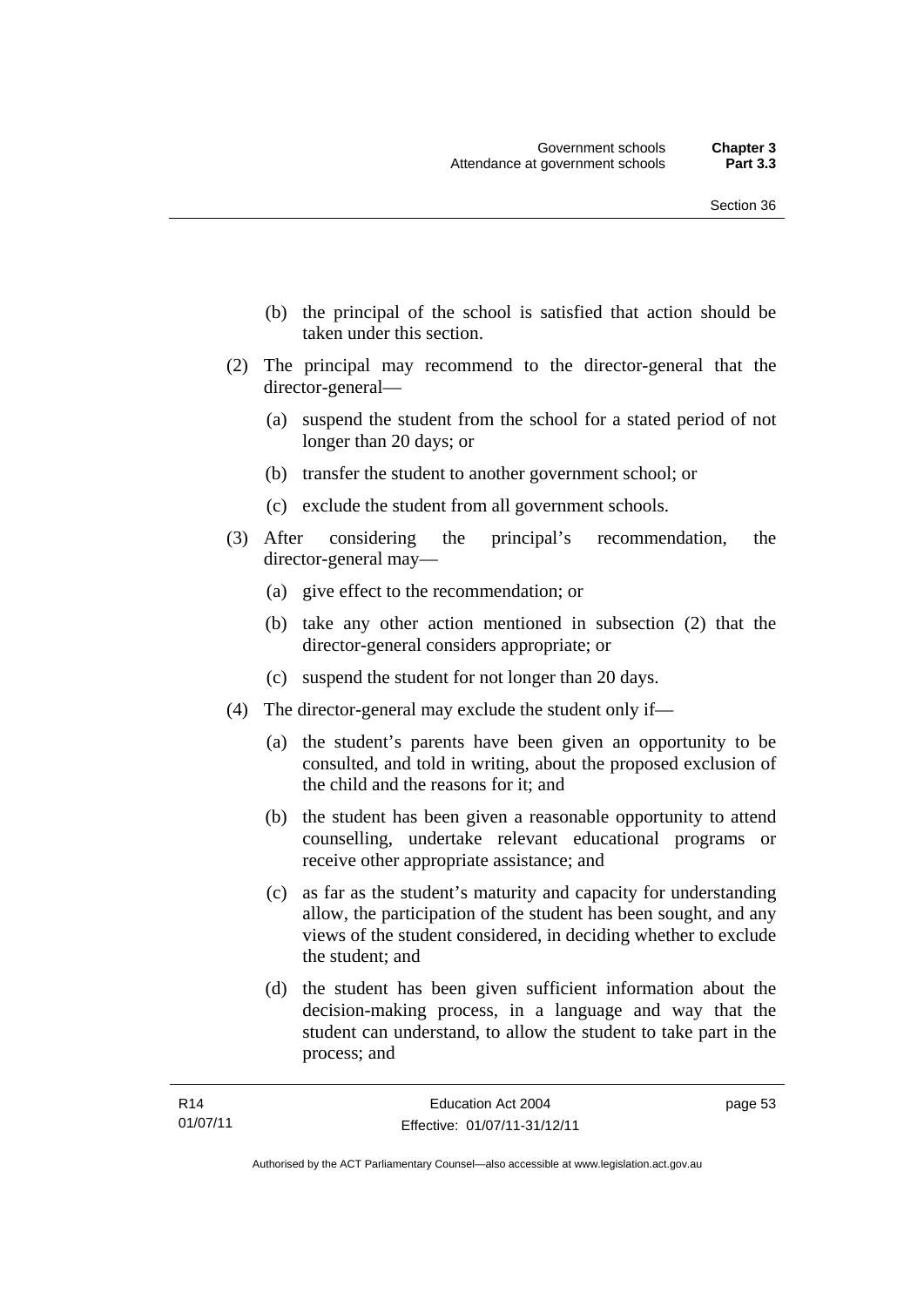(b) the principal of the school is satisfied that action should be taken under this section.

(2) The principal may recommend to the director-general that the director-general—

(a) suspend the student from the school for a stated period of not longer than 20 days; or

(b) transfer the student to another government school; or

(c) exclude the student from all government schools.

(3) After considering the principal's recommendation, the director-general may—

(a) give effect to the recommendation; or

(b) take any other action mentioned in subsection (2) that the director-general considers appropriate; or

(c) suspend the student for not longer than 20 days.

(4) The director-general may exclude the student only if—

(a) the student's parents have been given an opportunity to be consulted, and told in writing, about the proposed exclusion of the child and the reasons for it; and

(b) the student has been given a reasonable opportunity to attend counselling, undertake relevant educational programs or receive other appropriate assistance; and

(c) as far as the student's maturity and capacity for understanding allow, the participation of the student has been sought, and any views of the student considered, in deciding whether to exclude the student; and

(d) the student has been given sufficient information about the decision-making process, in a language and way that the student can understand, to allow the student to take part in the process; and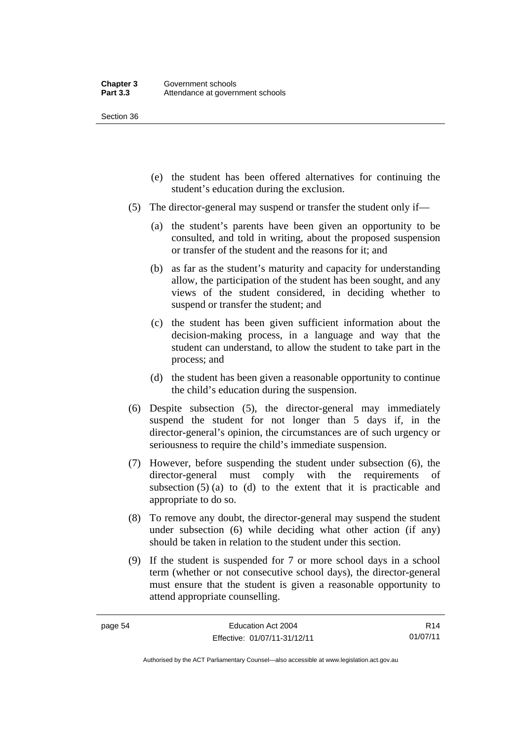(e) the student has been offered alternatives for continuing the student's education during the exclusion.

(5) The director-general may suspend or transfer the student only if—

(a) the student's parents have been given an opportunity to be consulted, and told in writing, about the proposed suspension or transfer of the student and the reasons for it; and

(b) as far as the student's maturity and capacity for understanding allow, the participation of the student has been sought, and any views of the student considered, in deciding whether to suspend or transfer the student; and

(c) the student has been given sufficient information about the decision-making process, in a language and way that the student can understand, to allow the student to take part in the process; and

(d) the student has been given a reasonable opportunity to continue the child's education during the suspension.

(6) Despite subsection (5), the director-general may immediately suspend the student for not longer than 5 days if, in the director-general's opinion, the circumstances are of such urgency or seriousness to require the child's immediate suspension.

(7) However, before suspending the student under subsection (6), the director-general must comply with the requirements of subsection (5) (a) to (d) to the extent that it is practicable and appropriate to do so.

(8) To remove any doubt, the director-general may suspend the student under subsection (6) while deciding what other action (if any) should be taken in relation to the student under this section.

(9) If the student is suspended for 7 or more school days in a school term (whether or not consecutive school days), the director-general must ensure that the student is given a reasonable opportunity to attend appropriate counselling.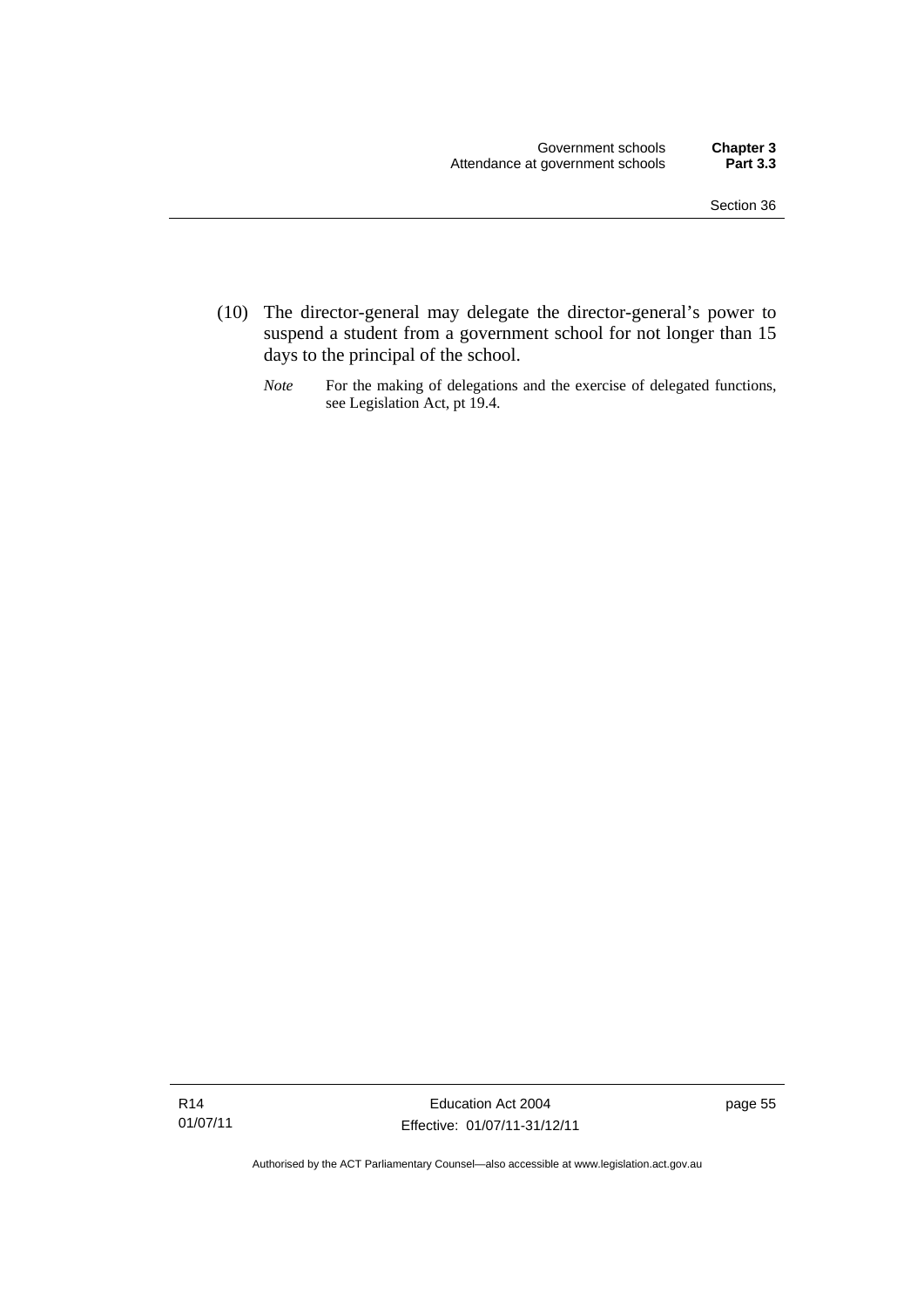(10) The director-general may delegate the director-general's power to suspend a student from a government school for not longer than 15 days to the principal of the school.

*Note* For the making of delegations and the exercise of delegated functions, see Legislation Act, pt 19.4.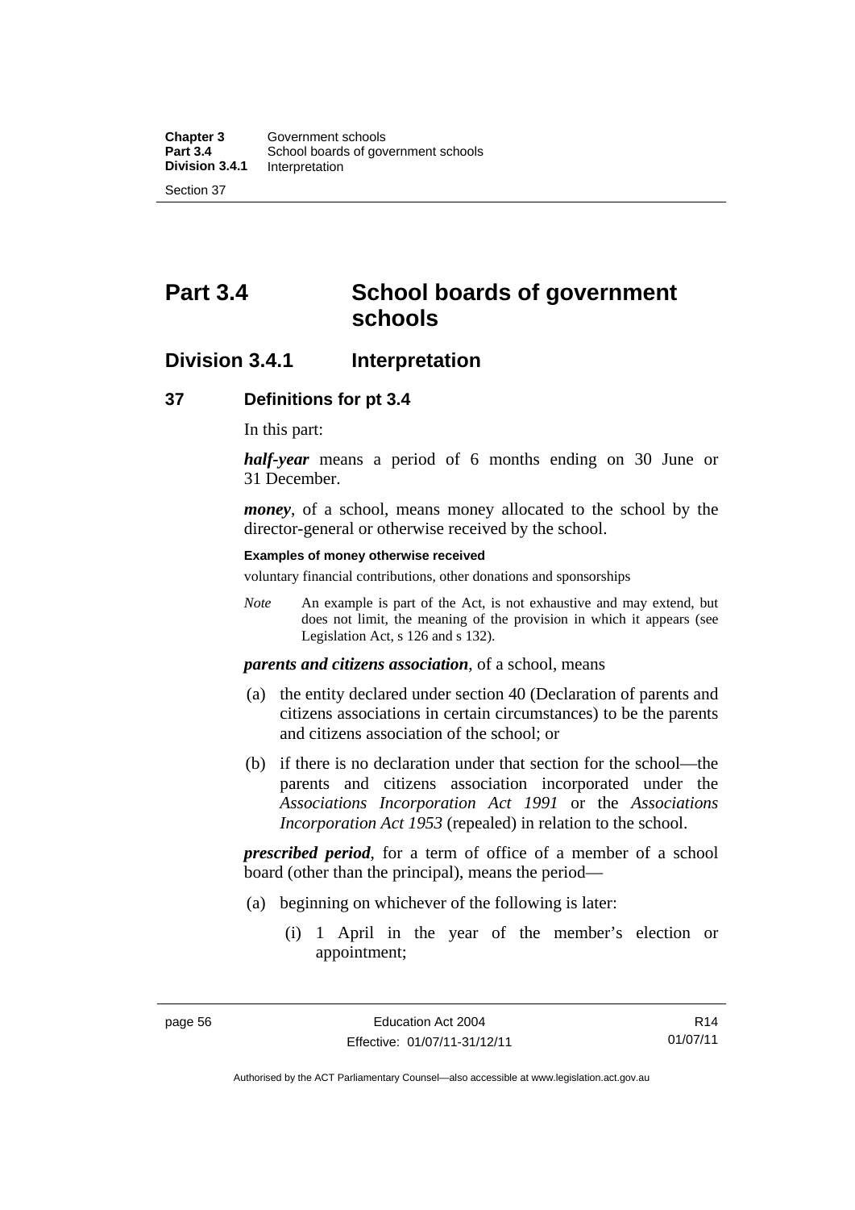# Part 3.4 School boards of government schools

## Division 3.4.1 Interpretation

### 37 Definitions for pt 3.4

In this part:

***half-year*** means a period of 6 months ending on 30 June or 31 December.

***money***, of a school, means money allocated to the school by the director-general or otherwise received by the school.

**Examples of money otherwise received**

voluntary financial contributions, other donations and sponsorships

*Note* An example is part of the Act, is not exhaustive and may extend, but does not limit, the meaning of the provision in which it appears (see Legislation Act, s 126 and s 132).

***parents and citizens association***, of a school, means

(a) the entity declared under section 40 (Declaration of parents and citizens associations in certain circumstances) to be the parents and citizens association of the school; or

(b) if there is no declaration under that section for the school—the parents and citizens association incorporated under the *Associations Incorporation Act 1991* or the *Associations Incorporation Act 1953* (repealed) in relation to the school.

***prescribed period***, for a term of office of a member of a school board (other than the principal), means the period—

(a) beginning on whichever of the following is later:

(i) 1 April in the year of the member's election or appointment;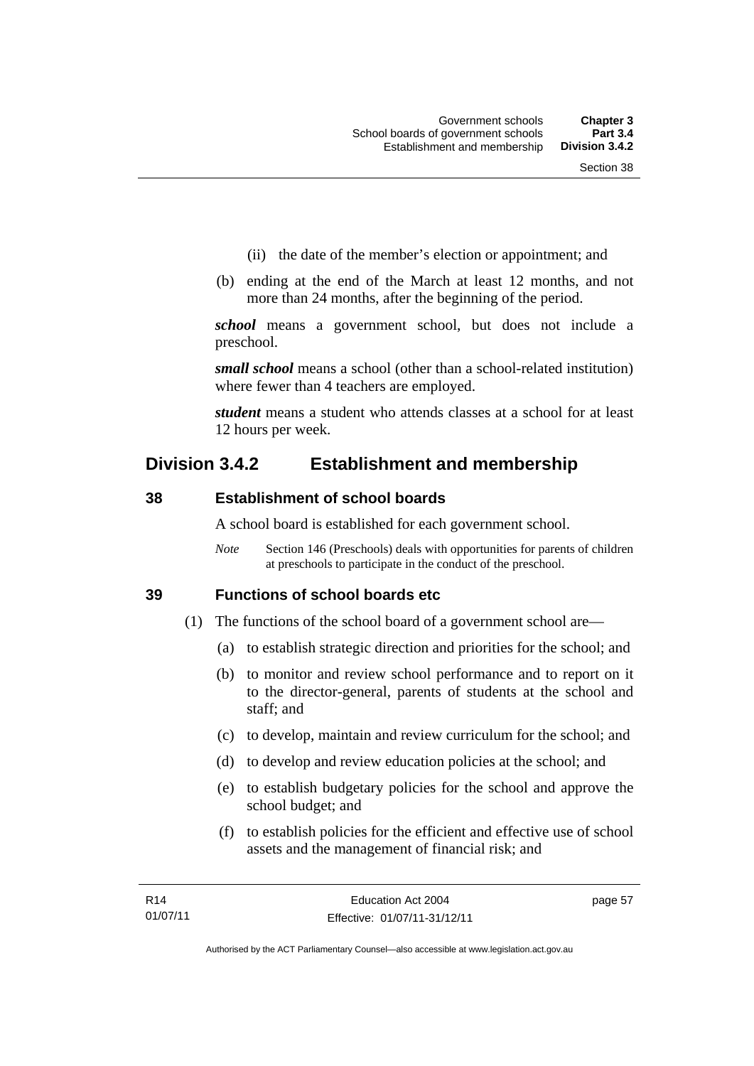(ii) the date of the member's election or appointment; and

(b) ending at the end of the March at least 12 months, and not more than 24 months, after the beginning of the period.

***school*** means a government school, but does not include a preschool.

***small school*** means a school (other than a school-related institution) where fewer than 4 teachers are employed.

***student*** means a student who attends classes at a school for at least 12 hours per week.

## Division 3.4.2 Establishment and membership

### 38 Establishment of school boards

A school board is established for each government school.

*Note* Section 146 (Preschools) deals with opportunities for parents of children at preschools to participate in the conduct of the preschool.

### 39 Functions of school boards etc

(1) The functions of the school board of a government school are—

(a) to establish strategic direction and priorities for the school; and

(b) to monitor and review school performance and to report on it to the director-general, parents of students at the school and staff; and

(c) to develop, maintain and review curriculum for the school; and

(d) to develop and review education policies at the school; and

(e) to establish budgetary policies for the school and approve the school budget; and

(f) to establish policies for the efficient and effective use of school assets and the management of financial risk; and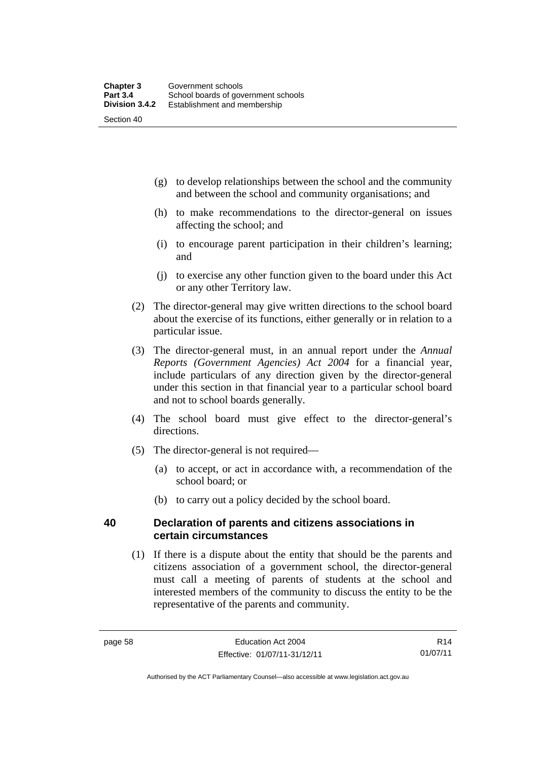(g) to develop relationships between the school and the community and between the school and community organisations; and

(h) to make recommendations to the director-general on issues affecting the school; and

(i) to encourage parent participation in their children's learning; and

(j) to exercise any other function given to the board under this Act or any other Territory law.

(2) The director-general may give written directions to the school board about the exercise of its functions, either generally or in relation to a particular issue.

(3) The director-general must, in an annual report under the *Annual Reports (Government Agencies) Act 2004* for a financial year, include particulars of any direction given by the director-general under this section in that financial year to a particular school board and not to school boards generally.

(4) The school board must give effect to the director-general's directions.

(5) The director-general is not required—

(a) to accept, or act in accordance with, a recommendation of the school board; or

(b) to carry out a policy decided by the school board.

## 40 Declaration of parents and citizens associations in certain circumstances

(1) If there is a dispute about the entity that should be the parents and citizens association of a government school, the director-general must call a meeting of parents of students at the school and interested members of the community to discuss the entity to be the representative of the parents and community.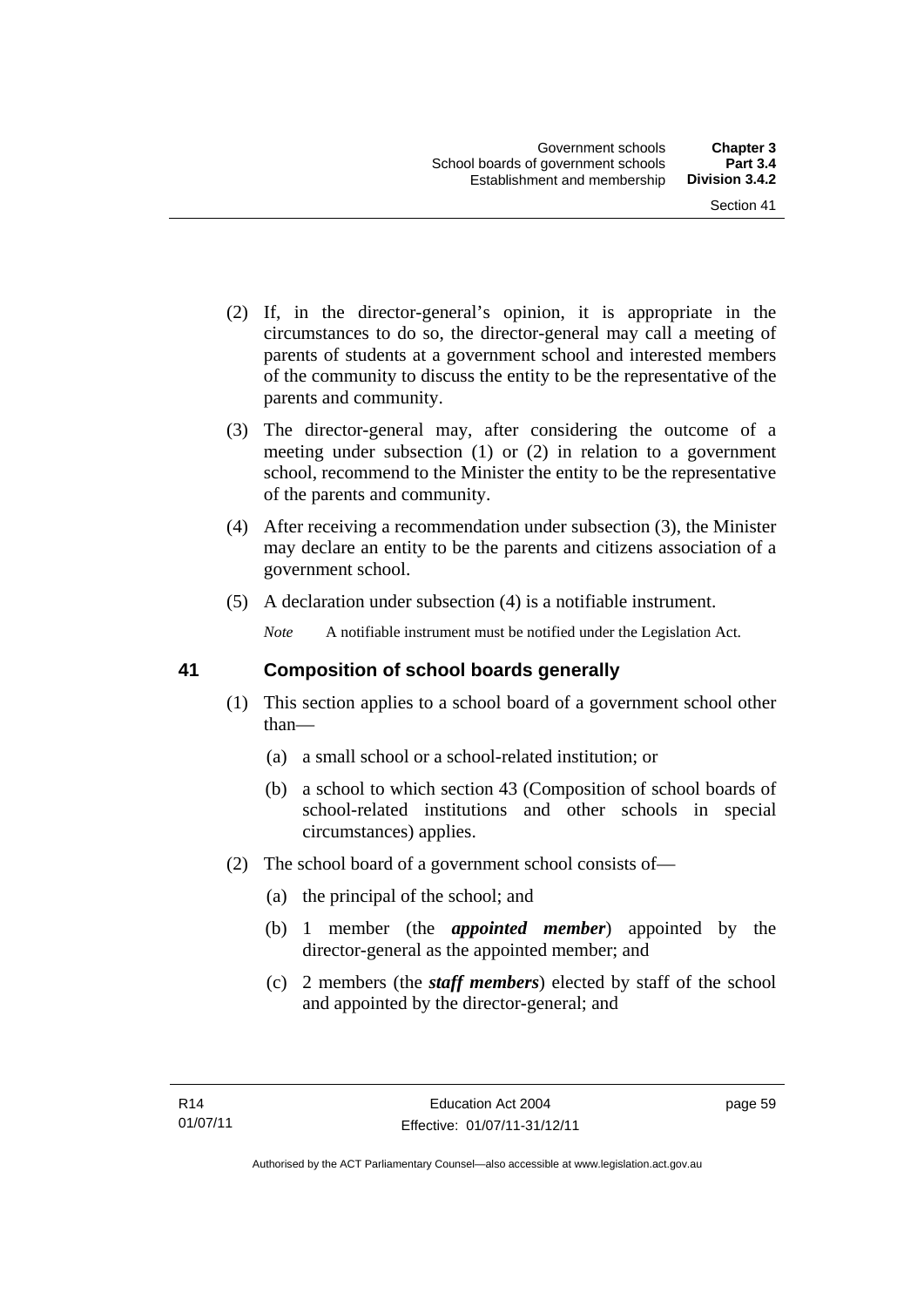(2) If, in the director-general's opinion, it is appropriate in the circumstances to do so, the director-general may call a meeting of parents of students at a government school and interested members of the community to discuss the entity to be the representative of the parents and community.

(3) The director-general may, after considering the outcome of a meeting under subsection (1) or (2) in relation to a government school, recommend to the Minister the entity to be the representative of the parents and community.

(4) After receiving a recommendation under subsection (3), the Minister may declare an entity to be the parents and citizens association of a government school.

(5) A declaration under subsection (4) is a notifiable instrument.

*Note* A notifiable instrument must be notified under the Legislation Act.

## 41 Composition of school boards generally

(1) This section applies to a school board of a government school other than—

(a) a small school or a school-related institution; or

(b) a school to which section 43 (Composition of school boards of school-related institutions and other schools in special circumstances) applies.

(2) The school board of a government school consists of—

(a) the principal of the school; and

(b) 1 member (the ***appointed member***) appointed by the director-general as the appointed member; and

(c) 2 members (the ***staff members***) elected by staff of the school and appointed by the director-general; and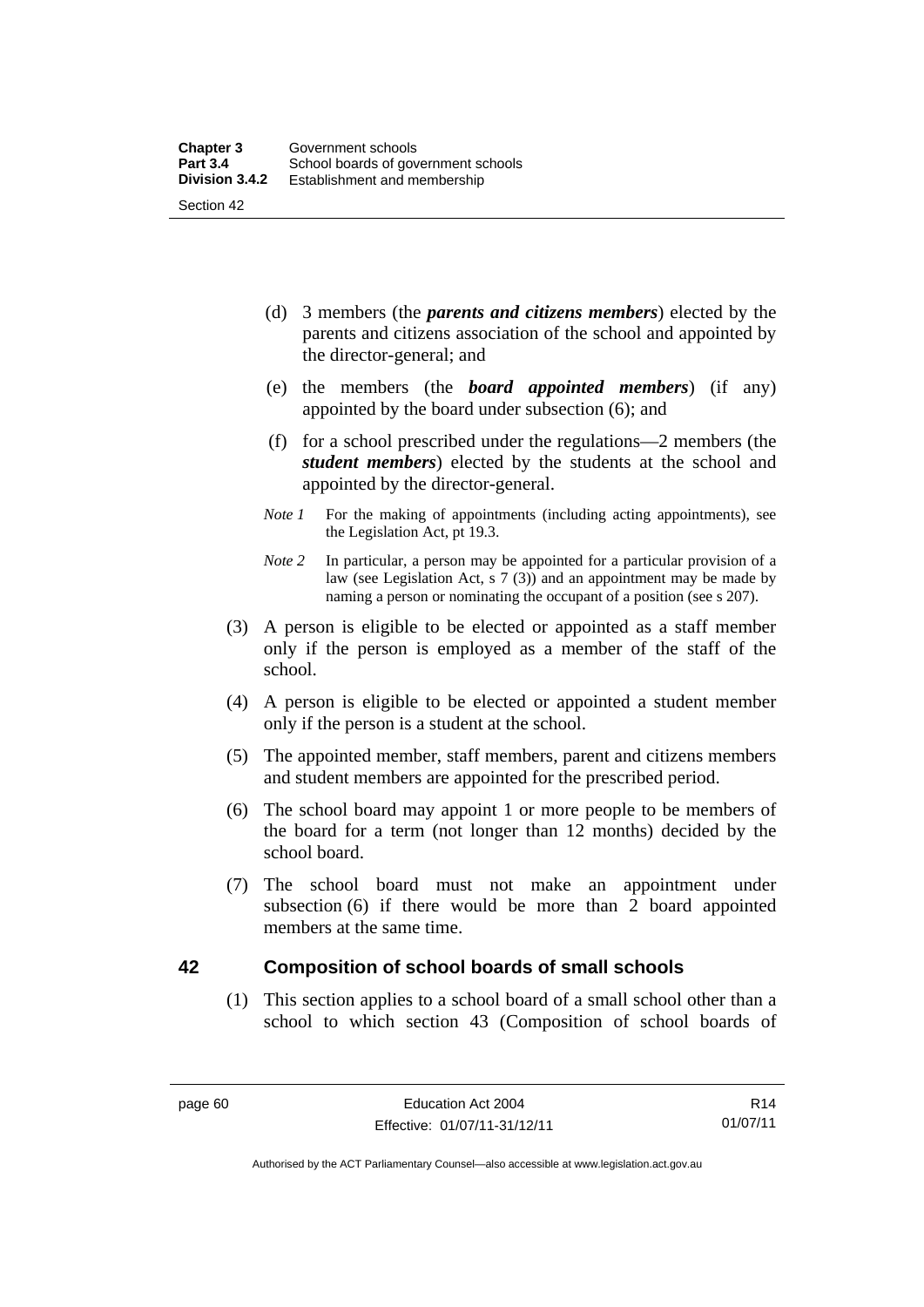(d) 3 members (the ***parents and citizens members***) elected by the parents and citizens association of the school and appointed by the director-general; and

(e) the members (the ***board appointed members***) (if any) appointed by the board under subsection (6); and

(f) for a school prescribed under the regulations—2 members (the ***student members***) elected by the students at the school and appointed by the director-general.

*Note 1* For the making of appointments (including acting appointments), see the Legislation Act, pt 19.3.

*Note 2* In particular, a person may be appointed for a particular provision of a law (see Legislation Act, s 7 (3)) and an appointment may be made by naming a person or nominating the occupant of a position (see s 207).

(3) A person is eligible to be elected or appointed as a staff member only if the person is employed as a member of the staff of the school.

(4) A person is eligible to be elected or appointed a student member only if the person is a student at the school.

(5) The appointed member, staff members, parent and citizens members and student members are appointed for the prescribed period.

(6) The school board may appoint 1 or more people to be members of the board for a term (not longer than 12 months) decided by the school board.

(7) The school board must not make an appointment under subsection (6) if there would be more than 2 board appointed members at the same time.

## 42 Composition of school boards of small schools

(1) This section applies to a school board of a small school other than a school to which section 43 (Composition of school boards of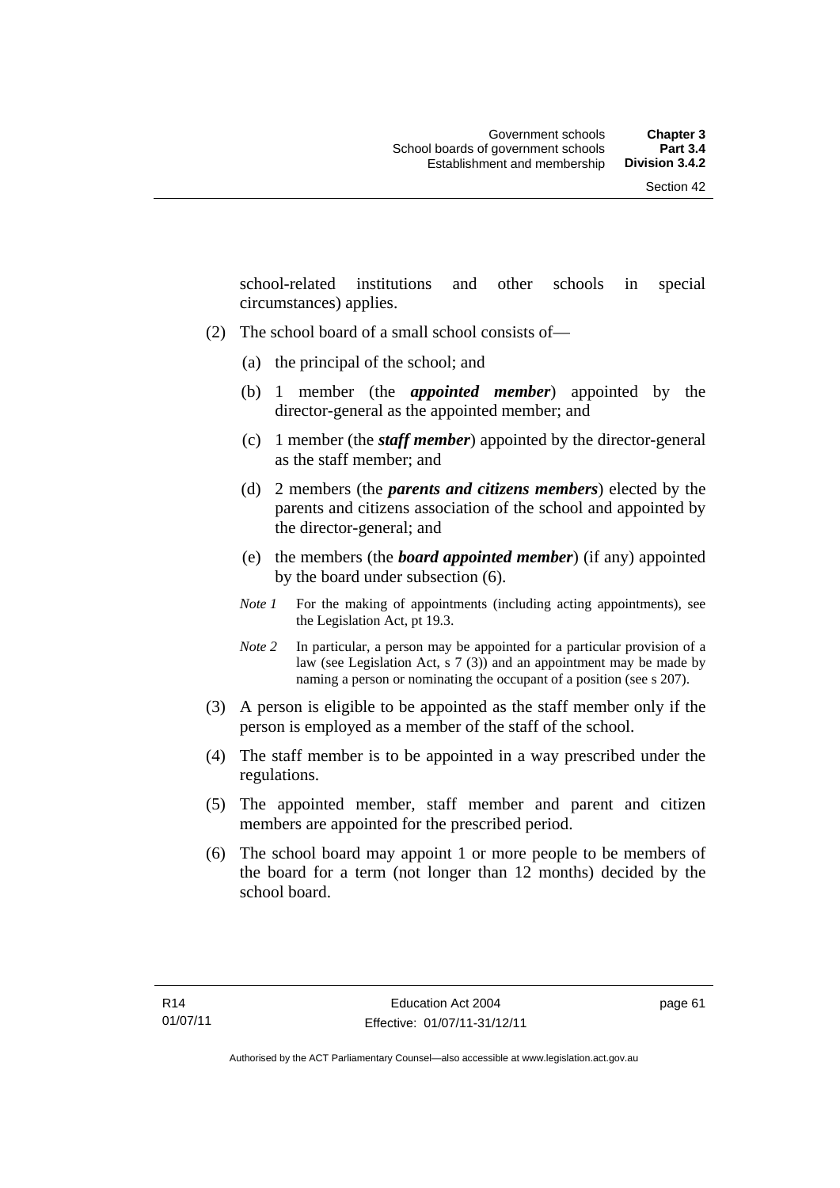school-related institutions and other schools in special circumstances) applies.

(2) The school board of a small school consists of—

  (a) the principal of the school; and

  (b) 1 member (the ***appointed member***) appointed by the director-general as the appointed member; and

  (c) 1 member (the ***staff member***) appointed by the director-general as the staff member; and

  (d) 2 members (the ***parents and citizens members***) elected by the parents and citizens association of the school and appointed by the director-general; and

  (e) the members (the ***board appointed member***) (if any) appointed by the board under subsection (6).

  *Note 1* For the making of appointments (including acting appointments), see the Legislation Act, pt 19.3.

  *Note 2* In particular, a person may be appointed for a particular provision of a law (see Legislation Act, s 7 (3)) and an appointment may be made by naming a person or nominating the occupant of a position (see s 207).

(3) A person is eligible to be appointed as the staff member only if the person is employed as a member of the staff of the school.

(4) The staff member is to be appointed in a way prescribed under the regulations.

(5) The appointed member, staff member and parent and citizen members are appointed for the prescribed period.

(6) The school board may appoint 1 or more people to be members of the board for a term (not longer than 12 months) decided by the school board.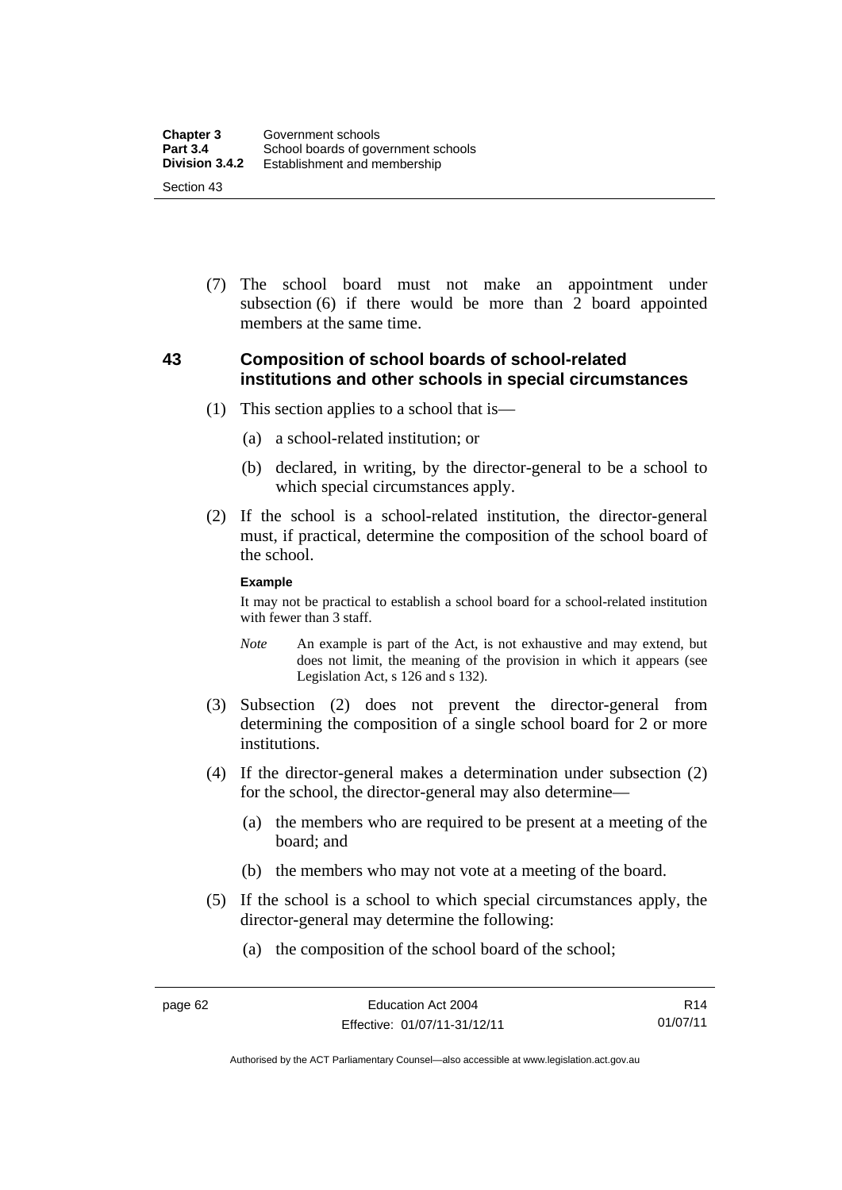(7) The school board must not make an appointment under subsection (6) if there would be more than 2 board appointed members at the same time.

## 43 Composition of school boards of school-related institutions and other schools in special circumstances

(1) This section applies to a school that is—

(a) a school-related institution; or

(b) declared, in writing, by the director-general to be a school to which special circumstances apply.

(2) If the school is a school-related institution, the director-general must, if practical, determine the composition of the school board of the school.

**Example**

It may not be practical to establish a school board for a school-related institution with fewer than 3 staff.

*Note* An example is part of the Act, is not exhaustive and may extend, but does not limit, the meaning of the provision in which it appears (see Legislation Act, s 126 and s 132).

(3) Subsection (2) does not prevent the director-general from determining the composition of a single school board for 2 or more institutions.

(4) If the director-general makes a determination under subsection (2) for the school, the director-general may also determine—

(a) the members who are required to be present at a meeting of the board; and

(b) the members who may not vote at a meeting of the board.

(5) If the school is a school to which special circumstances apply, the director-general may determine the following:

(a) the composition of the school board of the school;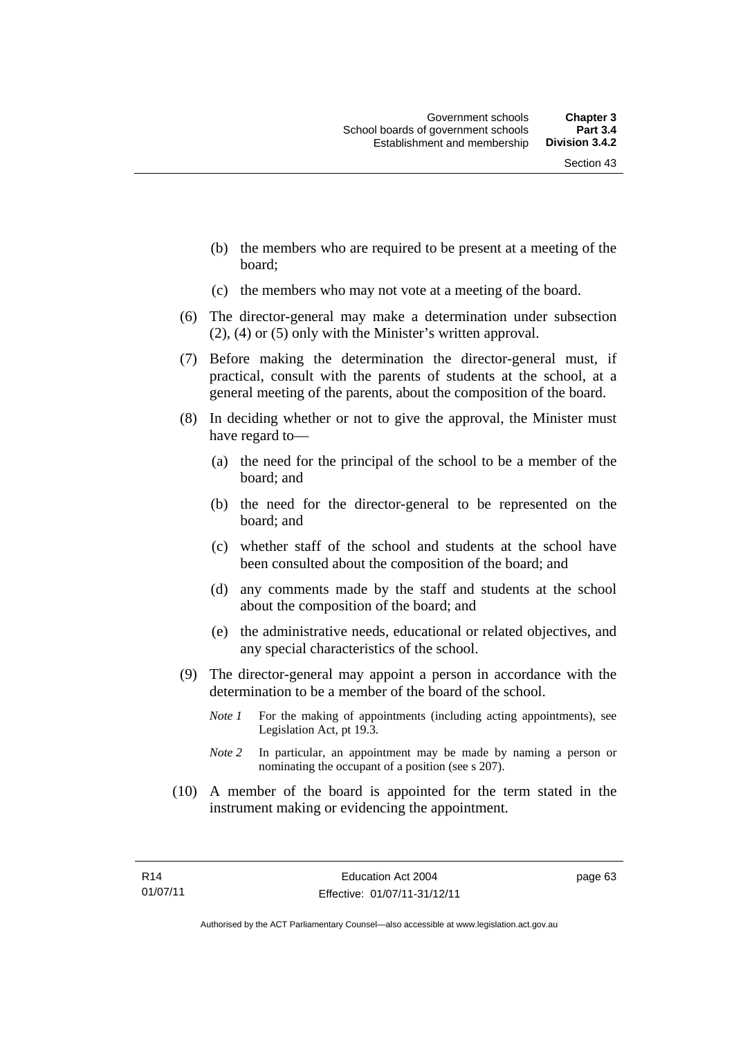(b) the members who are required to be present at a meeting of the board;

(c) the members who may not vote at a meeting of the board.

(6) The director-general may make a determination under subsection (2), (4) or (5) only with the Minister's written approval.

(7) Before making the determination the director-general must, if practical, consult with the parents of students at the school, at a general meeting of the parents, about the composition of the board.

(8) In deciding whether or not to give the approval, the Minister must have regard to—

(a) the need for the principal of the school to be a member of the board; and

(b) the need for the director-general to be represented on the board; and

(c) whether staff of the school and students at the school have been consulted about the composition of the board; and

(d) any comments made by the staff and students at the school about the composition of the board; and

(e) the administrative needs, educational or related objectives, and any special characteristics of the school.

(9) The director-general may appoint a person in accordance with the determination to be a member of the board of the school.

*Note 1* For the making of appointments (including acting appointments), see Legislation Act, pt 19.3.

*Note 2* In particular, an appointment may be made by naming a person or nominating the occupant of a position (see s 207).

(10) A member of the board is appointed for the term stated in the instrument making or evidencing the appointment.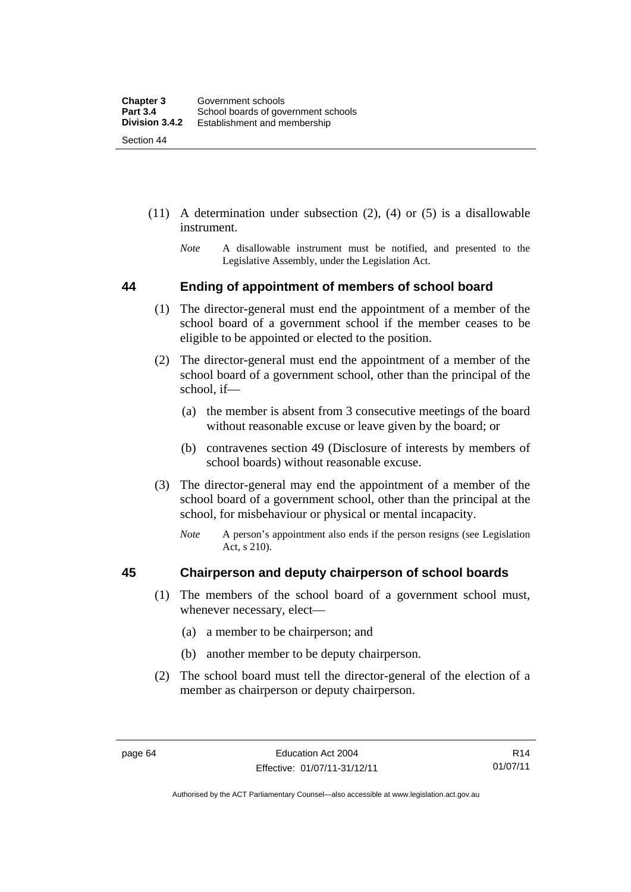(11) A determination under subsection (2), (4) or (5) is a disallowable instrument.

*Note* A disallowable instrument must be notified, and presented to the Legislative Assembly, under the Legislation Act.

## 44 Ending of appointment of members of school board

(1) The director-general must end the appointment of a member of the school board of a government school if the member ceases to be eligible to be appointed or elected to the position.

(2) The director-general must end the appointment of a member of the school board of a government school, other than the principal of the school, if—

(a) the member is absent from 3 consecutive meetings of the board without reasonable excuse or leave given by the board; or

(b) contravenes section 49 (Disclosure of interests by members of school boards) without reasonable excuse.

(3) The director-general may end the appointment of a member of the school board of a government school, other than the principal at the school, for misbehaviour or physical or mental incapacity.

*Note* A person's appointment also ends if the person resigns (see Legislation Act, s 210).

## 45 Chairperson and deputy chairperson of school boards

(1) The members of the school board of a government school must, whenever necessary, elect—

(a) a member to be chairperson; and

(b) another member to be deputy chairperson.

(2) The school board must tell the director-general of the election of a member as chairperson or deputy chairperson.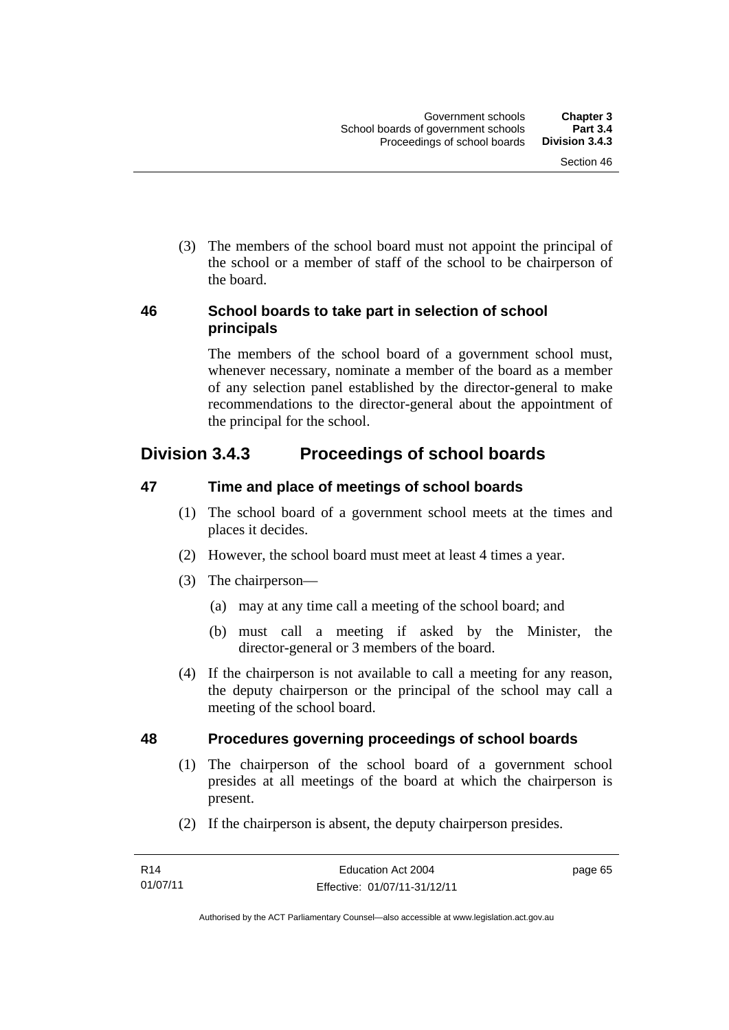(3) The members of the school board must not appoint the principal of the school or a member of staff of the school to be chairperson of the board.

### 46 School boards to take part in selection of school principals

The members of the school board of a government school must, whenever necessary, nominate a member of the board as a member of any selection panel established by the director-general to make recommendations to the director-general about the appointment of the principal for the school.

## Division 3.4.3 Proceedings of school boards

### 47 Time and place of meetings of school boards

(1) The school board of a government school meets at the times and places it decides.

(2) However, the school board must meet at least 4 times a year.

(3) The chairperson—

(a) may at any time call a meeting of the school board; and

(b) must call a meeting if asked by the Minister, the director-general or 3 members of the board.

(4) If the chairperson is not available to call a meeting for any reason, the deputy chairperson or the principal of the school may call a meeting of the school board.

### 48 Procedures governing proceedings of school boards

(1) The chairperson of the school board of a government school presides at all meetings of the board at which the chairperson is present.

(2) If the chairperson is absent, the deputy chairperson presides.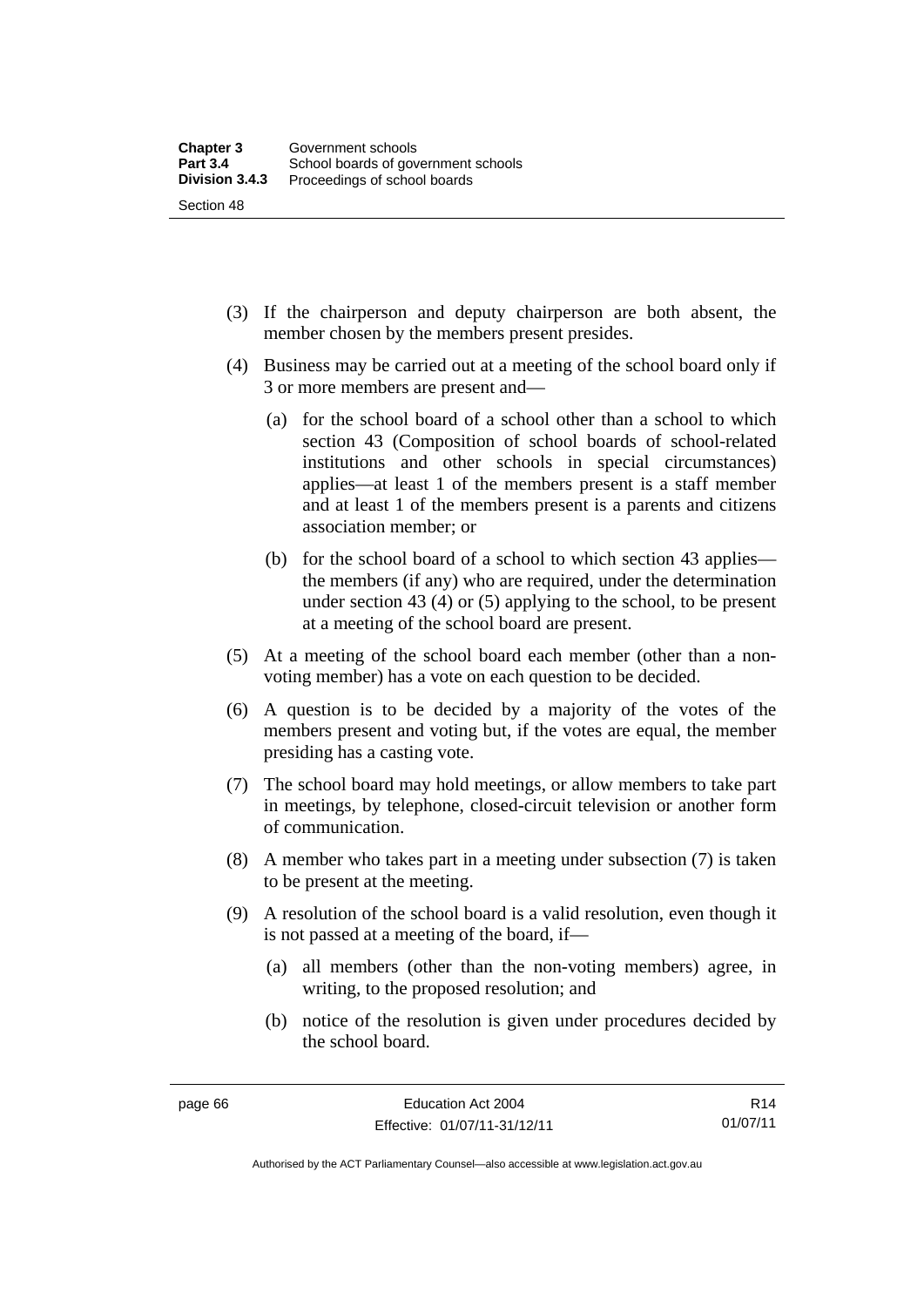(3) If the chairperson and deputy chairperson are both absent, the member chosen by the members present presides.

(4) Business may be carried out at a meeting of the school board only if 3 or more members are present and—

   (a) for the school board of a school other than a school to which section 43 (Composition of school boards of school-related institutions and other schools in special circumstances) applies—at least 1 of the members present is a staff member and at least 1 of the members present is a parents and citizens association member; or

   (b) for the school board of a school to which section 43 applies—the members (if any) who are required, under the determination under section 43 (4) or (5) applying to the school, to be present at a meeting of the school board are present.

(5) At a meeting of the school board each member (other than a non-voting member) has a vote on each question to be decided.

(6) A question is to be decided by a majority of the votes of the members present and voting but, if the votes are equal, the member presiding has a casting vote.

(7) The school board may hold meetings, or allow members to take part in meetings, by telephone, closed-circuit television or another form of communication.

(8) A member who takes part in a meeting under subsection (7) is taken to be present at the meeting.

(9) A resolution of the school board is a valid resolution, even though it is not passed at a meeting of the board, if—

   (a) all members (other than the non-voting members) agree, in writing, to the proposed resolution; and

   (b) notice of the resolution is given under procedures decided by the school board.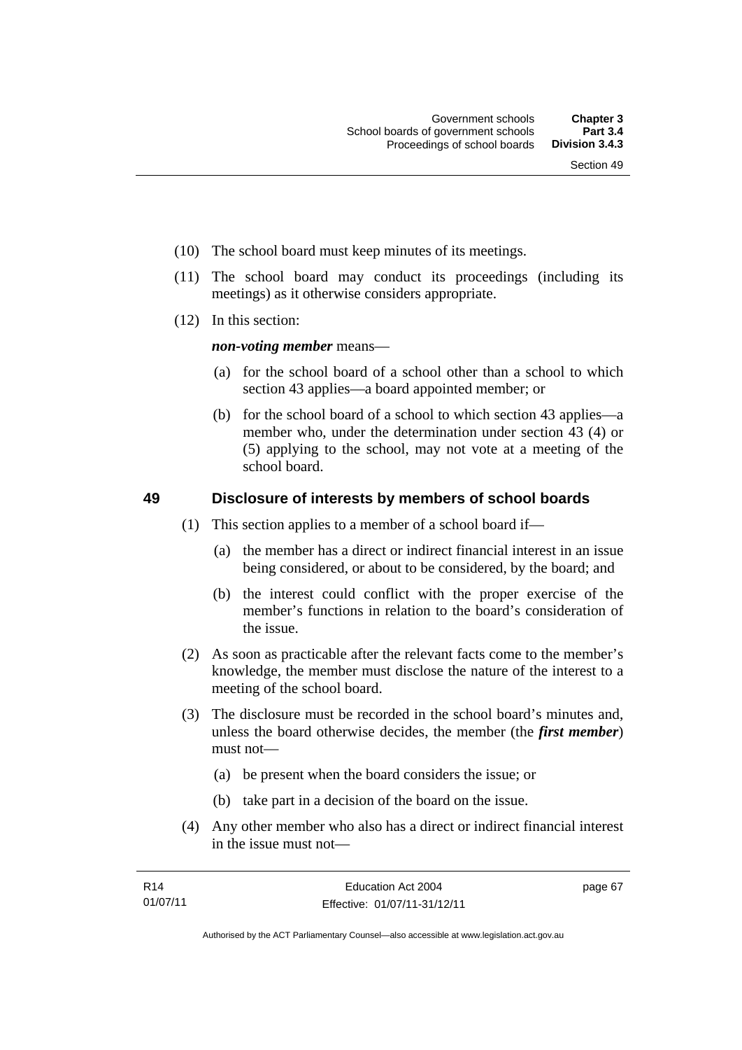(10) The school board must keep minutes of its meetings.

(11) The school board may conduct its proceedings (including its meetings) as it otherwise considers appropriate.

(12) In this section:

***non-voting member*** means—

(a) for the school board of a school other than a school to which section 43 applies—a board appointed member; or

(b) for the school board of a school to which section 43 applies—a member who, under the determination under section 43 (4) or (5) applying to the school, may not vote at a meeting of the school board.

## 49 Disclosure of interests by members of school boards

(1) This section applies to a member of a school board if—

(a) the member has a direct or indirect financial interest in an issue being considered, or about to be considered, by the board; and

(b) the interest could conflict with the proper exercise of the member's functions in relation to the board's consideration of the issue.

(2) As soon as practicable after the relevant facts come to the member's knowledge, the member must disclose the nature of the interest to a meeting of the school board.

(3) The disclosure must be recorded in the school board's minutes and, unless the board otherwise decides, the member (the ***first member***) must not—

(a) be present when the board considers the issue; or

(b) take part in a decision of the board on the issue.

(4) Any other member who also has a direct or indirect financial interest in the issue must not—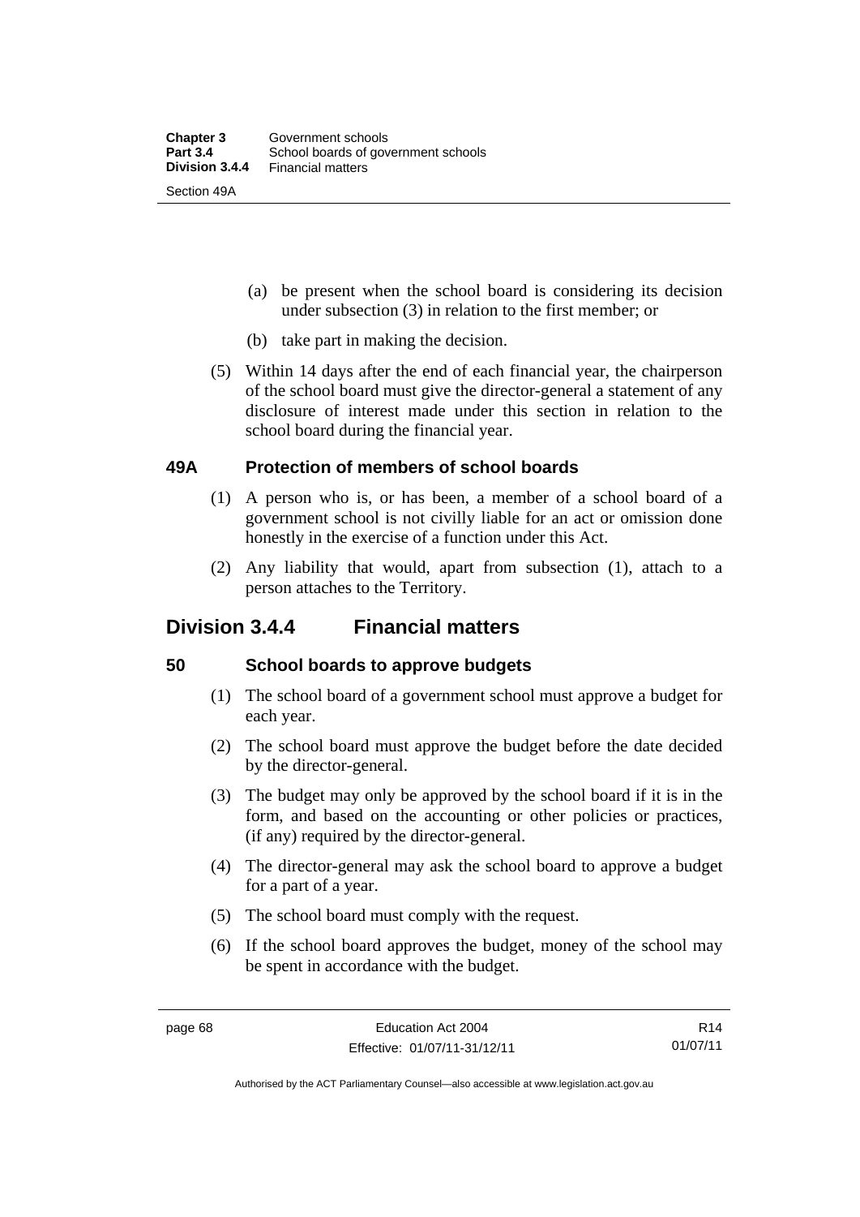(a) be present when the school board is considering its decision under subsection (3) in relation to the first member; or

(b) take part in making the decision.

(5) Within 14 days after the end of each financial year, the chairperson of the school board must give the director-general a statement of any disclosure of interest made under this section in relation to the school board during the financial year.

### 49A Protection of members of school boards

(1) A person who is, or has been, a member of a school board of a government school is not civilly liable for an act or omission done honestly in the exercise of a function under this Act.

(2) Any liability that would, apart from subsection (1), attach to a person attaches to the Territory.

## Division 3.4.4 Financial matters

### 50 School boards to approve budgets

(1) The school board of a government school must approve a budget for each year.

(2) The school board must approve the budget before the date decided by the director-general.

(3) The budget may only be approved by the school board if it is in the form, and based on the accounting or other policies or practices, (if any) required by the director-general.

(4) The director-general may ask the school board to approve a budget for a part of a year.

(5) The school board must comply with the request.

(6) If the school board approves the budget, money of the school may be spent in accordance with the budget.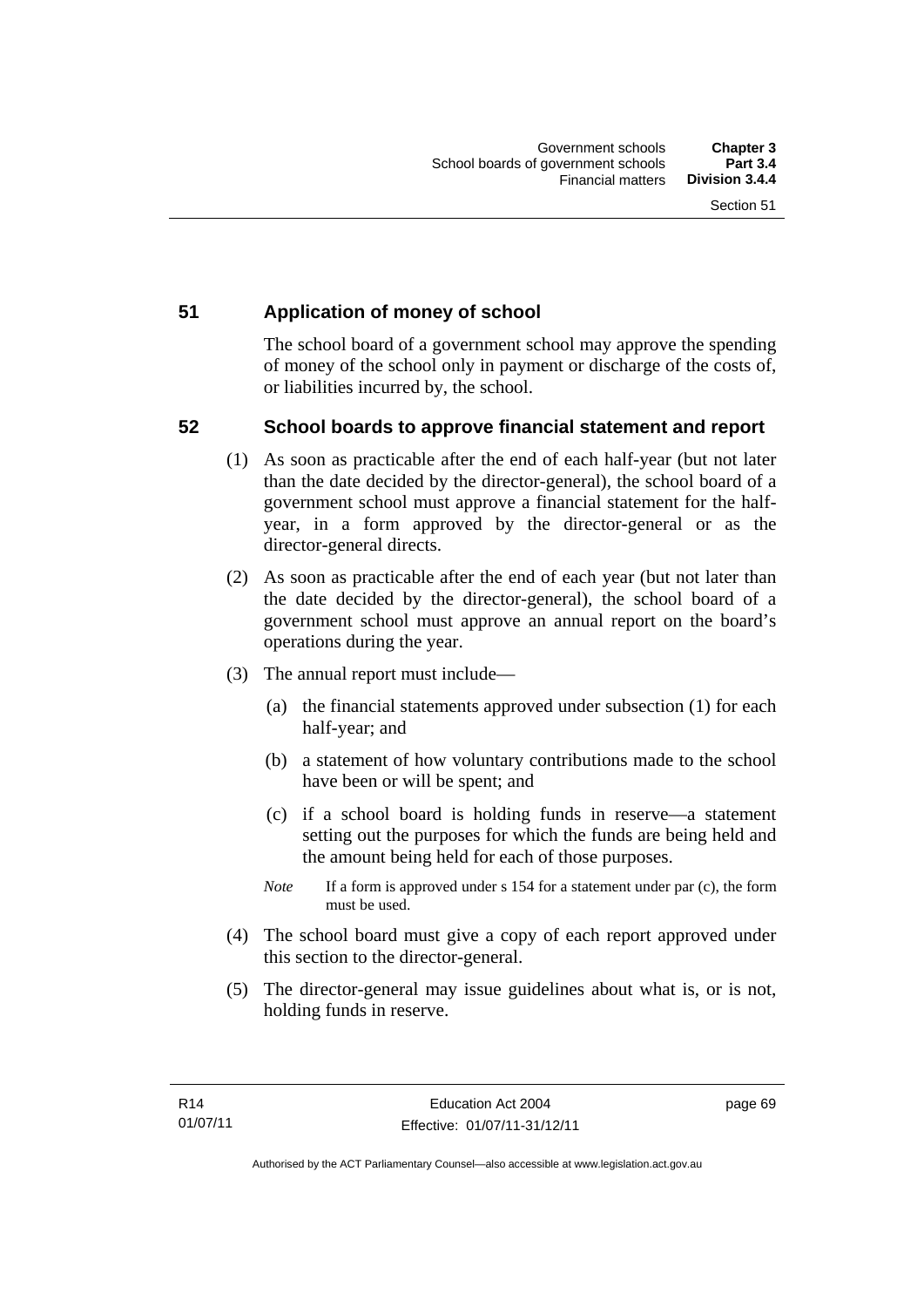## 51 Application of money of school

The school board of a government school may approve the spending of money of the school only in payment or discharge of the costs of, or liabilities incurred by, the school.

## 52 School boards to approve financial statement and report

(1) As soon as practicable after the end of each half-year (but not later than the date decided by the director-general), the school board of a government school must approve a financial statement for the half-year, in a form approved by the director-general or as the director-general directs.

(2) As soon as practicable after the end of each year (but not later than the date decided by the director-general), the school board of a government school must approve an annual report on the board's operations during the year.

(3) The annual report must include—

(a) the financial statements approved under subsection (1) for each half-year; and

(b) a statement of how voluntary contributions made to the school have been or will be spent; and

(c) if a school board is holding funds in reserve—a statement setting out the purposes for which the funds are being held and the amount being held for each of those purposes.

*Note* If a form is approved under s 154 for a statement under par (c), the form must be used.

(4) The school board must give a copy of each report approved under this section to the director-general.

(5) The director-general may issue guidelines about what is, or is not, holding funds in reserve.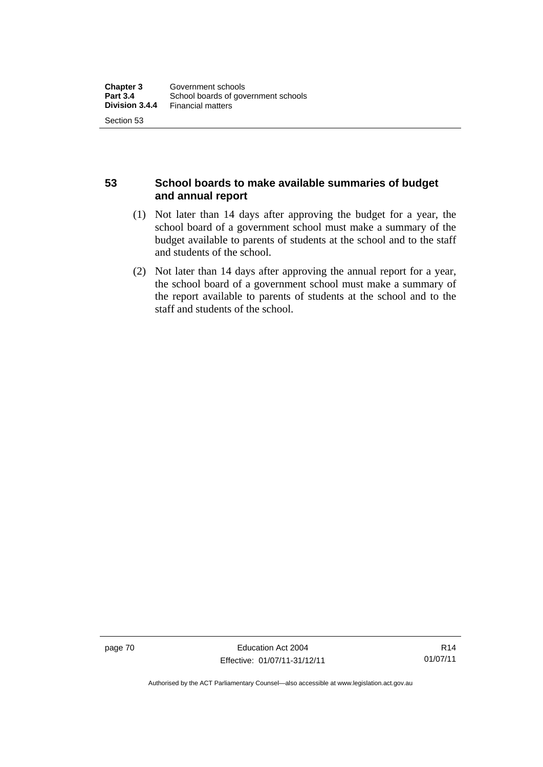## 53 School boards to make available summaries of budget and annual report

(1) Not later than 14 days after approving the budget for a year, the school board of a government school must make a summary of the budget available to parents of students at the school and to the staff and students of the school.

(2) Not later than 14 days after approving the annual report for a year, the school board of a government school must make a summary of the report available to parents of students at the school and to the staff and students of the school.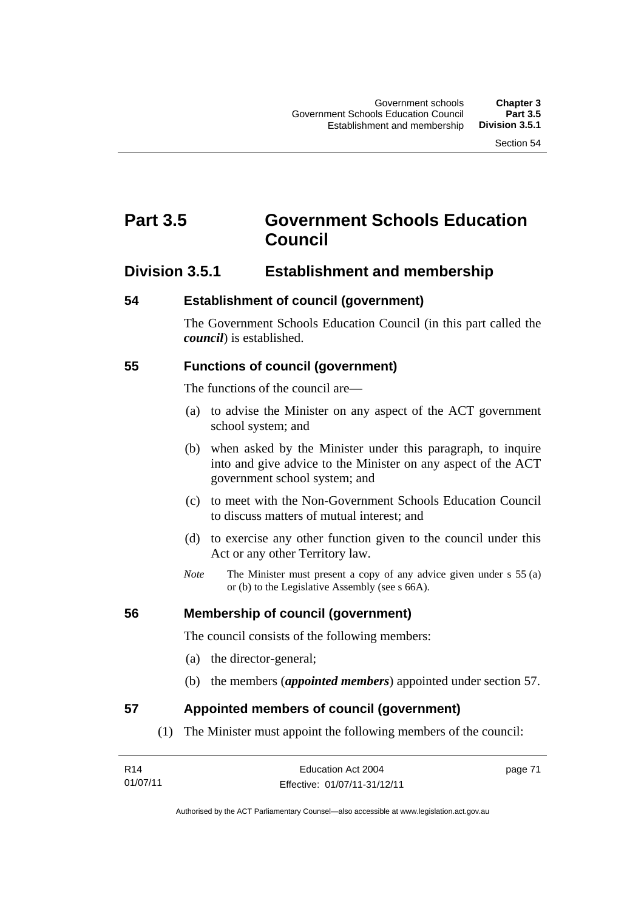# Part 3.5 Government Schools Education Council

## Division 3.5.1 Establishment and membership

### 54 Establishment of council (government)

The Government Schools Education Council (in this part called the ***council***) is established.

### 55 Functions of council (government)

The functions of the council are—

(a) to advise the Minister on any aspect of the ACT government school system; and

(b) when asked by the Minister under this paragraph, to inquire into and give advice to the Minister on any aspect of the ACT government school system; and

(c) to meet with the Non-Government Schools Education Council to discuss matters of mutual interest; and

(d) to exercise any other function given to the council under this Act or any other Territory law.

*Note* The Minister must present a copy of any advice given under s 55 (a) or (b) to the Legislative Assembly (see s 66A).

### 56 Membership of council (government)

The council consists of the following members:

(a) the director-general;

(b) the members (***appointed members***) appointed under section 57.

### 57 Appointed members of council (government)

(1) The Minister must appoint the following members of the council: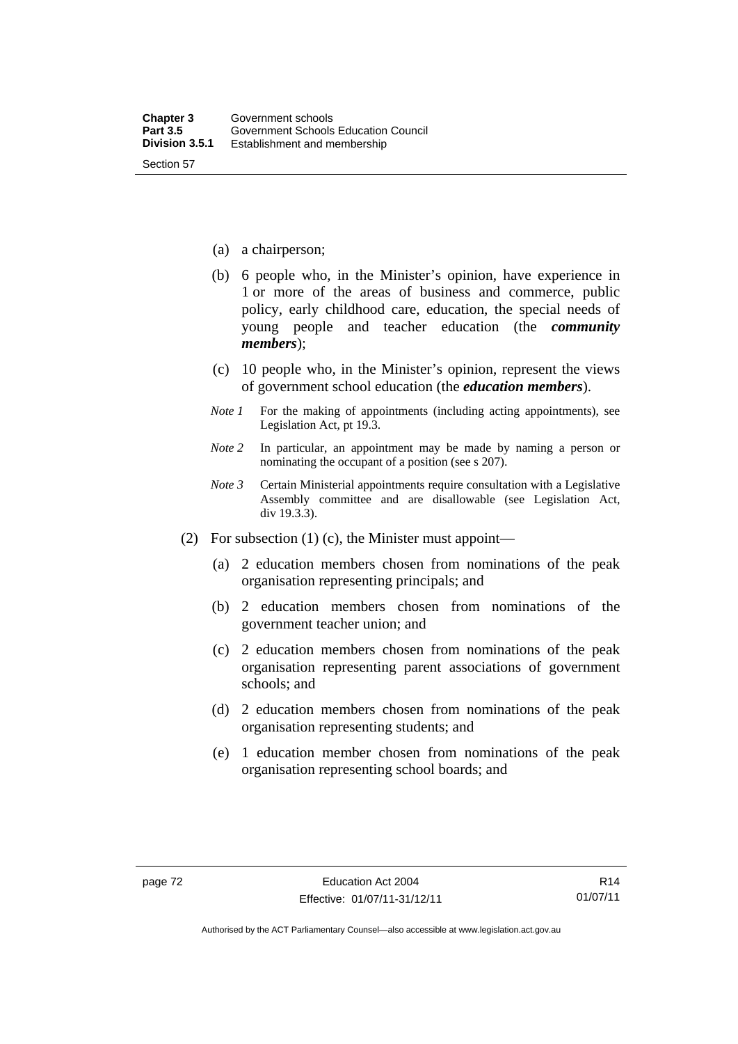(a) a chairperson;

(b) 6 people who, in the Minister's opinion, have experience in 1 or more of the areas of business and commerce, public policy, early childhood care, education, the special needs of young people and teacher education (the ***community members***);

(c) 10 people who, in the Minister's opinion, represent the views of government school education (the ***education members***).

*Note 1* For the making of appointments (including acting appointments), see Legislation Act, pt 19.3.

*Note 2* In particular, an appointment may be made by naming a person or nominating the occupant of a position (see s 207).

*Note 3* Certain Ministerial appointments require consultation with a Legislative Assembly committee and are disallowable (see Legislation Act, div 19.3.3).

(2) For subsection (1) (c), the Minister must appoint—

(a) 2 education members chosen from nominations of the peak organisation representing principals; and

(b) 2 education members chosen from nominations of the government teacher union; and

(c) 2 education members chosen from nominations of the peak organisation representing parent associations of government schools; and

(d) 2 education members chosen from nominations of the peak organisation representing students; and

(e) 1 education member chosen from nominations of the peak organisation representing school boards; and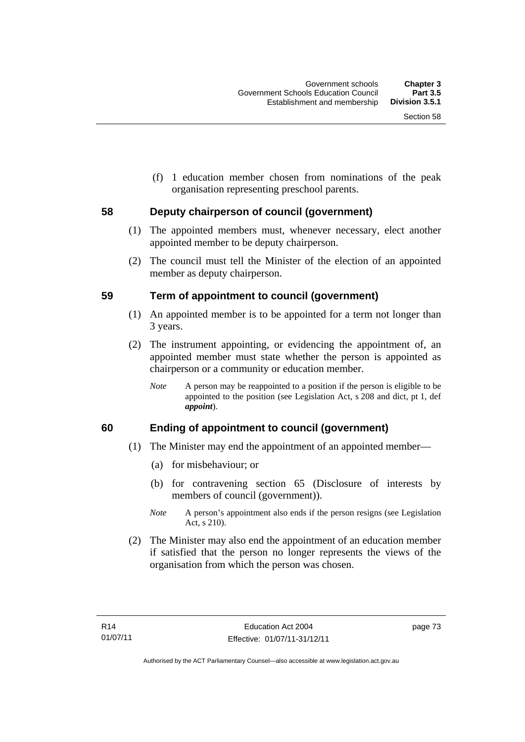(f) 1 education member chosen from nominations of the peak organisation representing preschool parents.

## 58 Deputy chairperson of council (government)

(1) The appointed members must, whenever necessary, elect another appointed member to be deputy chairperson.

(2) The council must tell the Minister of the election of an appointed member as deputy chairperson.

## 59 Term of appointment to council (government)

(1) An appointed member is to be appointed for a term not longer than 3 years.

(2) The instrument appointing, or evidencing the appointment of, an appointed member must state whether the person is appointed as chairperson or a community or education member.

*Note* A person may be reappointed to a position if the person is eligible to be appointed to the position (see Legislation Act, s 208 and dict, pt 1, def ***appoint***).

## 60 Ending of appointment to council (government)

(1) The Minister may end the appointment of an appointed member—

(a) for misbehaviour; or

(b) for contravening section 65 (Disclosure of interests by members of council (government)).

*Note* A person's appointment also ends if the person resigns (see Legislation Act, s 210).

(2) The Minister may also end the appointment of an education member if satisfied that the person no longer represents the views of the organisation from which the person was chosen.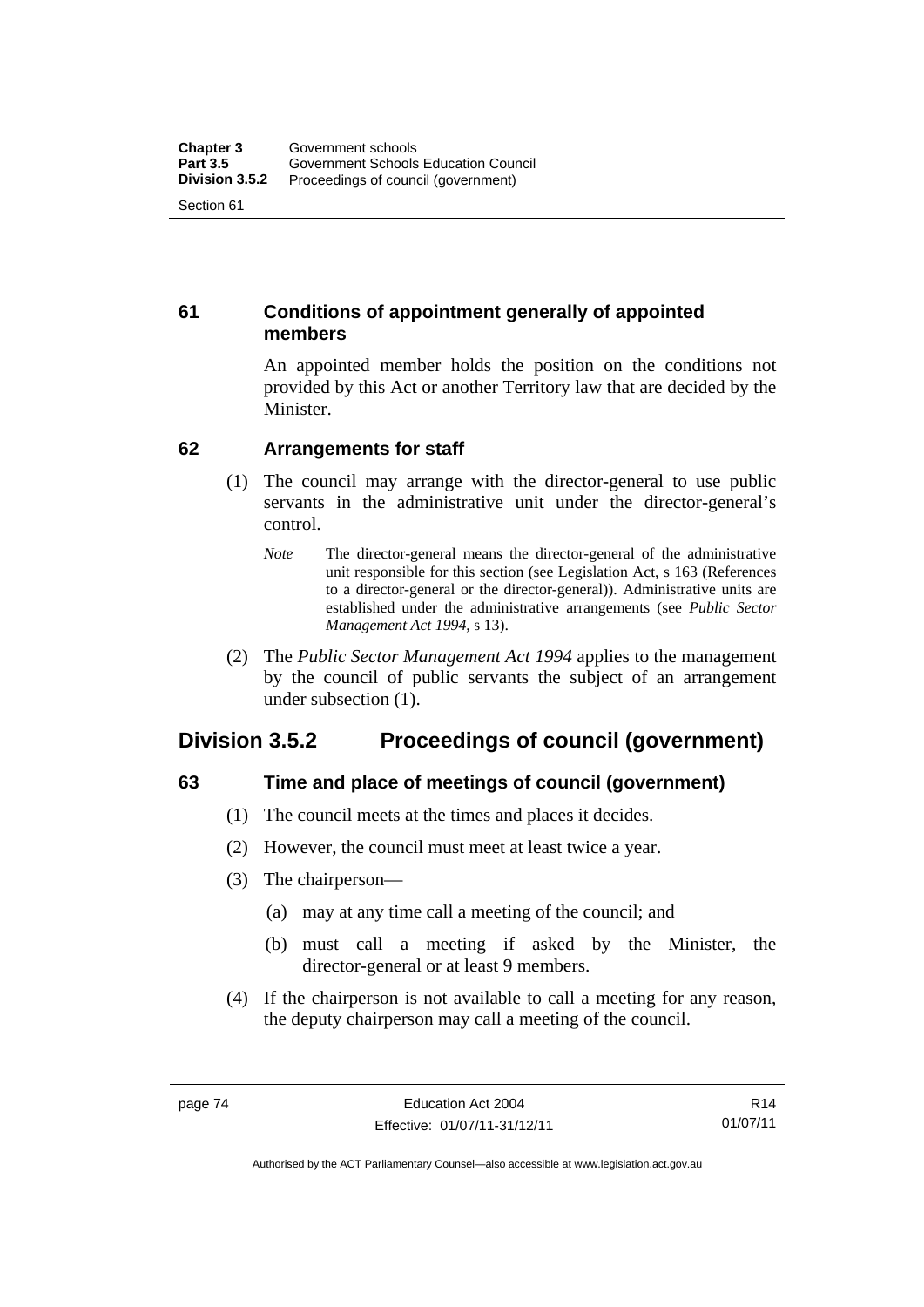### 61 Conditions of appointment generally of appointed members

An appointed member holds the position on the conditions not provided by this Act or another Territory law that are decided by the Minister.

### 62 Arrangements for staff

(1) The council may arrange with the director-general to use public servants in the administrative unit under the director-general's control.

*Note* The director-general means the director-general of the administrative unit responsible for this section (see Legislation Act, s 163 (References to a director-general or the director-general)). Administrative units are established under the administrative arrangements (see *Public Sector Management Act 1994*, s 13).

(2) The *Public Sector Management Act 1994* applies to the management by the council of public servants the subject of an arrangement under subsection (1).

## Division 3.5.2 Proceedings of council (government)

### 63 Time and place of meetings of council (government)

(1) The council meets at the times and places it decides.

(2) However, the council must meet at least twice a year.

(3) The chairperson—

(a) may at any time call a meeting of the council; and

(b) must call a meeting if asked by the Minister, the director-general or at least 9 members.

(4) If the chairperson is not available to call a meeting for any reason, the deputy chairperson may call a meeting of the council.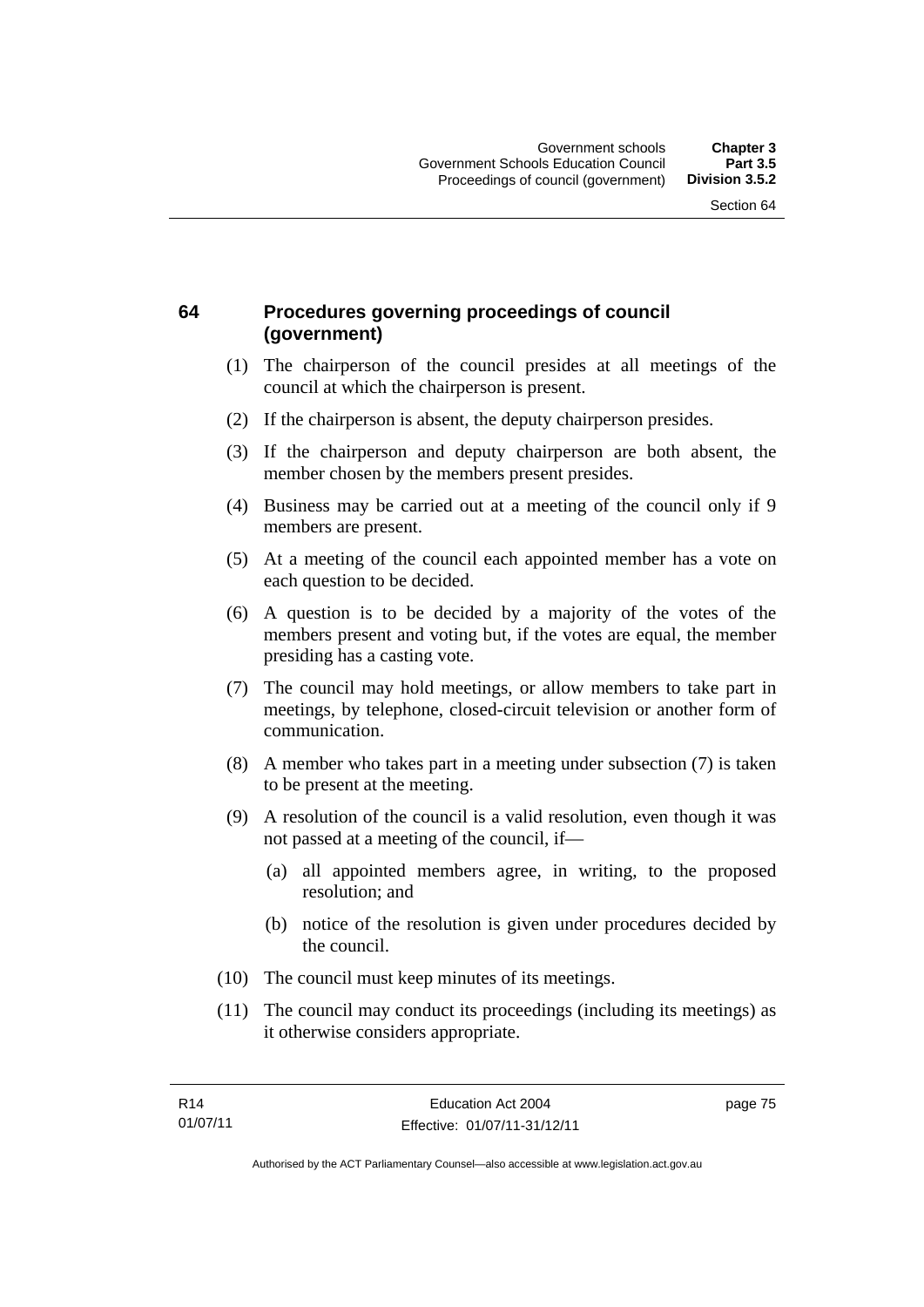## 64 Procedures governing proceedings of council (government)

(1) The chairperson of the council presides at all meetings of the council at which the chairperson is present.

(2) If the chairperson is absent, the deputy chairperson presides.

(3) If the chairperson and deputy chairperson are both absent, the member chosen by the members present presides.

(4) Business may be carried out at a meeting of the council only if 9 members are present.

(5) At a meeting of the council each appointed member has a vote on each question to be decided.

(6) A question is to be decided by a majority of the votes of the members present and voting but, if the votes are equal, the member presiding has a casting vote.

(7) The council may hold meetings, or allow members to take part in meetings, by telephone, closed-circuit television or another form of communication.

(8) A member who takes part in a meeting under subsection (7) is taken to be present at the meeting.

(9) A resolution of the council is a valid resolution, even though it was not passed at a meeting of the council, if—

(a) all appointed members agree, in writing, to the proposed resolution; and

(b) notice of the resolution is given under procedures decided by the council.

(10) The council must keep minutes of its meetings.

(11) The council may conduct its proceedings (including its meetings) as it otherwise considers appropriate.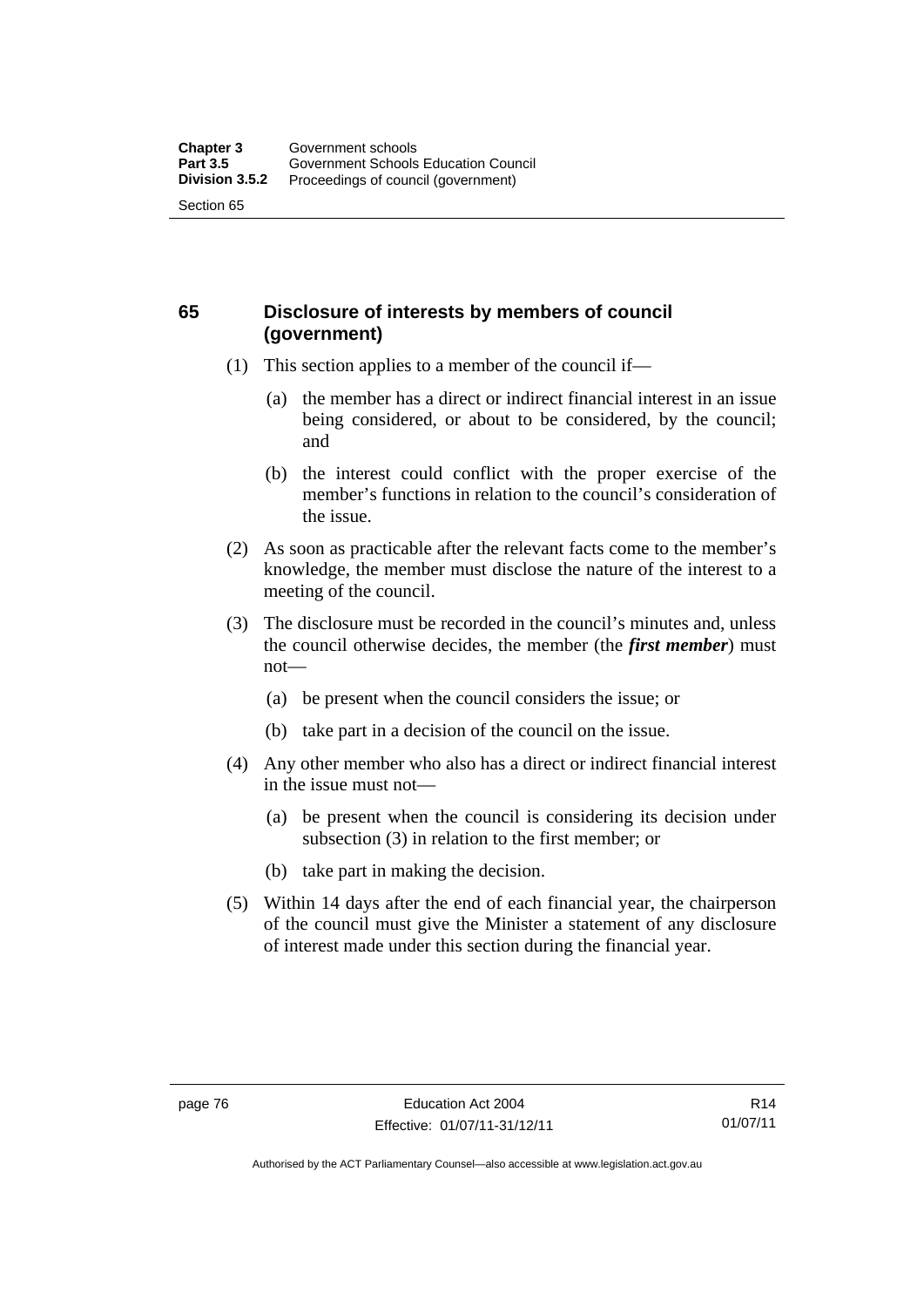## 65 Disclosure of interests by members of council (government)

(1) This section applies to a member of the council if—

(a) the member has a direct or indirect financial interest in an issue being considered, or about to be considered, by the council; and

(b) the interest could conflict with the proper exercise of the member's functions in relation to the council's consideration of the issue.

(2) As soon as practicable after the relevant facts come to the member's knowledge, the member must disclose the nature of the interest to a meeting of the council.

(3) The disclosure must be recorded in the council's minutes and, unless the council otherwise decides, the member (the ***first member***) must not—

(a) be present when the council considers the issue; or

(b) take part in a decision of the council on the issue.

(4) Any other member who also has a direct or indirect financial interest in the issue must not—

(a) be present when the council is considering its decision under subsection (3) in relation to the first member; or

(b) take part in making the decision.

(5) Within 14 days after the end of each financial year, the chairperson of the council must give the Minister a statement of any disclosure of interest made under this section during the financial year.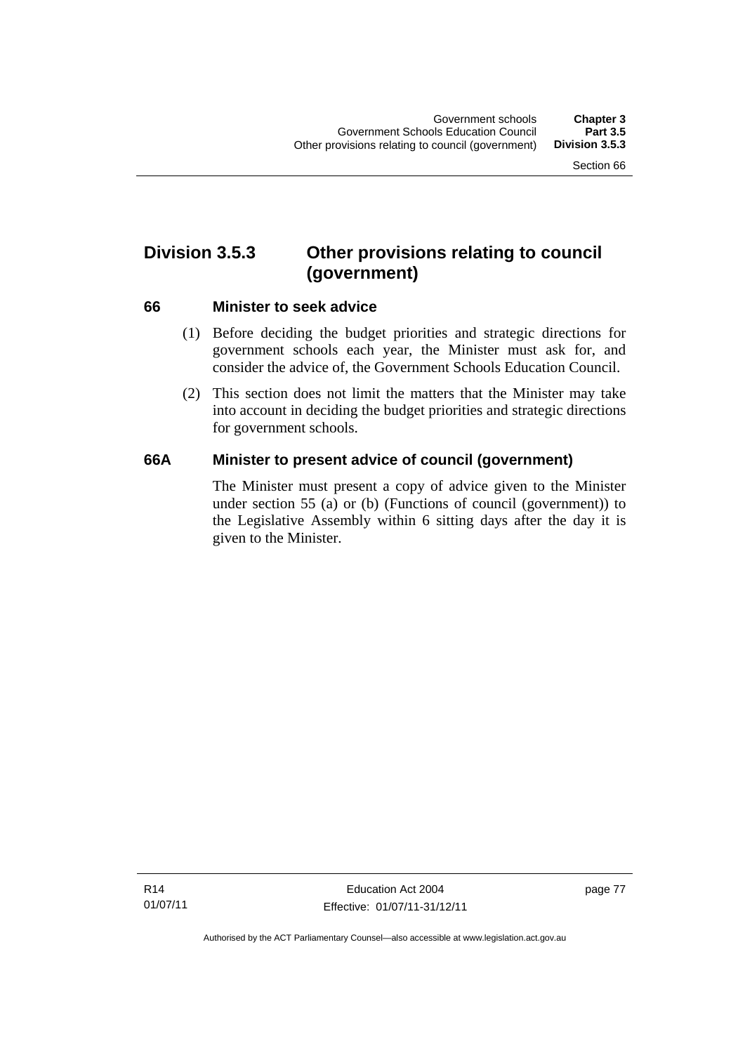## Division 3.5.3 Other provisions relating to council (government)

### 66 Minister to seek advice

(1) Before deciding the budget priorities and strategic directions for government schools each year, the Minister must ask for, and consider the advice of, the Government Schools Education Council.

(2) This section does not limit the matters that the Minister may take into account in deciding the budget priorities and strategic directions for government schools.

### 66A Minister to present advice of council (government)

The Minister must present a copy of advice given to the Minister under section 55 (a) or (b) (Functions of council (government)) to the Legislative Assembly within 6 sitting days after the day it is given to the Minister.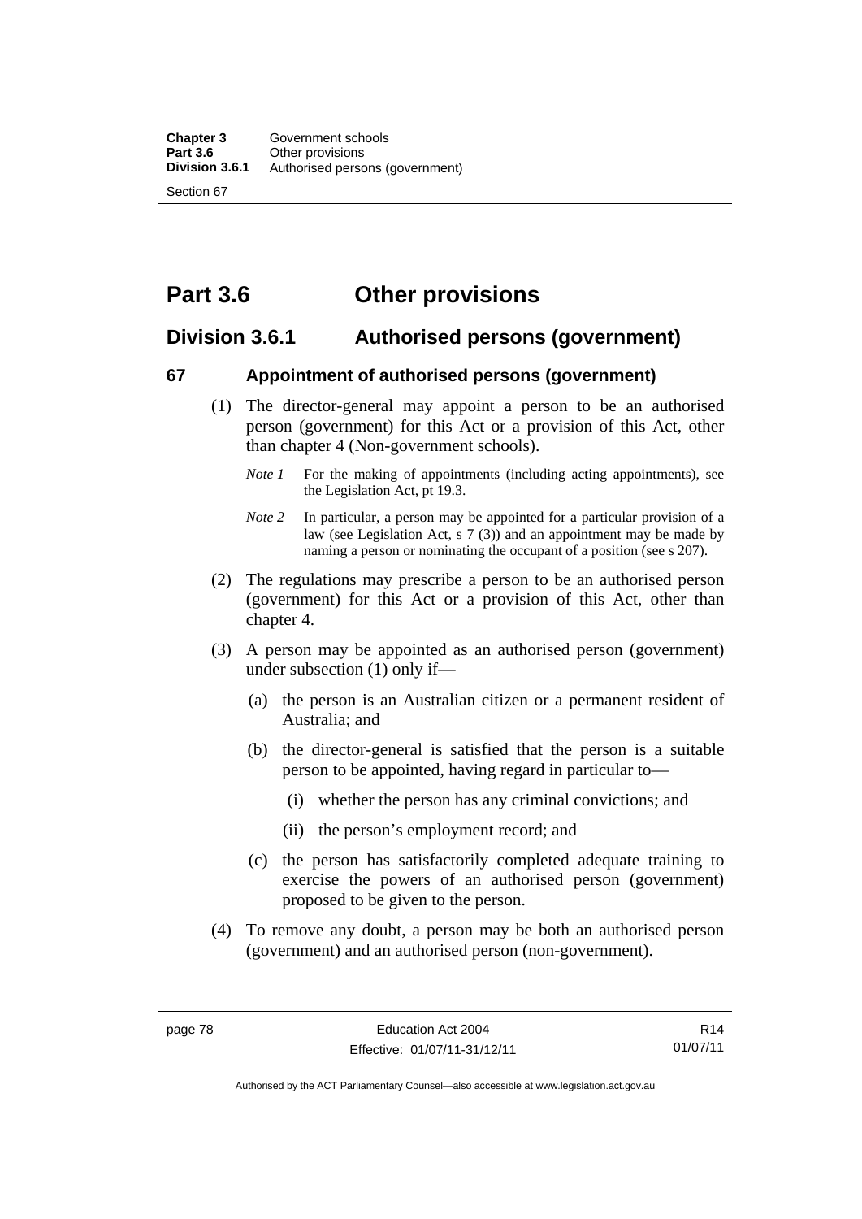# Part 3.6 Other provisions

## Division 3.6.1 Authorised persons (government)

### 67 Appointment of authorised persons (government)

(1) The director-general may appoint a person to be an authorised person (government) for this Act or a provision of this Act, other than chapter 4 (Non-government schools).

*Note 1* For the making of appointments (including acting appointments), see the Legislation Act, pt 19.3.

*Note 2* In particular, a person may be appointed for a particular provision of a law (see Legislation Act, s 7 (3)) and an appointment may be made by naming a person or nominating the occupant of a position (see s 207).

(2) The regulations may prescribe a person to be an authorised person (government) for this Act or a provision of this Act, other than chapter 4.

(3) A person may be appointed as an authorised person (government) under subsection (1) only if—

(a) the person is an Australian citizen or a permanent resident of Australia; and

(b) the director-general is satisfied that the person is a suitable person to be appointed, having regard in particular to—

(i) whether the person has any criminal convictions; and

(ii) the person's employment record; and

(c) the person has satisfactorily completed adequate training to exercise the powers of an authorised person (government) proposed to be given to the person.

(4) To remove any doubt, a person may be both an authorised person (government) and an authorised person (non-government).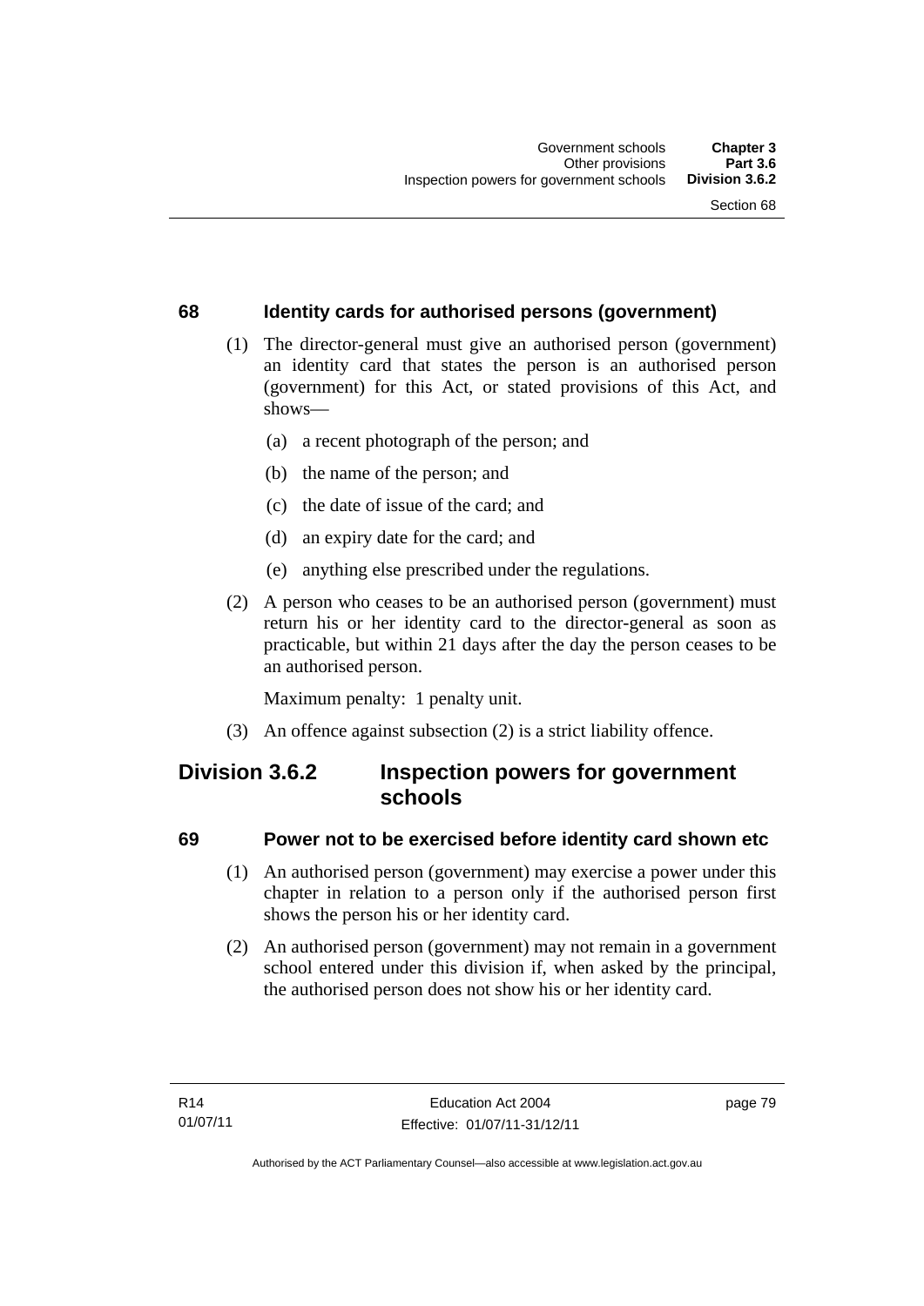### 68 Identity cards for authorised persons (government)

(1) The director-general must give an authorised person (government) an identity card that states the person is an authorised person (government) for this Act, or stated provisions of this Act, and shows—

(a) a recent photograph of the person; and

(b) the name of the person; and

(c) the date of issue of the card; and

(d) an expiry date for the card; and

(e) anything else prescribed under the regulations.

(2) A person who ceases to be an authorised person (government) must return his or her identity card to the director-general as soon as practicable, but within 21 days after the day the person ceases to be an authorised person.

Maximum penalty: 1 penalty unit.

(3) An offence against subsection (2) is a strict liability offence.

## Division 3.6.2 Inspection powers for government schools

### 69 Power not to be exercised before identity card shown etc

(1) An authorised person (government) may exercise a power under this chapter in relation to a person only if the authorised person first shows the person his or her identity card.

(2) An authorised person (government) may not remain in a government school entered under this division if, when asked by the principal, the authorised person does not show his or her identity card.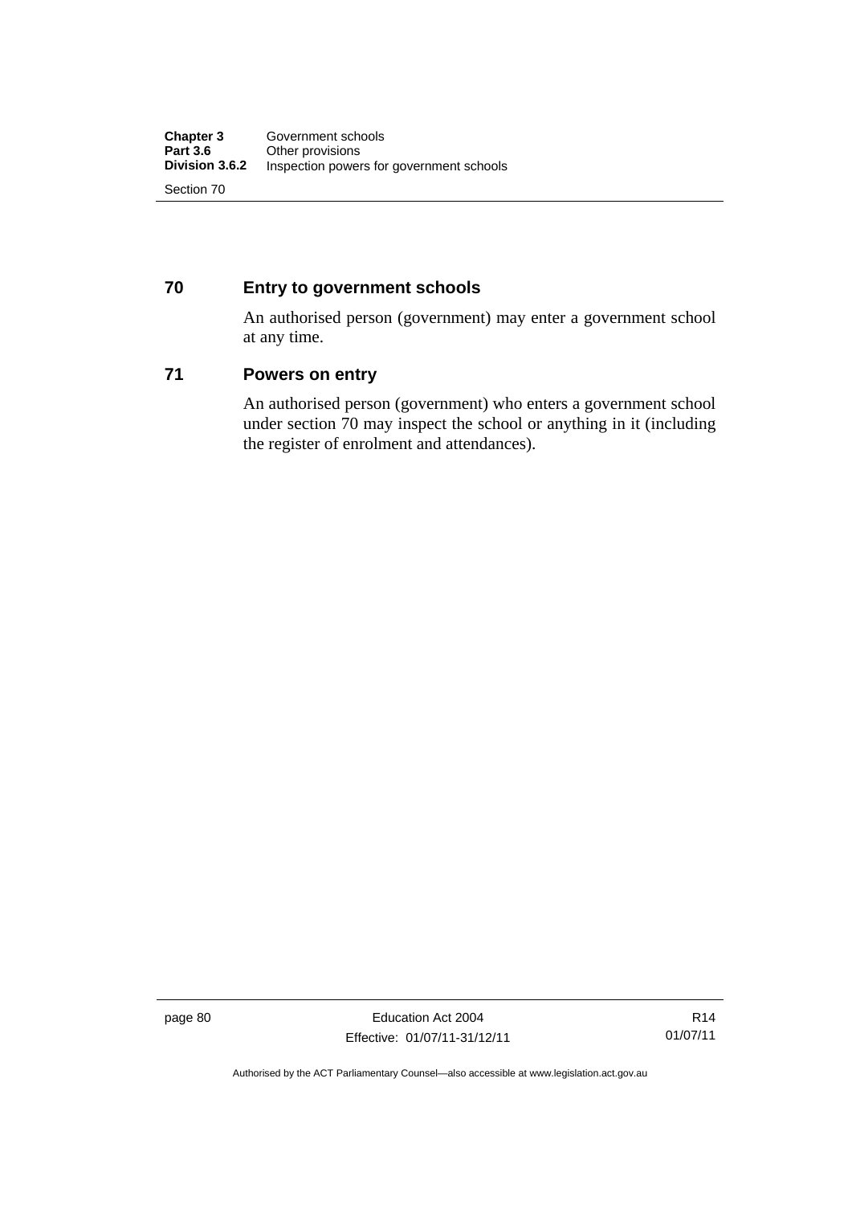### 70 Entry to government schools

An authorised person (government) may enter a government school at any time.

### 71 Powers on entry

An authorised person (government) who enters a government school under section 70 may inspect the school or anything in it (including the register of enrolment and attendances).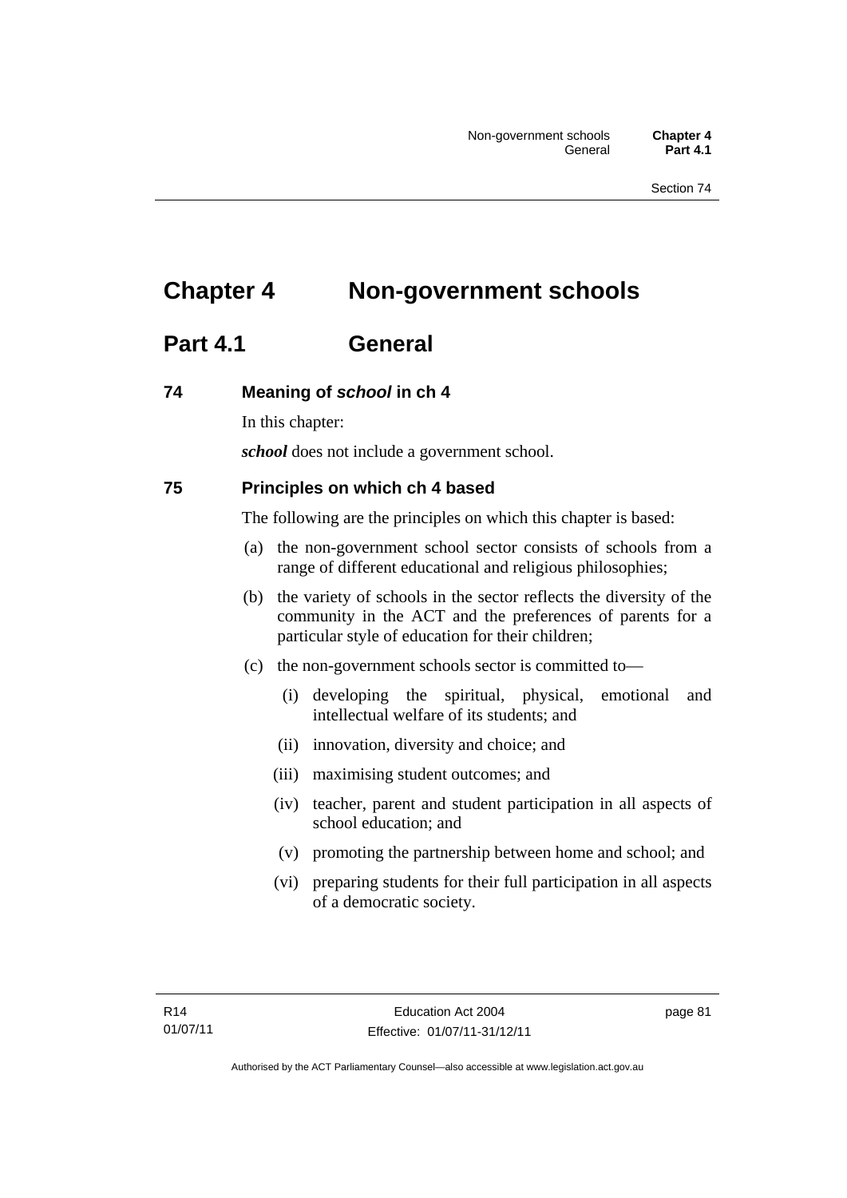# Chapter 4 Non-government schools

## Part 4.1 General

### 74 Meaning of *school* in ch 4

In this chapter:

***school*** does not include a government school.

### 75 Principles on which ch 4 based

The following are the principles on which this chapter is based:

(a) the non-government school sector consists of schools from a range of different educational and religious philosophies;

(b) the variety of schools in the sector reflects the diversity of the community in the ACT and the preferences of parents for a particular style of education for their children;

(c) the non-government schools sector is committed to—

  (i) developing the spiritual, physical, emotional and intellectual welfare of its students; and

  (ii) innovation, diversity and choice; and

  (iii) maximising student outcomes; and

  (iv) teacher, parent and student participation in all aspects of school education; and

  (v) promoting the partnership between home and school; and

  (vi) preparing students for their full participation in all aspects of a democratic society.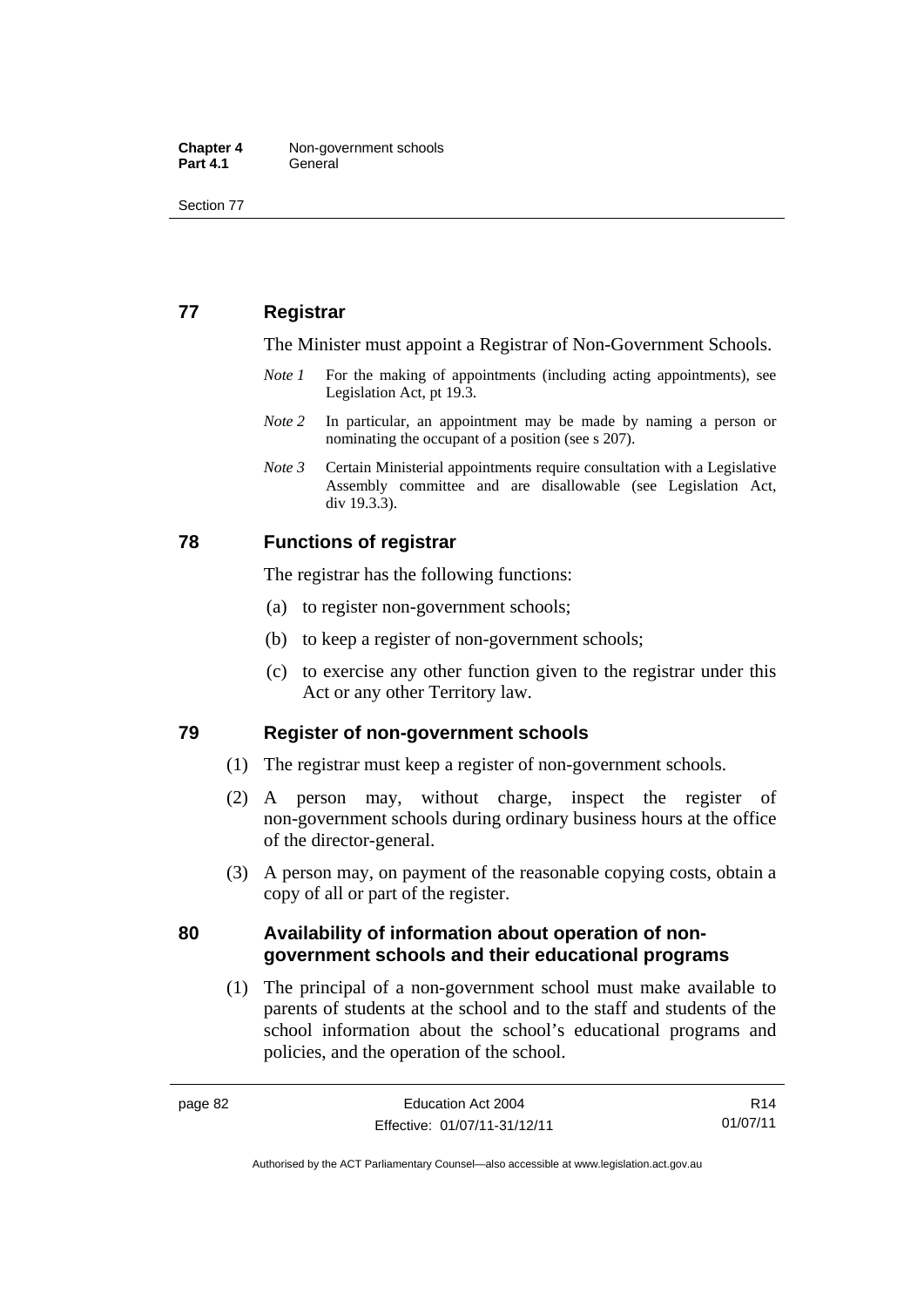## 77 Registrar

The Minister must appoint a Registrar of Non-Government Schools.

*Note 1* For the making of appointments (including acting appointments), see Legislation Act, pt 19.3.

*Note 2* In particular, an appointment may be made by naming a person or nominating the occupant of a position (see s 207).

*Note 3* Certain Ministerial appointments require consultation with a Legislative Assembly committee and are disallowable (see Legislation Act, div 19.3.3).

## 78 Functions of registrar

The registrar has the following functions:

(a) to register non-government schools;

(b) to keep a register of non-government schools;

(c) to exercise any other function given to the registrar under this Act or any other Territory law.

## 79 Register of non-government schools

(1) The registrar must keep a register of non-government schools.

(2) A person may, without charge, inspect the register of non-government schools during ordinary business hours at the office of the director-general.

(3) A person may, on payment of the reasonable copying costs, obtain a copy of all or part of the register.

## 80 Availability of information about operation of non-government schools and their educational programs

(1) The principal of a non-government school must make available to parents of students at the school and to the staff and students of the school information about the school's educational programs and policies, and the operation of the school.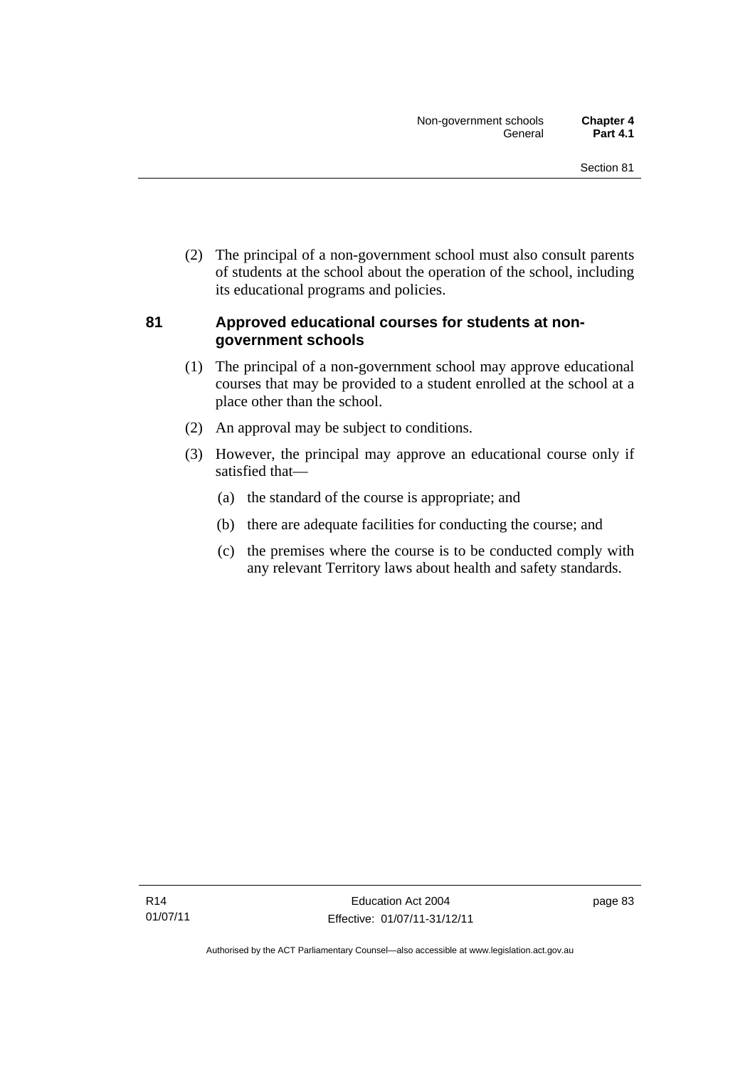(2) The principal of a non-government school must also consult parents of students at the school about the operation of the school, including its educational programs and policies.

### 81 Approved educational courses for students at non-government schools

(1) The principal of a non-government school may approve educational courses that may be provided to a student enrolled at the school at a place other than the school.

(2) An approval may be subject to conditions.

(3) However, the principal may approve an educational course only if satisfied that—

(a) the standard of the course is appropriate; and

(b) there are adequate facilities for conducting the course; and

(c) the premises where the course is to be conducted comply with any relevant Territory laws about health and safety standards.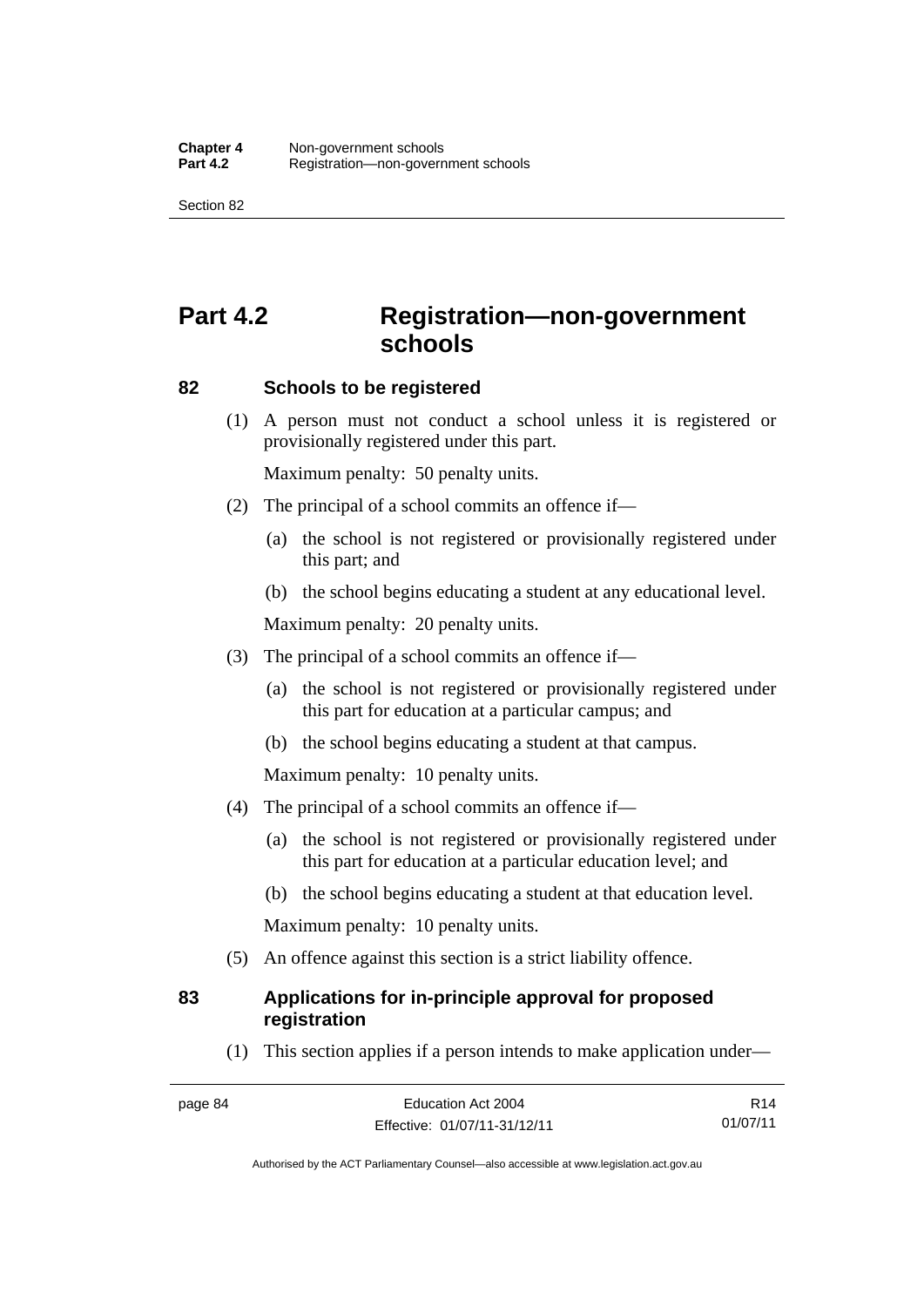# Part 4.2 Registration—non-government schools

### 82 Schools to be registered

(1) A person must not conduct a school unless it is registered or provisionally registered under this part.

Maximum penalty: 50 penalty units.

(2) The principal of a school commits an offence if—

(a) the school is not registered or provisionally registered under this part; and

(b) the school begins educating a student at any educational level.

Maximum penalty: 20 penalty units.

(3) The principal of a school commits an offence if—

(a) the school is not registered or provisionally registered under this part for education at a particular campus; and

(b) the school begins educating a student at that campus.

Maximum penalty: 10 penalty units.

(4) The principal of a school commits an offence if—

(a) the school is not registered or provisionally registered under this part for education at a particular education level; and

(b) the school begins educating a student at that education level.

Maximum penalty: 10 penalty units.

(5) An offence against this section is a strict liability offence.

### 83 Applications for in-principle approval for proposed registration

(1) This section applies if a person intends to make application under—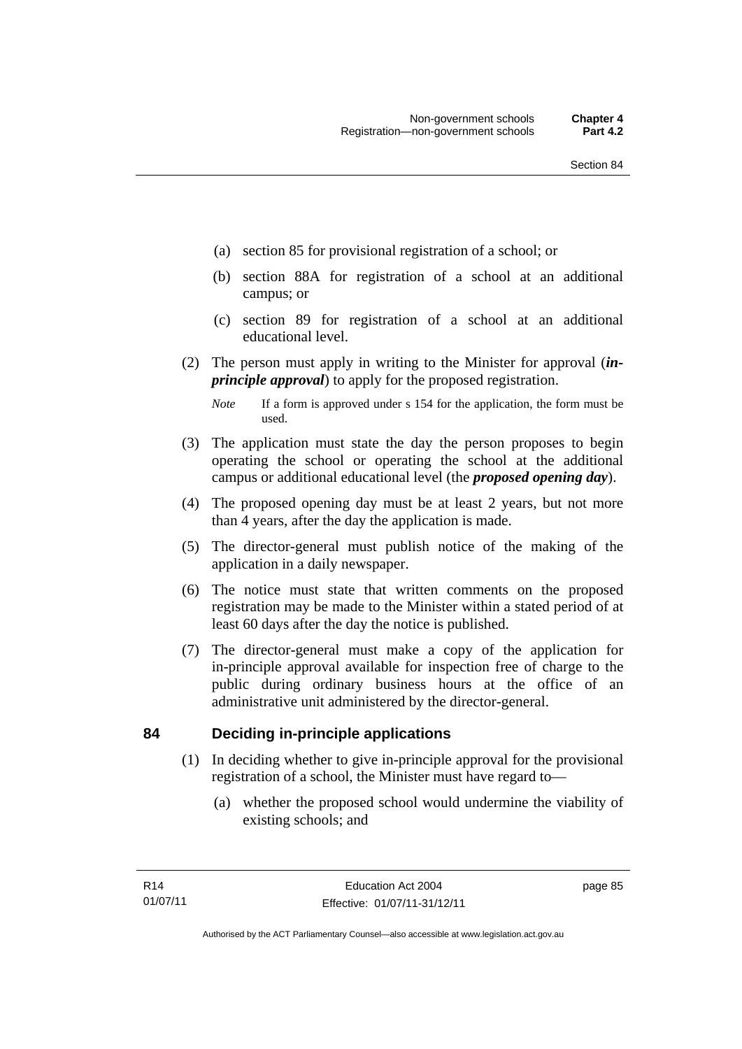(a) section 85 for provisional registration of a school; or

(b) section 88A for registration of a school at an additional campus; or

(c) section 89 for registration of a school at an additional educational level.

(2) The person must apply in writing to the Minister for approval (***in-principle approval***) to apply for the proposed registration.

*Note* If a form is approved under s 154 for the application, the form must be used.

(3) The application must state the day the person proposes to begin operating the school or operating the school at the additional campus or additional educational level (the ***proposed opening day***).

(4) The proposed opening day must be at least 2 years, but not more than 4 years, after the day the application is made.

(5) The director-general must publish notice of the making of the application in a daily newspaper.

(6) The notice must state that written comments on the proposed registration may be made to the Minister within a stated period of at least 60 days after the day the notice is published.

(7) The director-general must make a copy of the application for in-principle approval available for inspection free of charge to the public during ordinary business hours at the office of an administrative unit administered by the director-general.

## 84 Deciding in-principle applications

(1) In deciding whether to give in-principle approval for the provisional registration of a school, the Minister must have regard to—

(a) whether the proposed school would undermine the viability of existing schools; and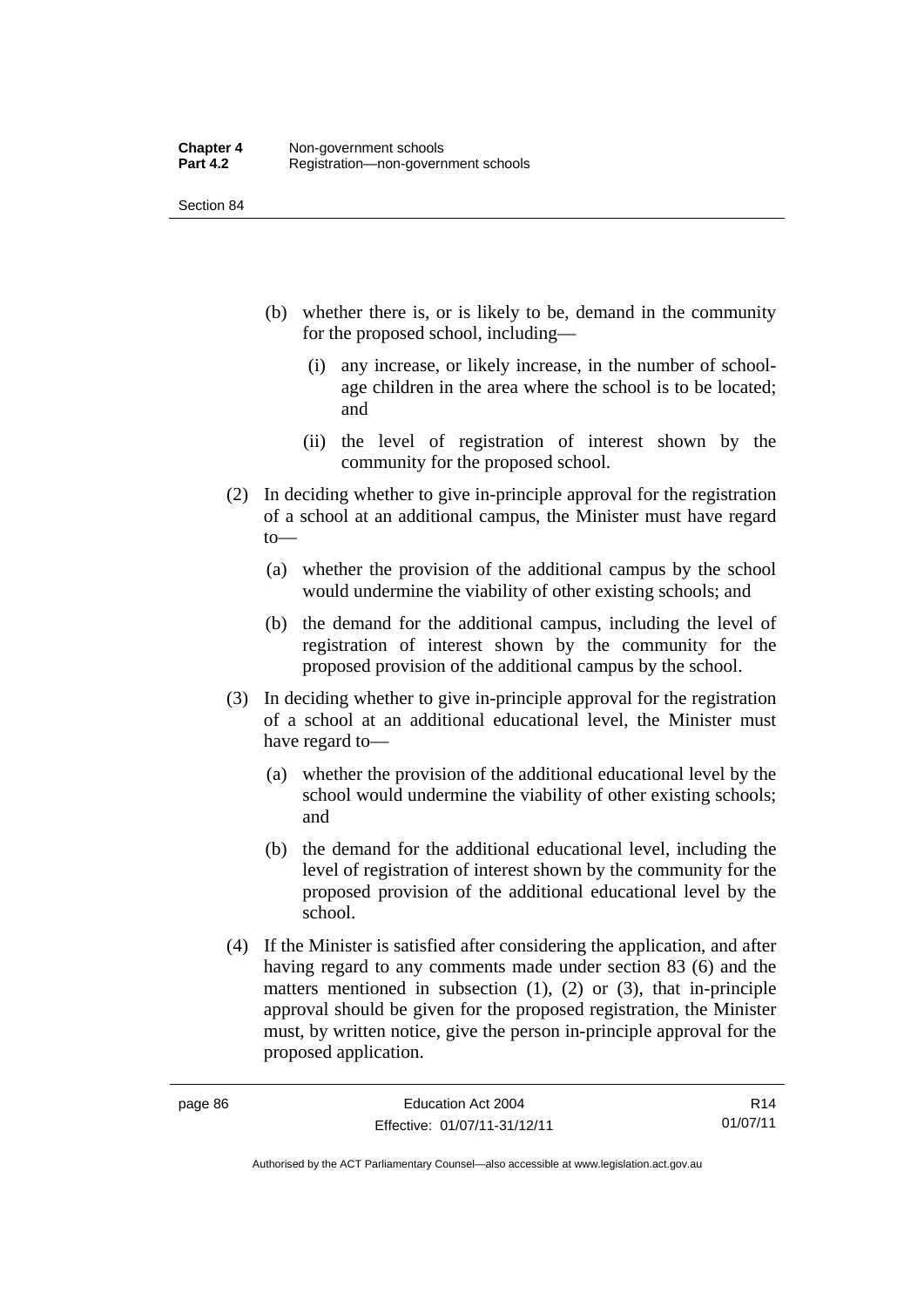(b) whether there is, or is likely to be, demand in the community for the proposed school, including—

(i) any increase, or likely increase, in the number of school-age children in the area where the school is to be located; and

(ii) the level of registration of interest shown by the community for the proposed school.

(2) In deciding whether to give in-principle approval for the registration of a school at an additional campus, the Minister must have regard to—

(a) whether the provision of the additional campus by the school would undermine the viability of other existing schools; and

(b) the demand for the additional campus, including the level of registration of interest shown by the community for the proposed provision of the additional campus by the school.

(3) In deciding whether to give in-principle approval for the registration of a school at an additional educational level, the Minister must have regard to—

(a) whether the provision of the additional educational level by the school would undermine the viability of other existing schools; and

(b) the demand for the additional educational level, including the level of registration of interest shown by the community for the proposed provision of the additional educational level by the school.

(4) If the Minister is satisfied after considering the application, and after having regard to any comments made under section 83 (6) and the matters mentioned in subsection (1), (2) or (3), that in-principle approval should be given for the proposed registration, the Minister must, by written notice, give the person in-principle approval for the proposed application.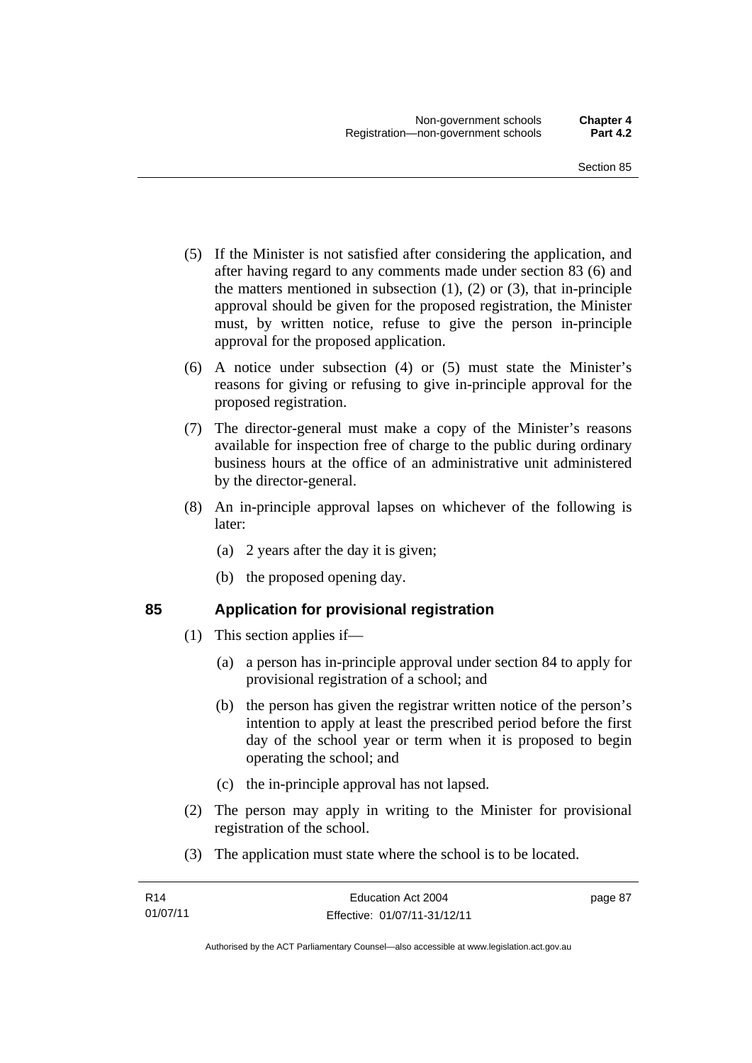(5) If the Minister is not satisfied after considering the application, and after having regard to any comments made under section 83 (6) and the matters mentioned in subsection (1), (2) or (3), that in-principle approval should be given for the proposed registration, the Minister must, by written notice, refuse to give the person in-principle approval for the proposed application.

(6) A notice under subsection (4) or (5) must state the Minister's reasons for giving or refusing to give in-principle approval for the proposed registration.

(7) The director-general must make a copy of the Minister's reasons available for inspection free of charge to the public during ordinary business hours at the office of an administrative unit administered by the director-general.

(8) An in-principle approval lapses on whichever of the following is later:

(a) 2 years after the day it is given;

(b) the proposed opening day.

## 85 Application for provisional registration

(1) This section applies if—

(a) a person has in-principle approval under section 84 to apply for provisional registration of a school; and

(b) the person has given the registrar written notice of the person's intention to apply at least the prescribed period before the first day of the school year or term when it is proposed to begin operating the school; and

(c) the in-principle approval has not lapsed.

(2) The person may apply in writing to the Minister for provisional registration of the school.

(3) The application must state where the school is to be located.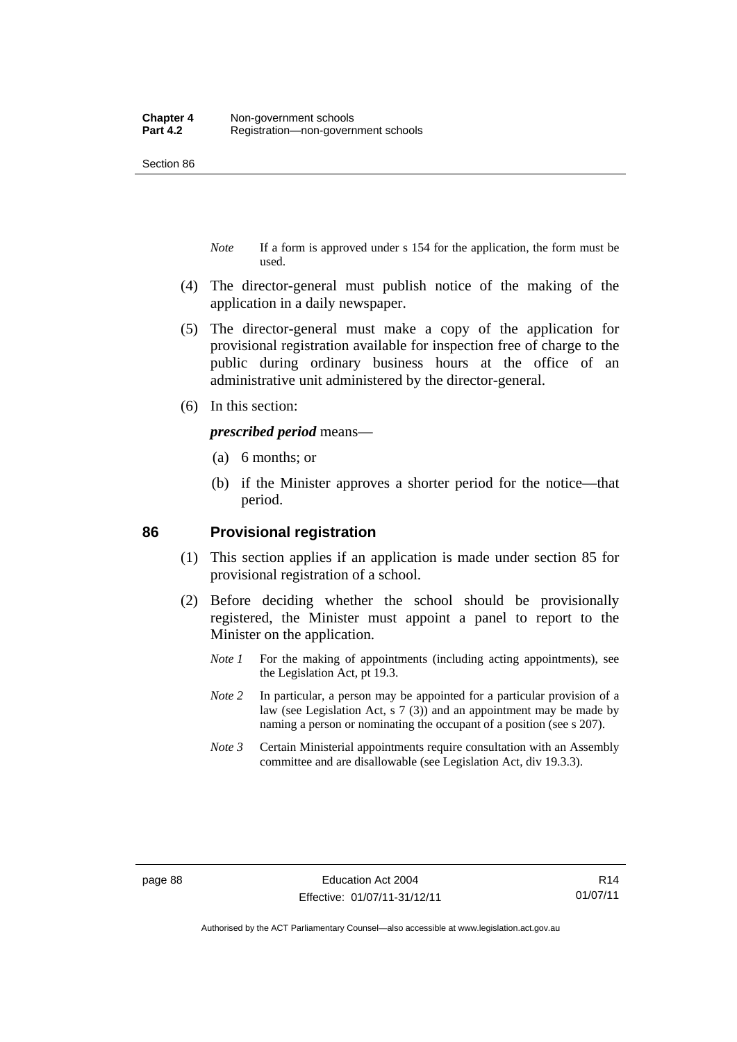*Note* If a form is approved under s 154 for the application, the form must be used.

(4) The director-general must publish notice of the making of the application in a daily newspaper.

(5) The director-general must make a copy of the application for provisional registration available for inspection free of charge to the public during ordinary business hours at the office of an administrative unit administered by the director-general.

(6) In this section:

***prescribed period*** means—

(a) 6 months; or

(b) if the Minister approves a shorter period for the notice—that period.

## 86 Provisional registration

(1) This section applies if an application is made under section 85 for provisional registration of a school.

(2) Before deciding whether the school should be provisionally registered, the Minister must appoint a panel to report to the Minister on the application.

*Note 1* For the making of appointments (including acting appointments), see the Legislation Act, pt 19.3.

*Note 2* In particular, a person may be appointed for a particular provision of a law (see Legislation Act, s 7 (3)) and an appointment may be made by naming a person or nominating the occupant of a position (see s 207).

*Note 3* Certain Ministerial appointments require consultation with an Assembly committee and are disallowable (see Legislation Act, div 19.3.3).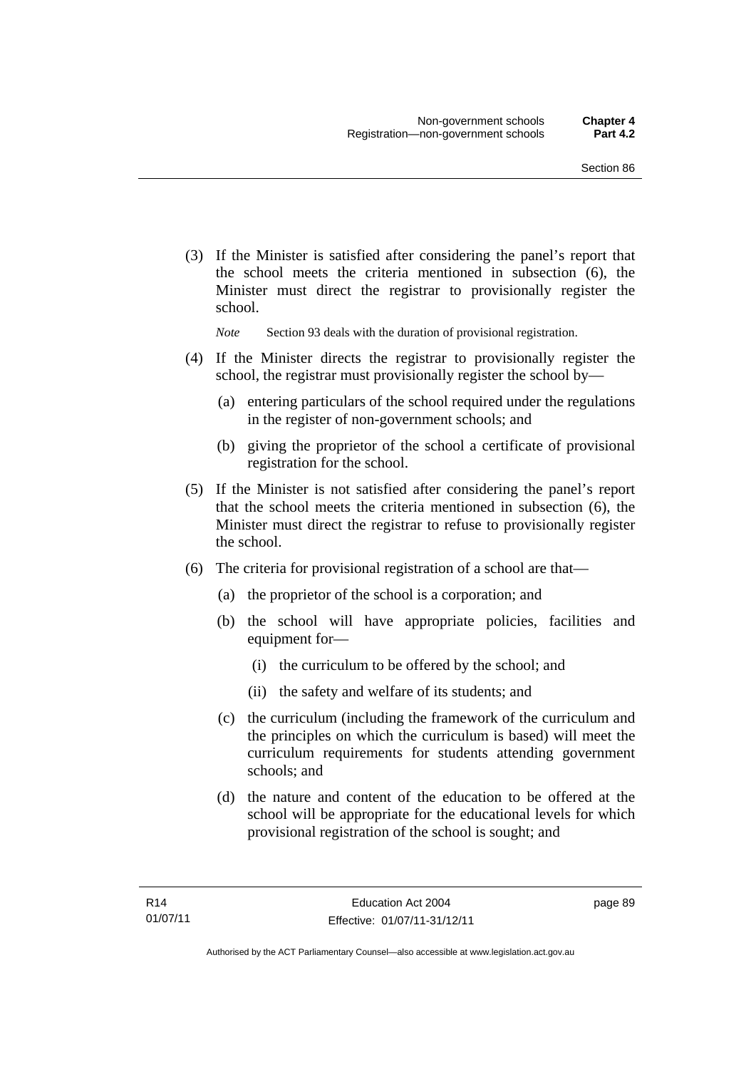(3) If the Minister is satisfied after considering the panel's report that the school meets the criteria mentioned in subsection (6), the Minister must direct the registrar to provisionally register the school.

*Note* Section 93 deals with the duration of provisional registration.

(4) If the Minister directs the registrar to provisionally register the school, the registrar must provisionally register the school by—

(a) entering particulars of the school required under the regulations in the register of non-government schools; and

(b) giving the proprietor of the school a certificate of provisional registration for the school.

(5) If the Minister is not satisfied after considering the panel's report that the school meets the criteria mentioned in subsection (6), the Minister must direct the registrar to refuse to provisionally register the school.

(6) The criteria for provisional registration of a school are that—

(a) the proprietor of the school is a corporation; and

(b) the school will have appropriate policies, facilities and equipment for—

(i) the curriculum to be offered by the school; and

(ii) the safety and welfare of its students; and

(c) the curriculum (including the framework of the curriculum and the principles on which the curriculum is based) will meet the curriculum requirements for students attending government schools; and

(d) the nature and content of the education to be offered at the school will be appropriate for the educational levels for which provisional registration of the school is sought; and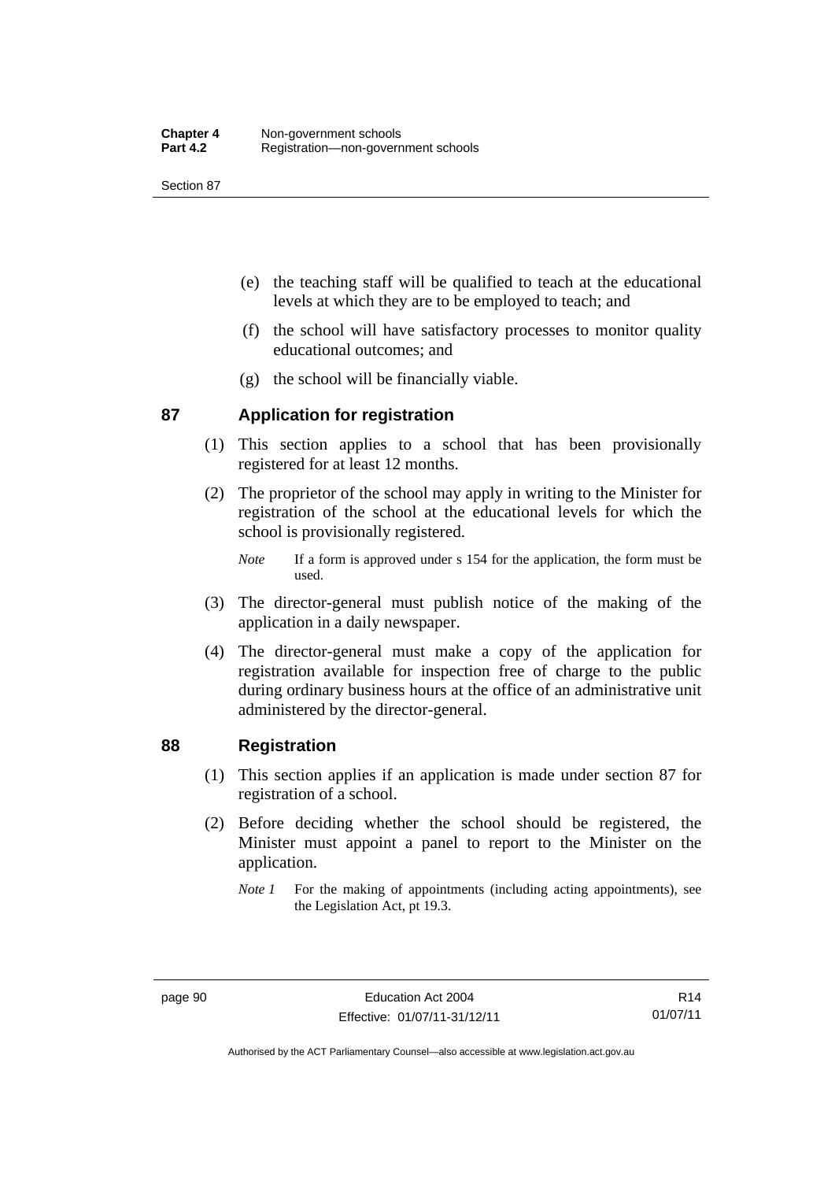(e) the teaching staff will be qualified to teach at the educational levels at which they are to be employed to teach; and

(f) the school will have satisfactory processes to monitor quality educational outcomes; and

(g) the school will be financially viable.

## 87 Application for registration

(1) This section applies to a school that has been provisionally registered for at least 12 months.

(2) The proprietor of the school may apply in writing to the Minister for registration of the school at the educational levels for which the school is provisionally registered.

*Note* If a form is approved under s 154 for the application, the form must be used.

(3) The director-general must publish notice of the making of the application in a daily newspaper.

(4) The director-general must make a copy of the application for registration available for inspection free of charge to the public during ordinary business hours at the office of an administrative unit administered by the director-general.

## 88 Registration

(1) This section applies if an application is made under section 87 for registration of a school.

(2) Before deciding whether the school should be registered, the Minister must appoint a panel to report to the Minister on the application.

*Note 1* For the making of appointments (including acting appointments), see the Legislation Act, pt 19.3.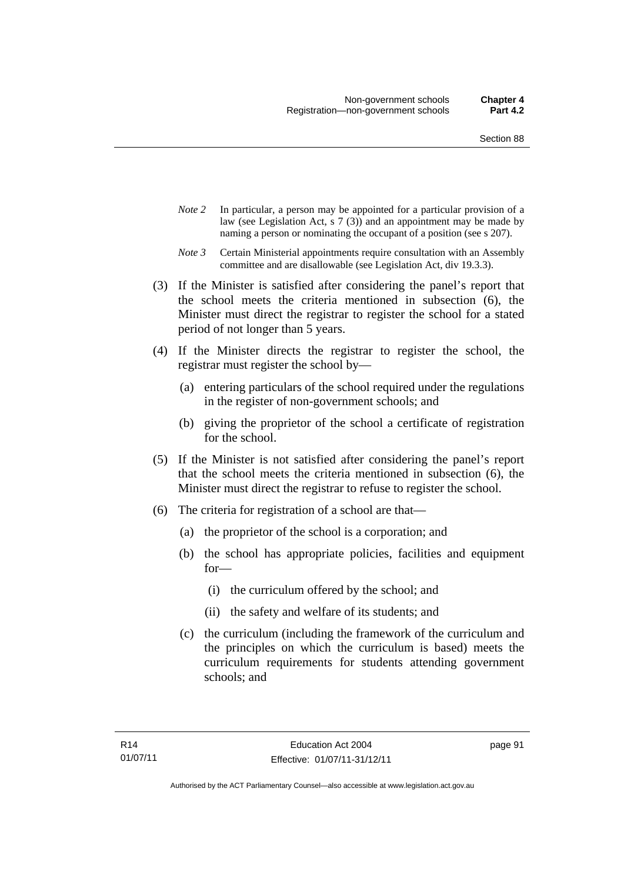*Note 2* In particular, a person may be appointed for a particular provision of a law (see Legislation Act, s 7 (3)) and an appointment may be made by naming a person or nominating the occupant of a position (see s 207).

*Note 3* Certain Ministerial appointments require consultation with an Assembly committee and are disallowable (see Legislation Act, div 19.3.3).

(3) If the Minister is satisfied after considering the panel's report that the school meets the criteria mentioned in subsection (6), the Minister must direct the registrar to register the school for a stated period of not longer than 5 years.

(4) If the Minister directs the registrar to register the school, the registrar must register the school by—

(a) entering particulars of the school required under the regulations in the register of non-government schools; and

(b) giving the proprietor of the school a certificate of registration for the school.

(5) If the Minister is not satisfied after considering the panel's report that the school meets the criteria mentioned in subsection (6), the Minister must direct the registrar to refuse to register the school.

(6) The criteria for registration of a school are that—

(a) the proprietor of the school is a corporation; and

(b) the school has appropriate policies, facilities and equipment for—

(i) the curriculum offered by the school; and

(ii) the safety and welfare of its students; and

(c) the curriculum (including the framework of the curriculum and the principles on which the curriculum is based) meets the curriculum requirements for students attending government schools; and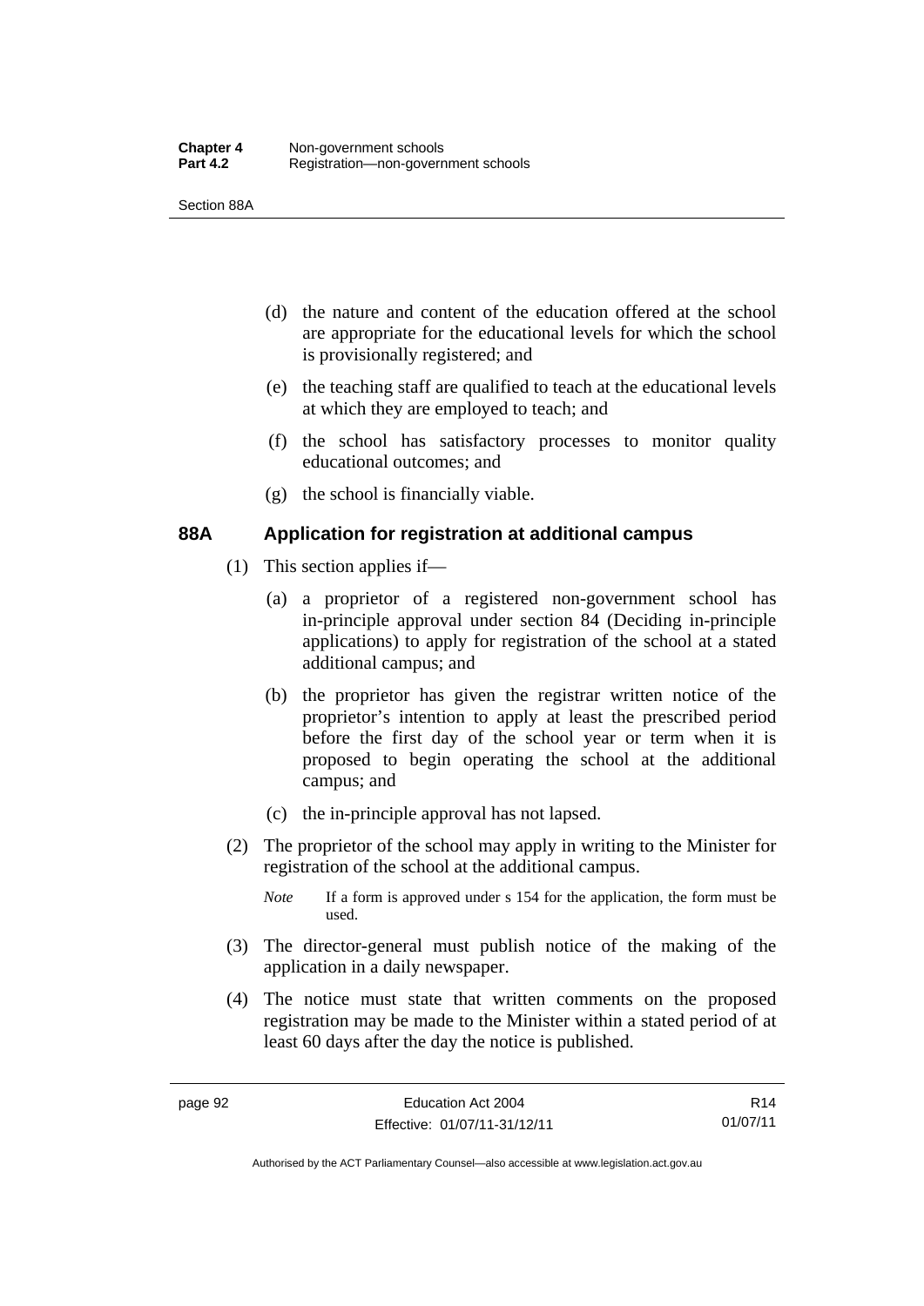(d) the nature and content of the education offered at the school are appropriate for the educational levels for which the school is provisionally registered; and

(e) the teaching staff are qualified to teach at the educational levels at which they are employed to teach; and

(f) the school has satisfactory processes to monitor quality educational outcomes; and

(g) the school is financially viable.

### 88A Application for registration at additional campus

(1) This section applies if—

(a) a proprietor of a registered non-government school has in-principle approval under section 84 (Deciding in-principle applications) to apply for registration of the school at a stated additional campus; and

(b) the proprietor has given the registrar written notice of the proprietor's intention to apply at least the prescribed period before the first day of the school year or term when it is proposed to begin operating the school at the additional campus; and

(c) the in-principle approval has not lapsed.

(2) The proprietor of the school may apply in writing to the Minister for registration of the school at the additional campus.

*Note* If a form is approved under s 154 for the application, the form must be used.

(3) The director-general must publish notice of the making of the application in a daily newspaper.

(4) The notice must state that written comments on the proposed registration may be made to the Minister within a stated period of at least 60 days after the day the notice is published.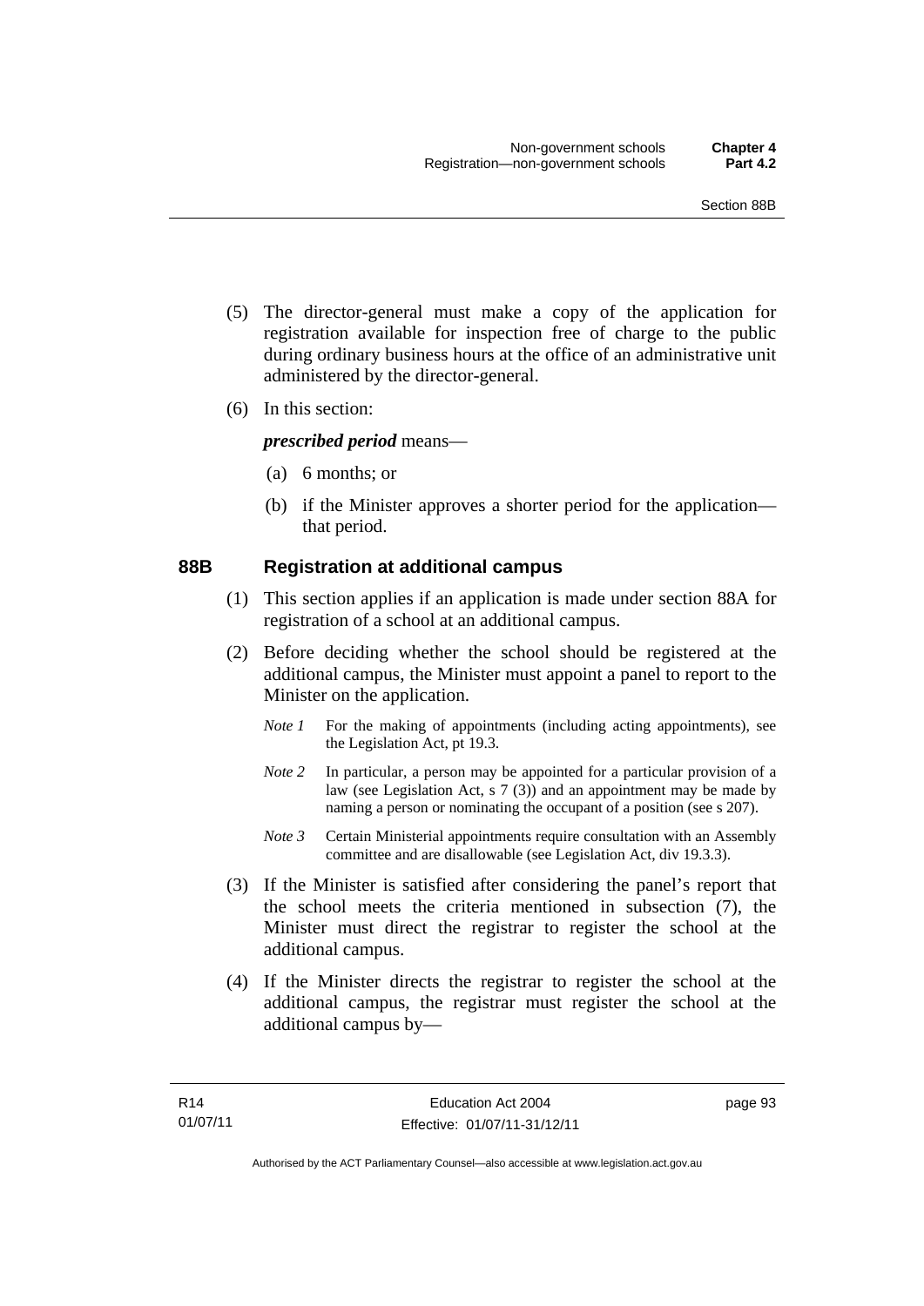(5) The director-general must make a copy of the application for registration available for inspection free of charge to the public during ordinary business hours at the office of an administrative unit administered by the director-general.

(6) In this section:

***prescribed period*** means—

(a) 6 months; or

(b) if the Minister approves a shorter period for the application—that period.

### 88B Registration at additional campus

(1) This section applies if an application is made under section 88A for registration of a school at an additional campus.

(2) Before deciding whether the school should be registered at the additional campus, the Minister must appoint a panel to report to the Minister on the application.

*Note 1* For the making of appointments (including acting appointments), see the Legislation Act, pt 19.3.

*Note 2* In particular, a person may be appointed for a particular provision of a law (see Legislation Act, s 7 (3)) and an appointment may be made by naming a person or nominating the occupant of a position (see s 207).

*Note 3* Certain Ministerial appointments require consultation with an Assembly committee and are disallowable (see Legislation Act, div 19.3.3).

(3) If the Minister is satisfied after considering the panel's report that the school meets the criteria mentioned in subsection (7), the Minister must direct the registrar to register the school at the additional campus.

(4) If the Minister directs the registrar to register the school at the additional campus, the registrar must register the school at the additional campus by—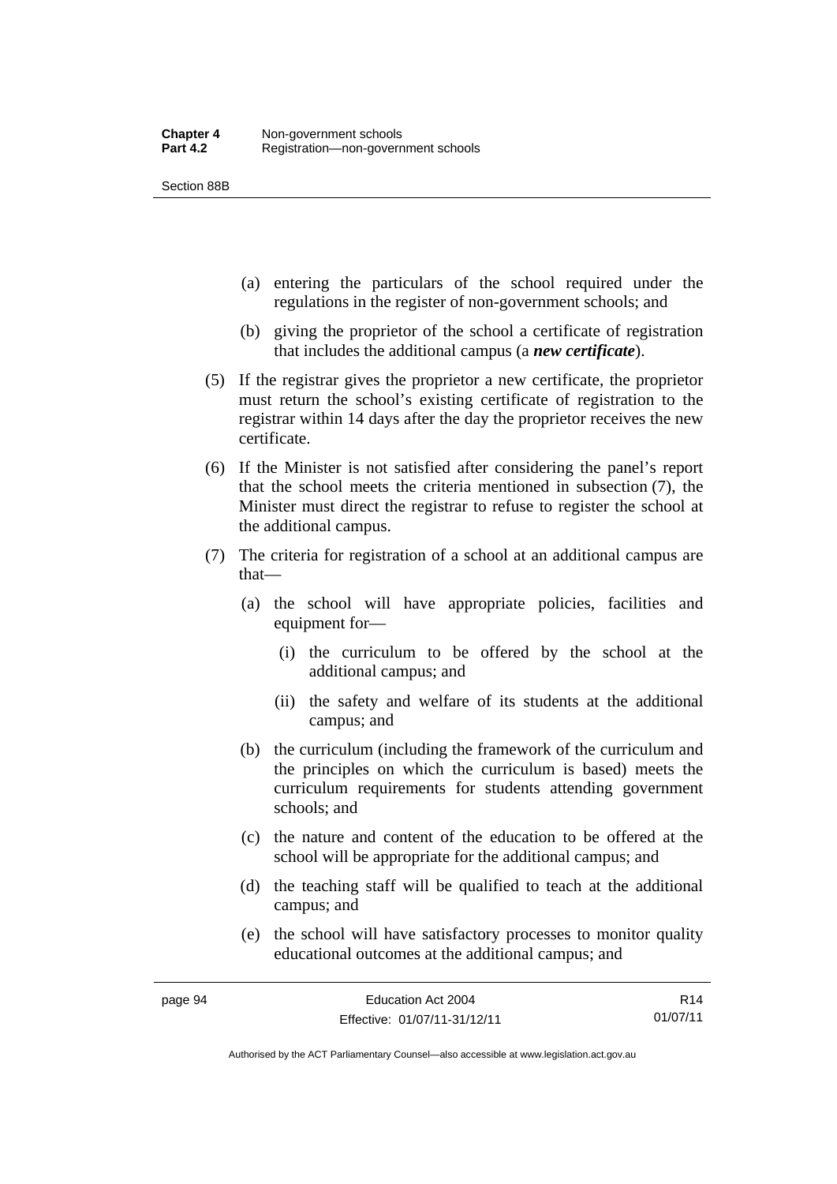(a) entering the particulars of the school required under the regulations in the register of non-government schools; and

(b) giving the proprietor of the school a certificate of registration that includes the additional campus (a ***new certificate***).

(5) If the registrar gives the proprietor a new certificate, the proprietor must return the school's existing certificate of registration to the registrar within 14 days after the day the proprietor receives the new certificate.

(6) If the Minister is not satisfied after considering the panel's report that the school meets the criteria mentioned in subsection (7), the Minister must direct the registrar to refuse to register the school at the additional campus.

(7) The criteria for registration of a school at an additional campus are that—

(a) the school will have appropriate policies, facilities and equipment for—

(i) the curriculum to be offered by the school at the additional campus; and

(ii) the safety and welfare of its students at the additional campus; and

(b) the curriculum (including the framework of the curriculum and the principles on which the curriculum is based) meets the curriculum requirements for students attending government schools; and

(c) the nature and content of the education to be offered at the school will be appropriate for the additional campus; and

(d) the teaching staff will be qualified to teach at the additional campus; and

(e) the school will have satisfactory processes to monitor quality educational outcomes at the additional campus; and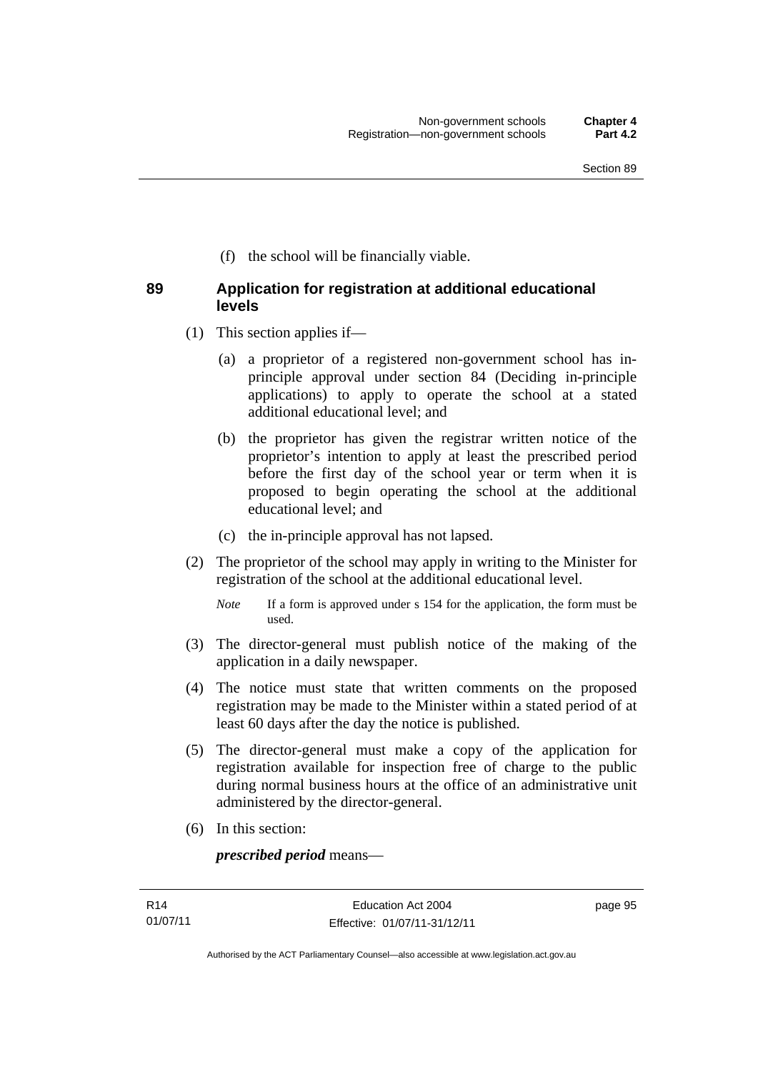(f) the school will be financially viable.

## 89 Application for registration at additional educational levels

(1) This section applies if—

(a) a proprietor of a registered non-government school has in-principle approval under section 84 (Deciding in-principle applications) to apply to operate the school at a stated additional educational level; and

(b) the proprietor has given the registrar written notice of the proprietor's intention to apply at least the prescribed period before the first day of the school year or term when it is proposed to begin operating the school at the additional educational level; and

(c) the in-principle approval has not lapsed.

(2) The proprietor of the school may apply in writing to the Minister for registration of the school at the additional educational level.

*Note* If a form is approved under s 154 for the application, the form must be used.

(3) The director-general must publish notice of the making of the application in a daily newspaper.

(4) The notice must state that written comments on the proposed registration may be made to the Minister within a stated period of at least 60 days after the day the notice is published.

(5) The director-general must make a copy of the application for registration available for inspection free of charge to the public during normal business hours at the office of an administrative unit administered by the director-general.

(6) In this section:

***prescribed period*** means—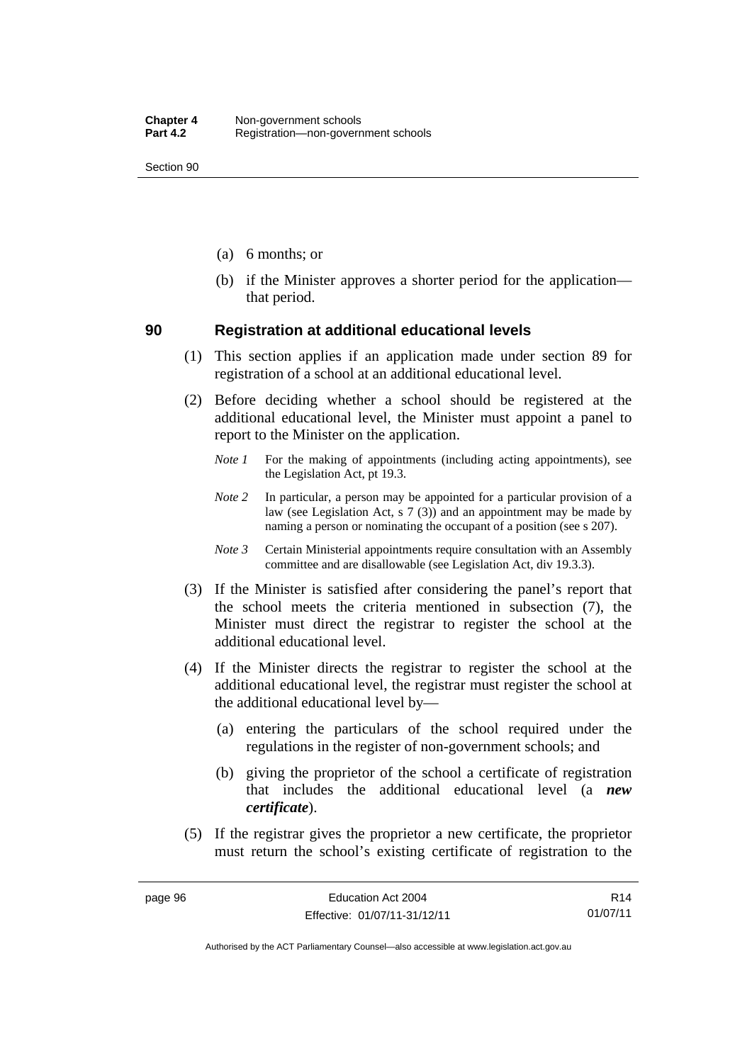(a) 6 months; or

(b) if the Minister approves a shorter period for the application—that period.

## 90 Registration at additional educational levels

(1) This section applies if an application made under section 89 for registration of a school at an additional educational level.

(2) Before deciding whether a school should be registered at the additional educational level, the Minister must appoint a panel to report to the Minister on the application.

*Note 1* For the making of appointments (including acting appointments), see the Legislation Act, pt 19.3.

*Note 2* In particular, a person may be appointed for a particular provision of a law (see Legislation Act, s 7 (3)) and an appointment may be made by naming a person or nominating the occupant of a position (see s 207).

*Note 3* Certain Ministerial appointments require consultation with an Assembly committee and are disallowable (see Legislation Act, div 19.3.3).

(3) If the Minister is satisfied after considering the panel's report that the school meets the criteria mentioned in subsection (7), the Minister must direct the registrar to register the school at the additional educational level.

(4) If the Minister directs the registrar to register the school at the additional educational level, the registrar must register the school at the additional educational level by—

(a) entering the particulars of the school required under the regulations in the register of non-government schools; and

(b) giving the proprietor of the school a certificate of registration that includes the additional educational level (a ***new certificate***).

(5) If the registrar gives the proprietor a new certificate, the proprietor must return the school's existing certificate of registration to the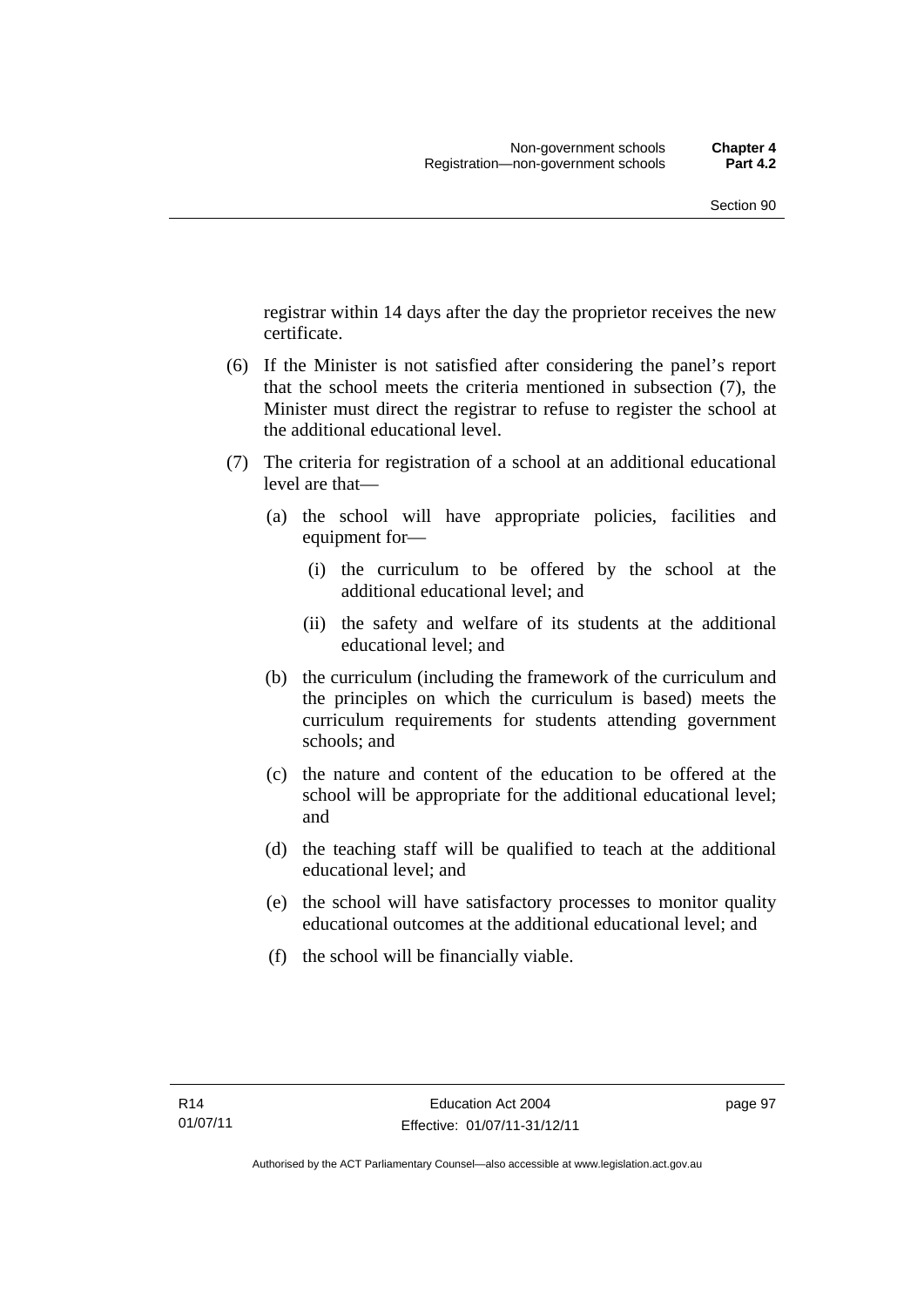registrar within 14 days after the day the proprietor receives the new certificate.

(6) If the Minister is not satisfied after considering the panel's report that the school meets the criteria mentioned in subsection (7), the Minister must direct the registrar to refuse to register the school at the additional educational level.

(7) The criteria for registration of a school at an additional educational level are that—

  (a) the school will have appropriate policies, facilities and equipment for—

    (i) the curriculum to be offered by the school at the additional educational level; and

    (ii) the safety and welfare of its students at the additional educational level; and

  (b) the curriculum (including the framework of the curriculum and the principles on which the curriculum is based) meets the curriculum requirements for students attending government schools; and

  (c) the nature and content of the education to be offered at the school will be appropriate for the additional educational level; and

  (d) the teaching staff will be qualified to teach at the additional educational level; and

  (e) the school will have satisfactory processes to monitor quality educational outcomes at the additional educational level; and

  (f) the school will be financially viable.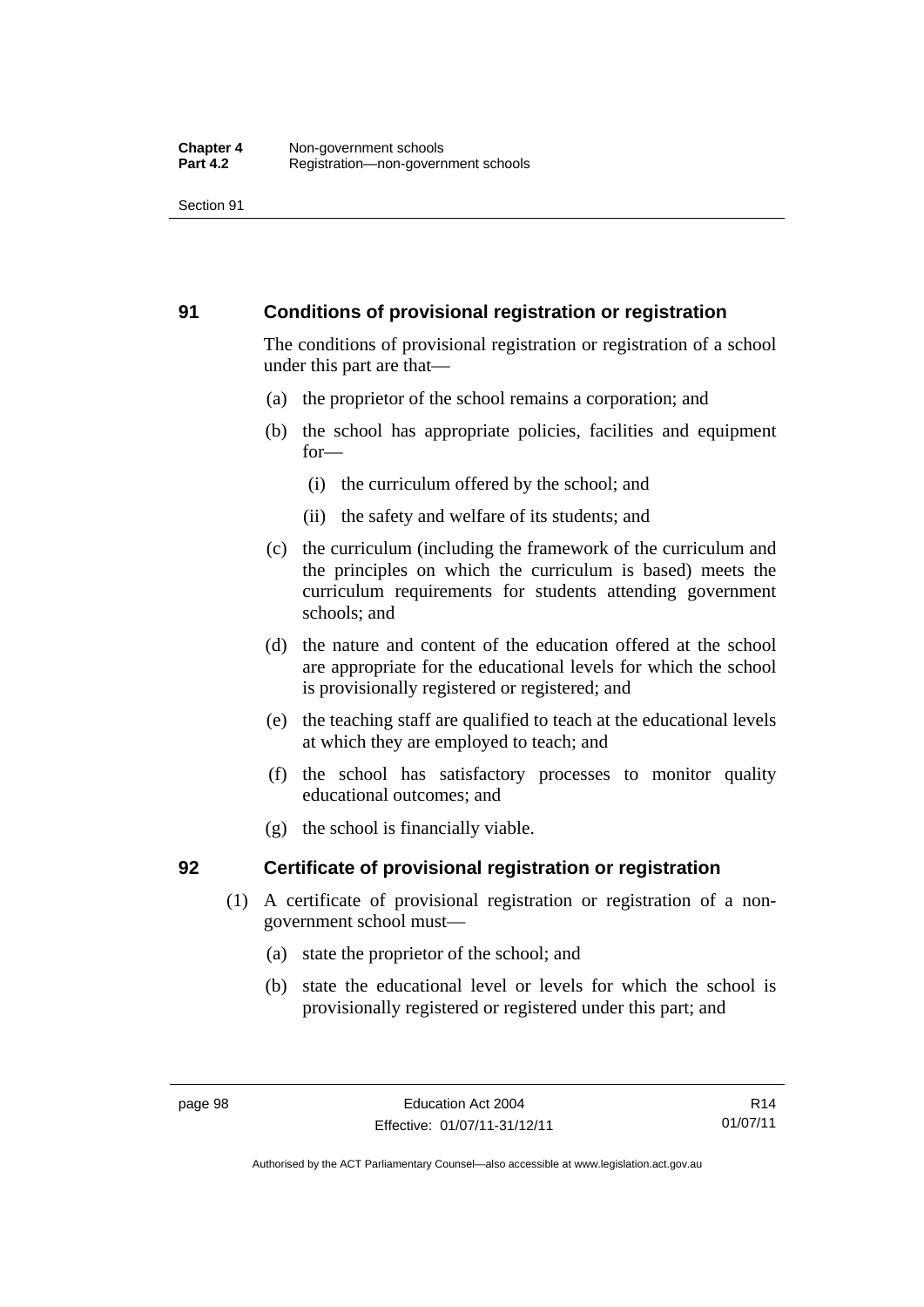## 91 Conditions of provisional registration or registration

The conditions of provisional registration or registration of a school under this part are that—

(a) the proprietor of the school remains a corporation; and

(b) the school has appropriate policies, facilities and equipment for—

(i) the curriculum offered by the school; and

(ii) the safety and welfare of its students; and

(c) the curriculum (including the framework of the curriculum and the principles on which the curriculum is based) meets the curriculum requirements for students attending government schools; and

(d) the nature and content of the education offered at the school are appropriate for the educational levels for which the school is provisionally registered or registered; and

(e) the teaching staff are qualified to teach at the educational levels at which they are employed to teach; and

(f) the school has satisfactory processes to monitor quality educational outcomes; and

(g) the school is financially viable.

## 92 Certificate of provisional registration or registration

(1) A certificate of provisional registration or registration of a non-government school must—

(a) state the proprietor of the school; and

(b) state the educational level or levels for which the school is provisionally registered or registered under this part; and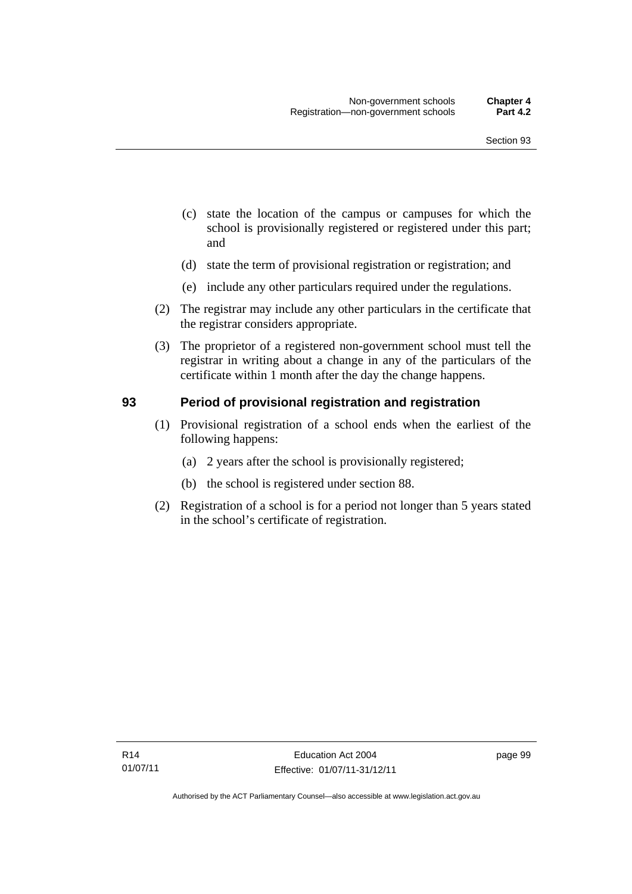(c) state the location of the campus or campuses for which the school is provisionally registered or registered under this part; and

(d) state the term of provisional registration or registration; and

(e) include any other particulars required under the regulations.

(2) The registrar may include any other particulars in the certificate that the registrar considers appropriate.

(3) The proprietor of a registered non-government school must tell the registrar in writing about a change in any of the particulars of the certificate within 1 month after the day the change happens.

## 93 Period of provisional registration and registration

(1) Provisional registration of a school ends when the earliest of the following happens:

(a) 2 years after the school is provisionally registered;

(b) the school is registered under section 88.

(2) Registration of a school is for a period not longer than 5 years stated in the school's certificate of registration.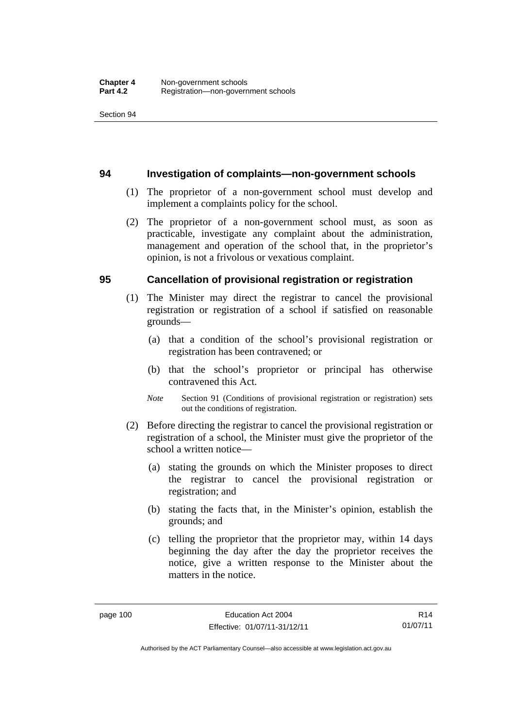## 94 Investigation of complaints—non-government schools

(1) The proprietor of a non-government school must develop and implement a complaints policy for the school.

(2) The proprietor of a non-government school must, as soon as practicable, investigate any complaint about the administration, management and operation of the school that, in the proprietor's opinion, is not a frivolous or vexatious complaint.

## 95 Cancellation of provisional registration or registration

(1) The Minister may direct the registrar to cancel the provisional registration or registration of a school if satisfied on reasonable grounds—

(a) that a condition of the school's provisional registration or registration has been contravened; or

(b) that the school's proprietor or principal has otherwise contravened this Act.

*Note* Section 91 (Conditions of provisional registration or registration) sets out the conditions of registration.

(2) Before directing the registrar to cancel the provisional registration or registration of a school, the Minister must give the proprietor of the school a written notice—

(a) stating the grounds on which the Minister proposes to direct the registrar to cancel the provisional registration or registration; and

(b) stating the facts that, in the Minister's opinion, establish the grounds; and

(c) telling the proprietor that the proprietor may, within 14 days beginning the day after the day the proprietor receives the notice, give a written response to the Minister about the matters in the notice.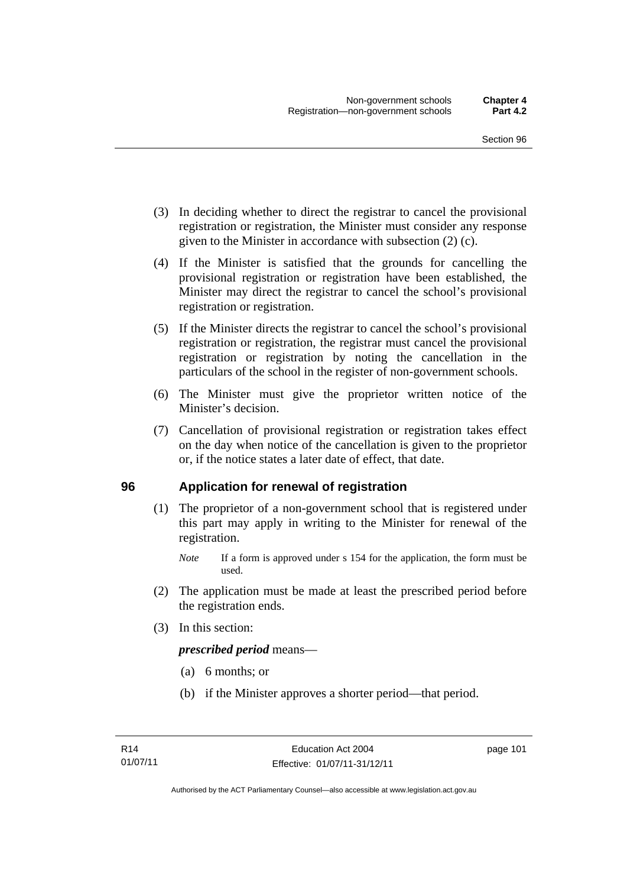(3) In deciding whether to direct the registrar to cancel the provisional registration or registration, the Minister must consider any response given to the Minister in accordance with subsection (2) (c).

(4) If the Minister is satisfied that the grounds for cancelling the provisional registration or registration have been established, the Minister may direct the registrar to cancel the school's provisional registration or registration.

(5) If the Minister directs the registrar to cancel the school's provisional registration or registration, the registrar must cancel the provisional registration or registration by noting the cancellation in the particulars of the school in the register of non-government schools.

(6) The Minister must give the proprietor written notice of the Minister's decision.

(7) Cancellation of provisional registration or registration takes effect on the day when notice of the cancellation is given to the proprietor or, if the notice states a later date of effect, that date.

## 96 Application for renewal of registration

(1) The proprietor of a non-government school that is registered under this part may apply in writing to the Minister for renewal of the registration.

*Note* If a form is approved under s 154 for the application, the form must be used.

(2) The application must be made at least the prescribed period before the registration ends.

(3) In this section:

***prescribed period*** means—

(a) 6 months; or

(b) if the Minister approves a shorter period—that period.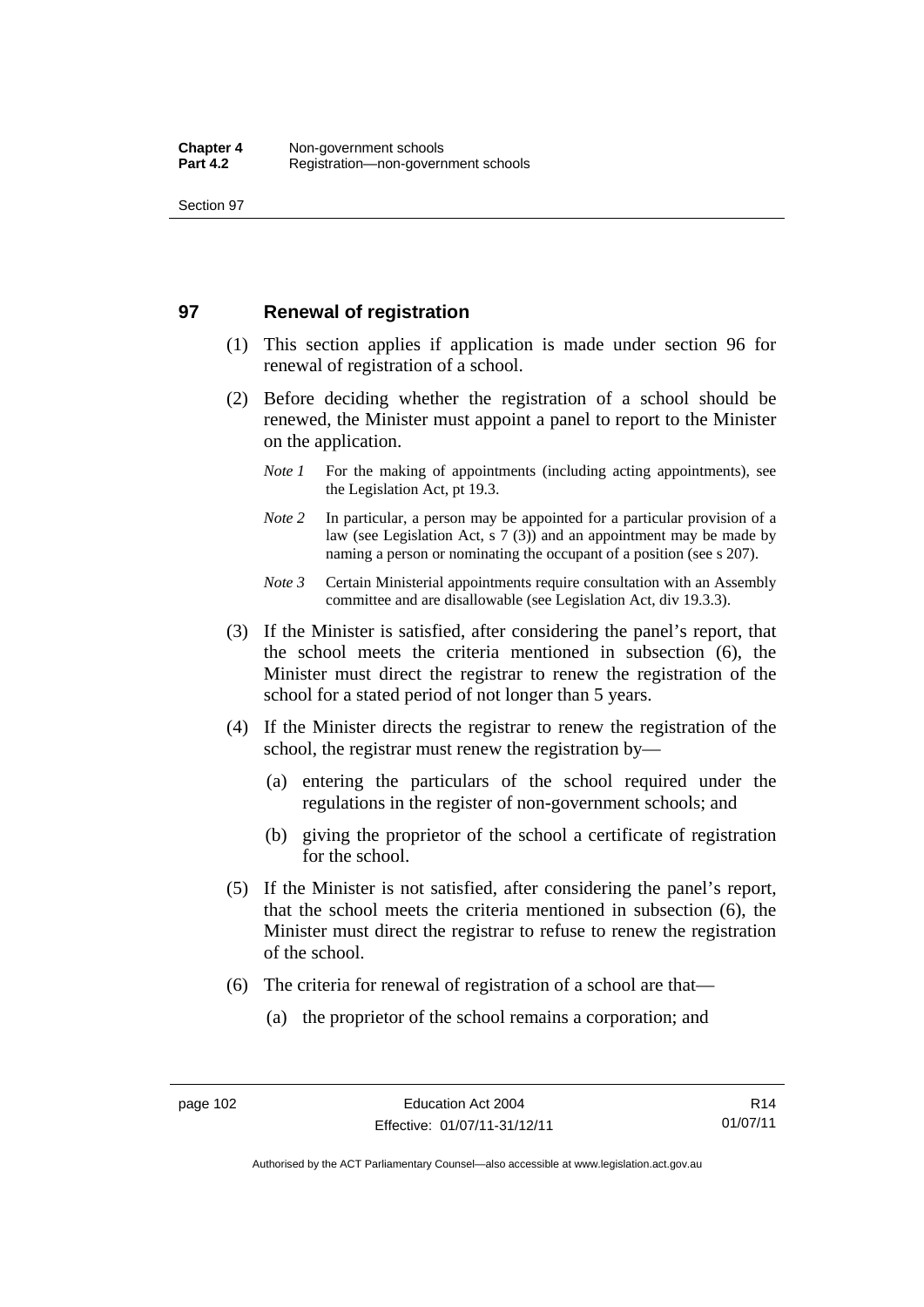## 97 Renewal of registration

(1) This section applies if application is made under section 96 for renewal of registration of a school.

(2) Before deciding whether the registration of a school should be renewed, the Minister must appoint a panel to report to the Minister on the application.

*Note 1* For the making of appointments (including acting appointments), see the Legislation Act, pt 19.3.

*Note 2* In particular, a person may be appointed for a particular provision of a law (see Legislation Act, s 7 (3)) and an appointment may be made by naming a person or nominating the occupant of a position (see s 207).

*Note 3* Certain Ministerial appointments require consultation with an Assembly committee and are disallowable (see Legislation Act, div 19.3.3).

(3) If the Minister is satisfied, after considering the panel's report, that the school meets the criteria mentioned in subsection (6), the Minister must direct the registrar to renew the registration of the school for a stated period of not longer than 5 years.

(4) If the Minister directs the registrar to renew the registration of the school, the registrar must renew the registration by—

(a) entering the particulars of the school required under the regulations in the register of non-government schools; and

(b) giving the proprietor of the school a certificate of registration for the school.

(5) If the Minister is not satisfied, after considering the panel's report, that the school meets the criteria mentioned in subsection (6), the Minister must direct the registrar to refuse to renew the registration of the school.

(6) The criteria for renewal of registration of a school are that—

(a) the proprietor of the school remains a corporation; and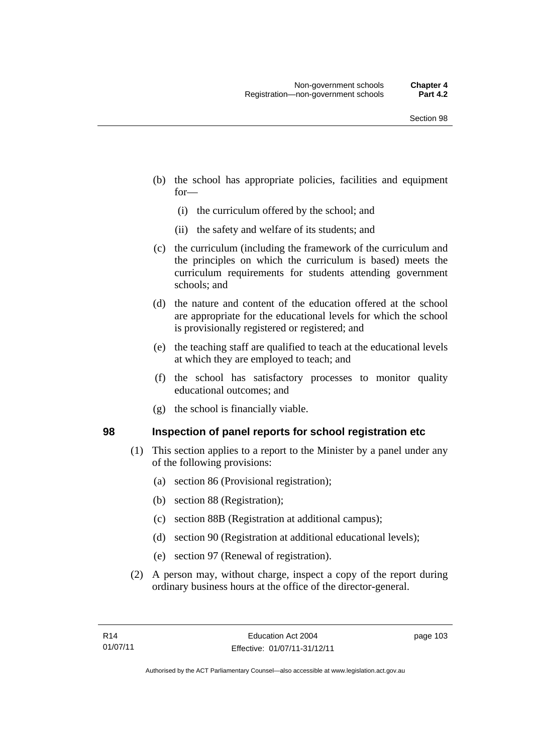(b) the school has appropriate policies, facilities and equipment for—

   (i) the curriculum offered by the school; and

   (ii) the safety and welfare of its students; and

(c) the curriculum (including the framework of the curriculum and the principles on which the curriculum is based) meets the curriculum requirements for students attending government schools; and

(d) the nature and content of the education offered at the school are appropriate for the educational levels for which the school is provisionally registered or registered; and

(e) the teaching staff are qualified to teach at the educational levels at which they are employed to teach; and

(f) the school has satisfactory processes to monitor quality educational outcomes; and

(g) the school is financially viable.

## 98 Inspection of panel reports for school registration etc

(1) This section applies to a report to the Minister by a panel under any of the following provisions:

   (a) section 86 (Provisional registration);

   (b) section 88 (Registration);

   (c) section 88B (Registration at additional campus);

   (d) section 90 (Registration at additional educational levels);

   (e) section 97 (Renewal of registration).

(2) A person may, without charge, inspect a copy of the report during ordinary business hours at the office of the director-general.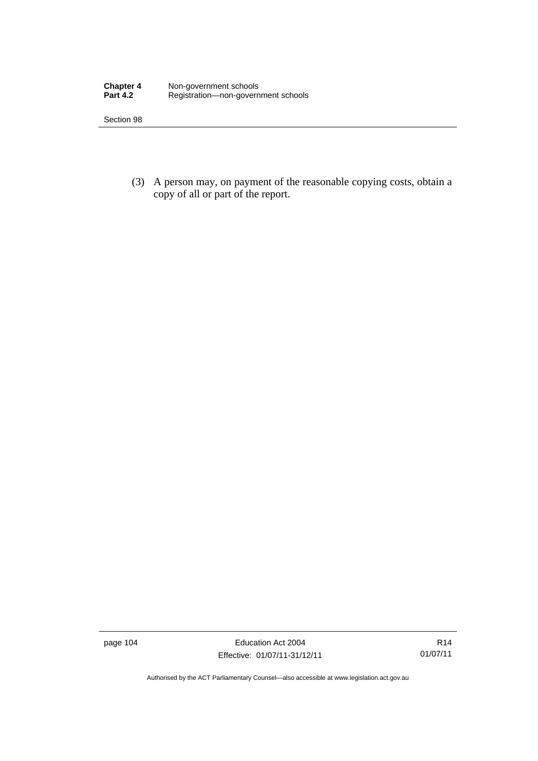(3) A person may, on payment of the reasonable copying costs, obtain a copy of all or part of the report.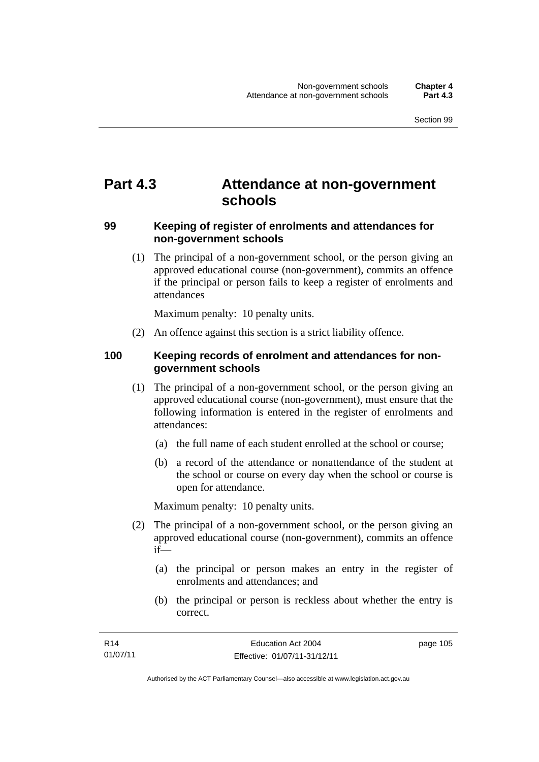# Part 4.3 Attendance at non-government schools

### 99 Keeping of register of enrolments and attendances for non-government schools

(1) The principal of a non-government school, or the person giving an approved educational course (non-government), commits an offence if the principal or person fails to keep a register of enrolments and attendances

Maximum penalty: 10 penalty units.

(2) An offence against this section is a strict liability offence.

### 100 Keeping records of enrolment and attendances for non-government schools

(1) The principal of a non-government school, or the person giving an approved educational course (non-government), must ensure that the following information is entered in the register of enrolments and attendances:

(a) the full name of each student enrolled at the school or course;

(b) a record of the attendance or nonattendance of the student at the school or course on every day when the school or course is open for attendance.

Maximum penalty: 10 penalty units.

(2) The principal of a non-government school, or the person giving an approved educational course (non-government), commits an offence if—

(a) the principal or person makes an entry in the register of enrolments and attendances; and

(b) the principal or person is reckless about whether the entry is correct.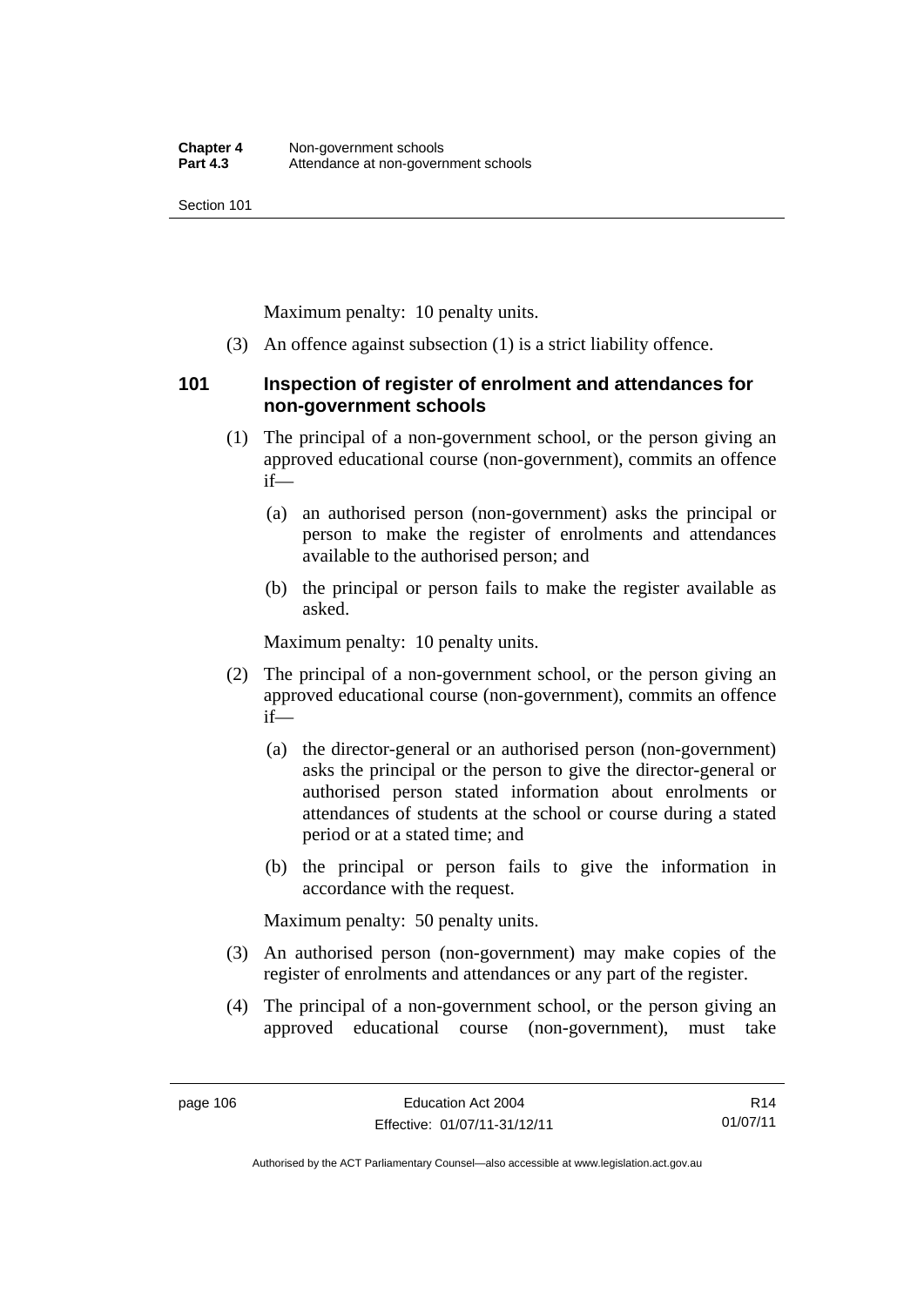Maximum penalty: 10 penalty units.

(3) An offence against subsection (1) is a strict liability offence.

## 101 Inspection of register of enrolment and attendances for non-government schools

(1) The principal of a non-government school, or the person giving an approved educational course (non-government), commits an offence if—

(a) an authorised person (non-government) asks the principal or person to make the register of enrolments and attendances available to the authorised person; and

(b) the principal or person fails to make the register available as asked.

Maximum penalty: 10 penalty units.

(2) The principal of a non-government school, or the person giving an approved educational course (non-government), commits an offence if—

(a) the director-general or an authorised person (non-government) asks the principal or the person to give the director-general or authorised person stated information about enrolments or attendances of students at the school or course during a stated period or at a stated time; and

(b) the principal or person fails to give the information in accordance with the request.

Maximum penalty: 50 penalty units.

(3) An authorised person (non-government) may make copies of the register of enrolments and attendances or any part of the register.

(4) The principal of a non-government school, or the person giving an approved educational course (non-government), must take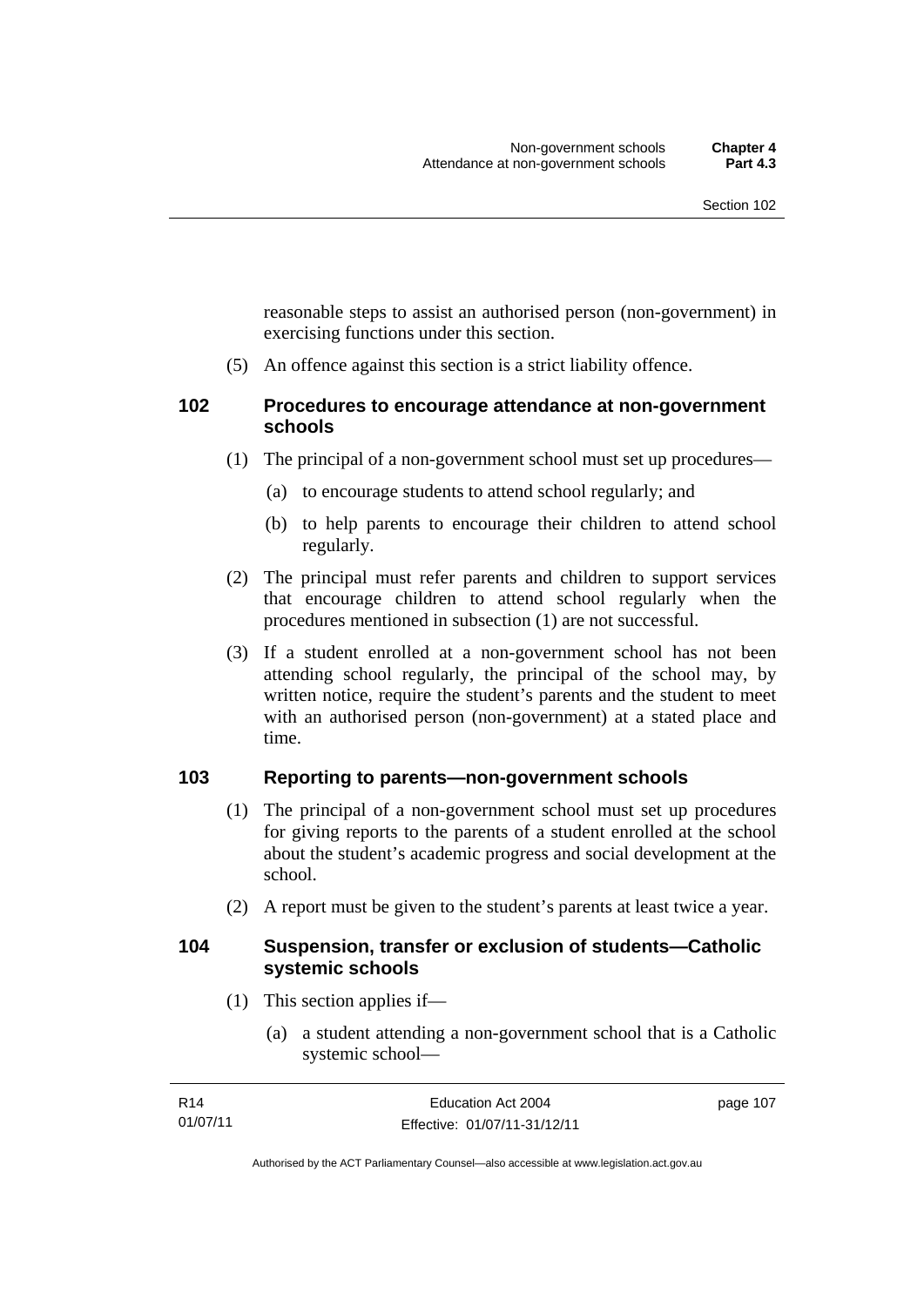reasonable steps to assist an authorised person (non-government) in exercising functions under this section.

(5) An offence against this section is a strict liability offence.

### 102 Procedures to encourage attendance at non-government schools

(1) The principal of a non-government school must set up procedures—

(a) to encourage students to attend school regularly; and

(b) to help parents to encourage their children to attend school regularly.

(2) The principal must refer parents and children to support services that encourage children to attend school regularly when the procedures mentioned in subsection (1) are not successful.

(3) If a student enrolled at a non-government school has not been attending school regularly, the principal of the school may, by written notice, require the student's parents and the student to meet with an authorised person (non-government) at a stated place and time.

### 103 Reporting to parents—non-government schools

(1) The principal of a non-government school must set up procedures for giving reports to the parents of a student enrolled at the school about the student's academic progress and social development at the school.

(2) A report must be given to the student's parents at least twice a year.

### 104 Suspension, transfer or exclusion of students—Catholic systemic schools

(1) This section applies if—

(a) a student attending a non-government school that is a Catholic systemic school—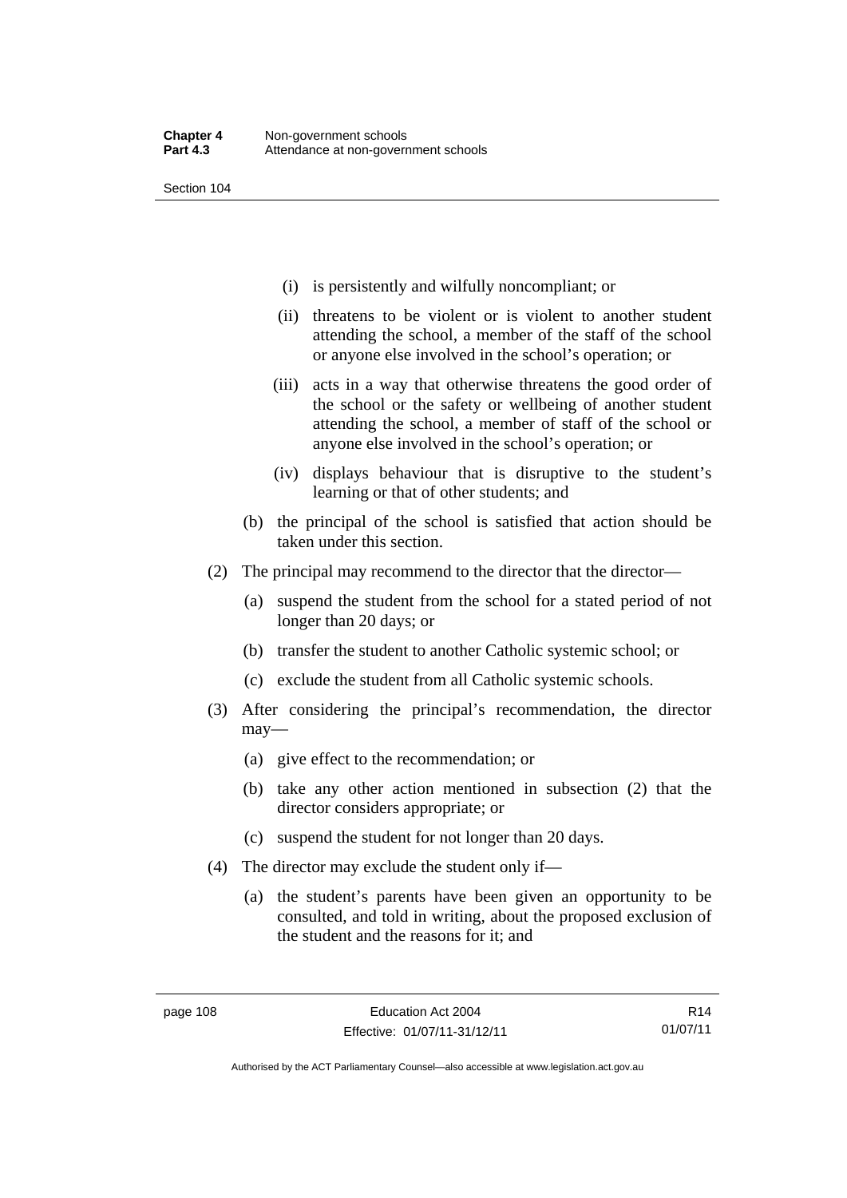(i) is persistently and wilfully noncompliant; or

(ii) threatens to be violent or is violent to another student attending the school, a member of the staff of the school or anyone else involved in the school's operation; or

(iii) acts in a way that otherwise threatens the good order of the school or the safety or wellbeing of another student attending the school, a member of staff of the school or anyone else involved in the school's operation; or

(iv) displays behaviour that is disruptive to the student's learning or that of other students; and

(b) the principal of the school is satisfied that action should be taken under this section.

(2) The principal may recommend to the director that the director—

(a) suspend the student from the school for a stated period of not longer than 20 days; or

(b) transfer the student to another Catholic systemic school; or

(c) exclude the student from all Catholic systemic schools.

(3) After considering the principal's recommendation, the director may—

(a) give effect to the recommendation; or

(b) take any other action mentioned in subsection (2) that the director considers appropriate; or

(c) suspend the student for not longer than 20 days.

(4) The director may exclude the student only if—

(a) the student's parents have been given an opportunity to be consulted, and told in writing, about the proposed exclusion of the student and the reasons for it; and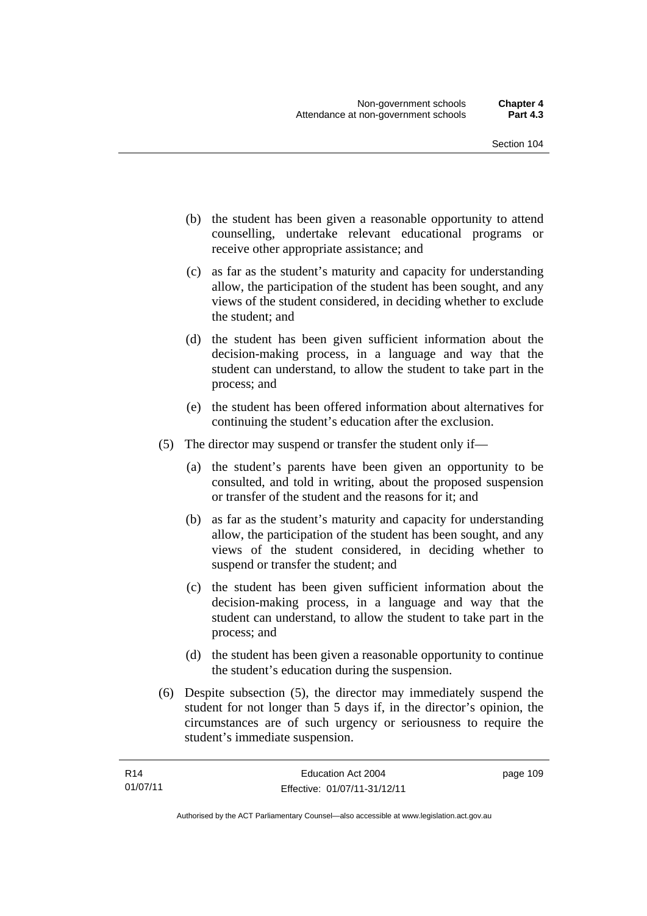(b) the student has been given a reasonable opportunity to attend counselling, undertake relevant educational programs or receive other appropriate assistance; and

(c) as far as the student's maturity and capacity for understanding allow, the participation of the student has been sought, and any views of the student considered, in deciding whether to exclude the student; and

(d) the student has been given sufficient information about the decision-making process, in a language and way that the student can understand, to allow the student to take part in the process; and

(e) the student has been offered information about alternatives for continuing the student's education after the exclusion.

(5) The director may suspend or transfer the student only if—

(a) the student's parents have been given an opportunity to be consulted, and told in writing, about the proposed suspension or transfer of the student and the reasons for it; and

(b) as far as the student's maturity and capacity for understanding allow, the participation of the student has been sought, and any views of the student considered, in deciding whether to suspend or transfer the student; and

(c) the student has been given sufficient information about the decision-making process, in a language and way that the student can understand, to allow the student to take part in the process; and

(d) the student has been given a reasonable opportunity to continue the student's education during the suspension.

(6) Despite subsection (5), the director may immediately suspend the student for not longer than 5 days if, in the director's opinion, the circumstances are of such urgency or seriousness to require the student's immediate suspension.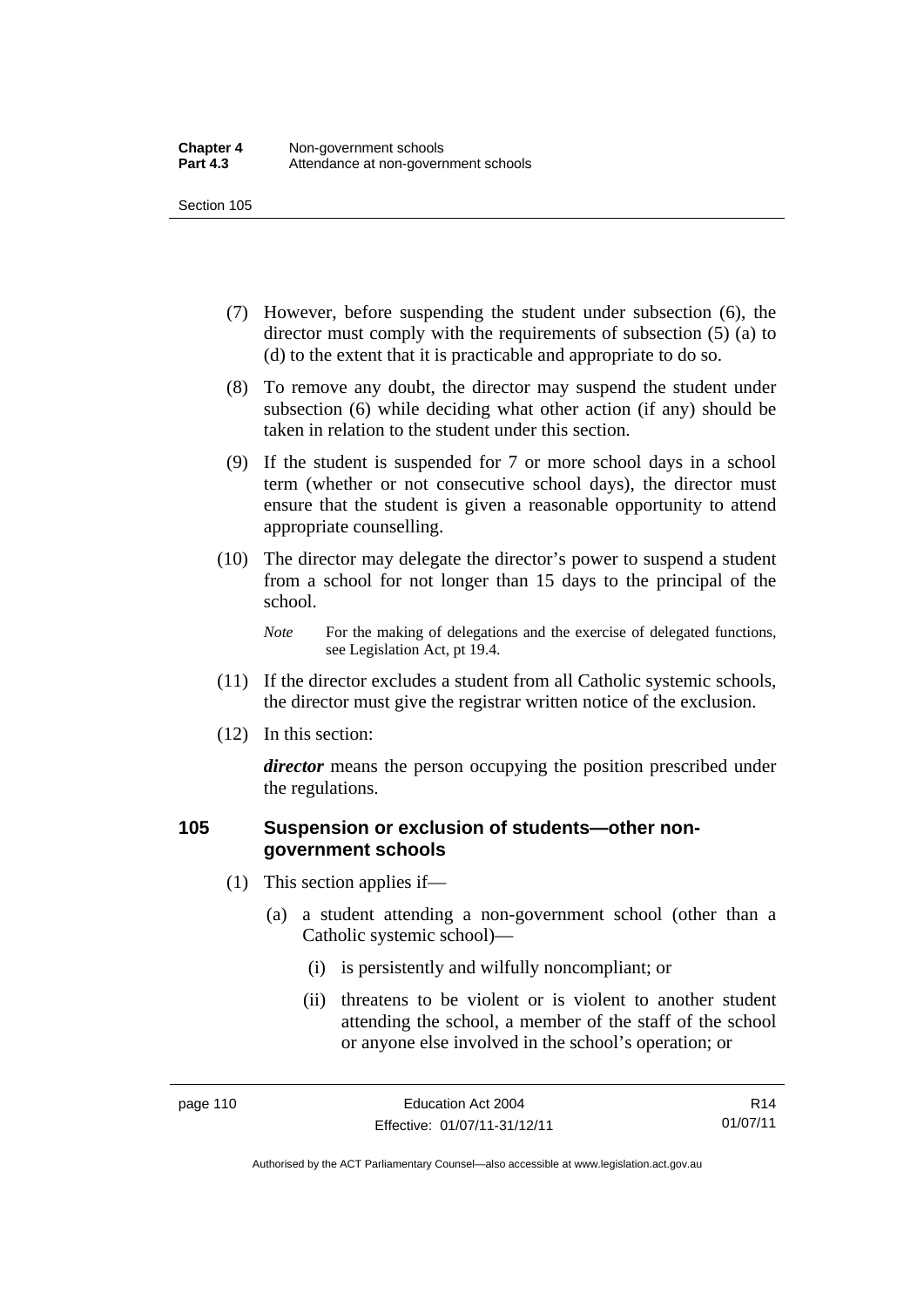(7) However, before suspending the student under subsection (6), the director must comply with the requirements of subsection (5) (a) to (d) to the extent that it is practicable and appropriate to do so.

(8) To remove any doubt, the director may suspend the student under subsection (6) while deciding what other action (if any) should be taken in relation to the student under this section.

(9) If the student is suspended for 7 or more school days in a school term (whether or not consecutive school days), the director must ensure that the student is given a reasonable opportunity to attend appropriate counselling.

(10) The director may delegate the director's power to suspend a student from a school for not longer than 15 days to the principal of the school.

*Note* For the making of delegations and the exercise of delegated functions, see Legislation Act, pt 19.4.

(11) If the director excludes a student from all Catholic systemic schools, the director must give the registrar written notice of the exclusion.

(12) In this section:

***director*** means the person occupying the position prescribed under the regulations.

## 105 Suspension or exclusion of students—other non-government schools

(1) This section applies if—

(a) a student attending a non-government school (other than a Catholic systemic school)—

(i) is persistently and wilfully noncompliant; or

(ii) threatens to be violent or is violent to another student attending the school, a member of the staff of the school or anyone else involved in the school's operation; or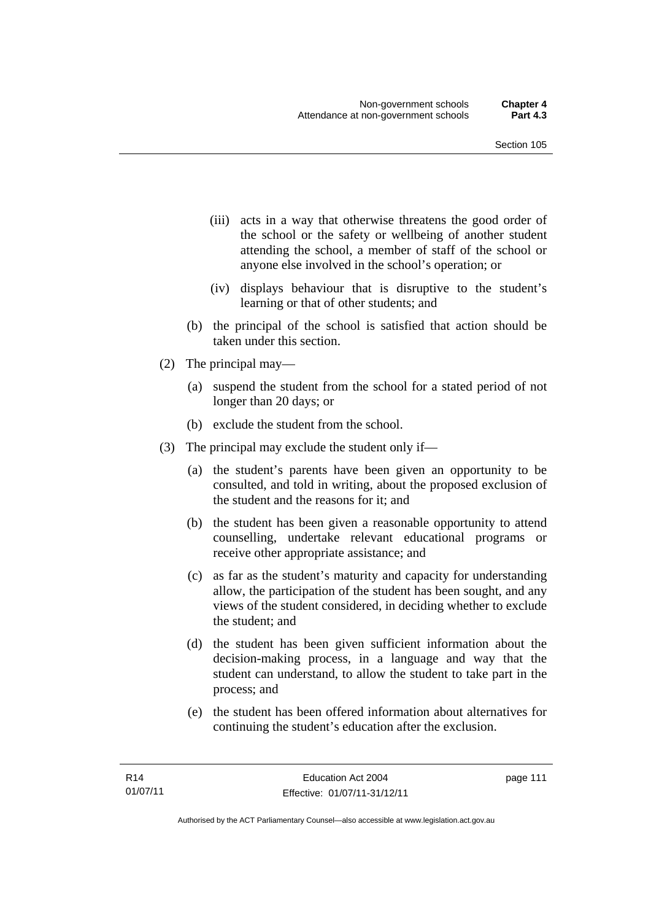(iii) acts in a way that otherwise threatens the good order of the school or the safety or wellbeing of another student attending the school, a member of staff of the school or anyone else involved in the school's operation; or

(iv) displays behaviour that is disruptive to the student's learning or that of other students; and

(b) the principal of the school is satisfied that action should be taken under this section.

(2) The principal may—

(a) suspend the student from the school for a stated period of not longer than 20 days; or

(b) exclude the student from the school.

(3) The principal may exclude the student only if—

(a) the student's parents have been given an opportunity to be consulted, and told in writing, about the proposed exclusion of the student and the reasons for it; and

(b) the student has been given a reasonable opportunity to attend counselling, undertake relevant educational programs or receive other appropriate assistance; and

(c) as far as the student's maturity and capacity for understanding allow, the participation of the student has been sought, and any views of the student considered, in deciding whether to exclude the student; and

(d) the student has been given sufficient information about the decision-making process, in a language and way that the student can understand, to allow the student to take part in the process; and

(e) the student has been offered information about alternatives for continuing the student's education after the exclusion.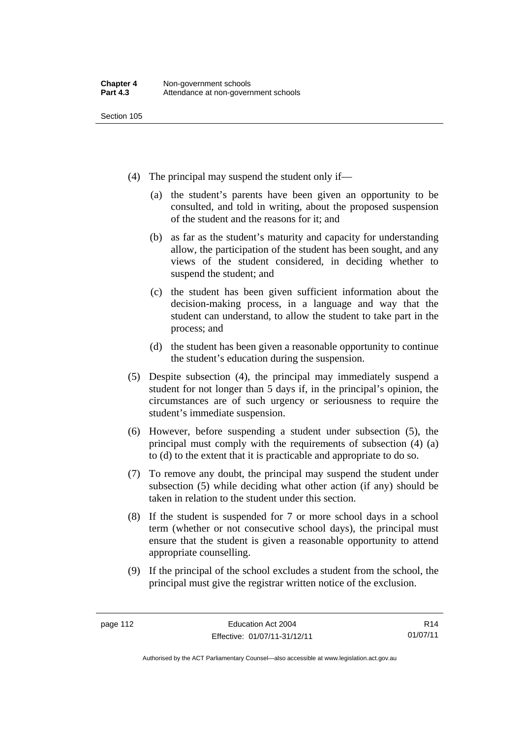(4) The principal may suspend the student only if—

  (a) the student's parents have been given an opportunity to be consulted, and told in writing, about the proposed suspension of the student and the reasons for it; and

  (b) as far as the student's maturity and capacity for understanding allow, the participation of the student has been sought, and any views of the student considered, in deciding whether to suspend the student; and

  (c) the student has been given sufficient information about the decision-making process, in a language and way that the student can understand, to allow the student to take part in the process; and

  (d) the student has been given a reasonable opportunity to continue the student's education during the suspension.

(5) Despite subsection (4), the principal may immediately suspend a student for not longer than 5 days if, in the principal's opinion, the circumstances are of such urgency or seriousness to require the student's immediate suspension.

(6) However, before suspending a student under subsection (5), the principal must comply with the requirements of subsection (4) (a) to (d) to the extent that it is practicable and appropriate to do so.

(7) To remove any doubt, the principal may suspend the student under subsection (5) while deciding what other action (if any) should be taken in relation to the student under this section.

(8) If the student is suspended for 7 or more school days in a school term (whether or not consecutive school days), the principal must ensure that the student is given a reasonable opportunity to attend appropriate counselling.

(9) If the principal of the school excludes a student from the school, the principal must give the registrar written notice of the exclusion.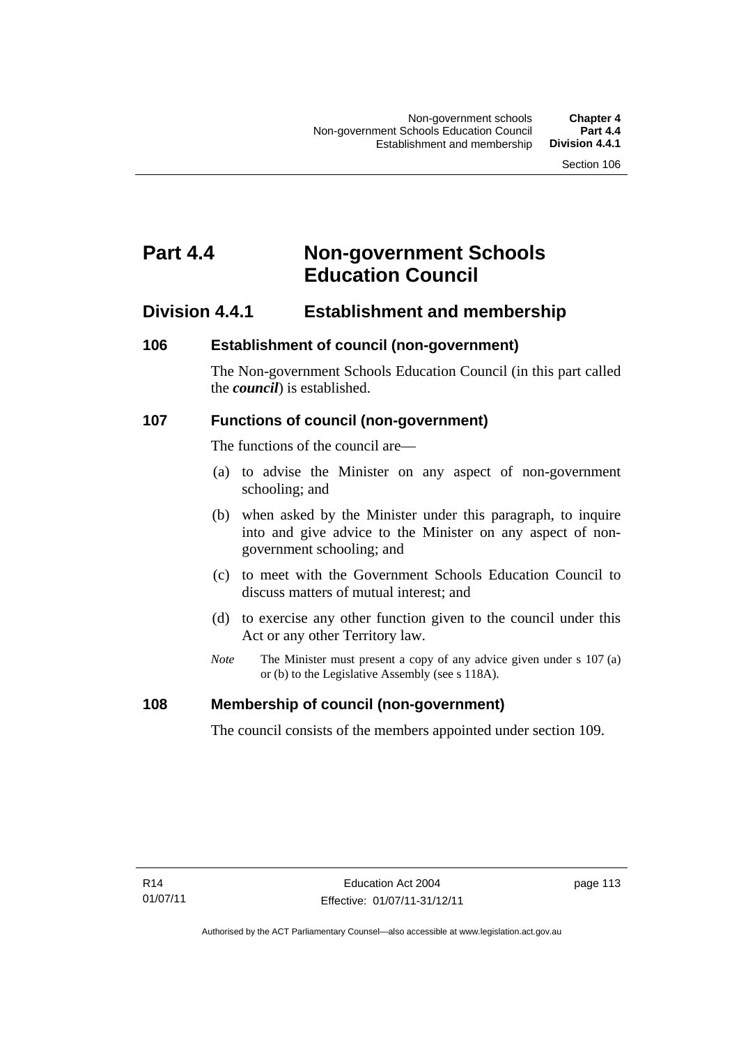# Part 4.4 Non-government Schools Education Council

## Division 4.4.1 Establishment and membership

### 106 Establishment of council (non-government)

The Non-government Schools Education Council (in this part called the ***council***) is established.

### 107 Functions of council (non-government)

The functions of the council are—

(a) to advise the Minister on any aspect of non-government schooling; and

(b) when asked by the Minister under this paragraph, to inquire into and give advice to the Minister on any aspect of non-government schooling; and

(c) to meet with the Government Schools Education Council to discuss matters of mutual interest; and

(d) to exercise any other function given to the council under this Act or any other Territory law.

*Note* The Minister must present a copy of any advice given under s 107 (a) or (b) to the Legislative Assembly (see s 118A).

### 108 Membership of council (non-government)

The council consists of the members appointed under section 109.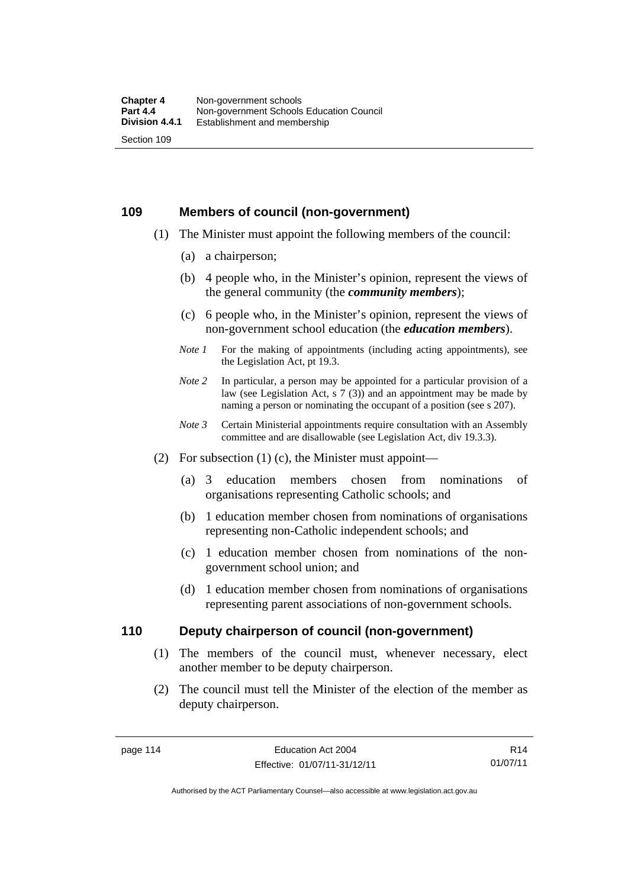## 109 Members of council (non-government)

(1) The Minister must appoint the following members of the council:

(a) a chairperson;

(b) 4 people who, in the Minister's opinion, represent the views of the general community (the ***community members***);

(c) 6 people who, in the Minister's opinion, represent the views of non-government school education (the ***education members***).

*Note 1* For the making of appointments (including acting appointments), see the Legislation Act, pt 19.3.

*Note 2* In particular, a person may be appointed for a particular provision of a law (see Legislation Act, s 7 (3)) and an appointment may be made by naming a person or nominating the occupant of a position (see s 207).

*Note 3* Certain Ministerial appointments require consultation with an Assembly committee and are disallowable (see Legislation Act, div 19.3.3).

(2) For subsection (1) (c), the Minister must appoint—

(a) 3 education members chosen from nominations of organisations representing Catholic schools; and

(b) 1 education member chosen from nominations of organisations representing non-Catholic independent schools; and

(c) 1 education member chosen from nominations of the non-government school union; and

(d) 1 education member chosen from nominations of organisations representing parent associations of non-government schools.

## 110 Deputy chairperson of council (non-government)

(1) The members of the council must, whenever necessary, elect another member to be deputy chairperson.

(2) The council must tell the Minister of the election of the member as deputy chairperson.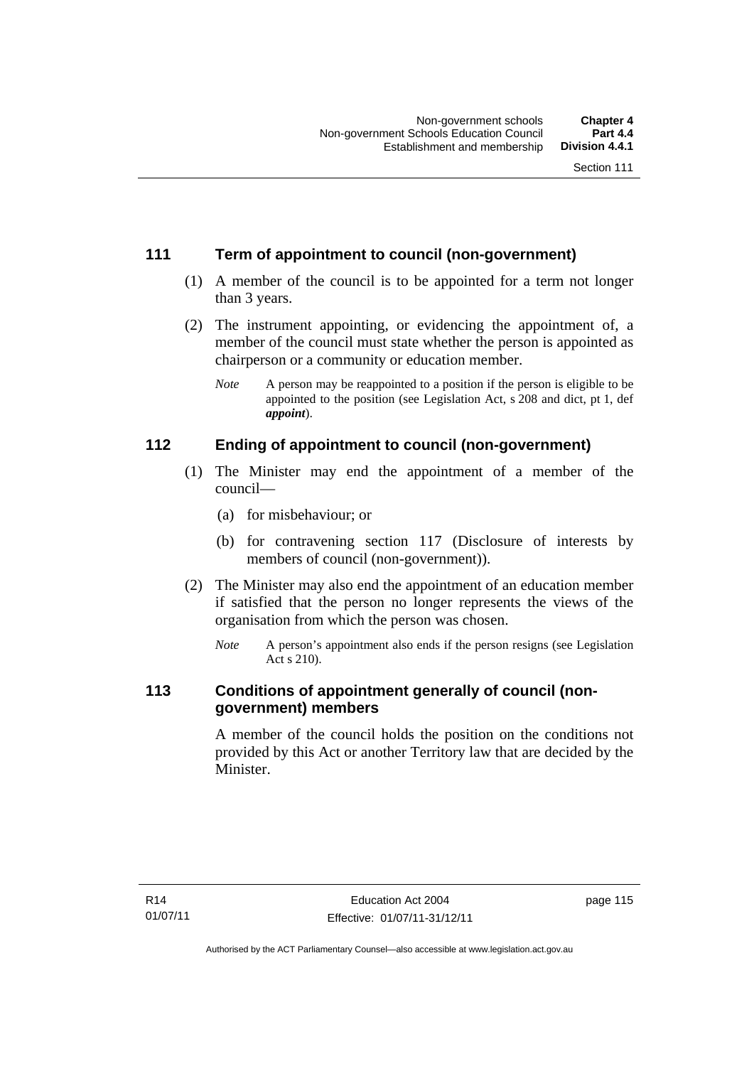## 111 Term of appointment to council (non-government)

(1) A member of the council is to be appointed for a term not longer than 3 years.

(2) The instrument appointing, or evidencing the appointment of, a member of the council must state whether the person is appointed as chairperson or a community or education member.

*Note* A person may be reappointed to a position if the person is eligible to be appointed to the position (see Legislation Act, s 208 and dict, pt 1, def ***appoint***).

## 112 Ending of appointment to council (non-government)

(1) The Minister may end the appointment of a member of the council—

(a) for misbehaviour; or

(b) for contravening section 117 (Disclosure of interests by members of council (non-government)).

(2) The Minister may also end the appointment of an education member if satisfied that the person no longer represents the views of the organisation from which the person was chosen.

*Note* A person's appointment also ends if the person resigns (see Legislation Act s 210).

## 113 Conditions of appointment generally of council (non-government) members

A member of the council holds the position on the conditions not provided by this Act or another Territory law that are decided by the Minister.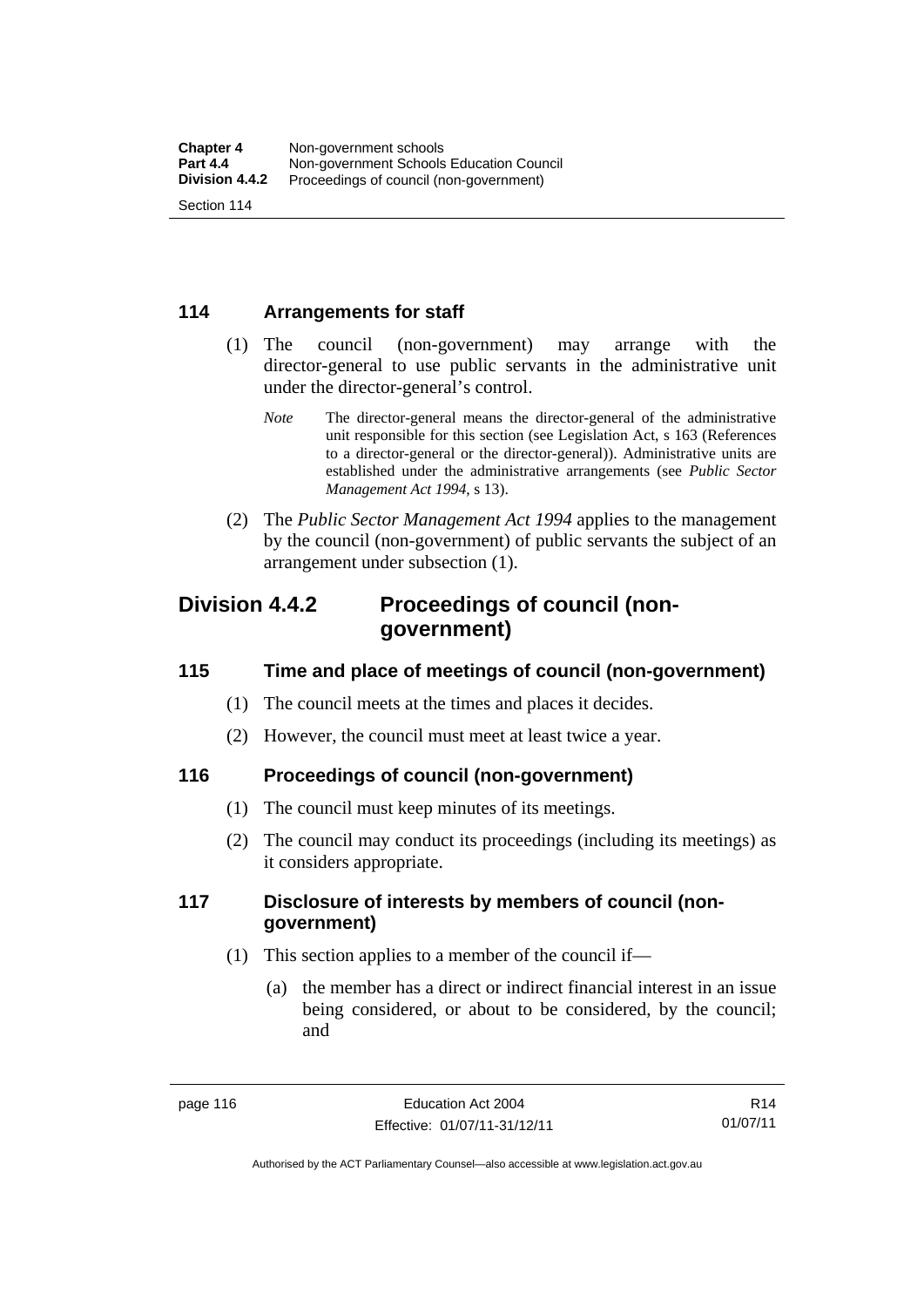### 114 Arrangements for staff

(1) The council (non-government) may arrange with the director-general to use public servants in the administrative unit under the director-general's control.

*Note* The director-general means the director-general of the administrative unit responsible for this section (see Legislation Act, s 163 (References to a director-general or the director-general)). Administrative units are established under the administrative arrangements (see *Public Sector Management Act 1994*, s 13).

(2) The *Public Sector Management Act 1994* applies to the management by the council (non-government) of public servants the subject of an arrangement under subsection (1).

## Division 4.4.2 Proceedings of council (non-government)

### 115 Time and place of meetings of council (non-government)

(1) The council meets at the times and places it decides.

(2) However, the council must meet at least twice a year.

### 116 Proceedings of council (non-government)

(1) The council must keep minutes of its meetings.

(2) The council may conduct its proceedings (including its meetings) as it considers appropriate.

### 117 Disclosure of interests by members of council (non-government)

(1) This section applies to a member of the council if—

(a) the member has a direct or indirect financial interest in an issue being considered, or about to be considered, by the council; and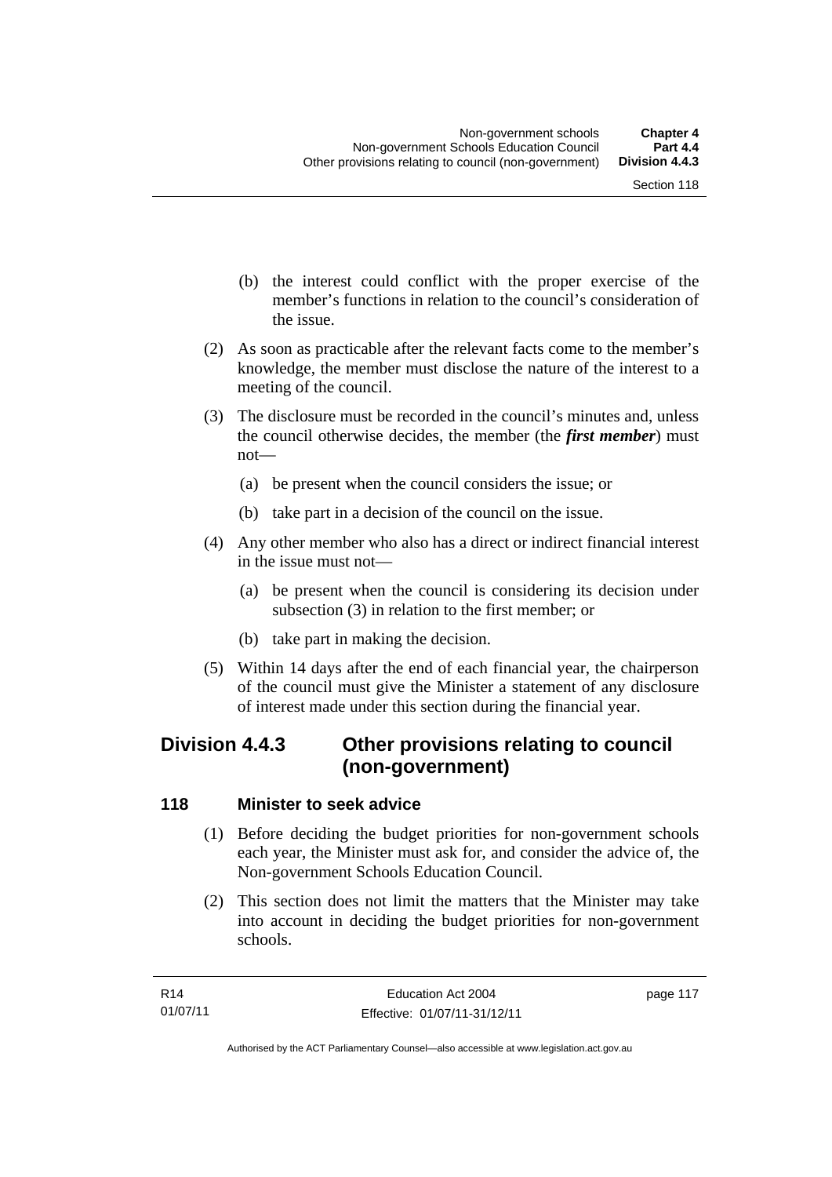(b) the interest could conflict with the proper exercise of the member's functions in relation to the council's consideration of the issue.

(2) As soon as practicable after the relevant facts come to the member's knowledge, the member must disclose the nature of the interest to a meeting of the council.

(3) The disclosure must be recorded in the council's minutes and, unless the council otherwise decides, the member (the ***first member***) must not—

(a) be present when the council considers the issue; or

(b) take part in a decision of the council on the issue.

(4) Any other member who also has a direct or indirect financial interest in the issue must not—

(a) be present when the council is considering its decision under subsection (3) in relation to the first member; or

(b) take part in making the decision.

(5) Within 14 days after the end of each financial year, the chairperson of the council must give the Minister a statement of any disclosure of interest made under this section during the financial year.

## Division 4.4.3 Other provisions relating to council (non-government)

### 118 Minister to seek advice

(1) Before deciding the budget priorities for non-government schools each year, the Minister must ask for, and consider the advice of, the Non-government Schools Education Council.

(2) This section does not limit the matters that the Minister may take into account in deciding the budget priorities for non-government schools.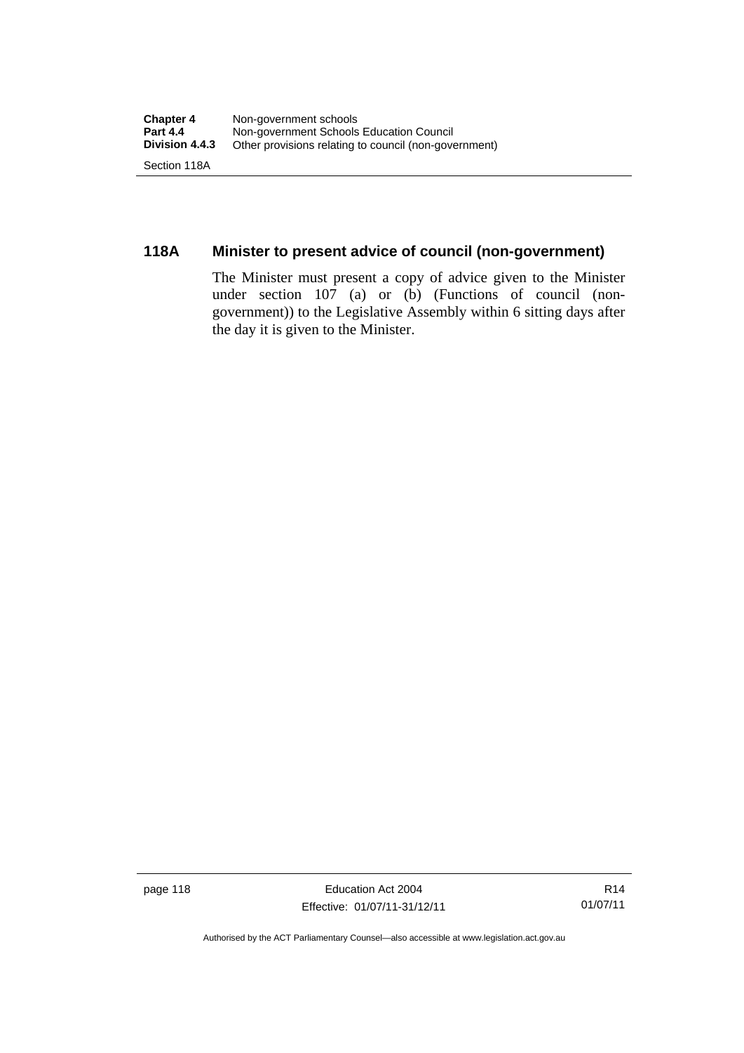## 118A Minister to present advice of council (non-government)

The Minister must present a copy of advice given to the Minister under section 107 (a) or (b) (Functions of council (non-government)) to the Legislative Assembly within 6 sitting days after the day it is given to the Minister.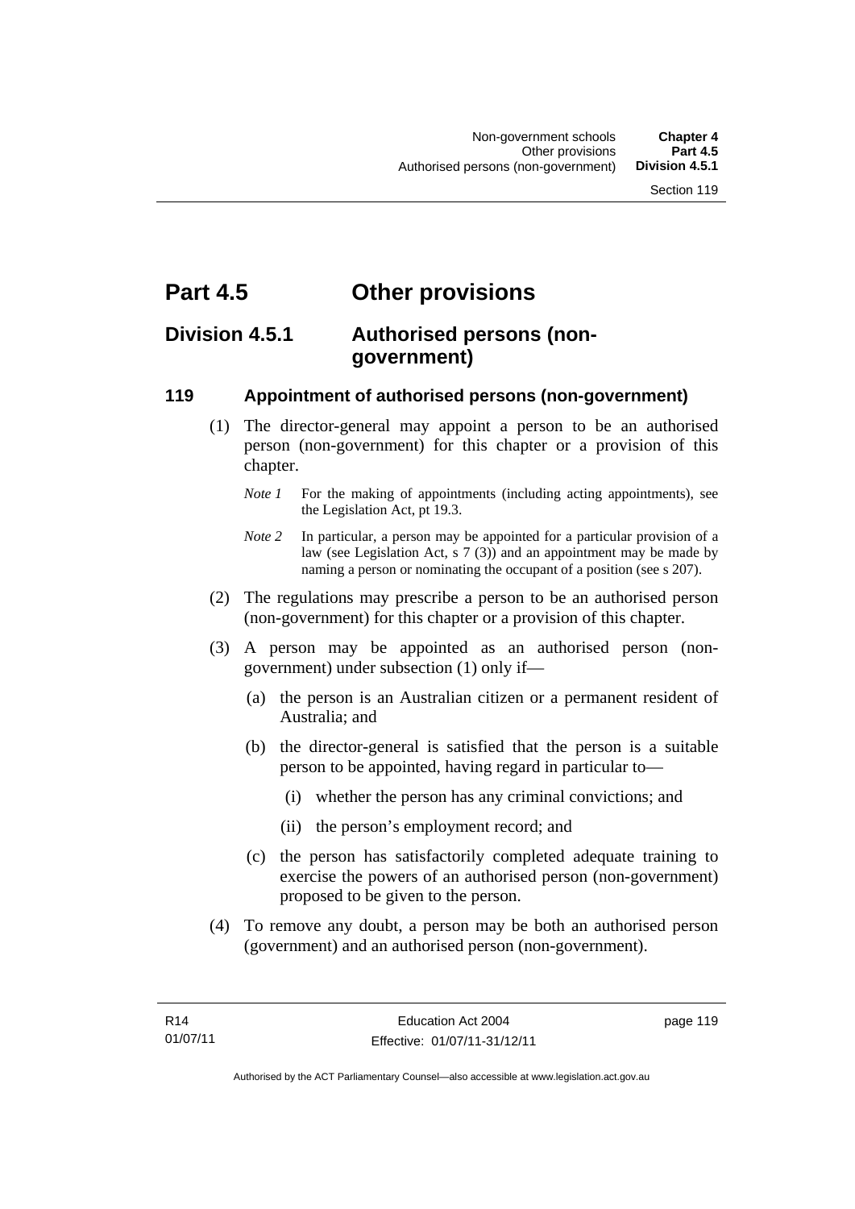# Part 4.5 Other provisions

## Division 4.5.1 Authorised persons (non-government)

### 119 Appointment of authorised persons (non-government)

(1) The director-general may appoint a person to be an authorised person (non-government) for this chapter or a provision of this chapter.

*Note 1* For the making of appointments (including acting appointments), see the Legislation Act, pt 19.3.

*Note 2* In particular, a person may be appointed for a particular provision of a law (see Legislation Act, s 7 (3)) and an appointment may be made by naming a person or nominating the occupant of a position (see s 207).

(2) The regulations may prescribe a person to be an authorised person (non-government) for this chapter or a provision of this chapter.

(3) A person may be appointed as an authorised person (non-government) under subsection (1) only if—

(a) the person is an Australian citizen or a permanent resident of Australia; and

(b) the director-general is satisfied that the person is a suitable person to be appointed, having regard in particular to—

(i) whether the person has any criminal convictions; and

(ii) the person's employment record; and

(c) the person has satisfactorily completed adequate training to exercise the powers of an authorised person (non-government) proposed to be given to the person.

(4) To remove any doubt, a person may be both an authorised person (government) and an authorised person (non-government).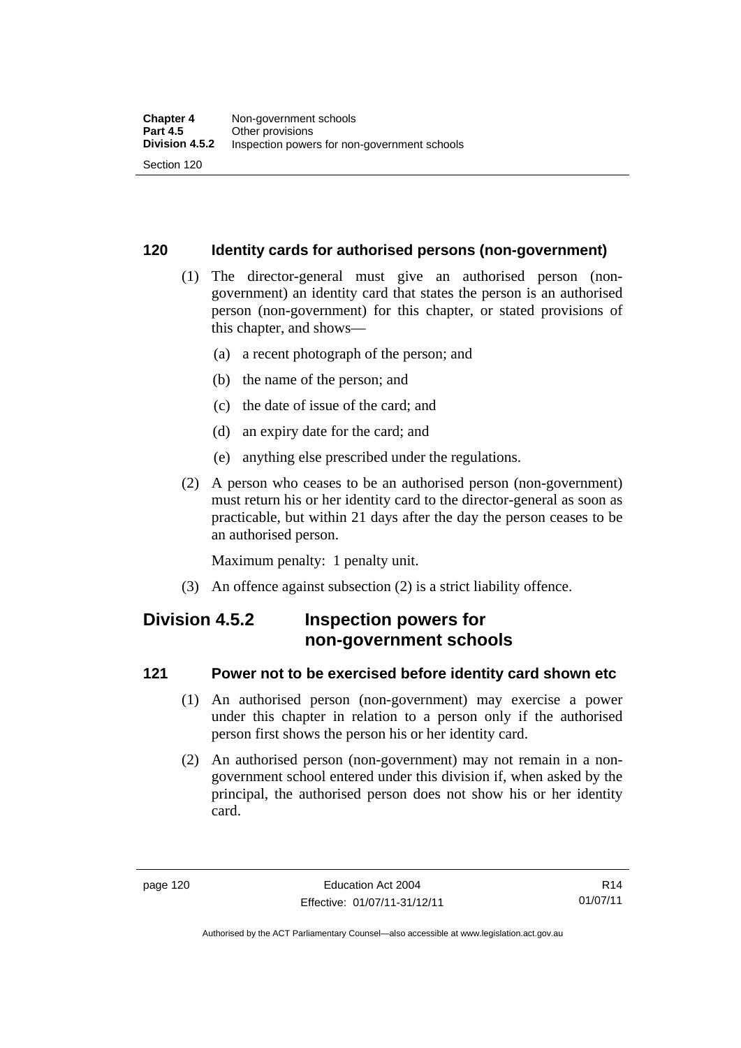### 120 Identity cards for authorised persons (non-government)

(1) The director-general must give an authorised person (non-government) an identity card that states the person is an authorised person (non-government) for this chapter, or stated provisions of this chapter, and shows—

(a) a recent photograph of the person; and

(b) the name of the person; and

(c) the date of issue of the card; and

(d) an expiry date for the card; and

(e) anything else prescribed under the regulations.

(2) A person who ceases to be an authorised person (non-government) must return his or her identity card to the director-general as soon as practicable, but within 21 days after the day the person ceases to be an authorised person.

Maximum penalty: 1 penalty unit.

(3) An offence against subsection (2) is a strict liability offence.

## Division 4.5.2 Inspection powers for non-government schools

### 121 Power not to be exercised before identity card shown etc

(1) An authorised person (non-government) may exercise a power under this chapter in relation to a person only if the authorised person first shows the person his or her identity card.

(2) An authorised person (non-government) may not remain in a non-government school entered under this division if, when asked by the principal, the authorised person does not show his or her identity card.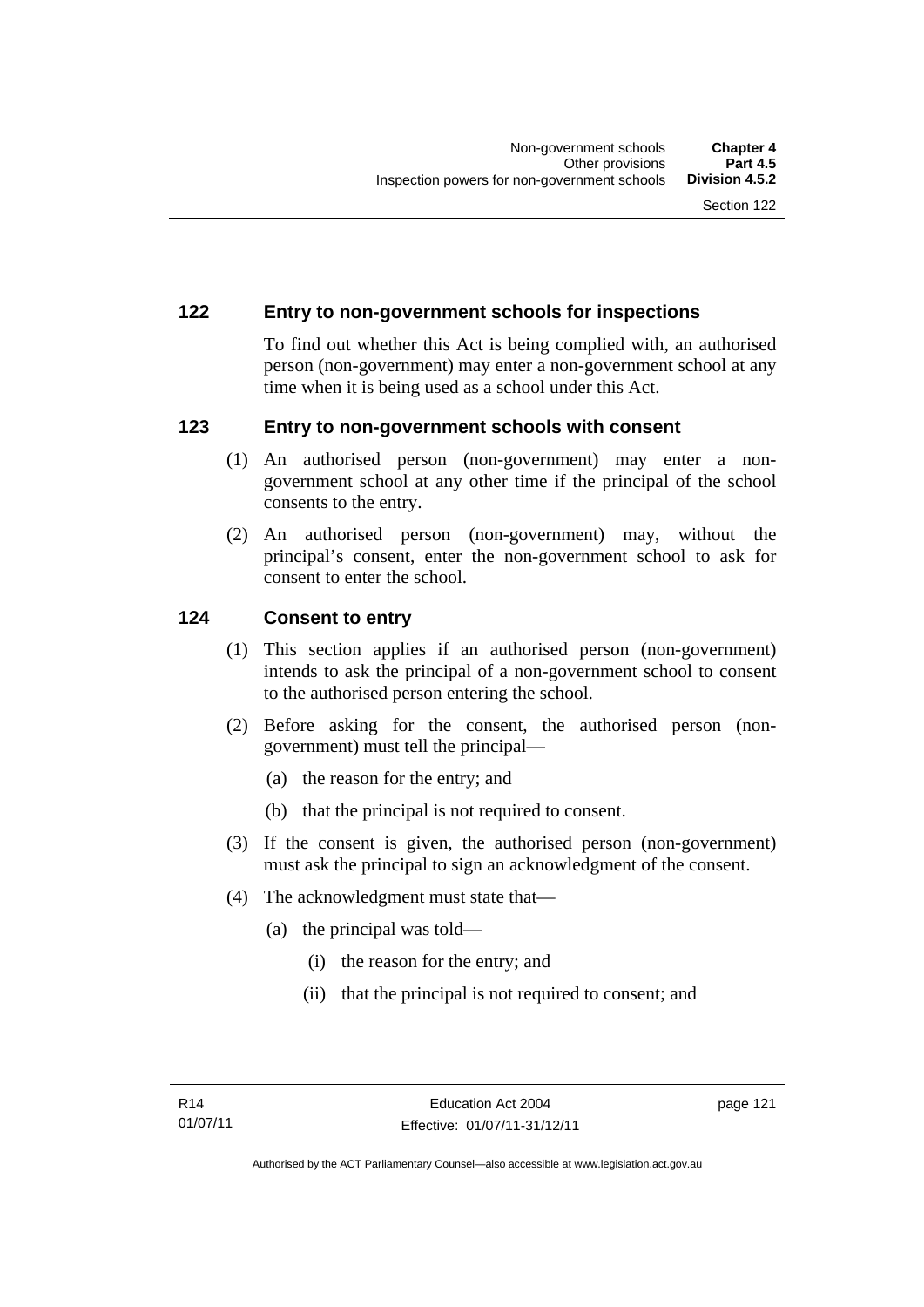## 122 Entry to non-government schools for inspections

To find out whether this Act is being complied with, an authorised person (non-government) may enter a non-government school at any time when it is being used as a school under this Act.

## 123 Entry to non-government schools with consent

(1) An authorised person (non-government) may enter a non-government school at any other time if the principal of the school consents to the entry.

(2) An authorised person (non-government) may, without the principal's consent, enter the non-government school to ask for consent to enter the school.

## 124 Consent to entry

(1) This section applies if an authorised person (non-government) intends to ask the principal of a non-government school to consent to the authorised person entering the school.

(2) Before asking for the consent, the authorised person (non-government) must tell the principal—

- (a) the reason for the entry; and
- (b) that the principal is not required to consent.

(3) If the consent is given, the authorised person (non-government) must ask the principal to sign an acknowledgment of the consent.

(4) The acknowledgment must state that—

- (a) the principal was told—
  - (i) the reason for the entry; and
  - (ii) that the principal is not required to consent; and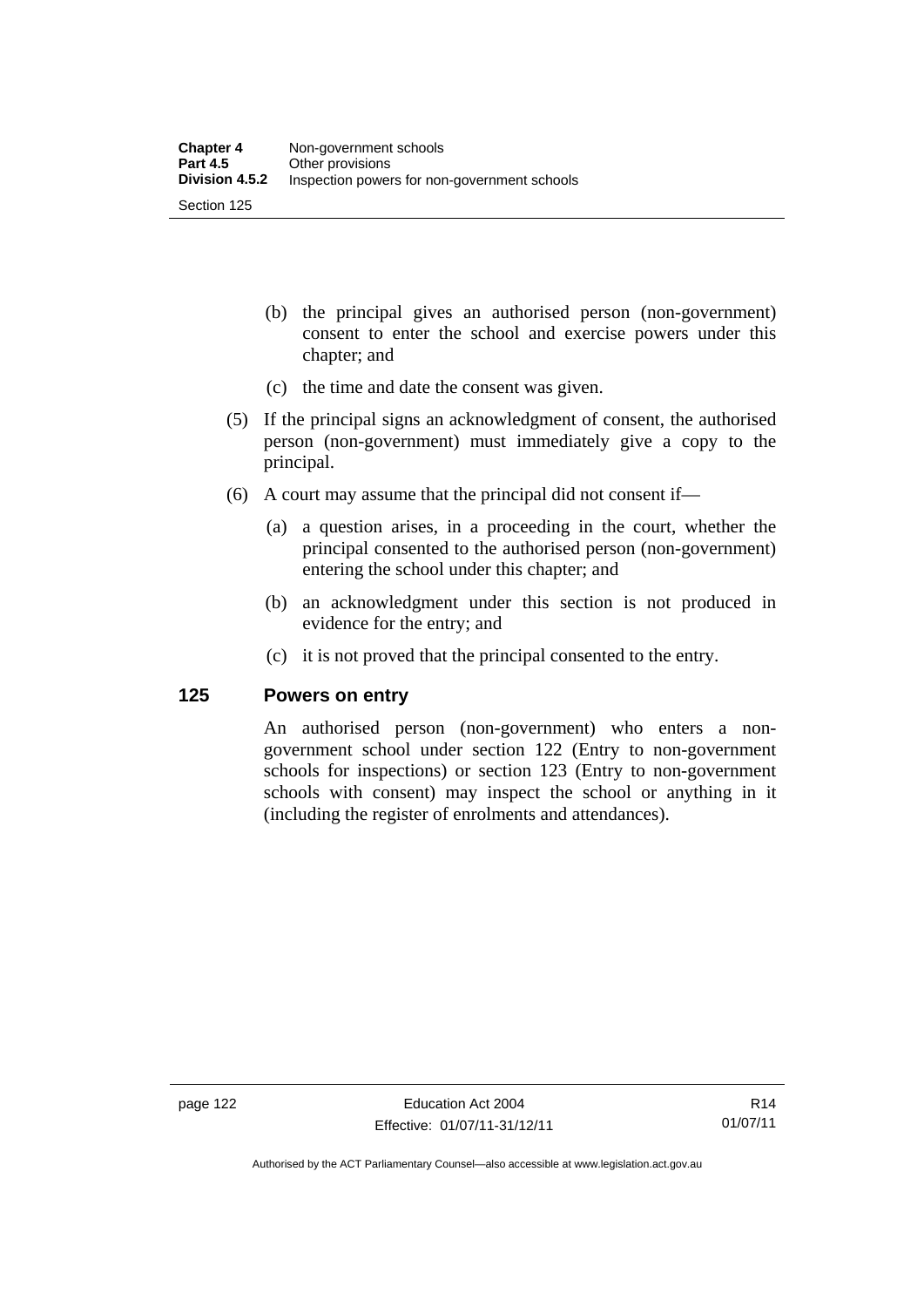(b) the principal gives an authorised person (non-government) consent to enter the school and exercise powers under this chapter; and

(c) the time and date the consent was given.

(5) If the principal signs an acknowledgment of consent, the authorised person (non-government) must immediately give a copy to the principal.

(6) A court may assume that the principal did not consent if—

(a) a question arises, in a proceeding in the court, whether the principal consented to the authorised person (non-government) entering the school under this chapter; and

(b) an acknowledgment under this section is not produced in evidence for the entry; and

(c) it is not proved that the principal consented to the entry.

## 125 Powers on entry

An authorised person (non-government) who enters a non-government school under section 122 (Entry to non-government schools for inspections) or section 123 (Entry to non-government schools with consent) may inspect the school or anything in it (including the register of enrolments and attendances).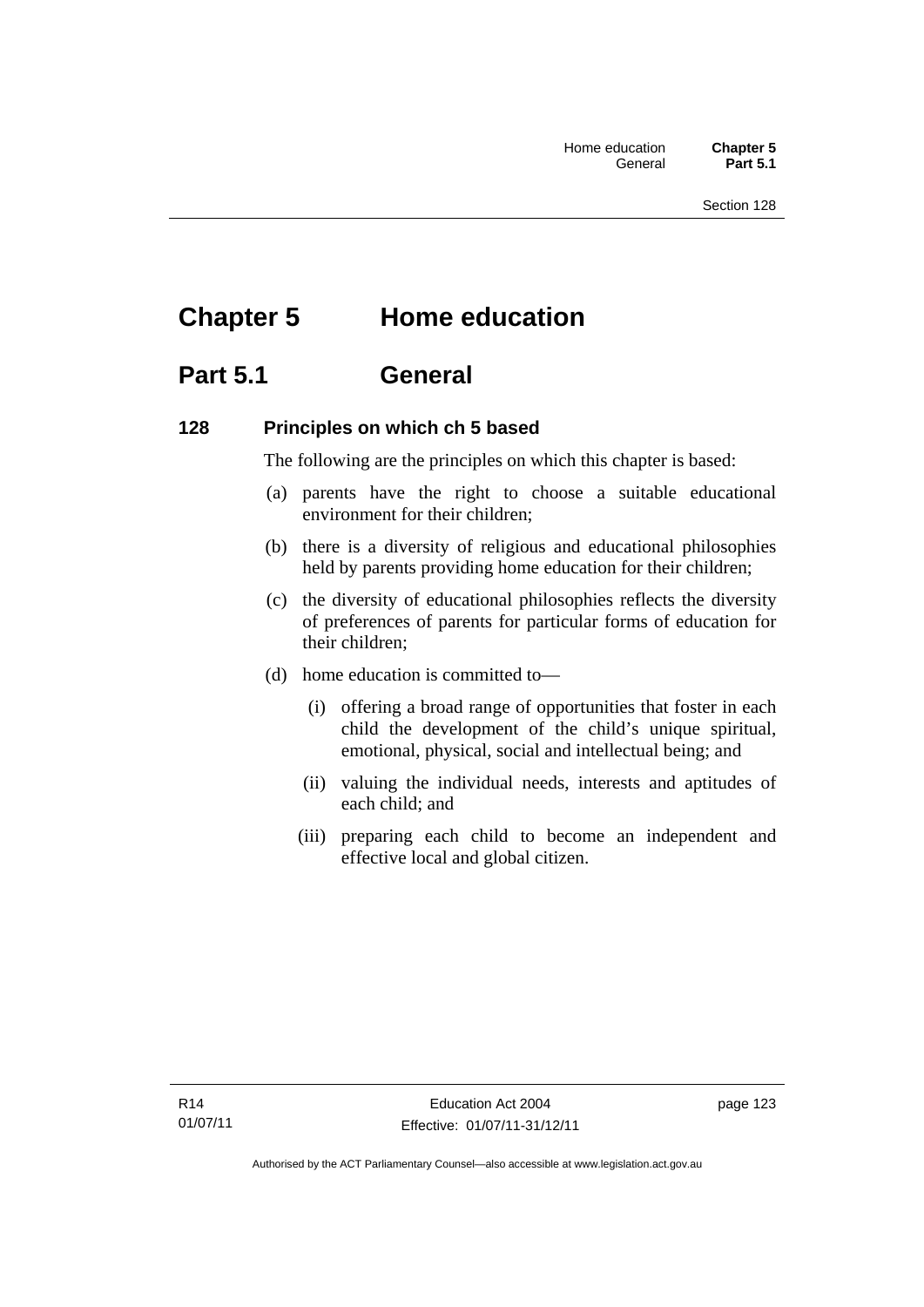# Chapter 5 Home education

## Part 5.1 General

### 128 Principles on which ch 5 based

The following are the principles on which this chapter is based:

(a) parents have the right to choose a suitable educational environment for their children;

(b) there is a diversity of religious and educational philosophies held by parents providing home education for their children;

(c) the diversity of educational philosophies reflects the diversity of preferences of parents for particular forms of education for their children;

(d) home education is committed to—

  (i) offering a broad range of opportunities that foster in each child the development of the child's unique spiritual, emotional, physical, social and intellectual being; and

  (ii) valuing the individual needs, interests and aptitudes of each child; and

  (iii) preparing each child to become an independent and effective local and global citizen.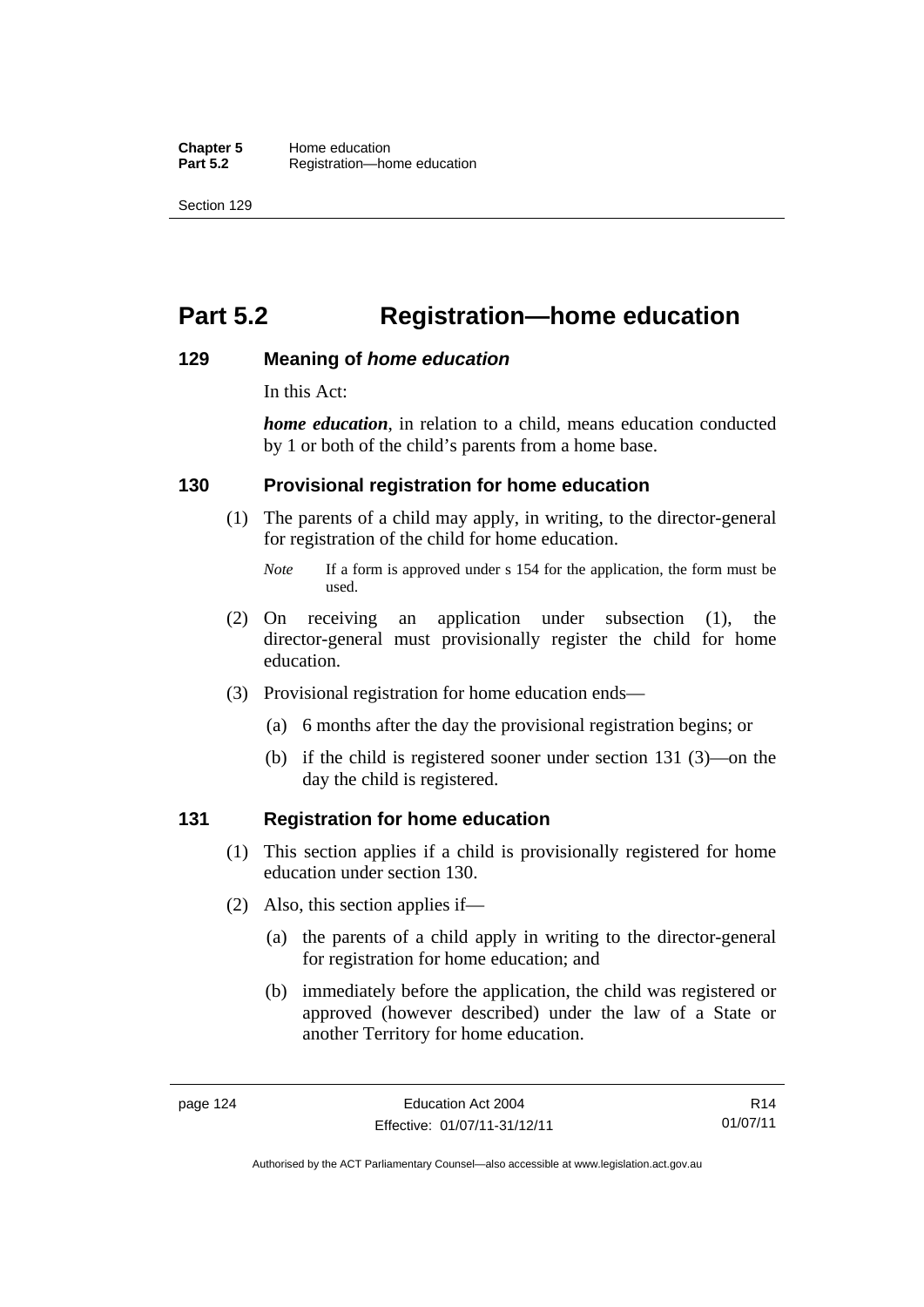# Part 5.2 Registration—home education

## 129 Meaning of *home education*

In this Act:

***home education***, in relation to a child, means education conducted by 1 or both of the child's parents from a home base.

## 130 Provisional registration for home education

(1) The parents of a child may apply, in writing, to the director-general for registration of the child for home education.

*Note* If a form is approved under s 154 for the application, the form must be used.

(2) On receiving an application under subsection (1), the director-general must provisionally register the child for home education.

(3) Provisional registration for home education ends—

(a) 6 months after the day the provisional registration begins; or

(b) if the child is registered sooner under section 131 (3)—on the day the child is registered.

## 131 Registration for home education

(1) This section applies if a child is provisionally registered for home education under section 130.

(2) Also, this section applies if—

(a) the parents of a child apply in writing to the director-general for registration for home education; and

(b) immediately before the application, the child was registered or approved (however described) under the law of a State or another Territory for home education.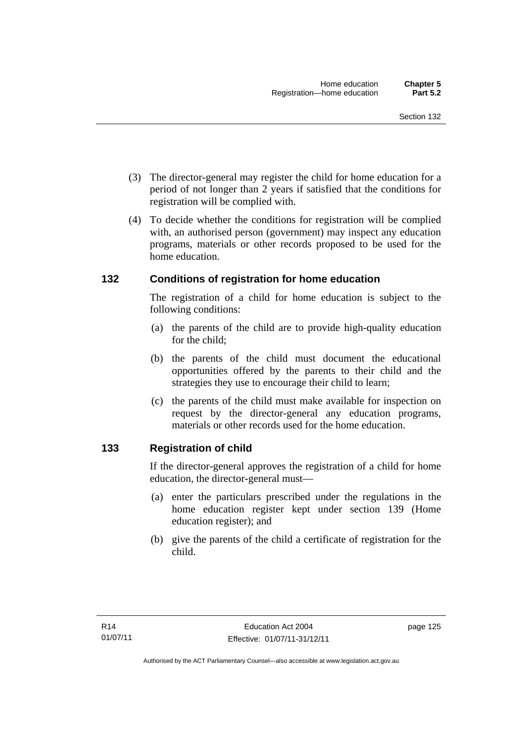(3) The director-general may register the child for home education for a period of not longer than 2 years if satisfied that the conditions for registration will be complied with.

(4) To decide whether the conditions for registration will be complied with, an authorised person (government) may inspect any education programs, materials or other records proposed to be used for the home education.

## 132 Conditions of registration for home education

The registration of a child for home education is subject to the following conditions:

(a) the parents of the child are to provide high-quality education for the child;

(b) the parents of the child must document the educational opportunities offered by the parents to their child and the strategies they use to encourage their child to learn;

(c) the parents of the child must make available for inspection on request by the director-general any education programs, materials or other records used for the home education.

## 133 Registration of child

If the director-general approves the registration of a child for home education, the director-general must—

(a) enter the particulars prescribed under the regulations in the home education register kept under section 139 (Home education register); and

(b) give the parents of the child a certificate of registration for the child.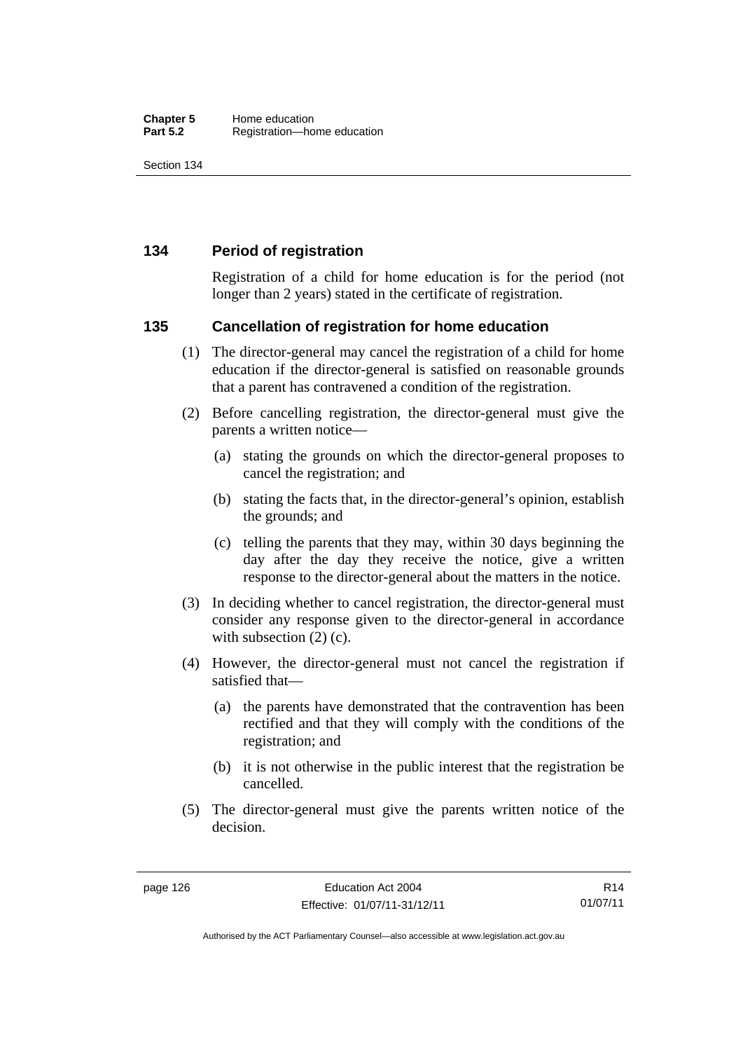## 134 Period of registration

Registration of a child for home education is for the period (not longer than 2 years) stated in the certificate of registration.

## 135 Cancellation of registration for home education

(1) The director-general may cancel the registration of a child for home education if the director-general is satisfied on reasonable grounds that a parent has contravened a condition of the registration.

(2) Before cancelling registration, the director-general must give the parents a written notice—

(a) stating the grounds on which the director-general proposes to cancel the registration; and

(b) stating the facts that, in the director-general's opinion, establish the grounds; and

(c) telling the parents that they may, within 30 days beginning the day after the day they receive the notice, give a written response to the director-general about the matters in the notice.

(3) In deciding whether to cancel registration, the director-general must consider any response given to the director-general in accordance with subsection (2) (c).

(4) However, the director-general must not cancel the registration if satisfied that—

(a) the parents have demonstrated that the contravention has been rectified and that they will comply with the conditions of the registration; and

(b) it is not otherwise in the public interest that the registration be cancelled.

(5) The director-general must give the parents written notice of the decision.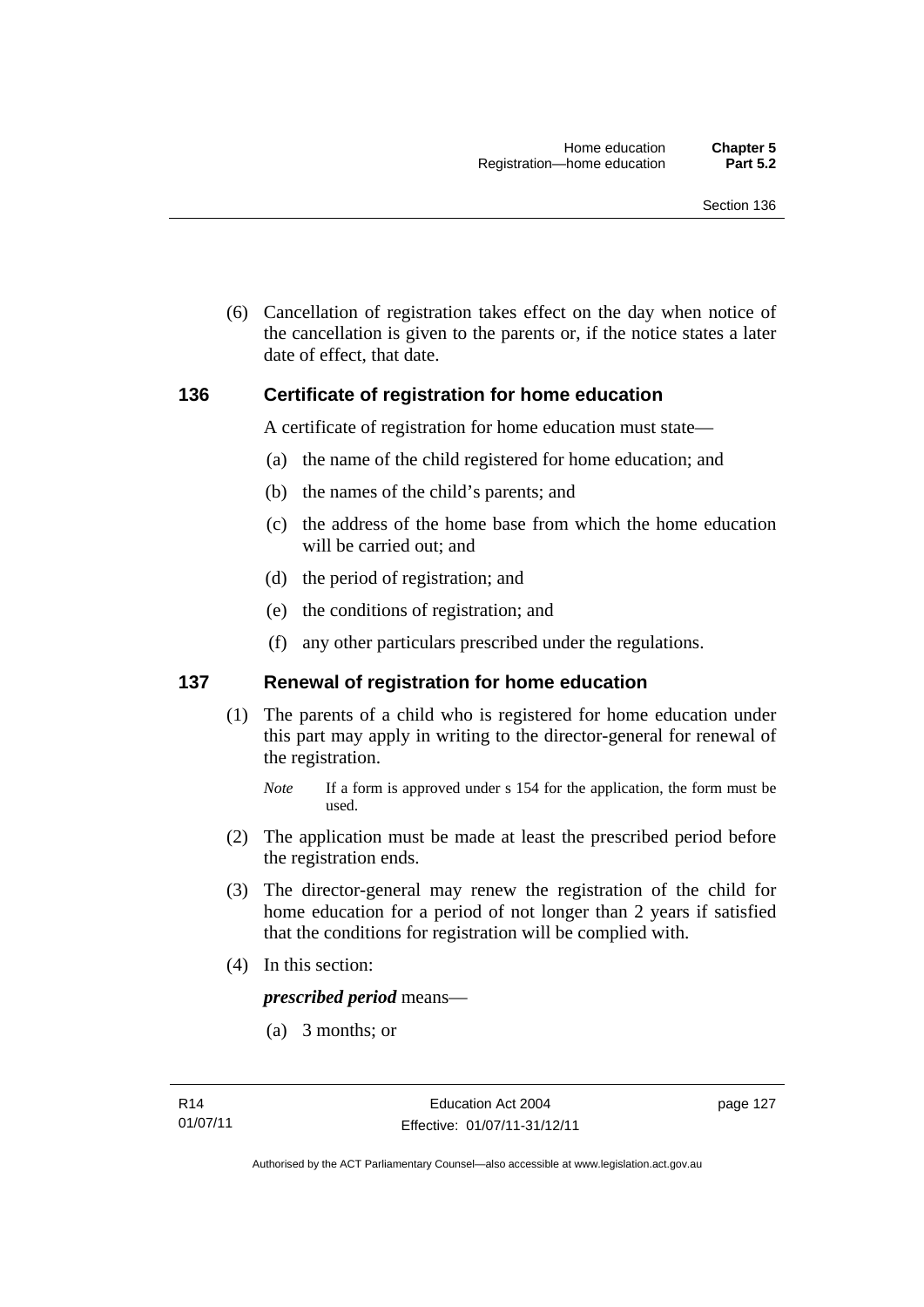(6) Cancellation of registration takes effect on the day when notice of the cancellation is given to the parents or, if the notice states a later date of effect, that date.

## 136 Certificate of registration for home education

A certificate of registration for home education must state—

(a) the name of the child registered for home education; and

(b) the names of the child's parents; and

(c) the address of the home base from which the home education will be carried out; and

(d) the period of registration; and

(e) the conditions of registration; and

(f) any other particulars prescribed under the regulations.

## 137 Renewal of registration for home education

(1) The parents of a child who is registered for home education under this part may apply in writing to the director-general for renewal of the registration.

*Note* If a form is approved under s 154 for the application, the form must be used.

(2) The application must be made at least the prescribed period before the registration ends.

(3) The director-general may renew the registration of the child for home education for a period of not longer than 2 years if satisfied that the conditions for registration will be complied with.

(4) In this section:

***prescribed period*** means—

(a) 3 months; or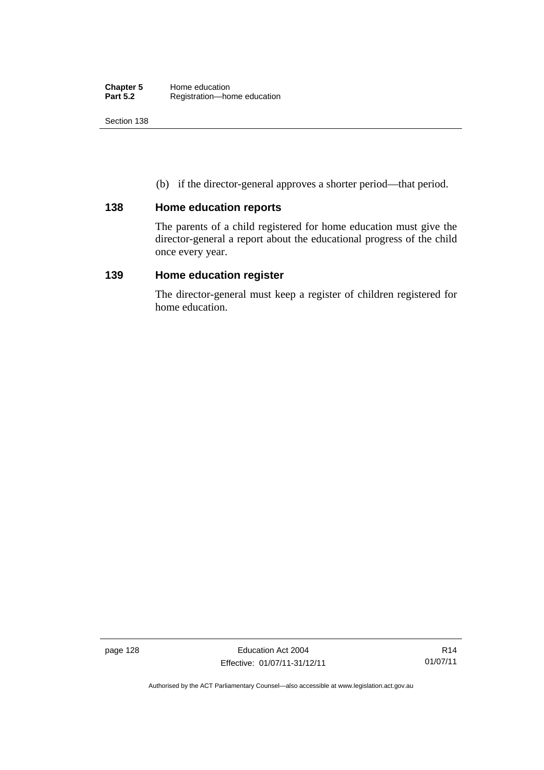(b) if the director-general approves a shorter period—that period.

## 138 Home education reports

The parents of a child registered for home education must give the director-general a report about the educational progress of the child once every year.

## 139 Home education register

The director-general must keep a register of children registered for home education.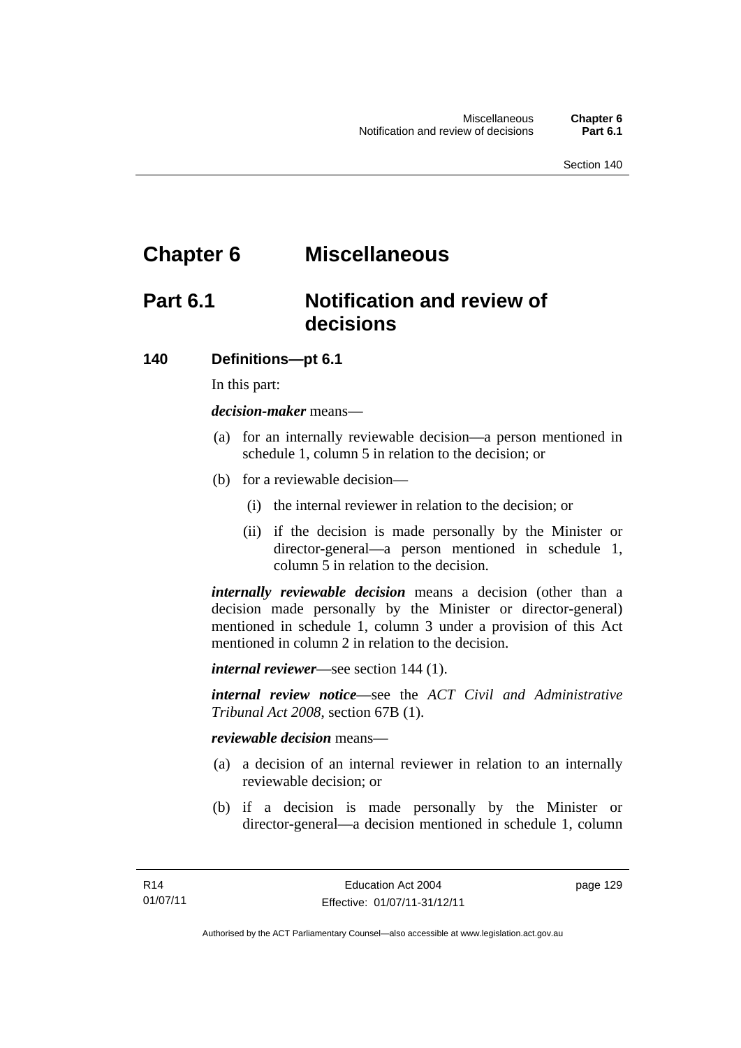# Chapter 6 Miscellaneous

## Part 6.1 Notification and review of decisions

### 140 Definitions—pt 6.1

In this part:

***decision-maker*** means—

(a) for an internally reviewable decision—a person mentioned in schedule 1, column 5 in relation to the decision; or

(b) for a reviewable decision—

(i) the internal reviewer in relation to the decision; or

(ii) if the decision is made personally by the Minister or director-general—a person mentioned in schedule 1, column 5 in relation to the decision.

***internally reviewable decision*** means a decision (other than a decision made personally by the Minister or director-general) mentioned in schedule 1, column 3 under a provision of this Act mentioned in column 2 in relation to the decision.

***internal reviewer***—see section 144 (1).

***internal review notice***—see the *ACT Civil and Administrative Tribunal Act 2008*, section 67B (1).

***reviewable decision*** means—

(a) a decision of an internal reviewer in relation to an internally reviewable decision; or

(b) if a decision is made personally by the Minister or director-general—a decision mentioned in schedule 1, column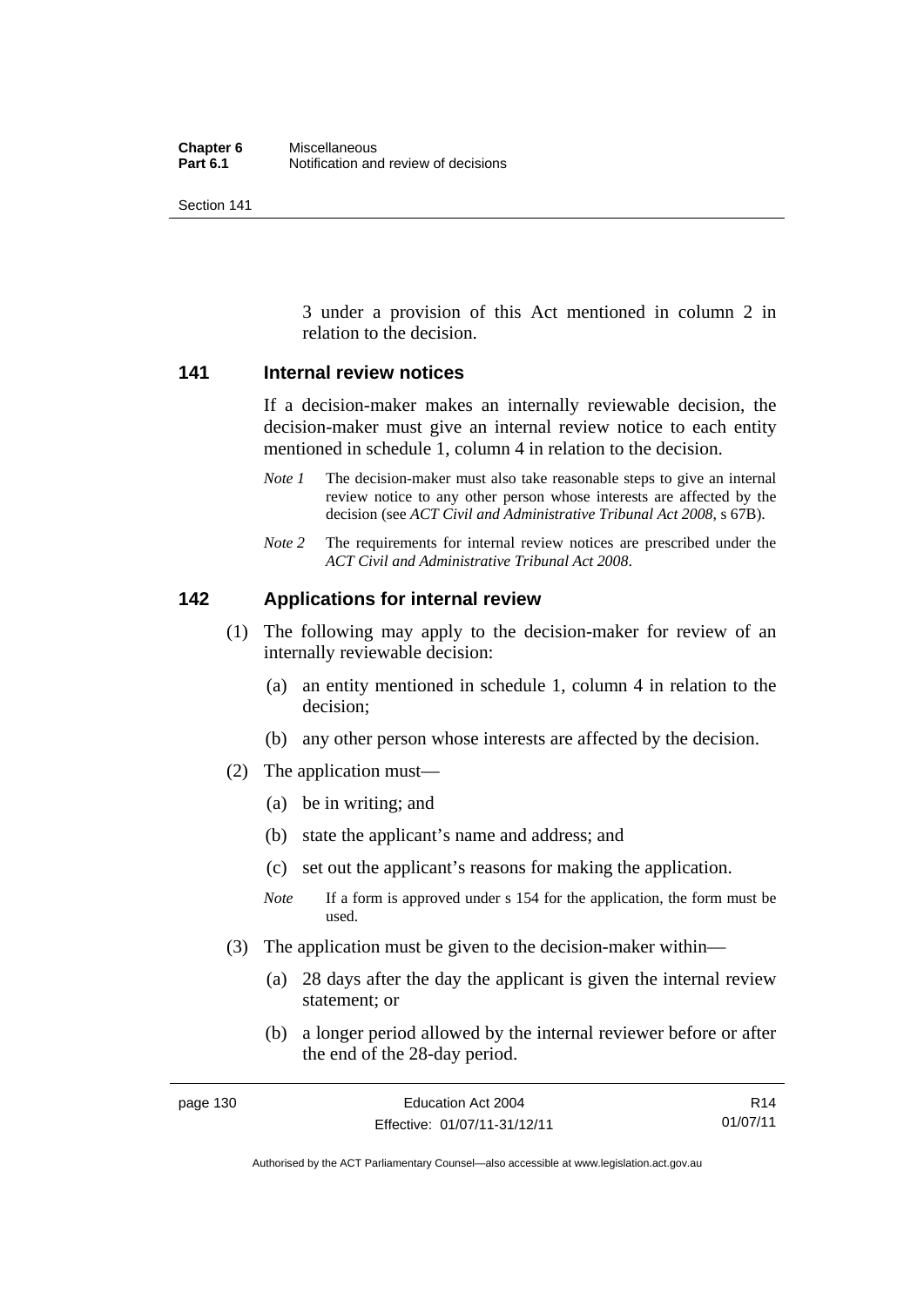3 under a provision of this Act mentioned in column 2 in relation to the decision.

### 141 Internal review notices

If a decision-maker makes an internally reviewable decision, the decision-maker must give an internal review notice to each entity mentioned in schedule 1, column 4 in relation to the decision.

*Note 1* The decision-maker must also take reasonable steps to give an internal review notice to any other person whose interests are affected by the decision (see *ACT Civil and Administrative Tribunal Act 2008*, s 67B).

*Note 2* The requirements for internal review notices are prescribed under the *ACT Civil and Administrative Tribunal Act 2008*.

### 142 Applications for internal review

(1) The following may apply to the decision-maker for review of an internally reviewable decision:

(a) an entity mentioned in schedule 1, column 4 in relation to the decision;

(b) any other person whose interests are affected by the decision.

(2) The application must—

(a) be in writing; and

(b) state the applicant's name and address; and

(c) set out the applicant's reasons for making the application.

*Note* If a form is approved under s 154 for the application, the form must be used.

(3) The application must be given to the decision-maker within—

(a) 28 days after the day the applicant is given the internal review statement; or

(b) a longer period allowed by the internal reviewer before or after the end of the 28-day period.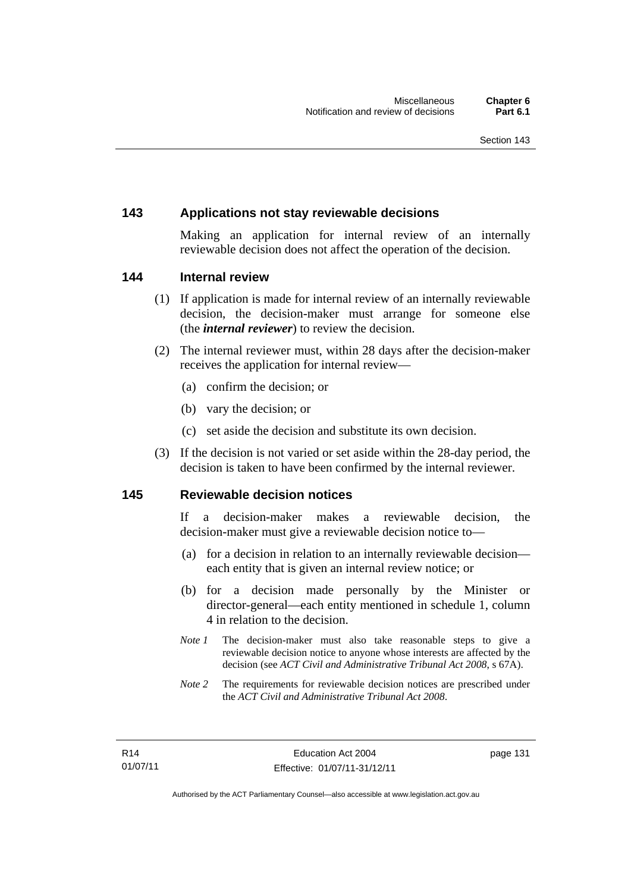### 143 Applications not stay reviewable decisions

Making an application for internal review of an internally reviewable decision does not affect the operation of the decision.

### 144 Internal review

(1) If application is made for internal review of an internally reviewable decision, the decision-maker must arrange for someone else (the ***internal reviewer***) to review the decision.

(2) The internal reviewer must, within 28 days after the decision-maker receives the application for internal review—

(a) confirm the decision; or

(b) vary the decision; or

(c) set aside the decision and substitute its own decision.

(3) If the decision is not varied or set aside within the 28-day period, the decision is taken to have been confirmed by the internal reviewer.

### 145 Reviewable decision notices

If a decision-maker makes a reviewable decision, the decision-maker must give a reviewable decision notice to—

(a) for a decision in relation to an internally reviewable decision—each entity that is given an internal review notice; or

(b) for a decision made personally by the Minister or director-general—each entity mentioned in schedule 1, column 4 in relation to the decision.

*Note 1* The decision-maker must also take reasonable steps to give a reviewable decision notice to anyone whose interests are affected by the decision (see *ACT Civil and Administrative Tribunal Act 2008*, s 67A).

*Note 2* The requirements for reviewable decision notices are prescribed under the *ACT Civil and Administrative Tribunal Act 2008*.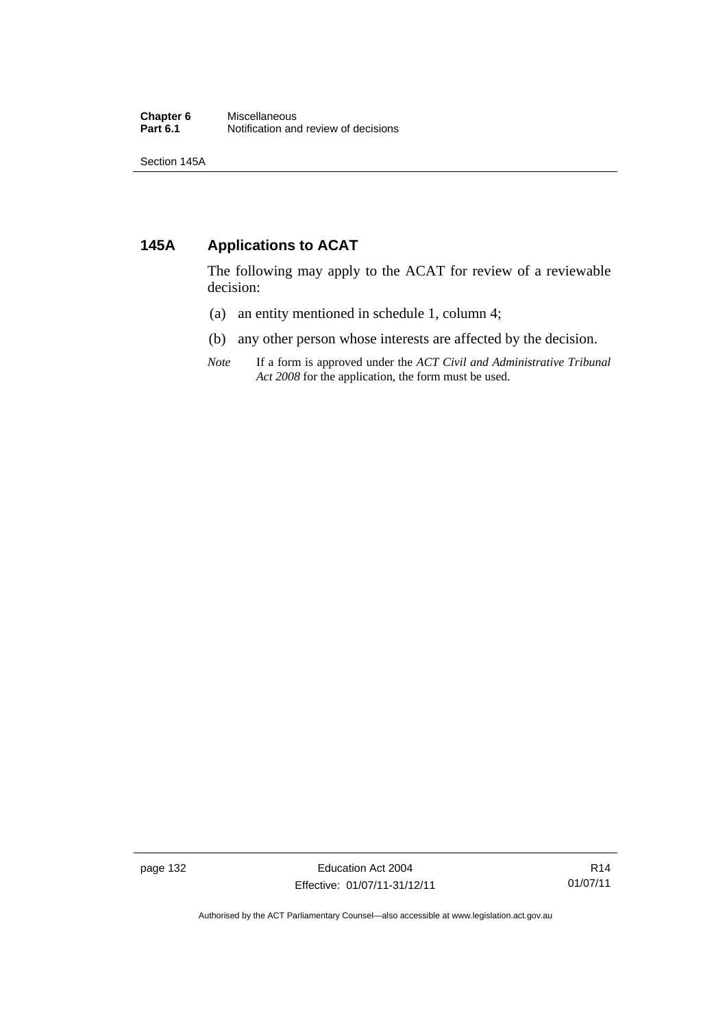## 145A Applications to ACAT

The following may apply to the ACAT for review of a reviewable decision:

(a) an entity mentioned in schedule 1, column 4;

(b) any other person whose interests are affected by the decision.

*Note* If a form is approved under the *ACT Civil and Administrative Tribunal Act 2008* for the application, the form must be used.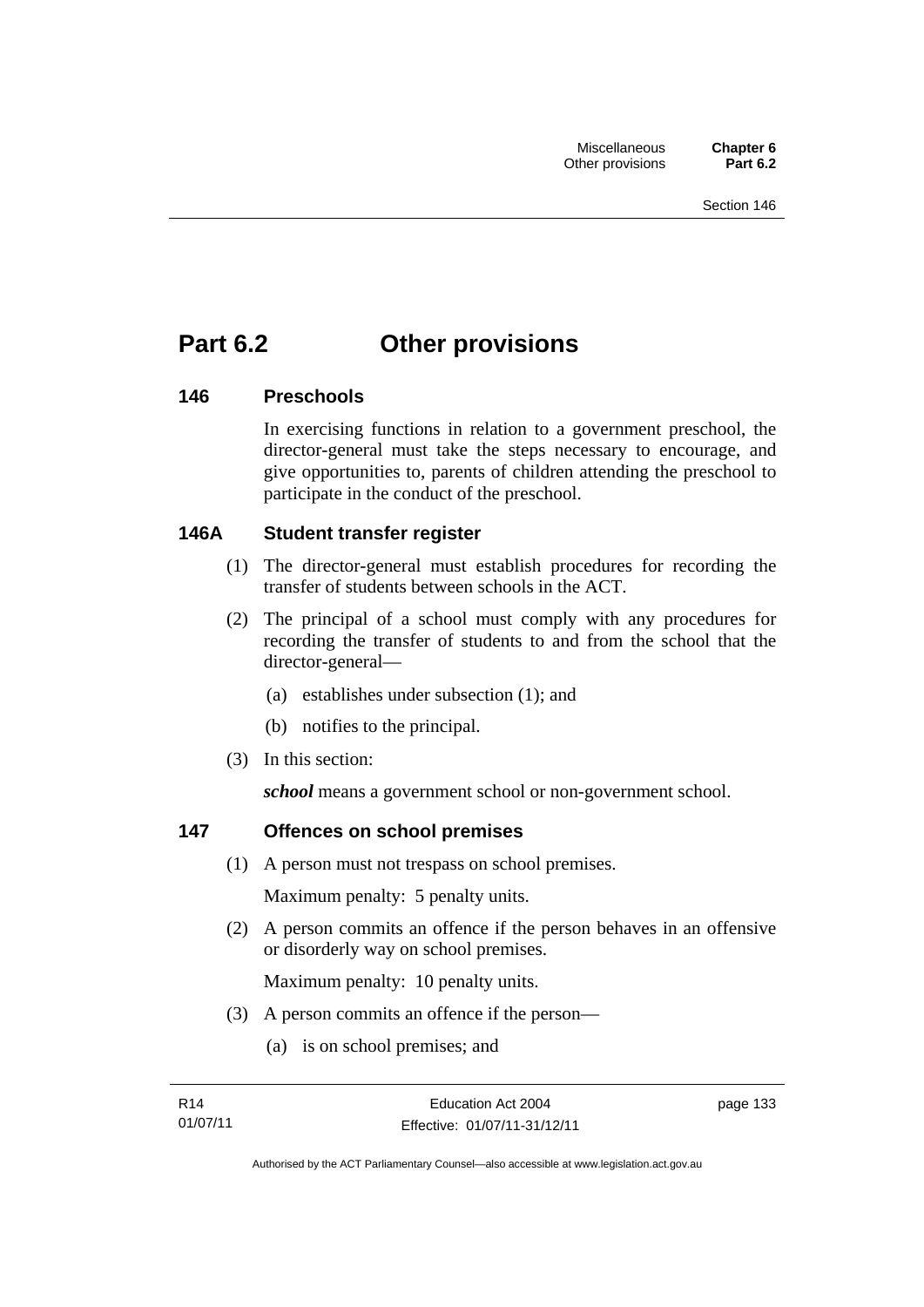# Part 6.2 Other provisions

### 146 Preschools

In exercising functions in relation to a government preschool, the director-general must take the steps necessary to encourage, and give opportunities to, parents of children attending the preschool to participate in the conduct of the preschool.

### 146A Student transfer register

(1) The director-general must establish procedures for recording the transfer of students between schools in the ACT.

(2) The principal of a school must comply with any procedures for recording the transfer of students to and from the school that the director-general—

(a) establishes under subsection (1); and

(b) notifies to the principal.

(3) In this section:

***school*** means a government school or non-government school.

### 147 Offences on school premises

(1) A person must not trespass on school premises.

Maximum penalty: 5 penalty units.

(2) A person commits an offence if the person behaves in an offensive or disorderly way on school premises.

Maximum penalty: 10 penalty units.

(3) A person commits an offence if the person—

(a) is on school premises; and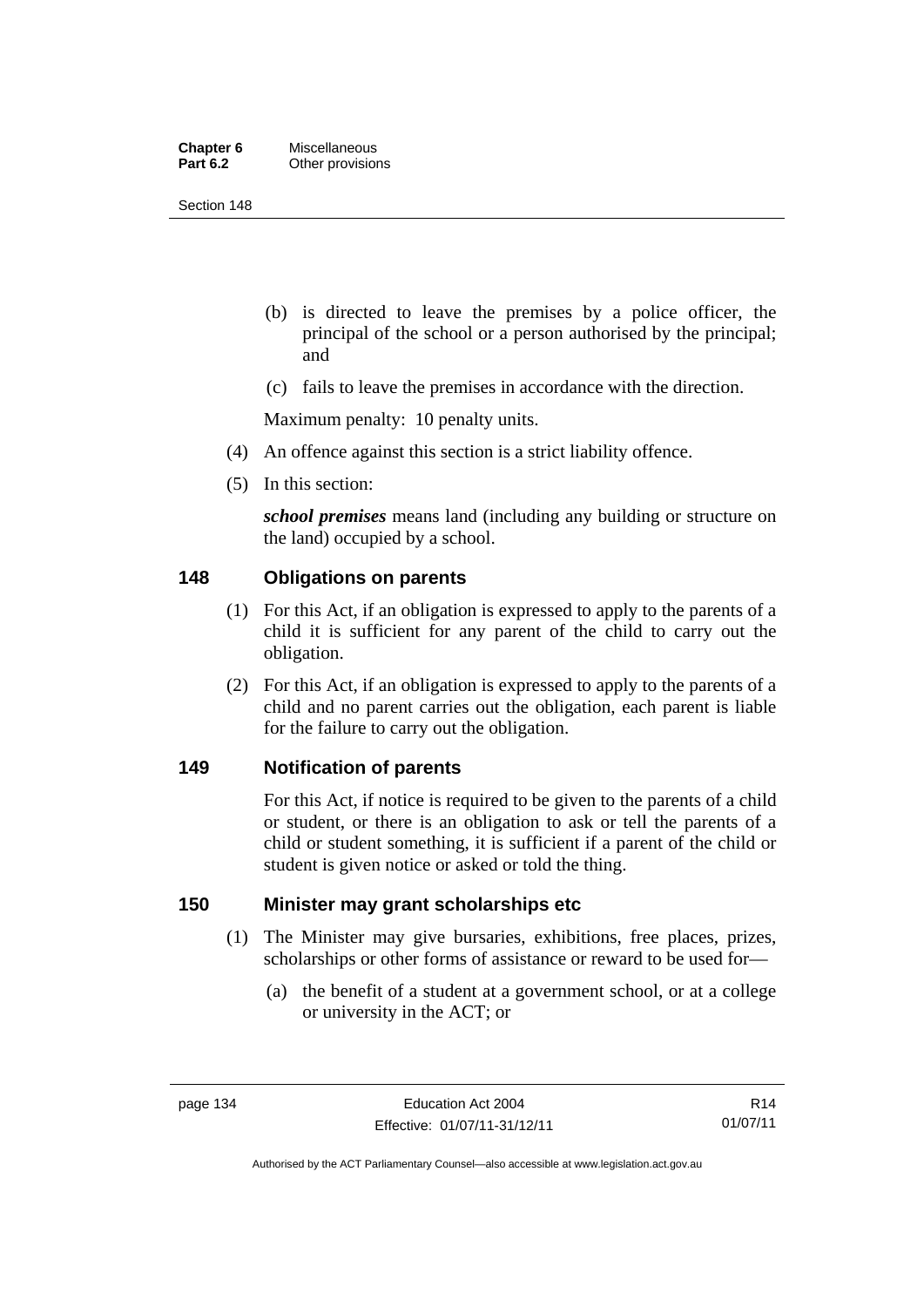(b) is directed to leave the premises by a police officer, the principal of the school or a person authorised by the principal; and

(c) fails to leave the premises in accordance with the direction.

Maximum penalty: 10 penalty units.

(4) An offence against this section is a strict liability offence.

(5) In this section:

***school premises*** means land (including any building or structure on the land) occupied by a school.

## 148 Obligations on parents

(1) For this Act, if an obligation is expressed to apply to the parents of a child it is sufficient for any parent of the child to carry out the obligation.

(2) For this Act, if an obligation is expressed to apply to the parents of a child and no parent carries out the obligation, each parent is liable for the failure to carry out the obligation.

## 149 Notification of parents

For this Act, if notice is required to be given to the parents of a child or student, or there is an obligation to ask or tell the parents of a child or student something, it is sufficient if a parent of the child or student is given notice or asked or told the thing.

## 150 Minister may grant scholarships etc

(1) The Minister may give bursaries, exhibitions, free places, prizes, scholarships or other forms of assistance or reward to be used for—

(a) the benefit of a student at a government school, or at a college or university in the ACT; or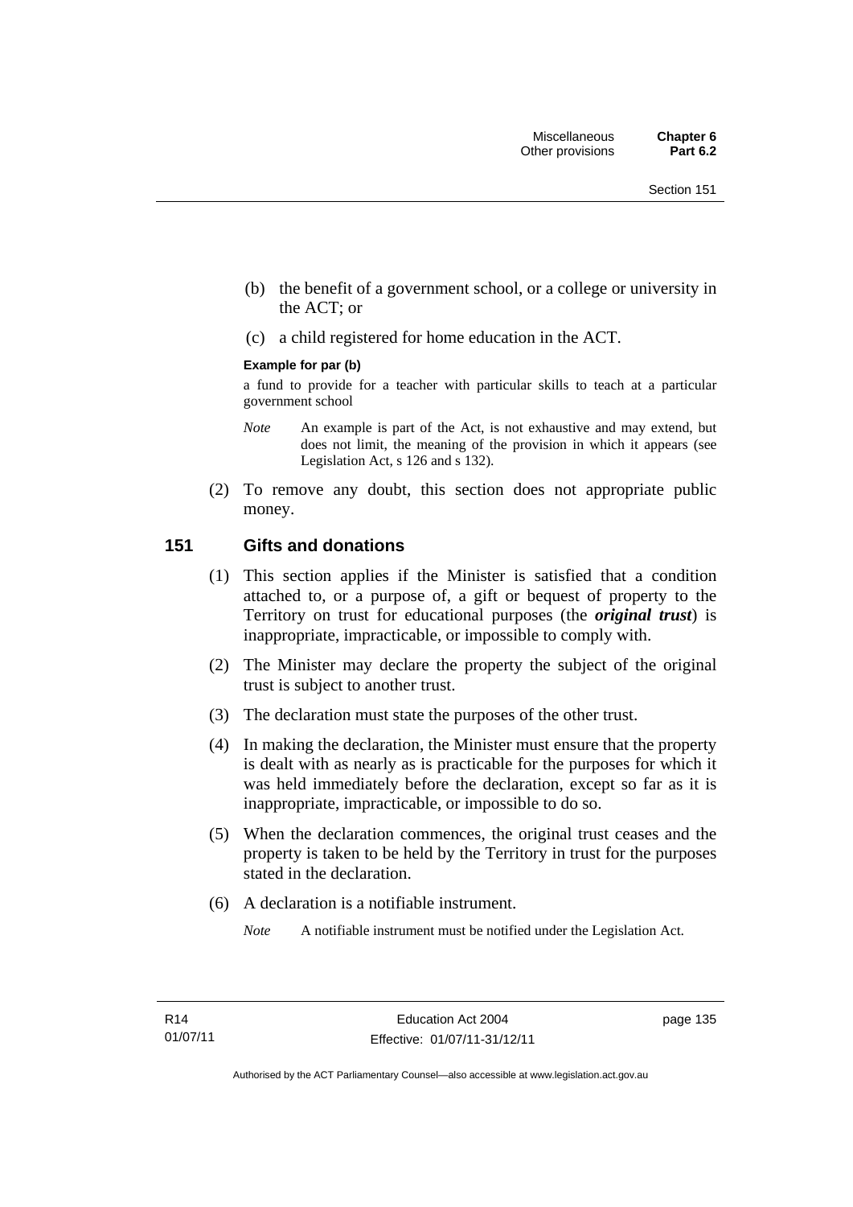(b) the benefit of a government school, or a college or university in the ACT; or

(c) a child registered for home education in the ACT.

**Example for par (b)**

a fund to provide for a teacher with particular skills to teach at a particular government school

*Note* An example is part of the Act, is not exhaustive and may extend, but does not limit, the meaning of the provision in which it appears (see Legislation Act, s 126 and s 132).

(2) To remove any doubt, this section does not appropriate public money.

## 151 Gifts and donations

(1) This section applies if the Minister is satisfied that a condition attached to, or a purpose of, a gift or bequest of property to the Territory on trust for educational purposes (the ***original trust***) is inappropriate, impracticable, or impossible to comply with.

(2) The Minister may declare the property the subject of the original trust is subject to another trust.

(3) The declaration must state the purposes of the other trust.

(4) In making the declaration, the Minister must ensure that the property is dealt with as nearly as is practicable for the purposes for which it was held immediately before the declaration, except so far as it is inappropriate, impracticable, or impossible to do so.

(5) When the declaration commences, the original trust ceases and the property is taken to be held by the Territory in trust for the purposes stated in the declaration.

(6) A declaration is a notifiable instrument.

*Note* A notifiable instrument must be notified under the Legislation Act.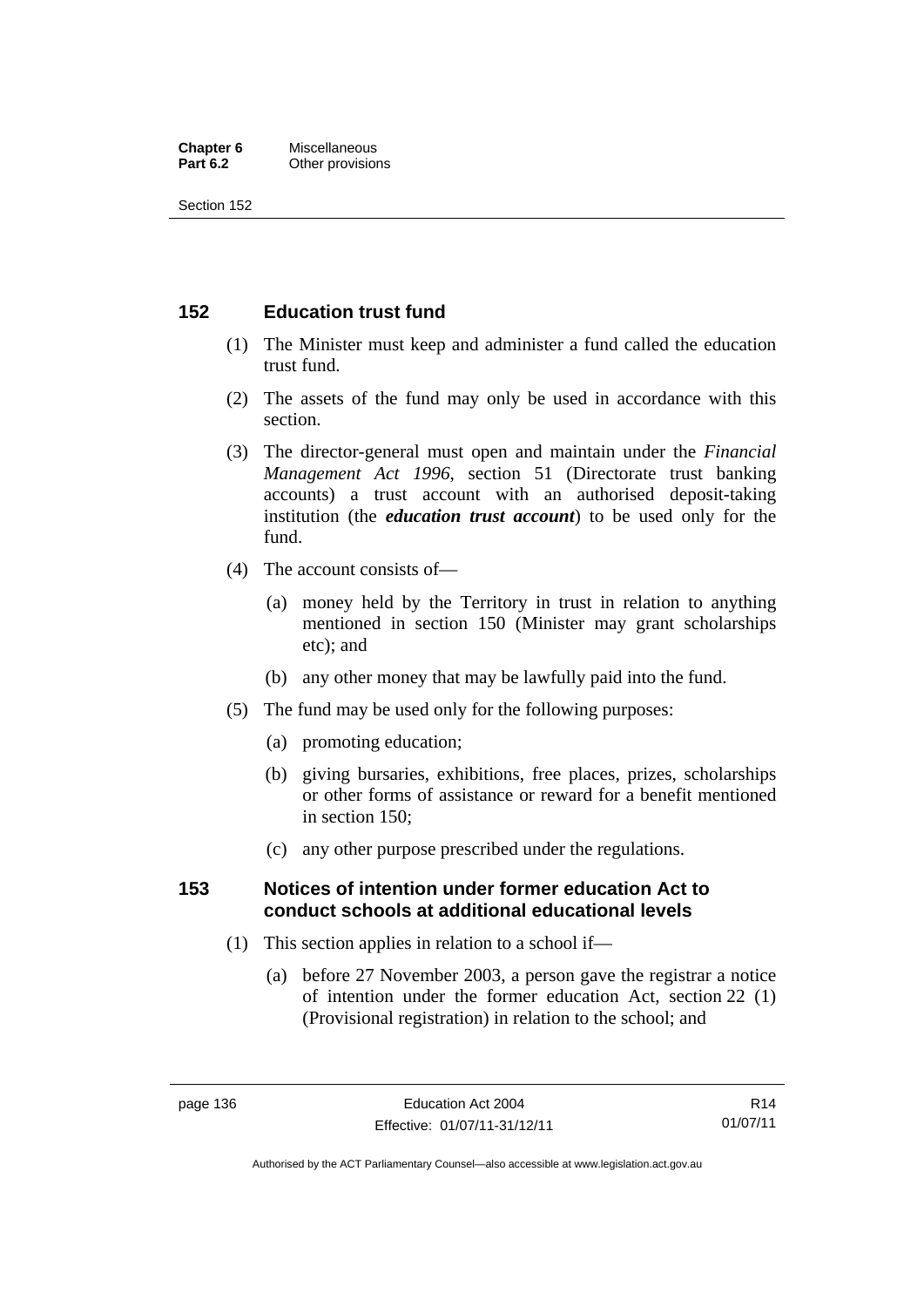## 152 Education trust fund

(1) The Minister must keep and administer a fund called the education trust fund.

(2) The assets of the fund may only be used in accordance with this section.

(3) The director-general must open and maintain under the *Financial Management Act 1996*, section 51 (Directorate trust banking accounts) a trust account with an authorised deposit-taking institution (the ***education trust account***) to be used only for the fund.

(4) The account consists of—

(a) money held by the Territory in trust in relation to anything mentioned in section 150 (Minister may grant scholarships etc); and

(b) any other money that may be lawfully paid into the fund.

(5) The fund may be used only for the following purposes:

(a) promoting education;

(b) giving bursaries, exhibitions, free places, prizes, scholarships or other forms of assistance or reward for a benefit mentioned in section 150;

(c) any other purpose prescribed under the regulations.

## 153 Notices of intention under former education Act to conduct schools at additional educational levels

(1) This section applies in relation to a school if—

(a) before 27 November 2003, a person gave the registrar a notice of intention under the former education Act, section 22 (1) (Provisional registration) in relation to the school; and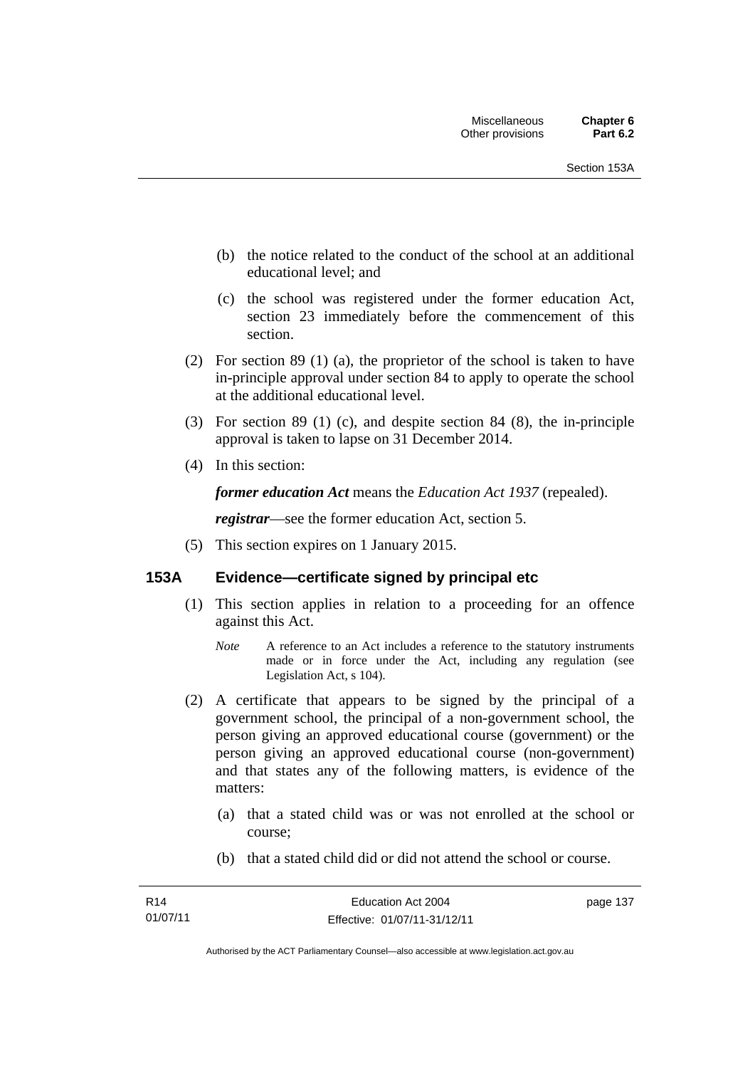(b) the notice related to the conduct of the school at an additional educational level; and

(c) the school was registered under the former education Act, section 23 immediately before the commencement of this section.

(2) For section 89 (1) (a), the proprietor of the school is taken to have in-principle approval under section 84 to apply to operate the school at the additional educational level.

(3) For section 89 (1) (c), and despite section 84 (8), the in-principle approval is taken to lapse on 31 December 2014.

(4) In this section:

***former education Act*** means the *Education Act 1937* (repealed).

***registrar***—see the former education Act, section 5.

(5) This section expires on 1 January 2015.

## 153A Evidence—certificate signed by principal etc

(1) This section applies in relation to a proceeding for an offence against this Act.

*Note* A reference to an Act includes a reference to the statutory instruments made or in force under the Act, including any regulation (see Legislation Act, s 104).

(2) A certificate that appears to be signed by the principal of a government school, the principal of a non-government school, the person giving an approved educational course (government) or the person giving an approved educational course (non-government) and that states any of the following matters, is evidence of the matters:

(a) that a stated child was or was not enrolled at the school or course;

(b) that a stated child did or did not attend the school or course.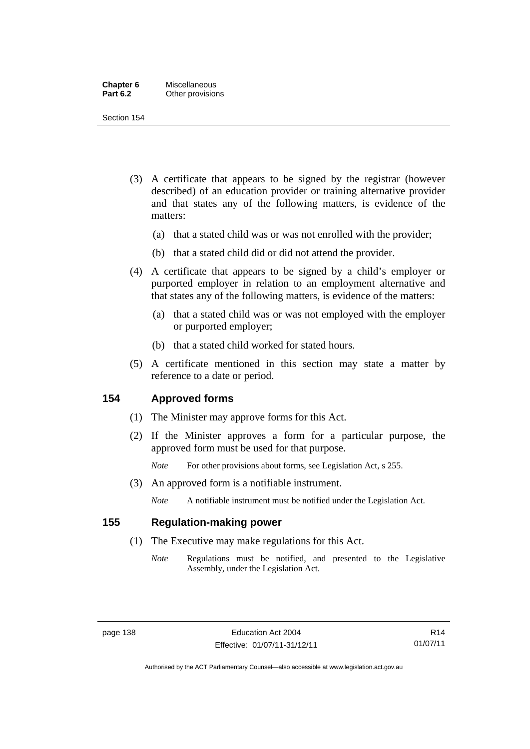(3) A certificate that appears to be signed by the registrar (however described) of an education provider or training alternative provider and that states any of the following matters, is evidence of the matters:

(a) that a stated child was or was not enrolled with the provider;

(b) that a stated child did or did not attend the provider.

(4) A certificate that appears to be signed by a child's employer or purported employer in relation to an employment alternative and that states any of the following matters, is evidence of the matters:

(a) that a stated child was or was not employed with the employer or purported employer;

(b) that a stated child worked for stated hours.

(5) A certificate mentioned in this section may state a matter by reference to a date or period.

## 154 Approved forms

(1) The Minister may approve forms for this Act.

(2) If the Minister approves a form for a particular purpose, the approved form must be used for that purpose.

*Note* For other provisions about forms, see Legislation Act, s 255.

(3) An approved form is a notifiable instrument.

*Note* A notifiable instrument must be notified under the Legislation Act.

## 155 Regulation-making power

(1) The Executive may make regulations for this Act.

*Note* Regulations must be notified, and presented to the Legislative Assembly, under the Legislation Act.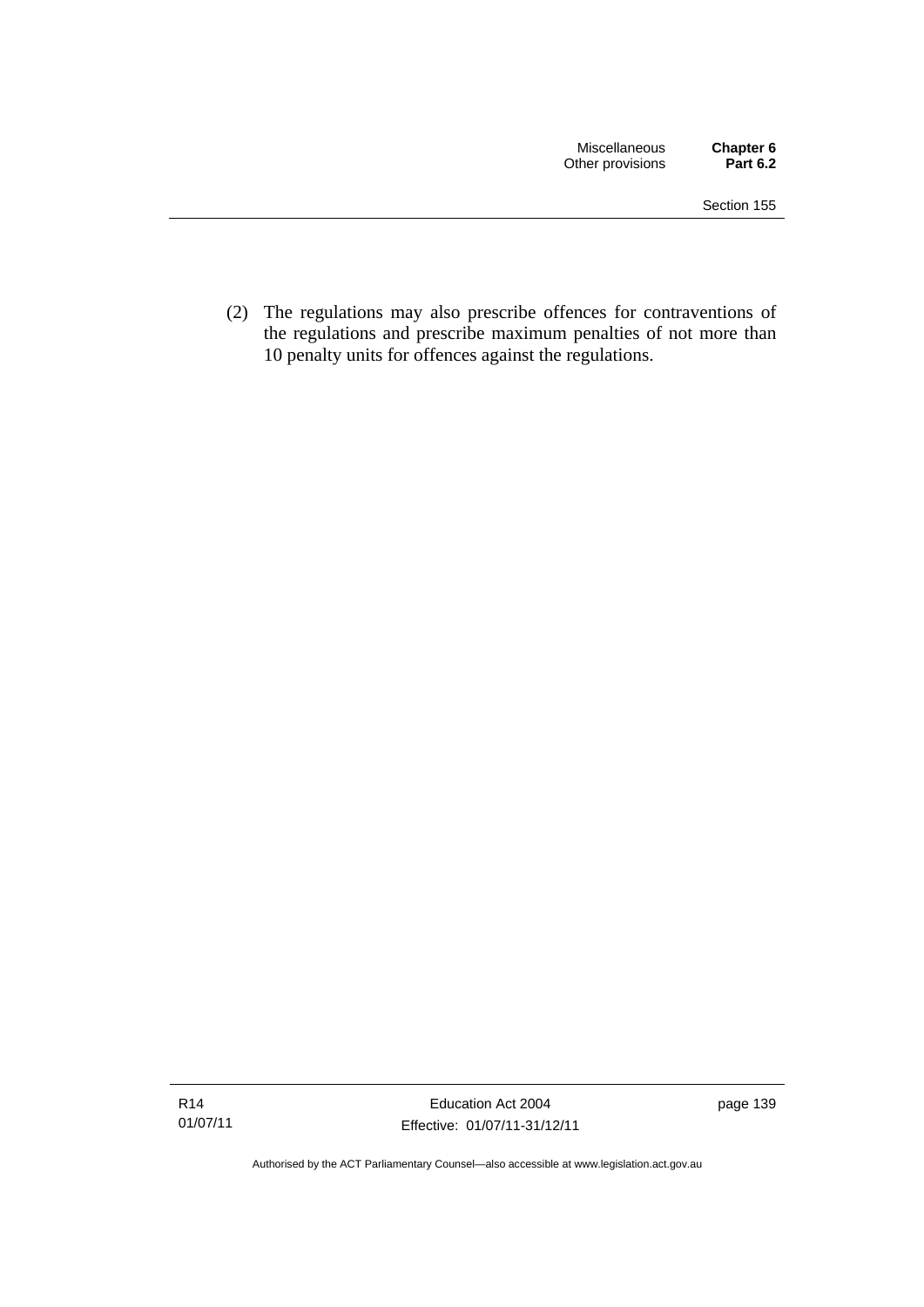(2) The regulations may also prescribe offences for contraventions of the regulations and prescribe maximum penalties of not more than 10 penalty units for offences against the regulations.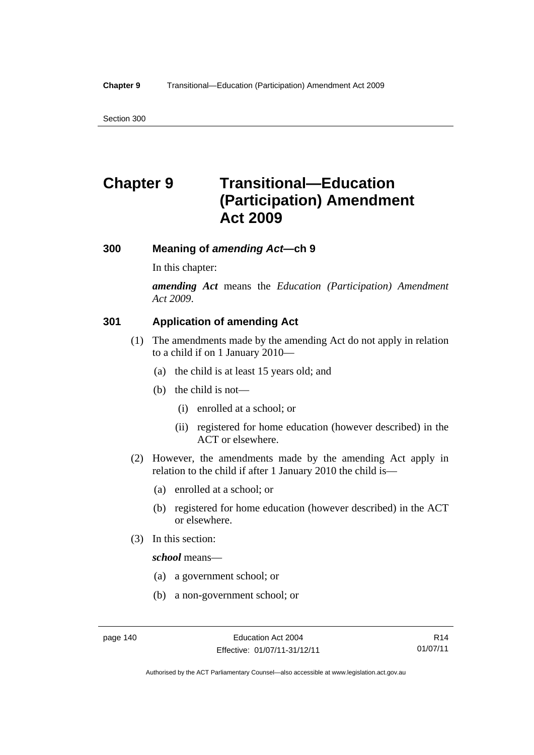# Chapter 9 Transitional—Education (Participation) Amendment Act 2009

## 300 Meaning of *amending Act*—ch 9

In this chapter:

***amending Act*** means the *Education (Participation) Amendment Act 2009*.

## 301 Application of amending Act

(1) The amendments made by the amending Act do not apply in relation to a child if on 1 January 2010—

(a) the child is at least 15 years old; and

(b) the child is not—

(i) enrolled at a school; or

(ii) registered for home education (however described) in the ACT or elsewhere.

(2) However, the amendments made by the amending Act apply in relation to the child if after 1 January 2010 the child is—

(a) enrolled at a school; or

(b) registered for home education (however described) in the ACT or elsewhere.

(3) In this section:

***school*** means—

(a) a government school; or

(b) a non-government school; or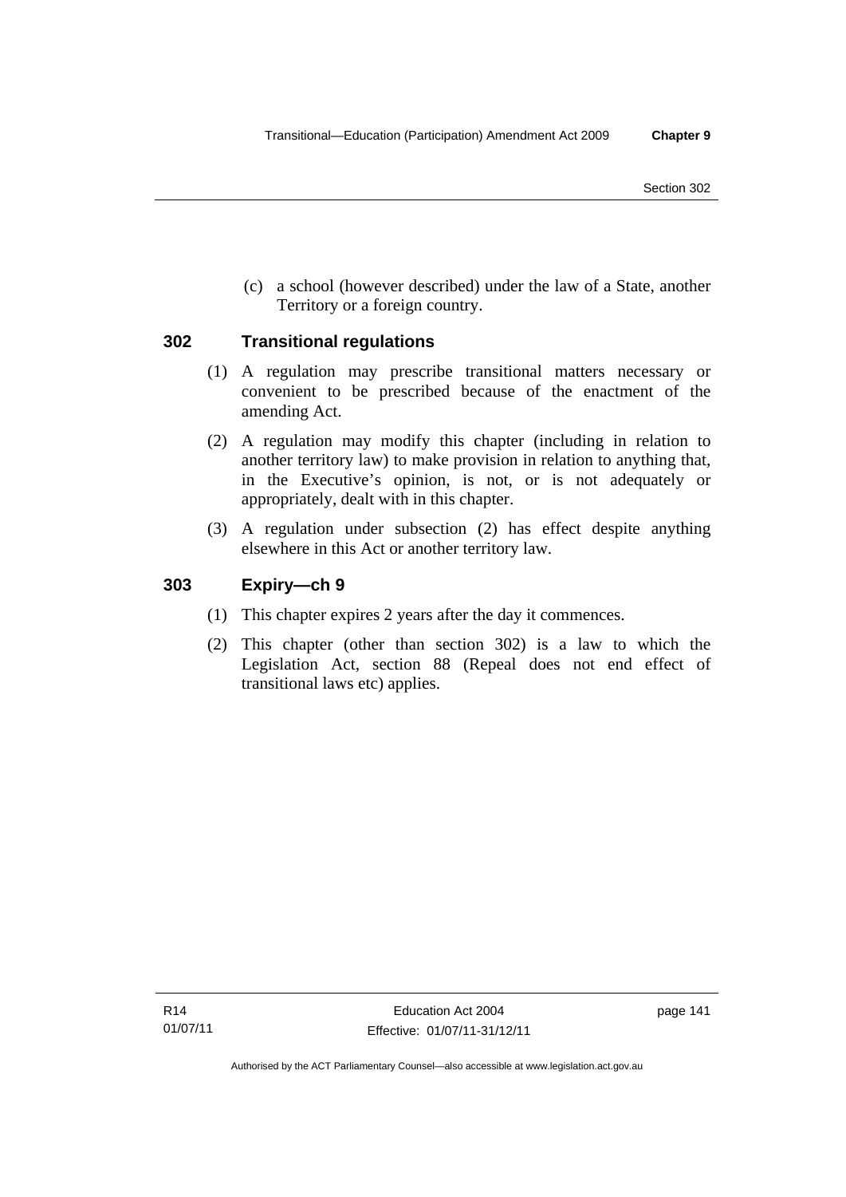(c) a school (however described) under the law of a State, another Territory or a foreign country.

### 302 Transitional regulations

(1) A regulation may prescribe transitional matters necessary or convenient to be prescribed because of the enactment of the amending Act.

(2) A regulation may modify this chapter (including in relation to another territory law) to make provision in relation to anything that, in the Executive's opinion, is not, or is not adequately or appropriately, dealt with in this chapter.

(3) A regulation under subsection (2) has effect despite anything elsewhere in this Act or another territory law.

### 303 Expiry—ch 9

(1) This chapter expires 2 years after the day it commences.

(2) This chapter (other than section 302) is a law to which the Legislation Act, section 88 (Repeal does not end effect of transitional laws etc) applies.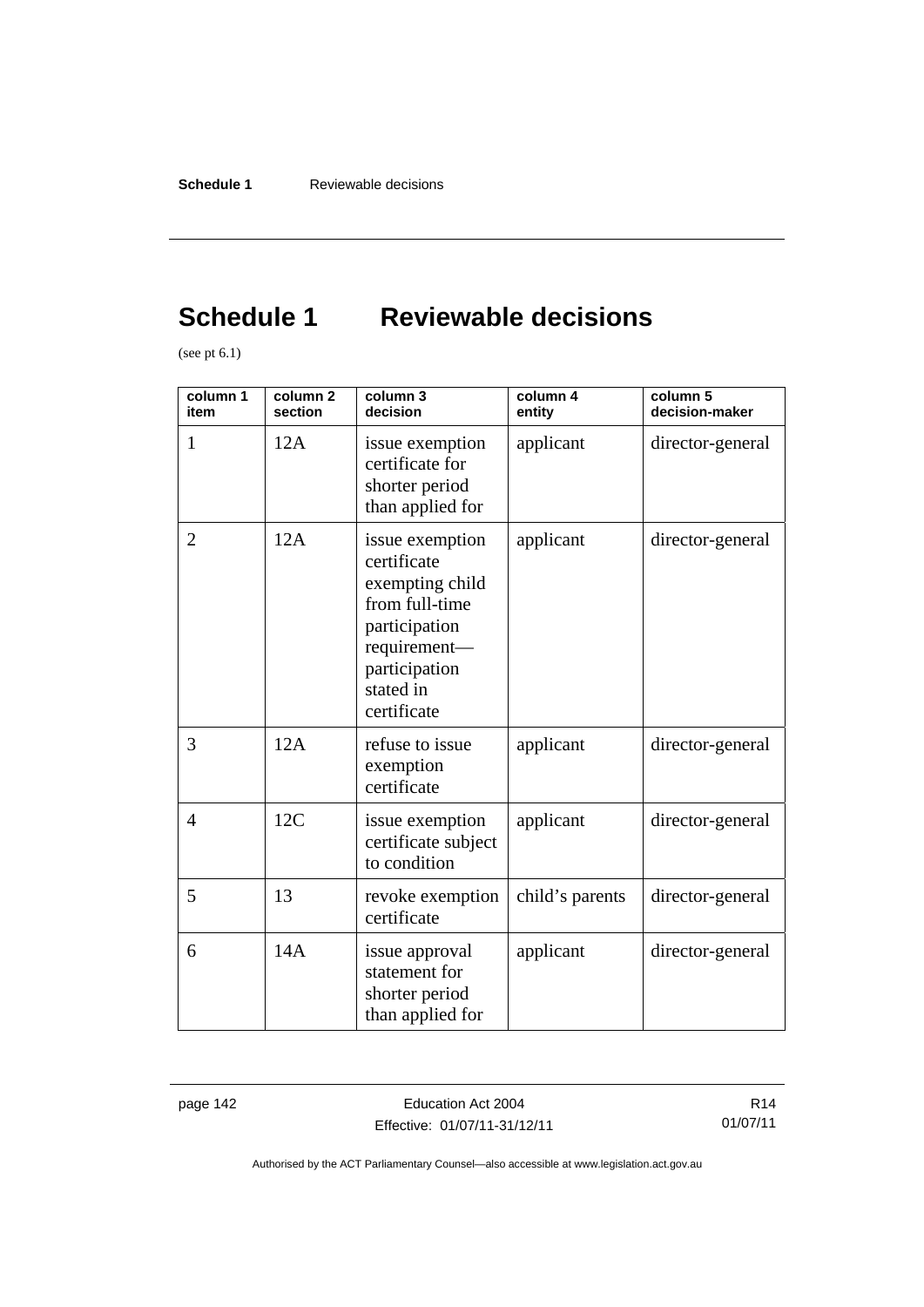# Schedule 1 Reviewable decisions

(see pt 6.1)

| column 1 item | column 2 section | column 3 decision | column 4 entity | column 5 decision-maker |
|---|---|---|---|---|
| 1 | 12A | issue exemption certificate for shorter period than applied for | applicant | director-general |
| 2 | 12A | issue exemption certificate exempting child from full-time participation requirement—participation stated in certificate | applicant | director-general |
| 3 | 12A | refuse to issue exemption certificate | applicant | director-general |
| 4 | 12C | issue exemption certificate subject to condition | applicant | director-general |
| 5 | 13 | revoke exemption certificate | child's parents | director-general |
| 6 | 14A | issue approval statement for shorter period than applied for | applicant | director-general |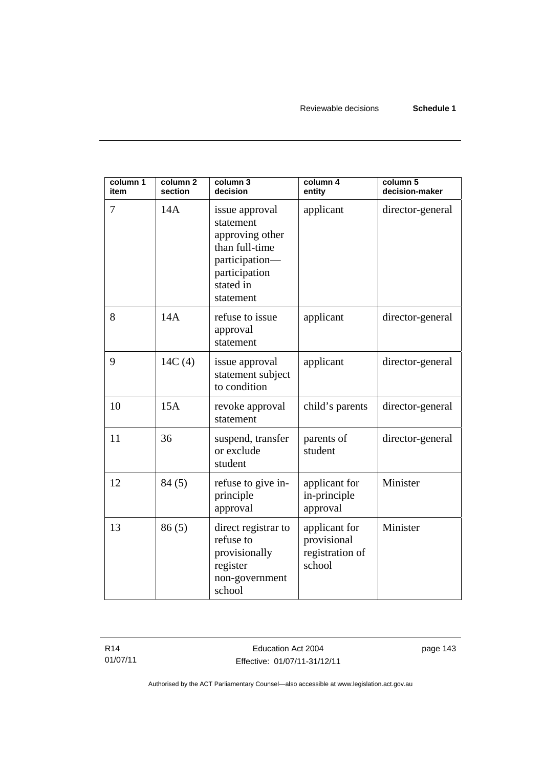| column 1 item | column 2 section | column 3 decision | column 4 entity | column 5 decision-maker |
|---|---|---|---|---|
| 7 | 14A | issue approval statement approving other than full-time participation—participation stated in statement | applicant | director-general |
| 8 | 14A | refuse to issue approval statement | applicant | director-general |
| 9 | 14C (4) | issue approval statement subject to condition | applicant | director-general |
| 10 | 15A | revoke approval statement | child’s parents | director-general |
| 11 | 36 | suspend, transfer or exclude student | parents of student | director-general |
| 12 | 84 (5) | refuse to give in-principle approval | applicant for in-principle approval | Minister |
| 13 | 86 (5) | direct registrar to refuse to provisionally register non-government school | applicant for provisional registration of school | Minister |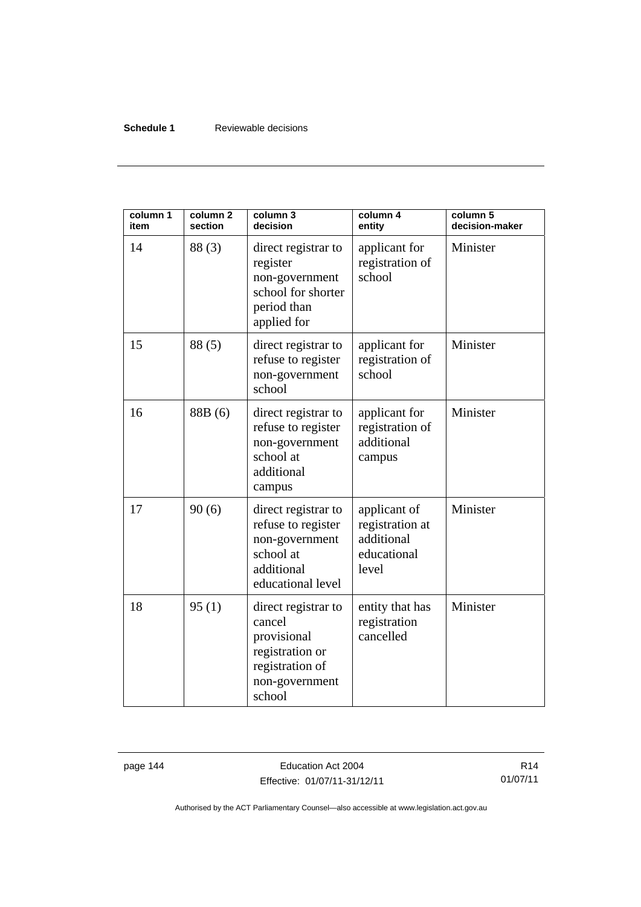| column 1 item | column 2 section | column 3 decision | column 4 entity | column 5 decision-maker |
|---|---|---|---|---|
| 14 | 88 (3) | direct registrar to register non-government school for shorter period than applied for | applicant for registration of school | Minister |
| 15 | 88 (5) | direct registrar to refuse to register non-government school | applicant for registration of school | Minister |
| 16 | 88B (6) | direct registrar to refuse to register non-government school at additional campus | applicant for registration of additional campus | Minister |
| 17 | 90 (6) | direct registrar to refuse to register non-government school at additional educational level | applicant of registration at additional educational level | Minister |
| 18 | 95 (1) | direct registrar to cancel provisional registration or registration of non-government school | entity that has registration cancelled | Minister |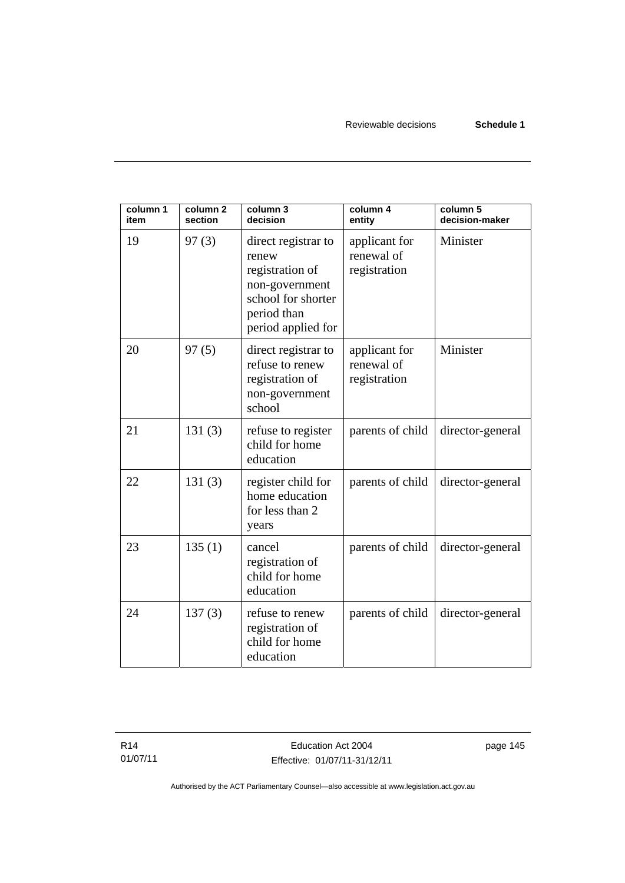| column 1 item | column 2 section | column 3 decision | column 4 entity | column 5 decision-maker |
|---|---|---|---|---|
| 19 | 97 (3) | direct registrar to renew registration of non-government school for shorter period than period applied for | applicant for renewal of registration | Minister |
| 20 | 97 (5) | direct registrar to refuse to renew registration of non-government school | applicant for renewal of registration | Minister |
| 21 | 131 (3) | refuse to register child for home education | parents of child | director-general |
| 22 | 131 (3) | register child for home education for less than 2 years | parents of child | director-general |
| 23 | 135 (1) | cancel registration of child for home education | parents of child | director-general |
| 24 | 137 (3) | refuse to renew registration of child for home education | parents of child | director-general |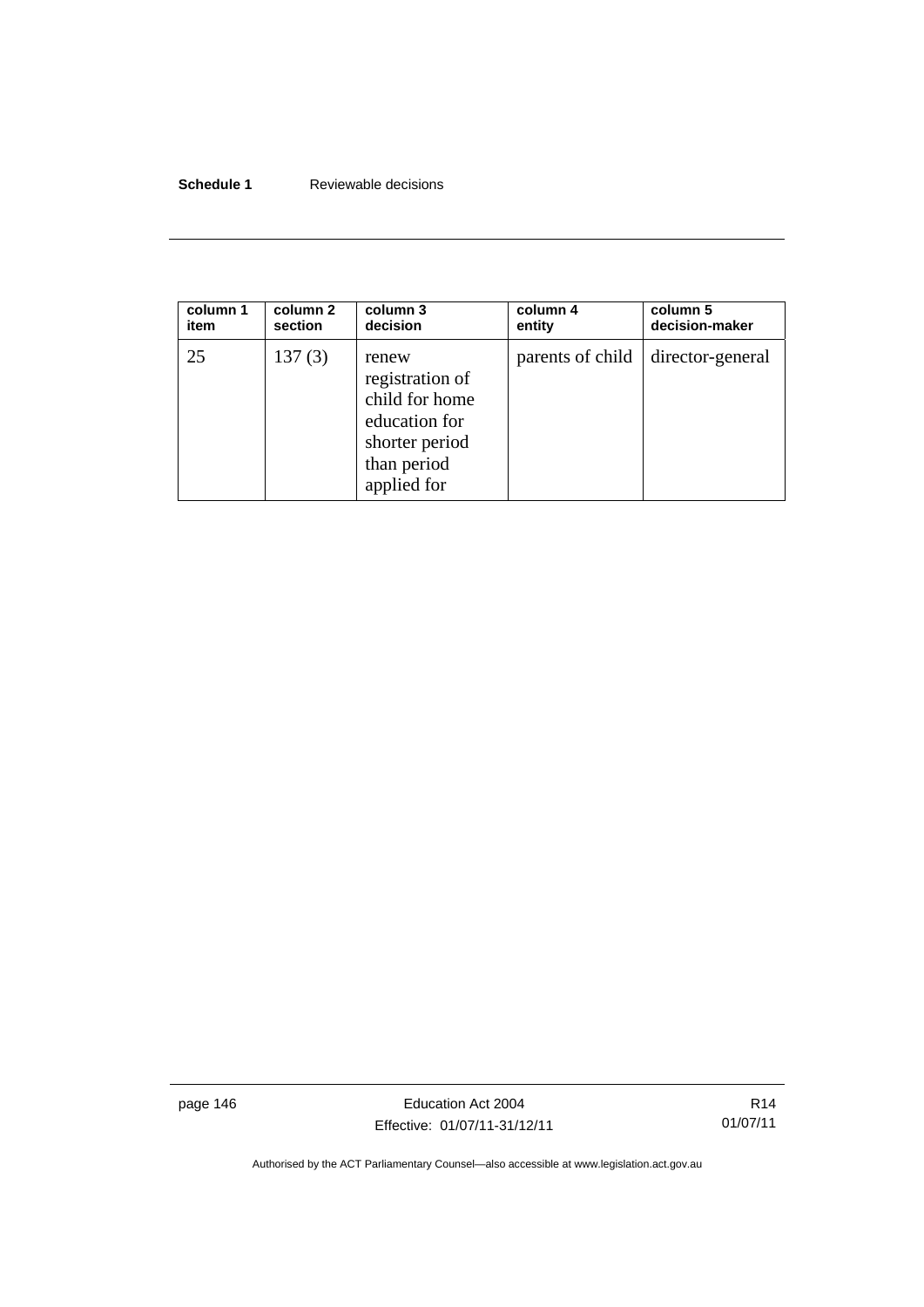| column 1 item | column 2 section | column 3 decision | column 4 entity | column 5 decision-maker |
|---|---|---|---|---|
| 25 | 137 (3) | renew registration of child for home education for shorter period than period applied for | parents of child | director-general |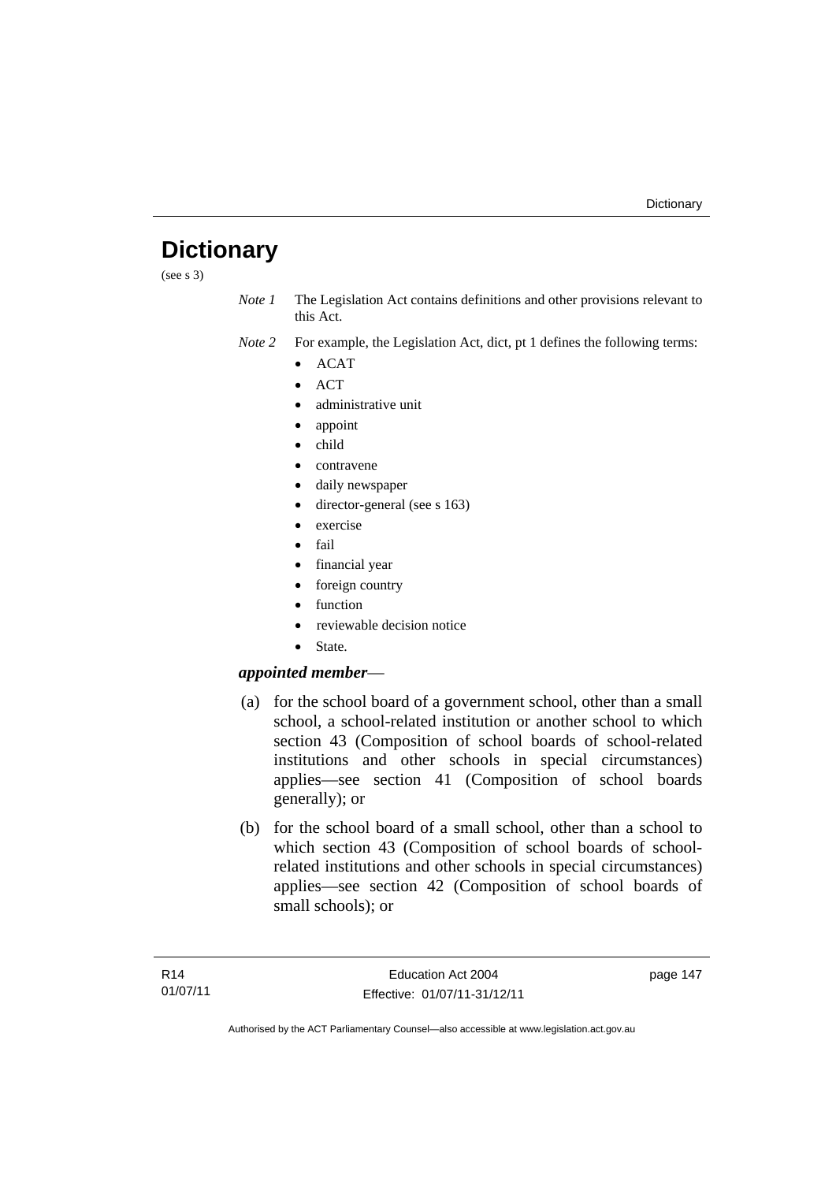# Dictionary

(see s 3)

*Note 1* The Legislation Act contains definitions and other provisions relevant to this Act.

*Note 2* For example, the Legislation Act, dict, pt 1 defines the following terms:

- ACAT
- ACT
- administrative unit
- appoint
- child
- contravene
- daily newspaper
- director-general (see s 163)
- exercise
- fail
- financial year
- foreign country
- function
- reviewable decision notice
- State.

***appointed member***—

(a) for the school board of a government school, other than a small school, a school-related institution or another school to which section 43 (Composition of school boards of school-related institutions and other schools in special circumstances) applies—see section 41 (Composition of school boards generally); or

(b) for the school board of a small school, other than a school to which section 43 (Composition of school boards of school-related institutions and other schools in special circumstances) applies—see section 42 (Composition of school boards of small schools); or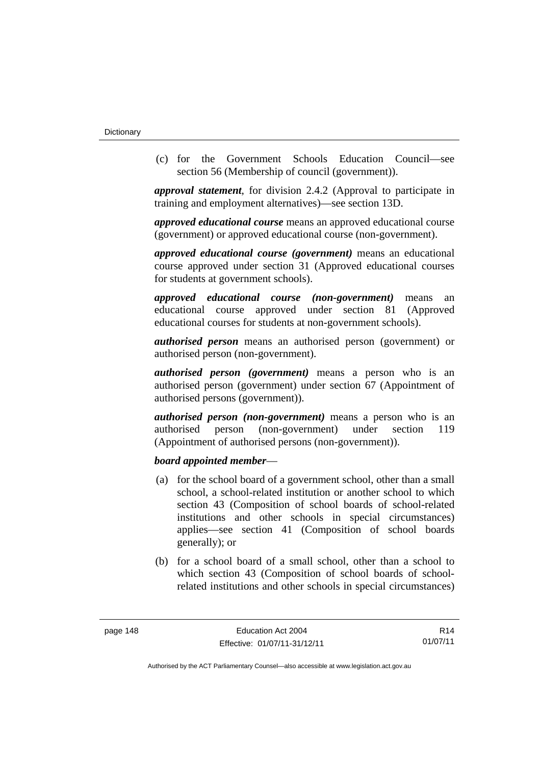(c) for the Government Schools Education Council—see section 56 (Membership of council (government)).

***approval statement***, for division 2.4.2 (Approval to participate in training and employment alternatives)—see section 13D.

***approved educational course*** means an approved educational course (government) or approved educational course (non-government).

***approved educational course (government)*** means an educational course approved under section 31 (Approved educational courses for students at government schools).

***approved educational course (non-government)*** means an educational course approved under section 81 (Approved educational courses for students at non-government schools).

***authorised person*** means an authorised person (government) or authorised person (non-government).

***authorised person (government)*** means a person who is an authorised person (government) under section 67 (Appointment of authorised persons (government)).

***authorised person (non-government)*** means a person who is an authorised person (non-government) under section 119 (Appointment of authorised persons (non-government)).

***board appointed member***—

(a) for the school board of a government school, other than a small school, a school-related institution or another school to which section 43 (Composition of school boards of school-related institutions and other schools in special circumstances) applies—see section 41 (Composition of school boards generally); or

(b) for a school board of a small school, other than a school to which section 43 (Composition of school boards of school-related institutions and other schools in special circumstances)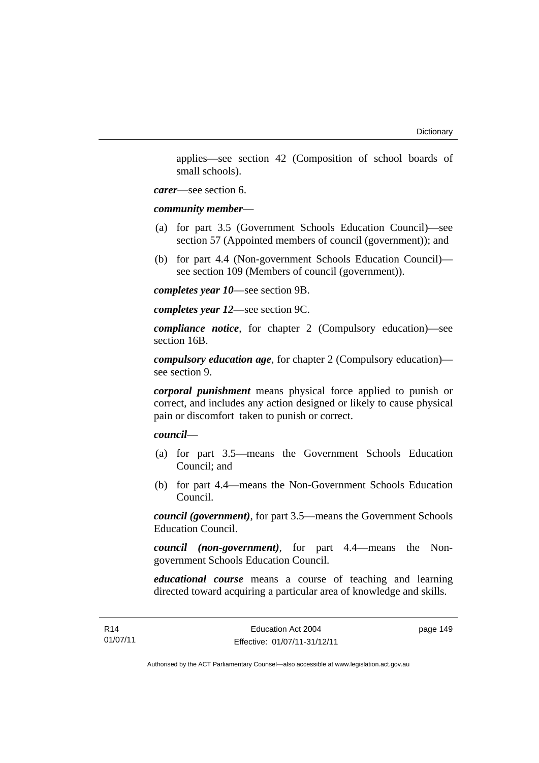applies—see section 42 (Composition of school boards of small schools).

***carer***—see section 6.

***community member***—

(a) for part 3.5 (Government Schools Education Council)—see section 57 (Appointed members of council (government)); and

(b) for part 4.4 (Non-government Schools Education Council)—see section 109 (Members of council (government)).

***completes year 10***—see section 9B.

***completes year 12***—see section 9C.

***compliance notice***, for chapter 2 (Compulsory education)—see section 16B.

***compulsory education age***, for chapter 2 (Compulsory education)—see section 9.

***corporal punishment*** means physical force applied to punish or correct, and includes any action designed or likely to cause physical pain or discomfort taken to punish or correct.

***council***—

(a) for part 3.5—means the Government Schools Education Council; and

(b) for part 4.4—means the Non-Government Schools Education Council.

***council (government)***, for part 3.5—means the Government Schools Education Council.

***council (non-government)***, for part 4.4—means the Non-government Schools Education Council.

***educational course*** means a course of teaching and learning directed toward acquiring a particular area of knowledge and skills.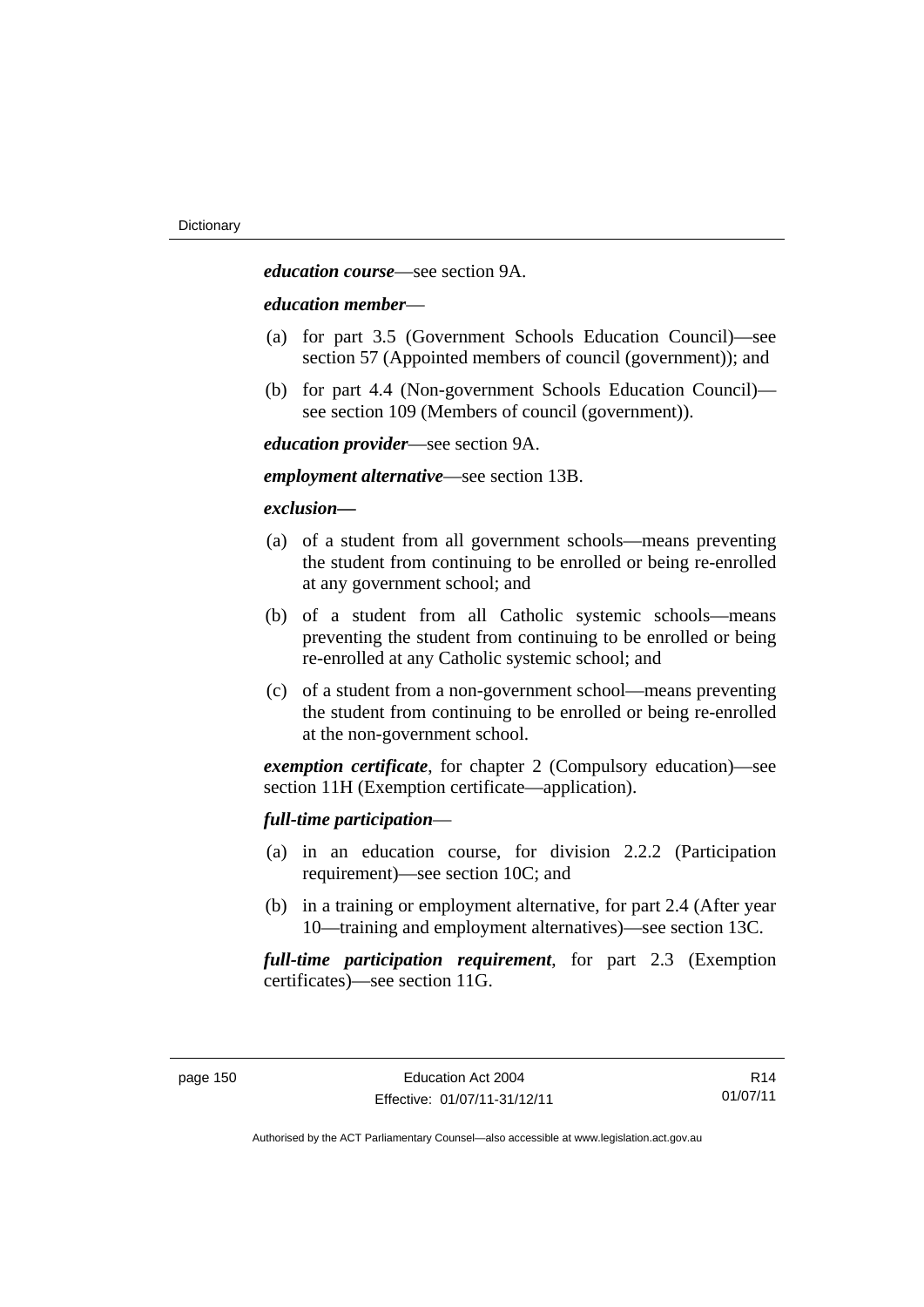***education course***—see section 9A.

***education member***—

- (a) for part 3.5 (Government Schools Education Council)—see section 57 (Appointed members of council (government)); and
- (b) for part 4.4 (Non-government Schools Education Council)—see section 109 (Members of council (government)).

***education provider***—see section 9A.

***employment alternative***—see section 13B.

***exclusion—***

- (a) of a student from all government schools—means preventing the student from continuing to be enrolled or being re-enrolled at any government school; and
- (b) of a student from all Catholic systemic schools—means preventing the student from continuing to be enrolled or being re-enrolled at any Catholic systemic school; and
- (c) of a student from a non-government school—means preventing the student from continuing to be enrolled or being re-enrolled at the non-government school.

***exemption certificate***, for chapter 2 (Compulsory education)—see section 11H (Exemption certificate—application).

***full-time participation***—

- (a) in an education course, for division 2.2.2 (Participation requirement)—see section 10C; and
- (b) in a training or employment alternative, for part 2.4 (After year 10—training and employment alternatives)—see section 13C.

***full-time participation requirement***, for part 2.3 (Exemption certificates)—see section 11G.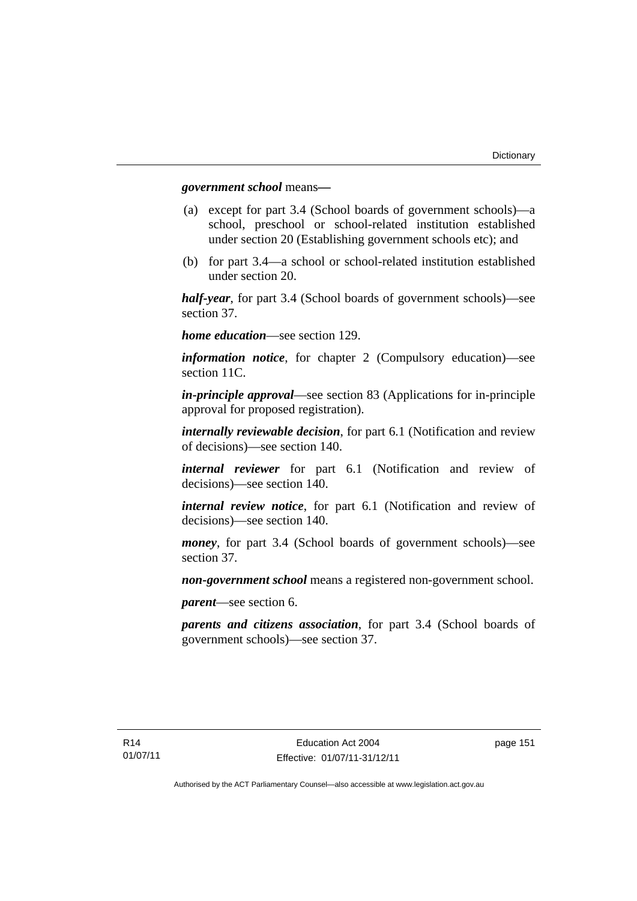***government school*** means—

(a) except for part 3.4 (School boards of government schools)—a school, preschool or school-related institution established under section 20 (Establishing government schools etc); and

(b) for part 3.4—a school or school-related institution established under section 20.

***half-year***, for part 3.4 (School boards of government schools)—see section 37.

***home education***—see section 129.

***information notice***, for chapter 2 (Compulsory education)—see section 11C.

***in-principle approval***—see section 83 (Applications for in-principle approval for proposed registration).

***internally reviewable decision***, for part 6.1 (Notification and review of decisions)—see section 140.

***internal reviewer*** for part 6.1 (Notification and review of decisions)—see section 140.

***internal review notice***, for part 6.1 (Notification and review of decisions)—see section 140.

***money***, for part 3.4 (School boards of government schools)—see section 37.

***non-government school*** means a registered non-government school.

***parent***—see section 6.

***parents and citizens association***, for part 3.4 (School boards of government schools)—see section 37.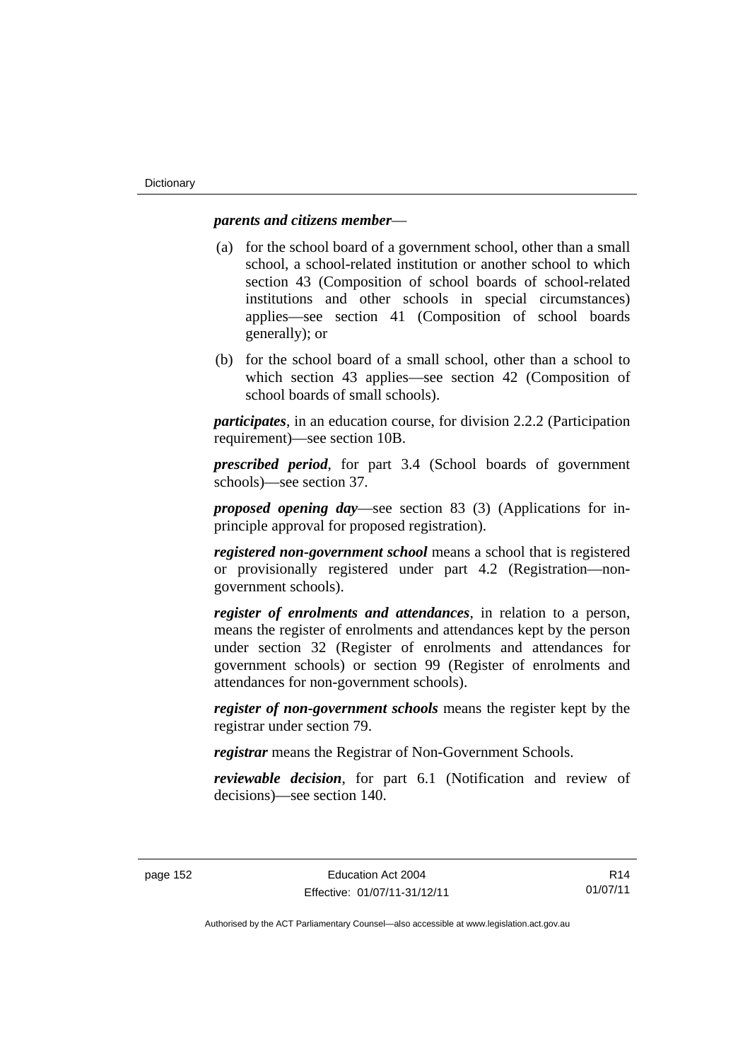***parents and citizens member***—

(a) for the school board of a government school, other than a small school, a school-related institution or another school to which section 43 (Composition of school boards of school-related institutions and other schools in special circumstances) applies—see section 41 (Composition of school boards generally); or

(b) for the school board of a small school, other than a school to which section 43 applies—see section 42 (Composition of school boards of small schools).

***participates***, in an education course, for division 2.2.2 (Participation requirement)—see section 10B.

***prescribed period***, for part 3.4 (School boards of government schools)—see section 37.

***proposed opening day***—see section 83 (3) (Applications for in-principle approval for proposed registration).

***registered non-government school*** means a school that is registered or provisionally registered under part 4.2 (Registration—non-government schools).

***register of enrolments and attendances***, in relation to a person, means the register of enrolments and attendances kept by the person under section 32 (Register of enrolments and attendances for government schools) or section 99 (Register of enrolments and attendances for non-government schools).

***register of non-government schools*** means the register kept by the registrar under section 79.

***registrar*** means the Registrar of Non-Government Schools.

***reviewable decision***, for part 6.1 (Notification and review of decisions)—see section 140.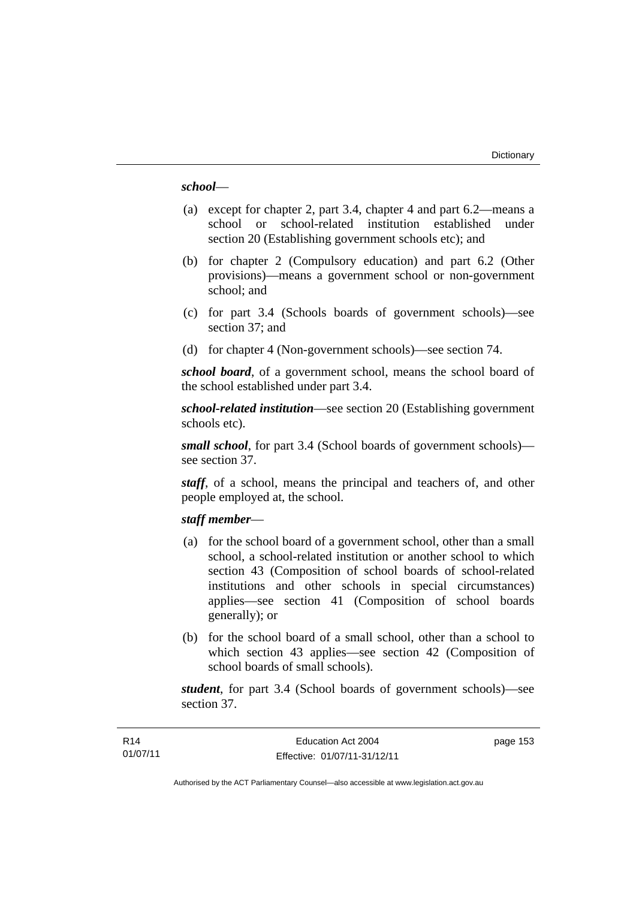***school***—

(a) except for chapter 2, part 3.4, chapter 4 and part 6.2—means a school or school-related institution established under section 20 (Establishing government schools etc); and

(b) for chapter 2 (Compulsory education) and part 6.2 (Other provisions)—means a government school or non-government school; and

(c) for part 3.4 (Schools boards of government schools)—see section 37; and

(d) for chapter 4 (Non-government schools)—see section 74.

***school board***, of a government school, means the school board of the school established under part 3.4.

***school-related institution***—see section 20 (Establishing government schools etc).

***small school***, for part 3.4 (School boards of government schools)—see section 37.

***staff***, of a school, means the principal and teachers of, and other people employed at, the school.

***staff member***—

(a) for the school board of a government school, other than a small school, a school-related institution or another school to which section 43 (Composition of school boards of school-related institutions and other schools in special circumstances) applies—see section 41 (Composition of school boards generally); or

(b) for the school board of a small school, other than a school to which section 43 applies—see section 42 (Composition of school boards of small schools).

***student***, for part 3.4 (School boards of government schools)—see section 37.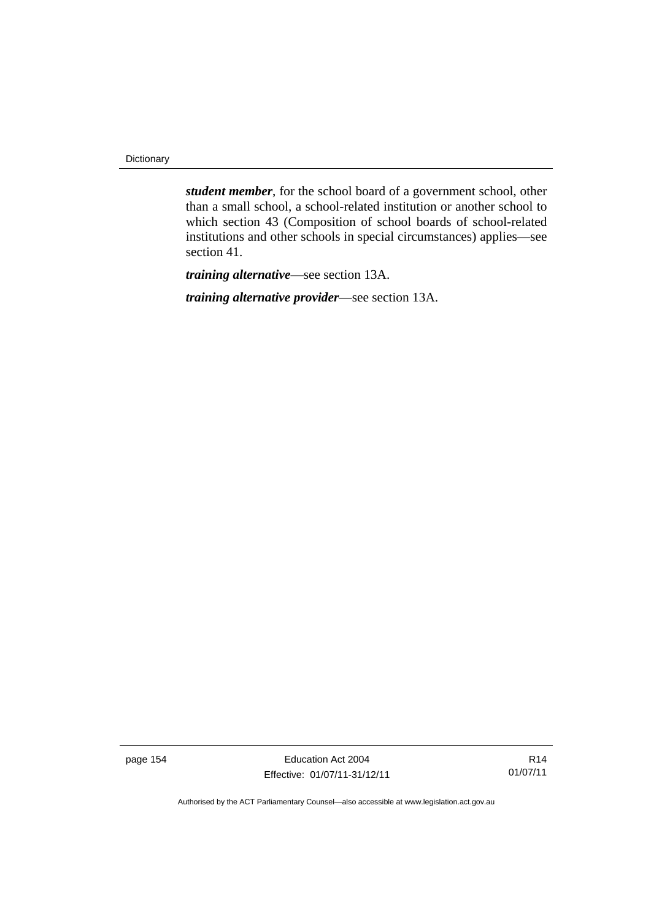***student member***, for the school board of a government school, other than a small school, a school-related institution or another school to which section 43 (Composition of school boards of school-related institutions and other schools in special circumstances) applies—see section 41.

***training alternative***—see section 13A.

***training alternative provider***—see section 13A.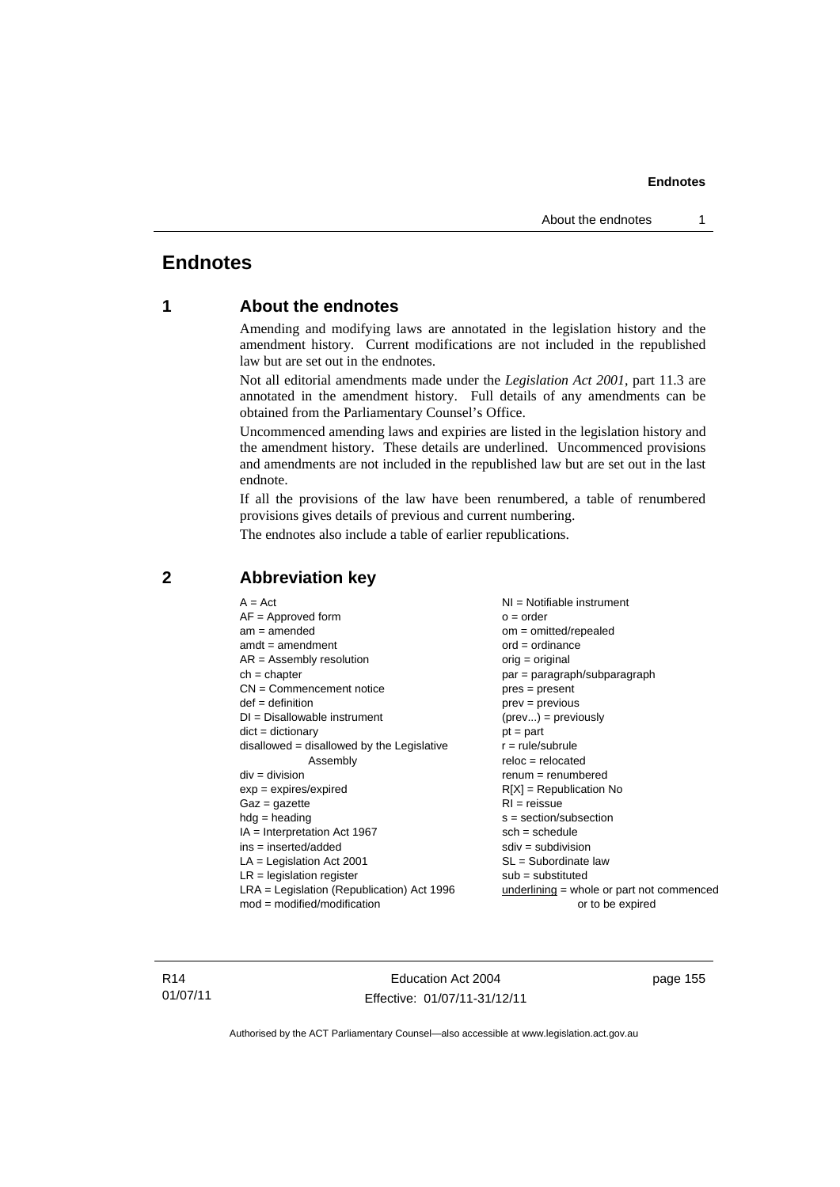# Endnotes

## 1 About the endnotes

Amending and modifying laws are annotated in the legislation history and the amendment history. Current modifications are not included in the republished law but are set out in the endnotes.

Not all editorial amendments made under the *Legislation Act 2001*, part 11.3 are annotated in the amendment history. Full details of any amendments can be obtained from the Parliamentary Counsel's Office.

Uncommenced amending laws and expiries are listed in the legislation history and the amendment history. These details are underlined. Uncommenced provisions and amendments are not included in the republished law but are set out in the last endnote.

If all the provisions of the law have been renumbered, a table of renumbered provisions gives details of previous and current numbering.

The endnotes also include a table of earlier republications.

## 2 Abbreviation key

A = Act
AF = Approved form
am = amended
amdt = amendment
AR = Assembly resolution
ch = chapter
CN = Commencement notice
def = definition
DI = Disallowable instrument
dict = dictionary
disallowed = disallowed by the Legislative Assembly
div = division
exp = expires/expired
Gaz = gazette
hdg = heading
IA = Interpretation Act 1967
ins = inserted/added
LA = Legislation Act 2001
LR = legislation register
LRA = Legislation (Republication) Act 1996
mod = modified/modification
NI = Notifiable instrument
o = order
om = omitted/repealed
ord = ordinance
orig = original
par = paragraph/subparagraph
pres = present
prev = previous
(prev...) = previously
pt = part
r = rule/subrule
reloc = relocated
renum = renumbered
R[X] = Republication No
RI = reissue
s = section/subsection
sch = schedule
sdiv = subdivision
SL = Subordinate law
sub = substituted
underlining = whole or part not commenced or to be expired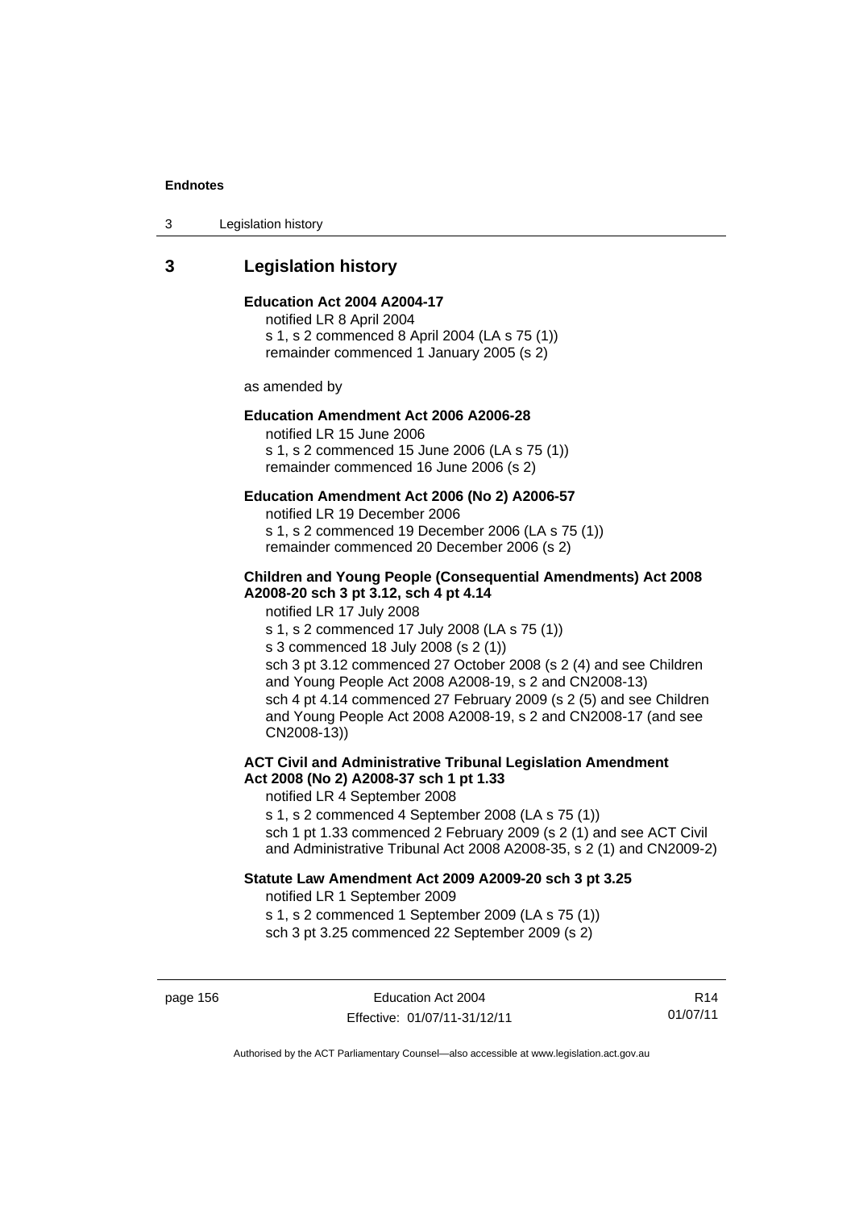## 3 Legislation history

**Education Act 2004 A2004-17**

notified LR 8 April 2004
s 1, s 2 commenced 8 April 2004 (LA s 75 (1))
remainder commenced 1 January 2005 (s 2)

as amended by

**Education Amendment Act 2006 A2006-28**

notified LR 15 June 2006
s 1, s 2 commenced 15 June 2006 (LA s 75 (1))
remainder commenced 16 June 2006 (s 2)

**Education Amendment Act 2006 (No 2) A2006-57**

notified LR 19 December 2006
s 1, s 2 commenced 19 December 2006 (LA s 75 (1))
remainder commenced 20 December 2006 (s 2)

**Children and Young People (Consequential Amendments) Act 2008 A2008-20 sch 3 pt 3.12, sch 4 pt 4.14**

notified LR 17 July 2008
s 1, s 2 commenced 17 July 2008 (LA s 75 (1))
s 3 commenced 18 July 2008 (s 2 (1))
sch 3 pt 3.12 commenced 27 October 2008 (s 2 (4) and see Children and Young People Act 2008 A2008-19, s 2 and CN2008-13)
sch 4 pt 4.14 commenced 27 February 2009 (s 2 (5) and see Children and Young People Act 2008 A2008-19, s 2 and CN2008-17 (and see CN2008-13))

**ACT Civil and Administrative Tribunal Legislation Amendment Act 2008 (No 2) A2008-37 sch 1 pt 1.33**

notified LR 4 September 2008
s 1, s 2 commenced 4 September 2008 (LA s 75 (1))
sch 1 pt 1.33 commenced 2 February 2009 (s 2 (1) and see ACT Civil and Administrative Tribunal Act 2008 A2008-35, s 2 (1) and CN2009-2)

**Statute Law Amendment Act 2009 A2009-20 sch 3 pt 3.25**

notified LR 1 September 2009
s 1, s 2 commenced 1 September 2009 (LA s 75 (1))
sch 3 pt 3.25 commenced 22 September 2009 (s 2)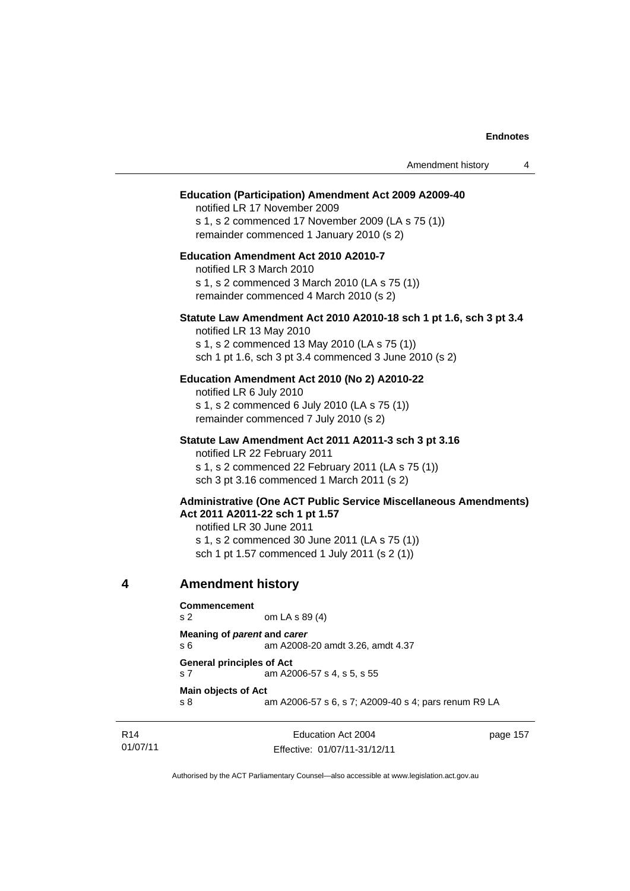**Education (Participation) Amendment Act 2009 A2009-40**
notified LR 17 November 2009
s 1, s 2 commenced 17 November 2009 (LA s 75 (1))
remainder commenced 1 January 2010 (s 2)

**Education Amendment Act 2010 A2010-7**
notified LR 3 March 2010
s 1, s 2 commenced 3 March 2010 (LA s 75 (1))
remainder commenced 4 March 2010 (s 2)

**Statute Law Amendment Act 2010 A2010-18 sch 1 pt 1.6, sch 3 pt 3.4**
notified LR 13 May 2010
s 1, s 2 commenced 13 May 2010 (LA s 75 (1))
sch 1 pt 1.6, sch 3 pt 3.4 commenced 3 June 2010 (s 2)

**Education Amendment Act 2010 (No 2) A2010-22**
notified LR 6 July 2010
s 1, s 2 commenced 6 July 2010 (LA s 75 (1))
remainder commenced 7 July 2010 (s 2)

**Statute Law Amendment Act 2011 A2011-3 sch 3 pt 3.16**
notified LR 22 February 2011
s 1, s 2 commenced 22 February 2011 (LA s 75 (1))
sch 3 pt 3.16 commenced 1 March 2011 (s 2)

**Administrative (One ACT Public Service Miscellaneous Amendments) Act 2011 A2011-22 sch 1 pt 1.57**
notified LR 30 June 2011
s 1, s 2 commenced 30 June 2011 (LA s 75 (1))
sch 1 pt 1.57 commenced 1 July 2011 (s 2 (1))

## 4 Amendment history

**Commencement**
s 2 om LA s 89 (4)

**Meaning of *parent* and *carer***
s 6 am A2008-20 amdt 3.26, amdt 4.37

**General principles of Act**
s 7 am A2006-57 s 4, s 5, s 55

**Main objects of Act**
s 8 am A2006-57 s 6, s 7; A2009-40 s 4; pars renum R9 LA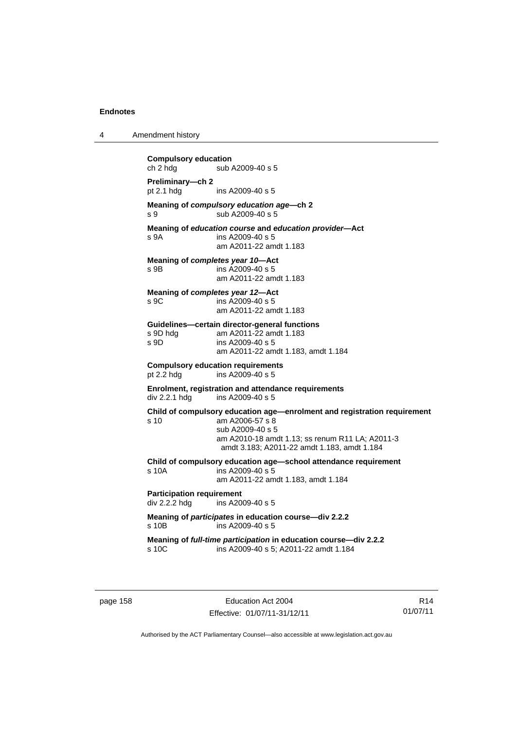**Compulsory education**
ch 2 hdg sub A2009-40 s 5

**Preliminary—ch 2**
pt 2.1 hdg ins A2009-40 s 5

**Meaning of *compulsory education age*—ch 2**
s 9 sub A2009-40 s 5

**Meaning of *education course* and *education provider*—Act**
s 9A ins A2009-40 s 5
am A2011-22 amdt 1.183

**Meaning of *completes year 10*—Act**
s 9B ins A2009-40 s 5
am A2011-22 amdt 1.183

**Meaning of *completes year 12*—Act**
s 9C ins A2009-40 s 5
am A2011-22 amdt 1.183

**Guidelines—certain director-general functions**
s 9D hdg am A2011-22 amdt 1.183
s 9D ins A2009-40 s 5
am A2011-22 amdt 1.183, amdt 1.184

**Compulsory education requirements**
pt 2.2 hdg ins A2009-40 s 5

**Enrolment, registration and attendance requirements**
div 2.2.1 hdg ins A2009-40 s 5

**Child of compulsory education age—enrolment and registration requirement**
s 10 am A2006-57 s 8
sub A2009-40 s 5
am A2010-18 amdt 1.13; ss renum R11 LA; A2011-3 amdt 3.183; A2011-22 amdt 1.183, amdt 1.184

**Child of compulsory education age—school attendance requirement**
s 10A ins A2009-40 s 5
am A2011-22 amdt 1.183, amdt 1.184

**Participation requirement**
div 2.2.2 hdg ins A2009-40 s 5

**Meaning of *participates* in education course—div 2.2.2**
s 10B ins A2009-40 s 5

**Meaning of *full-time participation* in education course—div 2.2.2**
s 10C ins A2009-40 s 5; A2011-22 amdt 1.184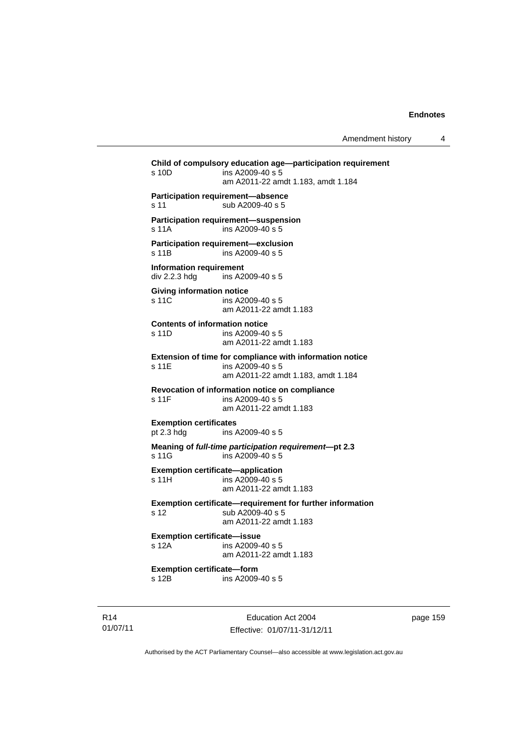**Child of compulsory education age—participation requirement**
s 10D ins A2009-40 s 5
am A2011-22 amdt 1.183, amdt 1.184

**Participation requirement—absence**
s 11 sub A2009-40 s 5

**Participation requirement—suspension**
s 11A ins A2009-40 s 5

**Participation requirement—exclusion**
s 11B ins A2009-40 s 5

**Information requirement**
div 2.2.3 hdg ins A2009-40 s 5

**Giving information notice**
s 11C ins A2009-40 s 5
am A2011-22 amdt 1.183

**Contents of information notice**
s 11D ins A2009-40 s 5
am A2011-22 amdt 1.183

**Extension of time for compliance with information notice**
s 11E ins A2009-40 s 5
am A2011-22 amdt 1.183, amdt 1.184

**Revocation of information notice on compliance**
s 11F ins A2009-40 s 5
am A2011-22 amdt 1.183

**Exemption certificates**
pt 2.3 hdg ins A2009-40 s 5

**Meaning of *full-time participation requirement*—pt 2.3**
s 11G ins A2009-40 s 5

**Exemption certificate—application**
s 11H ins A2009-40 s 5
am A2011-22 amdt 1.183

**Exemption certificate—requirement for further information**
s 12 sub A2009-40 s 5
am A2011-22 amdt 1.183

**Exemption certificate—issue**
s 12A ins A2009-40 s 5
am A2011-22 amdt 1.183

**Exemption certificate—form**
s 12B ins A2009-40 s 5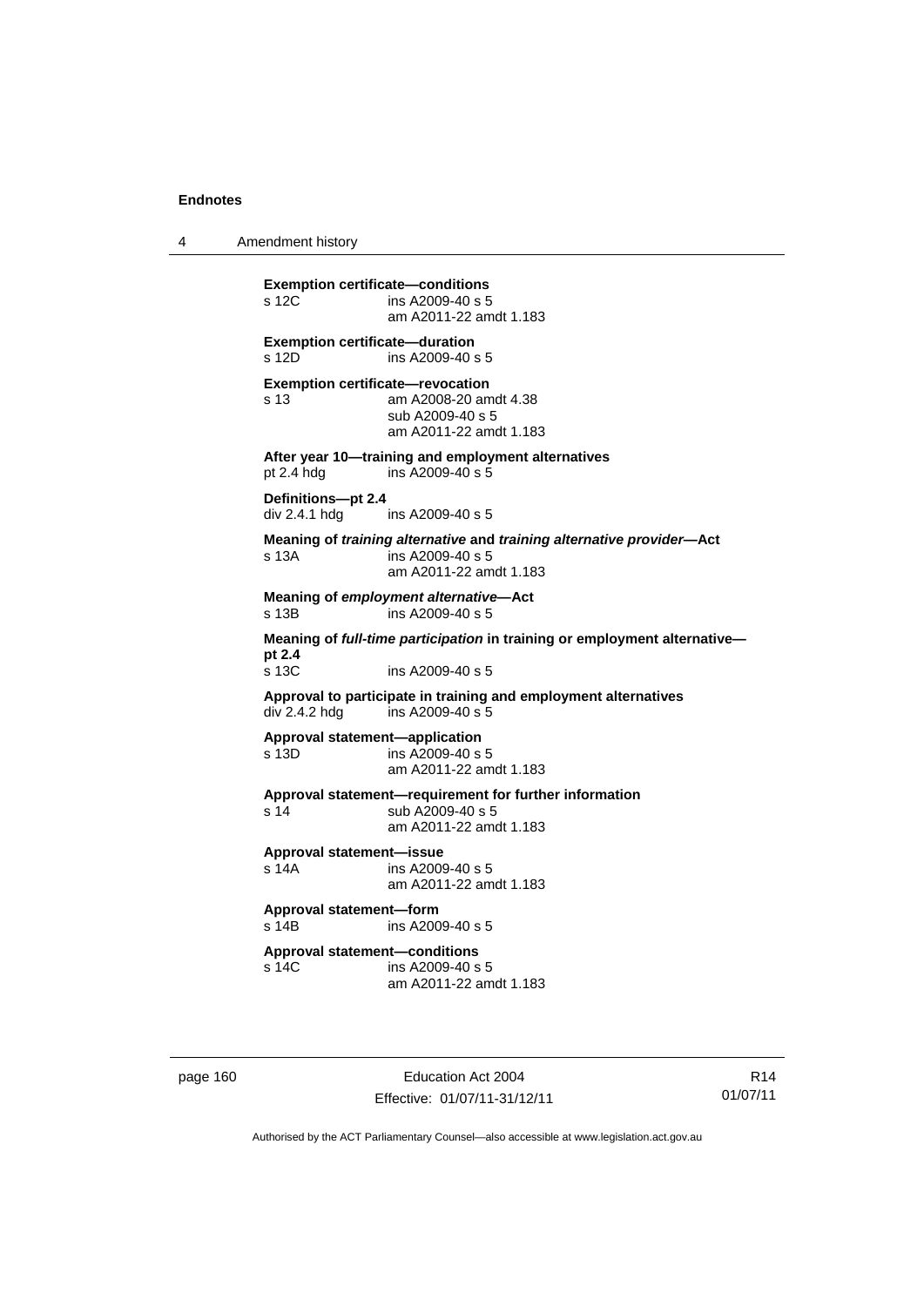**Exemption certificate—conditions**

s 12C ins A2009-40 s 5
am A2011-22 amdt 1.183

**Exemption certificate—duration**

s 12D ins A2009-40 s 5

**Exemption certificate—revocation**

s 13 am A2008-20 amdt 4.38
sub A2009-40 s 5
am A2011-22 amdt 1.183

**After year 10—training and employment alternatives**

pt 2.4 hdg ins A2009-40 s 5

**Definitions—pt 2.4**

div 2.4.1 hdg ins A2009-40 s 5

**Meaning of *training alternative* and *training alternative provider*—Act**

s 13A ins A2009-40 s 5
am A2011-22 amdt 1.183

**Meaning of *employment alternative*—Act**

s 13B ins A2009-40 s 5

**Meaning of *full-time participation* in training or employment alternative—pt 2.4**

s 13C ins A2009-40 s 5

**Approval to participate in training and employment alternatives**

div 2.4.2 hdg ins A2009-40 s 5

**Approval statement—application**

s 13D ins A2009-40 s 5
am A2011-22 amdt 1.183

**Approval statement—requirement for further information**

s 14 sub A2009-40 s 5
am A2011-22 amdt 1.183

**Approval statement—issue**

s 14A ins A2009-40 s 5
am A2011-22 amdt 1.183

**Approval statement—form**

s 14B ins A2009-40 s 5

**Approval statement—conditions**

s 14C ins A2009-40 s 5
am A2011-22 amdt 1.183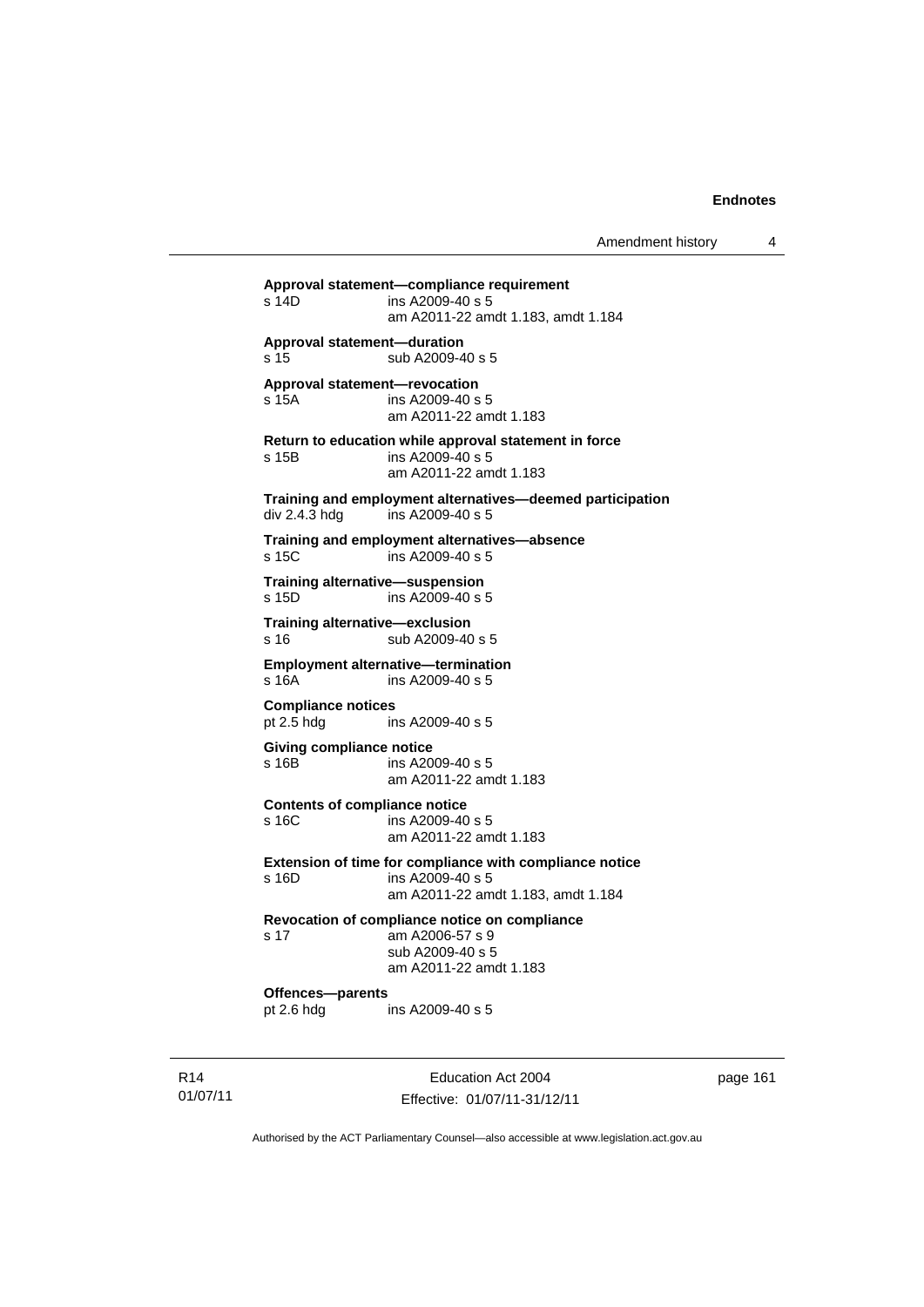**Approval statement—compliance requirement**
s 14D ins A2009-40 s 5
am A2011-22 amdt 1.183, amdt 1.184

**Approval statement—duration**
s 15 sub A2009-40 s 5

**Approval statement—revocation**
s 15A ins A2009-40 s 5
am A2011-22 amdt 1.183

**Return to education while approval statement in force**
s 15B ins A2009-40 s 5
am A2011-22 amdt 1.183

**Training and employment alternatives—deemed participation**
div 2.4.3 hdg ins A2009-40 s 5

**Training and employment alternatives—absence**
s 15C ins A2009-40 s 5

**Training alternative—suspension**
s 15D ins A2009-40 s 5

**Training alternative—exclusion**
s 16 sub A2009-40 s 5

**Employment alternative—termination**
s 16A ins A2009-40 s 5

**Compliance notices**
pt 2.5 hdg ins A2009-40 s 5

**Giving compliance notice**
s 16B ins A2009-40 s 5
am A2011-22 amdt 1.183

**Contents of compliance notice**
s 16C ins A2009-40 s 5
am A2011-22 amdt 1.183

**Extension of time for compliance with compliance notice**
s 16D ins A2009-40 s 5
am A2011-22 amdt 1.183, amdt 1.184

**Revocation of compliance notice on compliance**
s 17 am A2006-57 s 9
sub A2009-40 s 5
am A2011-22 amdt 1.183

**Offences—parents**
pt 2.6 hdg ins A2009-40 s 5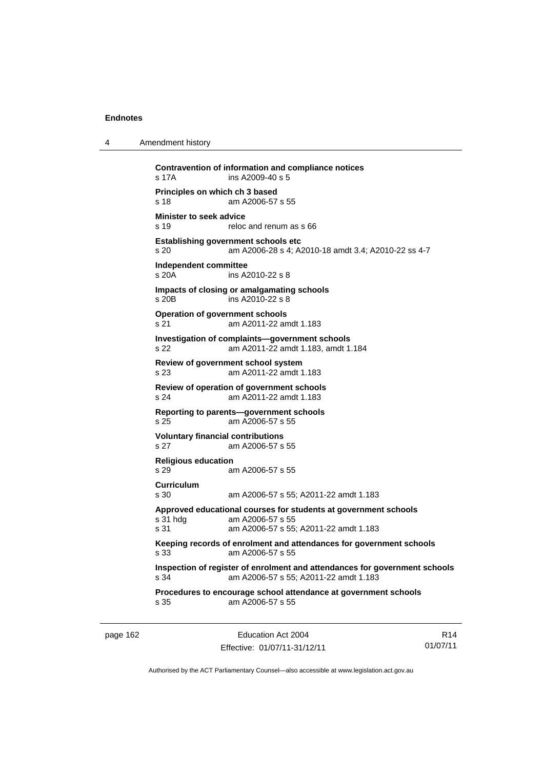**Contravention of information and compliance notices**
s 17A ins A2009-40 s 5

**Principles on which ch 3 based**
s 18 am A2006-57 s 55

**Minister to seek advice**
s 19 reloc and renum as s 66

**Establishing government schools etc**
s 20 am A2006-28 s 4; A2010-18 amdt 3.4; A2010-22 ss 4-7

**Independent committee**
s 20A ins A2010-22 s 8

**Impacts of closing or amalgamating schools**
s 20B ins A2010-22 s 8

**Operation of government schools**
s 21 am A2011-22 amdt 1.183

**Investigation of complaints—government schools**
s 22 am A2011-22 amdt 1.183, amdt 1.184

**Review of government school system**
s 23 am A2011-22 amdt 1.183

**Review of operation of government schools**
s 24 am A2011-22 amdt 1.183

**Reporting to parents—government schools**
s 25 am A2006-57 s 55

**Voluntary financial contributions**
s 27 am A2006-57 s 55

**Religious education**
s 29 am A2006-57 s 55

**Curriculum**
s 30 am A2006-57 s 55; A2011-22 amdt 1.183

**Approved educational courses for students at government schools**
s 31 hdg am A2006-57 s 55
s 31 am A2006-57 s 55; A2011-22 amdt 1.183

**Keeping records of enrolment and attendances for government schools**
s 33 am A2006-57 s 55

**Inspection of register of enrolment and attendances for government schools**
s 34 am A2006-57 s 55; A2011-22 amdt 1.183

**Procedures to encourage school attendance at government schools**
s 35 am A2006-57 s 55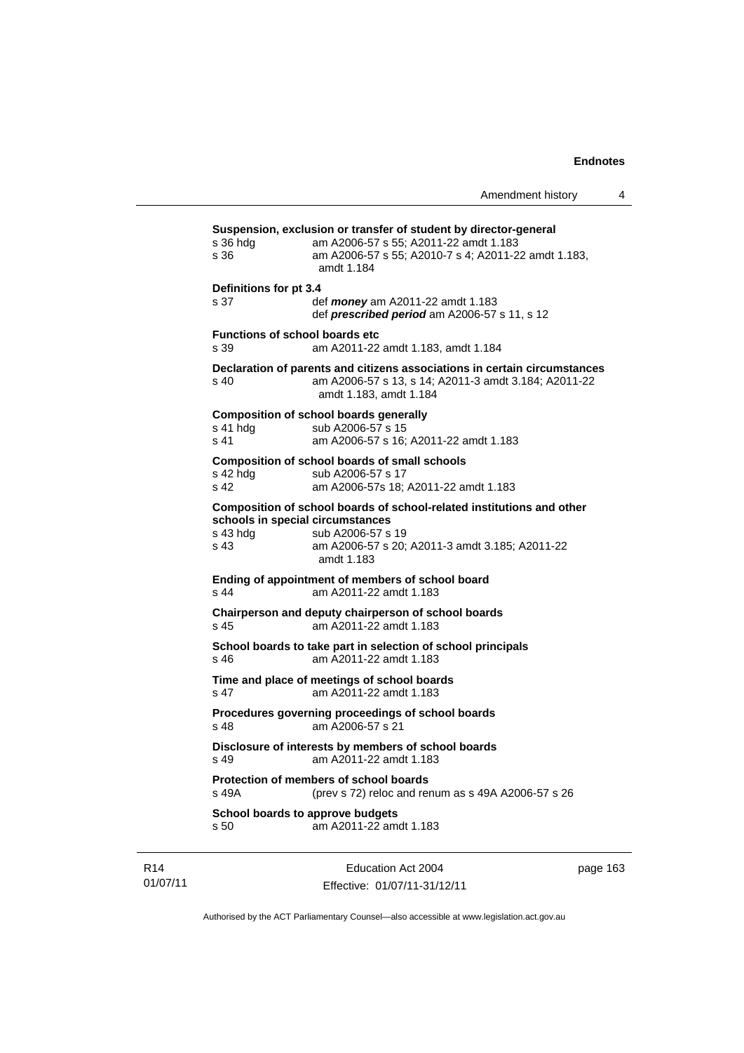**Suspension, exclusion or transfer of student by director-general**

s 36 hdg am A2006-57 s 55; A2011-22 amdt 1.183

s 36 am A2006-57 s 55; A2010-7 s 4; A2011-22 amdt 1.183, amdt 1.184

**Definitions for pt 3.4**

s 37 def ***money*** am A2011-22 amdt 1.183

def ***prescribed period*** am A2006-57 s 11, s 12

**Functions of school boards etc**

s 39 am A2011-22 amdt 1.183, amdt 1.184

**Declaration of parents and citizens associations in certain circumstances**

s 40 am A2006-57 s 13, s 14; A2011-3 amdt 3.184; A2011-22 amdt 1.183, amdt 1.184

**Composition of school boards generally**

s 41 hdg sub A2006-57 s 15

s 41 am A2006-57 s 16; A2011-22 amdt 1.183

**Composition of school boards of small schools**

s 42 hdg sub A2006-57 s 17

s 42 am A2006-57s 18; A2011-22 amdt 1.183

**Composition of school boards of school-related institutions and other schools in special circumstances**

s 43 hdg sub A2006-57 s 19

s 43 am A2006-57 s 20; A2011-3 amdt 3.185; A2011-22 amdt 1.183

**Ending of appointment of members of school board**

s 44 am A2011-22 amdt 1.183

**Chairperson and deputy chairperson of school boards**

s 45 am A2011-22 amdt 1.183

**School boards to take part in selection of school principals**

s 46 am A2011-22 amdt 1.183

**Time and place of meetings of school boards**

s 47 am A2011-22 amdt 1.183

**Procedures governing proceedings of school boards**

s 48 am A2006-57 s 21

**Disclosure of interests by members of school boards**

s 49 am A2011-22 amdt 1.183

**Protection of members of school boards**

s 49A (prev s 72) reloc and renum as s 49A A2006-57 s 26

**School boards to approve budgets**

s 50 am A2011-22 amdt 1.183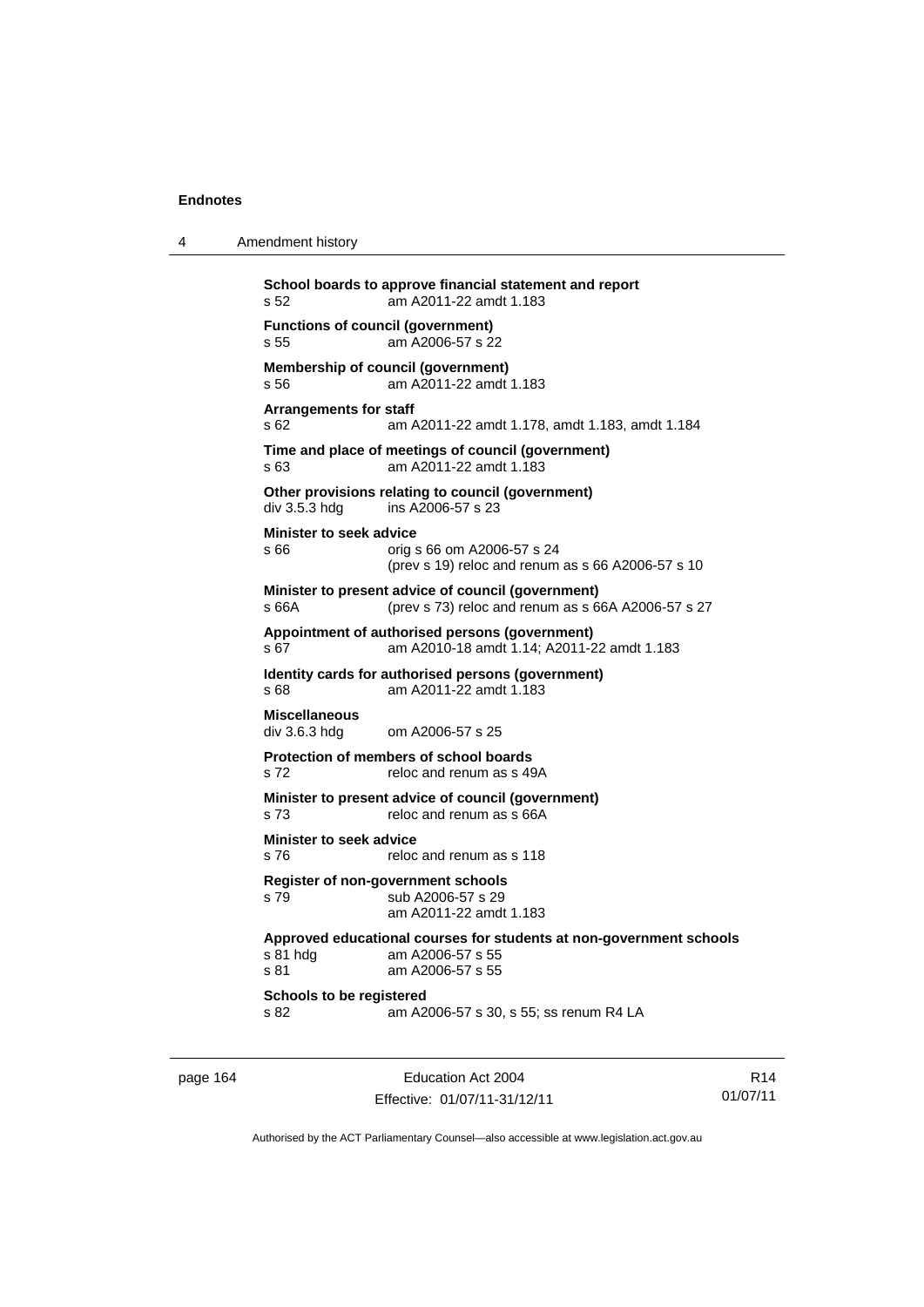**School boards to approve financial statement and report**
s 52 am A2011-22 amdt 1.183

**Functions of council (government)**
s 55 am A2006-57 s 22

**Membership of council (government)**
s 56 am A2011-22 amdt 1.183

**Arrangements for staff**
s 62 am A2011-22 amdt 1.178, amdt 1.183, amdt 1.184

**Time and place of meetings of council (government)**
s 63 am A2011-22 amdt 1.183

**Other provisions relating to council (government)**
div 3.5.3 hdg ins A2006-57 s 23

**Minister to seek advice**
s 66 orig s 66 om A2006-57 s 24
(prev s 19) reloc and renum as s 66 A2006-57 s 10

**Minister to present advice of council (government)**
s 66A (prev s 73) reloc and renum as s 66A A2006-57 s 27

**Appointment of authorised persons (government)**
s 67 am A2010-18 amdt 1.14; A2011-22 amdt 1.183

**Identity cards for authorised persons (government)**
s 68 am A2011-22 amdt 1.183

**Miscellaneous**
div 3.6.3 hdg om A2006-57 s 25

**Protection of members of school boards**
s 72 reloc and renum as s 49A

**Minister to present advice of council (government)**
s 73 reloc and renum as s 66A

**Minister to seek advice**
s 76 reloc and renum as s 118

**Register of non-government schools**
s 79 sub A2006-57 s 29
am A2011-22 amdt 1.183

**Approved educational courses for students at non-government schools**
s 81 hdg am A2006-57 s 55
s 81 am A2006-57 s 55

**Schools to be registered**
s 82 am A2006-57 s 30, s 55; ss renum R4 LA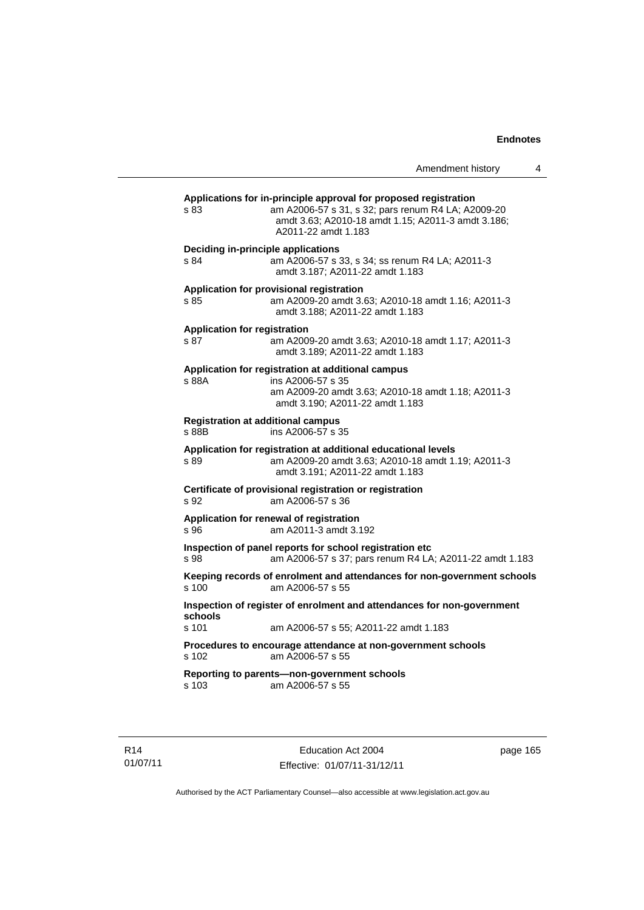**Applications for in-principle approval for proposed registration**
s 83 am A2006-57 s 31, s 32; pars renum R4 LA; A2009-20 amdt 3.63; A2010-18 amdt 1.15; A2011-3 amdt 3.186; A2011-22 amdt 1.183

**Deciding in-principle applications**
s 84 am A2006-57 s 33, s 34; ss renum R4 LA; A2011-3 amdt 3.187; A2011-22 amdt 1.183

**Application for provisional registration**
s 85 am A2009-20 amdt 3.63; A2010-18 amdt 1.16; A2011-3 amdt 3.188; A2011-22 amdt 1.183

**Application for registration**
s 87 am A2009-20 amdt 3.63; A2010-18 amdt 1.17; A2011-3 amdt 3.189; A2011-22 amdt 1.183

**Application for registration at additional campus**
s 88A ins A2006-57 s 35
am A2009-20 amdt 3.63; A2010-18 amdt 1.18; A2011-3 amdt 3.190; A2011-22 amdt 1.183

**Registration at additional campus**
s 88B ins A2006-57 s 35

**Application for registration at additional educational levels**
s 89 am A2009-20 amdt 3.63; A2010-18 amdt 1.19; A2011-3 amdt 3.191; A2011-22 amdt 1.183

**Certificate of provisional registration or registration**
s 92 am A2006-57 s 36

**Application for renewal of registration**
s 96 am A2011-3 amdt 3.192

**Inspection of panel reports for school registration etc**
s 98 am A2006-57 s 37; pars renum R4 LA; A2011-22 amdt 1.183

**Keeping records of enrolment and attendances for non-government schools**
s 100 am A2006-57 s 55

**Inspection of register of enrolment and attendances for non-government schools**
s 101 am A2006-57 s 55; A2011-22 amdt 1.183

**Procedures to encourage attendance at non-government schools**
s 102 am A2006-57 s 55

**Reporting to parents—non-government schools**
s 103 am A2006-57 s 55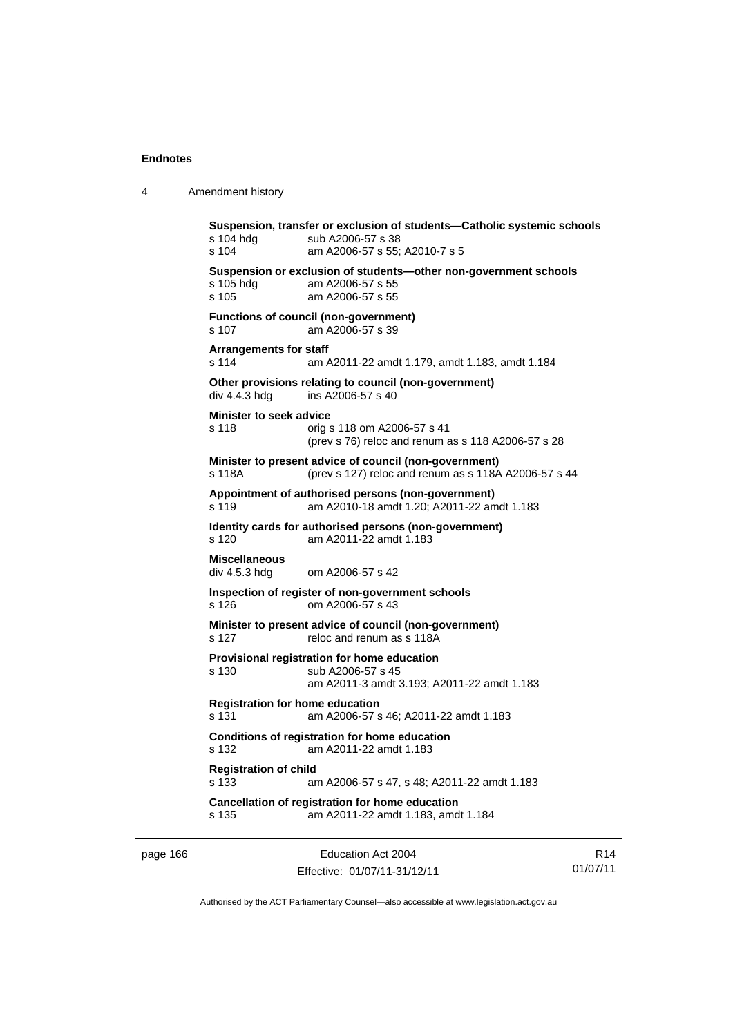**Suspension, transfer or exclusion of students—Catholic systemic schools**
s 104 hdg sub A2006-57 s 38
s 104 am A2006-57 s 55; A2010-7 s 5

**Suspension or exclusion of students—other non-government schools**
s 105 hdg am A2006-57 s 55
s 105 am A2006-57 s 55

**Functions of council (non-government)**
s 107 am A2006-57 s 39

**Arrangements for staff**
s 114 am A2011-22 amdt 1.179, amdt 1.183, amdt 1.184

**Other provisions relating to council (non-government)**
div 4.4.3 hdg ins A2006-57 s 40

**Minister to seek advice**
s 118 orig s 118 om A2006-57 s 41
(prev s 76) reloc and renum as s 118 A2006-57 s 28

**Minister to present advice of council (non-government)**
s 118A (prev s 127) reloc and renum as s 118A A2006-57 s 44

**Appointment of authorised persons (non-government)**
s 119 am A2010-18 amdt 1.20; A2011-22 amdt 1.183

**Identity cards for authorised persons (non-government)**
s 120 am A2011-22 amdt 1.183

**Miscellaneous**
div 4.5.3 hdg om A2006-57 s 42

**Inspection of register of non-government schools**
s 126 om A2006-57 s 43

**Minister to present advice of council (non-government)**
s 127 reloc and renum as s 118A

**Provisional registration for home education**
s 130 sub A2006-57 s 45
am A2011-3 amdt 3.193; A2011-22 amdt 1.183

**Registration for home education**
s 131 am A2006-57 s 46; A2011-22 amdt 1.183

**Conditions of registration for home education**
s 132 am A2011-22 amdt 1.183

**Registration of child**
s 133 am A2006-57 s 47, s 48; A2011-22 amdt 1.183

**Cancellation of registration for home education**
s 135 am A2011-22 amdt 1.183, amdt 1.184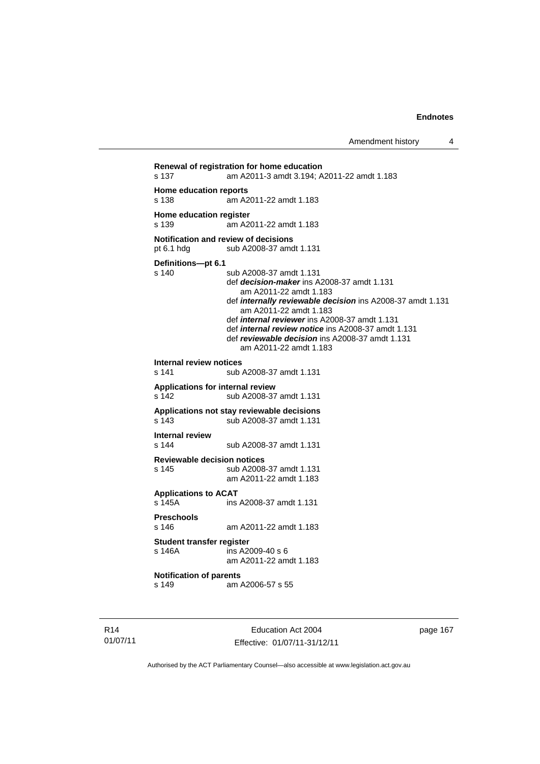**Renewal of registration for home education**
s 137 am A2011-3 amdt 3.194; A2011-22 amdt 1.183

**Home education reports**
s 138 am A2011-22 amdt 1.183

**Home education register**
s 139 am A2011-22 amdt 1.183

**Notification and review of decisions**
pt 6.1 hdg sub A2008-37 amdt 1.131

**Definitions—pt 6.1**
s 140 sub A2008-37 amdt 1.131
def ***decision-maker*** ins A2008-37 amdt 1.131
am A2011-22 amdt 1.183
def ***internally reviewable decision*** ins A2008-37 amdt 1.131
am A2011-22 amdt 1.183
def ***internal reviewer*** ins A2008-37 amdt 1.131
def ***internal review notice*** ins A2008-37 amdt 1.131
def ***reviewable decision*** ins A2008-37 amdt 1.131
am A2011-22 amdt 1.183

**Internal review notices**
s 141 sub A2008-37 amdt 1.131

**Applications for internal review**
s 142 sub A2008-37 amdt 1.131

**Applications not stay reviewable decisions**
s 143 sub A2008-37 amdt 1.131

**Internal review**
s 144 sub A2008-37 amdt 1.131

**Reviewable decision notices**
s 145 sub A2008-37 amdt 1.131
am A2011-22 amdt 1.183

**Applications to ACAT**
s 145A ins A2008-37 amdt 1.131

**Preschools**
s 146 am A2011-22 amdt 1.183

**Student transfer register**
s 146A ins A2009-40 s 6
am A2011-22 amdt 1.183

**Notification of parents**
s 149 am A2006-57 s 55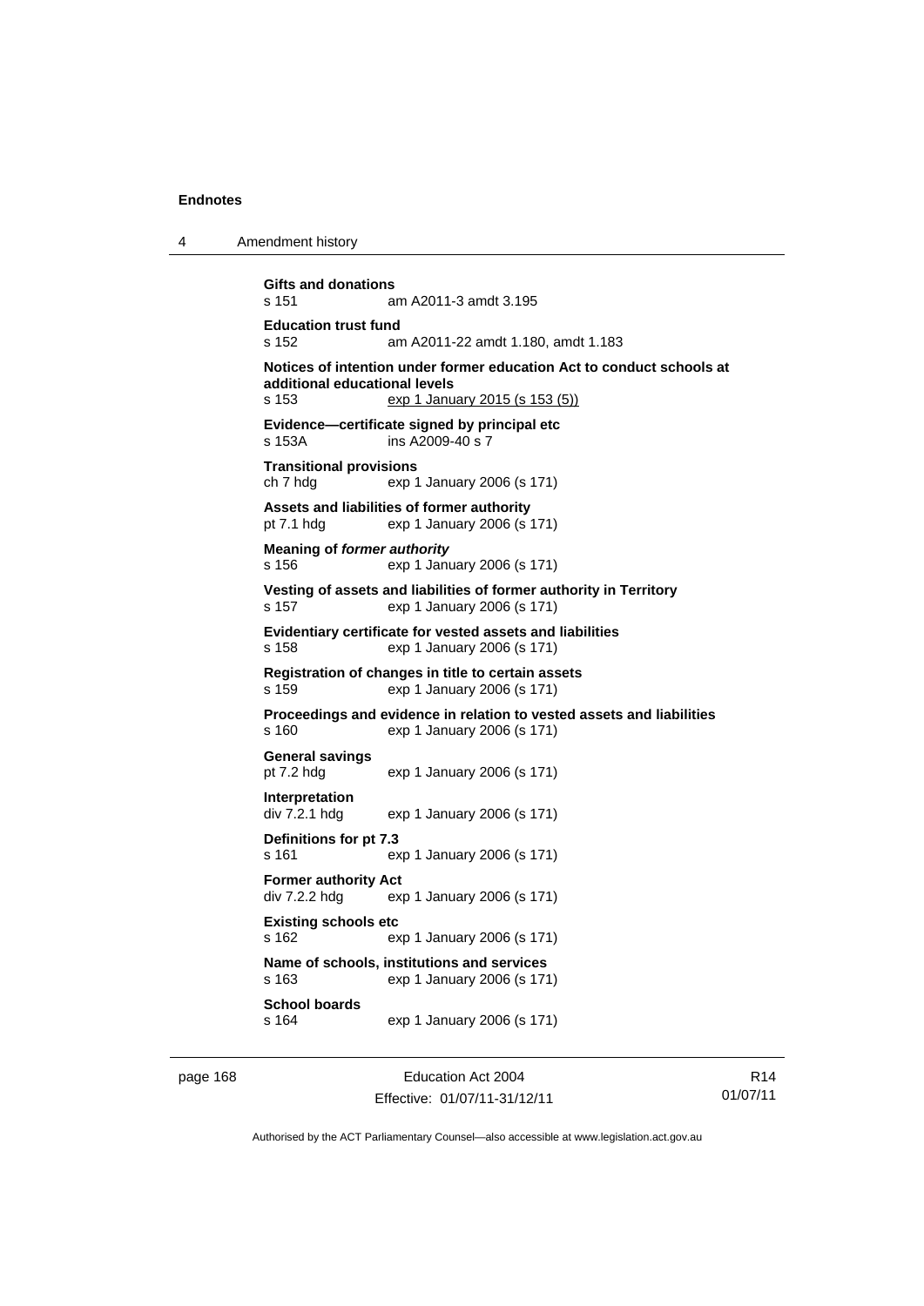**Gifts and donations**
s 151 am A2011-3 amdt 3.195

**Education trust fund**
s 152 am A2011-22 amdt 1.180, amdt 1.183

**Notices of intention under former education Act to conduct schools at additional educational levels**
s 153 exp 1 January 2015 (s 153 (5))

**Evidence—certificate signed by principal etc**
s 153A ins A2009-40 s 7

**Transitional provisions**
ch 7 hdg exp 1 January 2006 (s 171)

**Assets and liabilities of former authority**
pt 7.1 hdg exp 1 January 2006 (s 171)

**Meaning of *former authority***
s 156 exp 1 January 2006 (s 171)

**Vesting of assets and liabilities of former authority in Territory**
s 157 exp 1 January 2006 (s 171)

**Evidentiary certificate for vested assets and liabilities**
s 158 exp 1 January 2006 (s 171)

**Registration of changes in title to certain assets**
s 159 exp 1 January 2006 (s 171)

**Proceedings and evidence in relation to vested assets and liabilities**
s 160 exp 1 January 2006 (s 171)

**General savings**
pt 7.2 hdg exp 1 January 2006 (s 171)

**Interpretation**
div 7.2.1 hdg exp 1 January 2006 (s 171)

**Definitions for pt 7.3**
s 161 exp 1 January 2006 (s 171)

**Former authority Act**
div 7.2.2 hdg exp 1 January 2006 (s 171)

**Existing schools etc**
s 162 exp 1 January 2006 (s 171)

**Name of schools, institutions and services**
s 163 exp 1 January 2006 (s 171)

**School boards**
s 164 exp 1 January 2006 (s 171)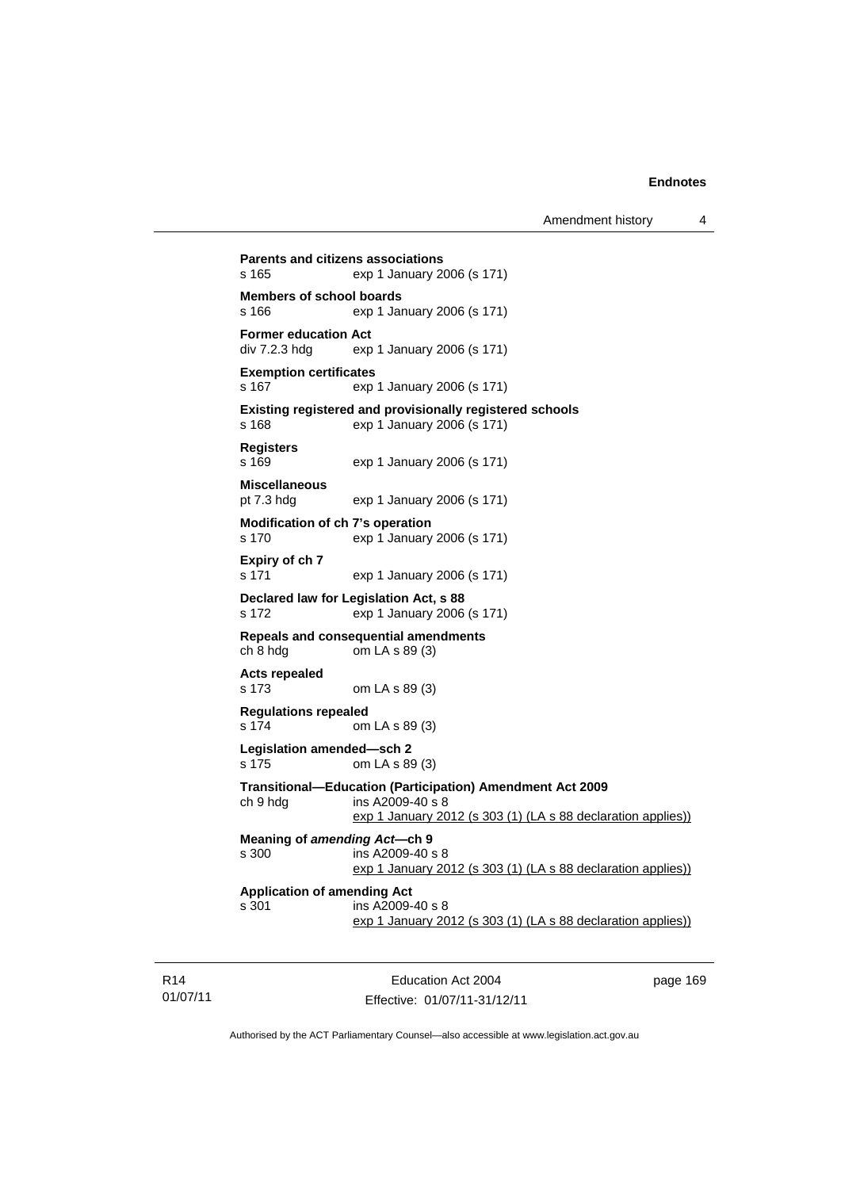**Parents and citizens associations**
s 165 exp 1 January 2006 (s 171)

**Members of school boards**
s 166 exp 1 January 2006 (s 171)

**Former education Act**
div 7.2.3 hdg exp 1 January 2006 (s 171)

**Exemption certificates**
s 167 exp 1 January 2006 (s 171)

**Existing registered and provisionally registered schools**
s 168 exp 1 January 2006 (s 171)

**Registers**
s 169 exp 1 January 2006 (s 171)

**Miscellaneous**
pt 7.3 hdg exp 1 January 2006 (s 171)

**Modification of ch 7's operation**
s 170 exp 1 January 2006 (s 171)

**Expiry of ch 7**
s 171 exp 1 January 2006 (s 171)

**Declared law for Legislation Act, s 88**
s 172 exp 1 January 2006 (s 171)

**Repeals and consequential amendments**
ch 8 hdg om LA s 89 (3)

**Acts repealed**
s 173 om LA s 89 (3)

**Regulations repealed**
s 174 om LA s 89 (3)

**Legislation amended—sch 2**
s 175 om LA s 89 (3)

**Transitional—Education (Participation) Amendment Act 2009**
ch 9 hdg ins A2009-40 s 8
exp 1 January 2012 (s 303 (1) (LA s 88 declaration applies))

**Meaning of *amending Act*—ch 9**
s 300 ins A2009-40 s 8
exp 1 January 2012 (s 303 (1) (LA s 88 declaration applies))

**Application of amending Act**
s 301 ins A2009-40 s 8
exp 1 January 2012 (s 303 (1) (LA s 88 declaration applies))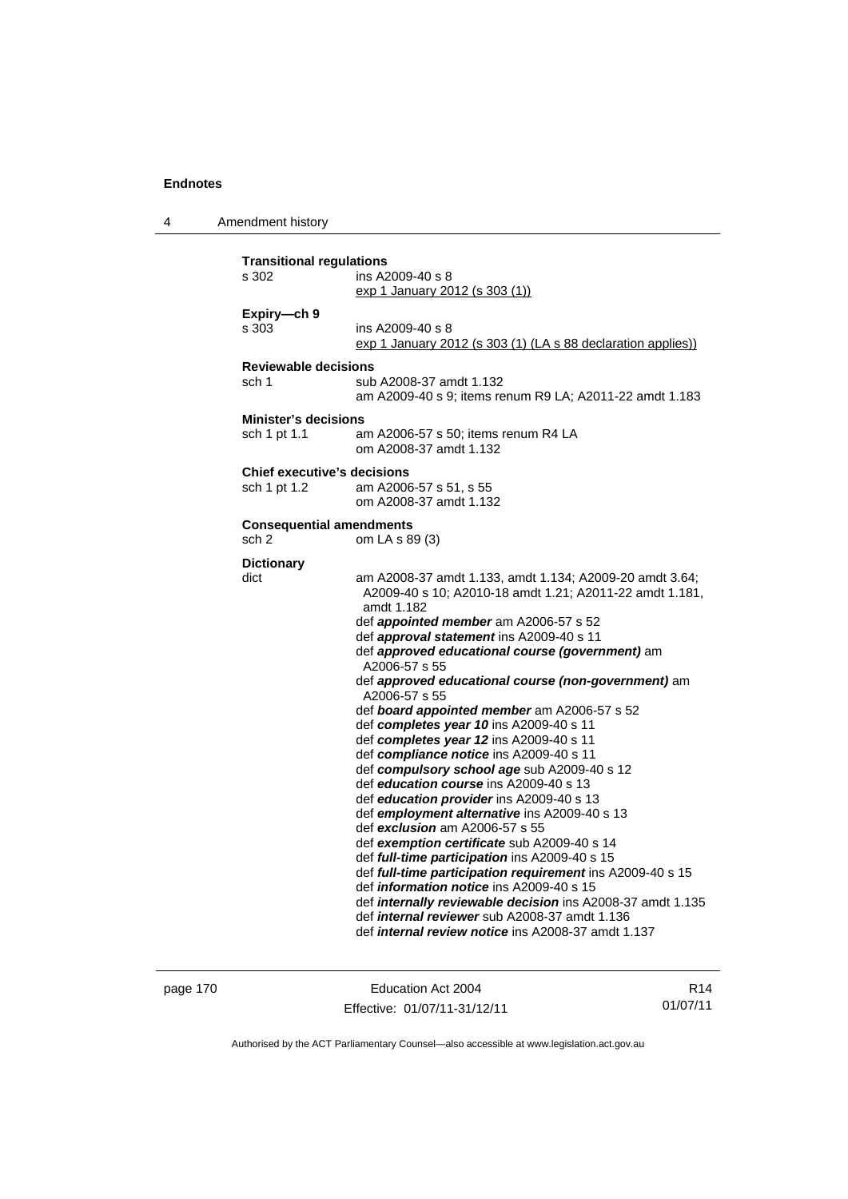**Transitional regulations**

s 302 ins A2009-40 s 8
exp 1 January 2012 (s 303 (1))

**Expiry—ch 9**

s 303 ins A2009-40 s 8
exp 1 January 2012 (s 303 (1) (LA s 88 declaration applies))

**Reviewable decisions**

sch 1 sub A2008-37 amdt 1.132
am A2009-40 s 9; items renum R9 LA; A2011-22 amdt 1.183

**Minister's decisions**

sch 1 pt 1.1 am A2006-57 s 50; items renum R4 LA
om A2008-37 amdt 1.132

**Chief executive's decisions**

sch 1 pt 1.2 am A2006-57 s 51, s 55
om A2008-37 amdt 1.132

**Consequential amendments**

sch 2 om LA s 89 (3)

**Dictionary**

dict am A2008-37 amdt 1.133, amdt 1.134; A2009-20 amdt 3.64; A2009-40 s 10; A2010-18 amdt 1.21; A2011-22 amdt 1.181, amdt 1.182
def ***appointed member*** am A2006-57 s 52
def ***approval statement*** ins A2009-40 s 11
def ***approved educational course (government)*** am A2006-57 s 55
def ***approved educational course (non-government)*** am A2006-57 s 55
def ***board appointed member*** am A2006-57 s 52
def ***completes year 10*** ins A2009-40 s 11
def ***completes year 12*** ins A2009-40 s 11
def ***compliance notice*** ins A2009-40 s 11
def ***compulsory school age*** sub A2009-40 s 12
def ***education course*** ins A2009-40 s 13
def ***education provider*** ins A2009-40 s 13
def ***employment alternative*** ins A2009-40 s 13
def ***exclusion*** am A2006-57 s 55
def ***exemption certificate*** sub A2009-40 s 14
def ***full-time participation*** ins A2009-40 s 15
def ***full-time participation requirement*** ins A2009-40 s 15
def ***information notice*** ins A2009-40 s 15
def ***internally reviewable decision*** ins A2008-37 amdt 1.135
def ***internal reviewer*** sub A2008-37 amdt 1.136
def ***internal review notice*** ins A2008-37 amdt 1.137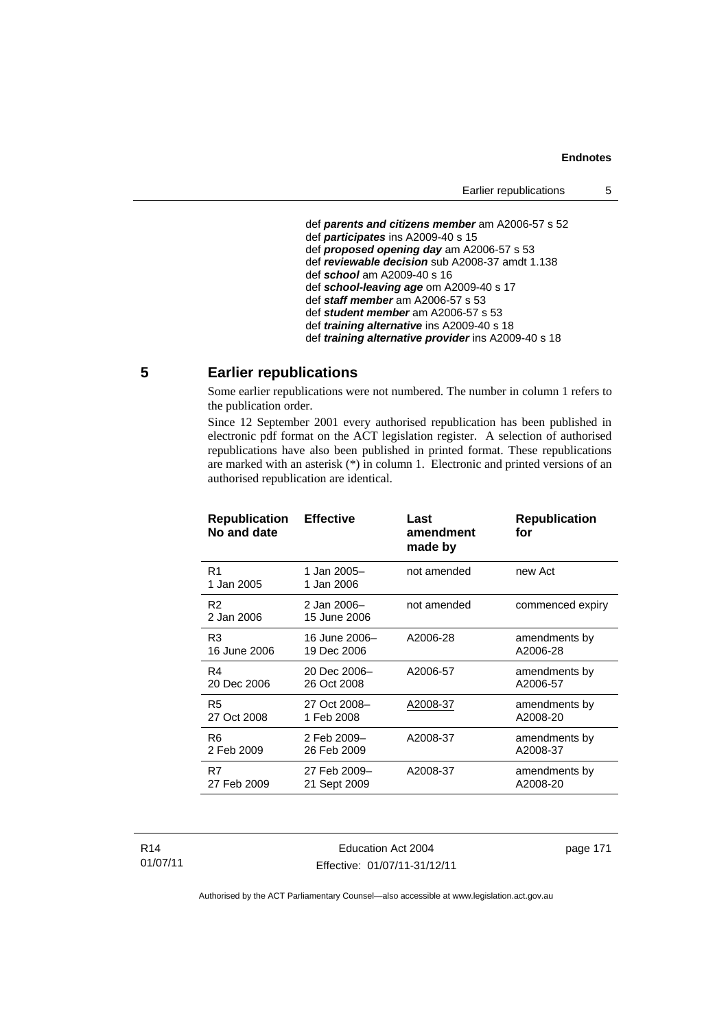def ***parents and citizens member*** am A2006-57 s 52
def ***participates*** ins A2009-40 s 15
def ***proposed opening day*** am A2006-57 s 53
def ***reviewable decision*** sub A2008-37 amdt 1.138
def ***school*** am A2009-40 s 16
def ***school-leaving age*** om A2009-40 s 17
def ***staff member*** am A2006-57 s 53
def ***student member*** am A2006-57 s 53
def ***training alternative*** ins A2009-40 s 18
def ***training alternative provider*** ins A2009-40 s 18

## 5 Earlier republications

Some earlier republications were not numbered. The number in column 1 refers to the publication order.

Since 12 September 2001 every authorised republication has been published in electronic pdf format on the ACT legislation register. A selection of authorised republications have also been published in printed format. These republications are marked with an asterisk (*) in column 1. Electronic and printed versions of an authorised republication are identical.

| Republication No and date | Effective | Last amendment made by | Republication for |
|---|---|---|---|
| R1<br>1 Jan 2005 | 1 Jan 2005–<br>1 Jan 2006 | not amended | new Act |
| R2<br>2 Jan 2006 | 2 Jan 2006–<br>15 June 2006 | not amended | commenced expiry |
| R3<br>16 June 2006 | 16 June 2006–<br>19 Dec 2006 | A2006-28 | amendments by A2006-28 |
| R4<br>20 Dec 2006 | 20 Dec 2006–<br>26 Oct 2008 | A2006-57 | amendments by A2006-57 |
| R5<br>27 Oct 2008 | 27 Oct 2008–<br>1 Feb 2008 | A2008-37 | amendments by A2008-20 |
| R6<br>2 Feb 2009 | 2 Feb 2009–<br>26 Feb 2009 | A2008-37 | amendments by A2008-37 |
| R7<br>27 Feb 2009 | 27 Feb 2009–<br>21 Sept 2009 | A2008-37 | amendments by A2008-20 |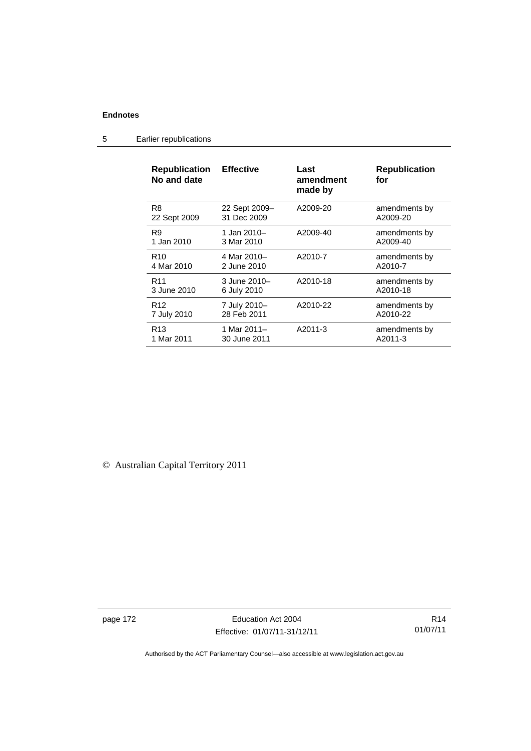## Endnotes

### 5 Earlier republications

| Republication No and date | Effective | Last amendment made by | Republication for |
|---|---|---|---|
| R8<br>22 Sept 2009 | 22 Sept 2009–<br>31 Dec 2009 | A2009-20 | amendments by<br>A2009-20 |
| R9<br>1 Jan 2010 | 1 Jan 2010–<br>3 Mar 2010 | A2009-40 | amendments by<br>A2009-40 |
| R10<br>4 Mar 2010 | 4 Mar 2010–<br>2 June 2010 | A2010-7 | amendments by<br>A2010-7 |
| R11<br>3 June 2010 | 3 June 2010–<br>6 July 2010 | A2010-18 | amendments by<br>A2010-18 |
| R12<br>7 July 2010 | 7 July 2010–<br>28 Feb 2011 | A2010-22 | amendments by<br>A2010-22 |
| R13<br>1 Mar 2011 | 1 Mar 2011–<br>30 June 2011 | A2011-3 | amendments by<br>A2011-3 |

© Australian Capital Territory 2011